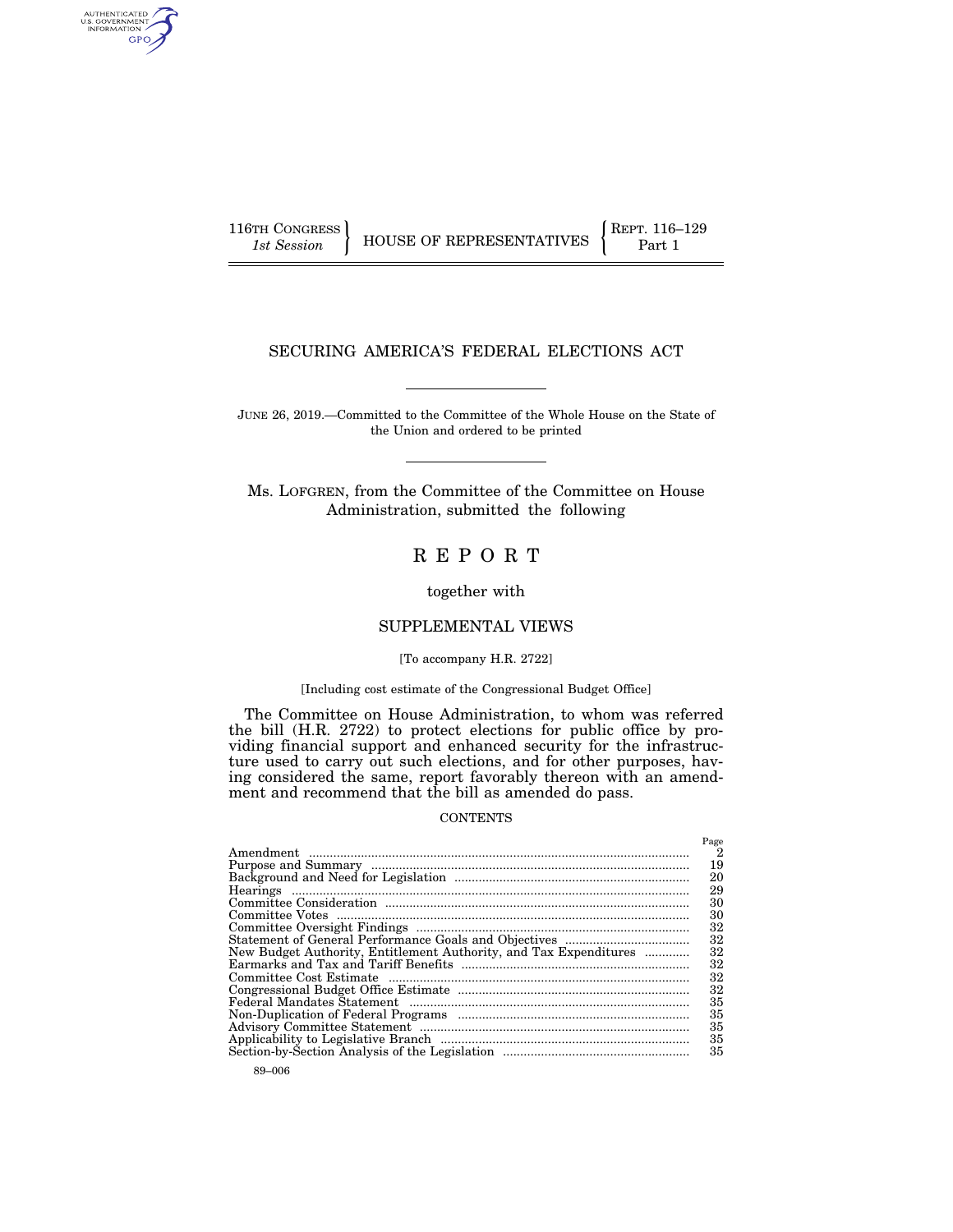116TH CONGRESS
*1st Session*

HOUSE OF REPRESENTATIVES

REPT. 116–129
Part 1

# SECURING AMERICA'S FEDERAL ELECTIONS ACT

JUNE 26, 2019.—Committed to the Committee of the Whole House on the State of the Union and ordered to be printed

Ms. LOFGREN, from the Committee of the Committee on House Administration, submitted the following

# REPORT

together with

## SUPPLEMENTAL VIEWS

[To accompany H.R. 2722]

[Including cost estimate of the Congressional Budget Office]

The Committee on House Administration, to whom was referred the bill (H.R. 2722) to protect elections for public office by providing financial support and enhanced security for the infrastructure used to carry out such elections, and for other purposes, having considered the same, report favorably thereon with an amendment and recommend that the bill as amended do pass.

CONTENTS

| | Page |
|---|---|
| Amendment | 2 |
| Purpose and Summary | 19 |
| Background and Need for Legislation | 20 |
| Hearings | 29 |
| Committee Consideration | 30 |
| Committee Votes | 30 |
| Committee Oversight Findings | 32 |
| Statement of General Performance Goals and Objectives | 32 |
| New Budget Authority, Entitlement Authority, and Tax Expenditures | 32 |
| Earmarks and Tax and Tariff Benefits | 32 |
| Committee Cost Estimate | 32 |
| Congressional Budget Office Estimate | 32 |
| Federal Mandates Statement | 35 |
| Non-Duplication of Federal Programs | 35 |
| Advisory Committee Statement | 35 |
| Applicability to Legislative Branch | 35 |
| Section-by-Section Analysis of the Legislation | 35 |

89–006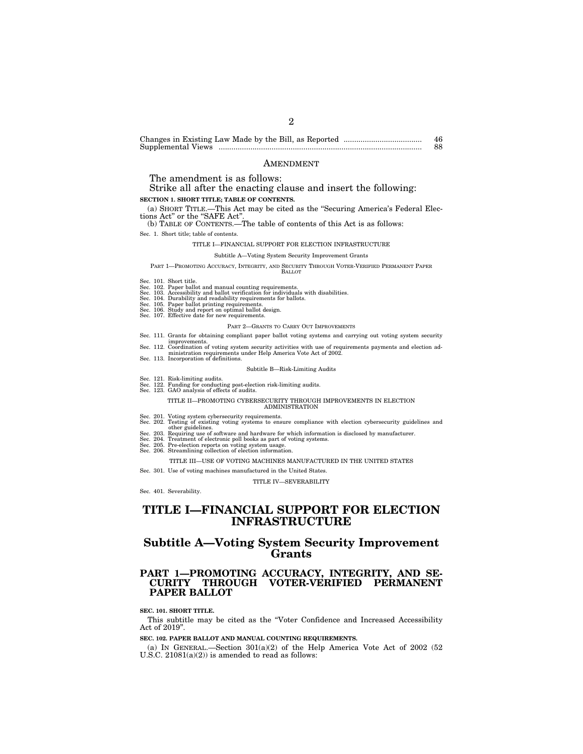Changes in Existing Law Made by the Bill, as Reported .................................... 46
Supplemental Views ............................................................................................... 88

AMENDMENT

The amendment is as follows:

Strike all after the enacting clause and insert the following:

**SECTION 1. SHORT TITLE; TABLE OF CONTENTS.**

(a) SHORT TITLE.—This Act may be cited as the "Securing America's Federal Elections Act" or the "SAFE Act".

(b) TABLE OF CONTENTS.—The table of contents of this Act is as follows:

Sec. 1. Short title; table of contents.

TITLE I—FINANCIAL SUPPORT FOR ELECTION INFRASTRUCTURE

Subtitle A—Voting System Security Improvement Grants

PART 1—PROMOTING ACCURACY, INTEGRITY, AND SECURITY THROUGH VOTER-VERIFIED PERMANENT PAPER BALLOT

Sec. 101. Short title.
Sec. 102. Paper ballot and manual counting requirements.
Sec. 103. Accessibility and ballot verification for individuals with disabilities.
Sec. 104. Durability and readability requirements for ballots.
Sec. 105. Paper ballot printing requirements.
Sec. 106. Study and report on optimal ballot design.
Sec. 107. Effective date for new requirements.

PART 2—GRANTS TO CARRY OUT IMPROVEMENTS

Sec. 111. Grants for obtaining compliant paper ballot voting systems and carrying out voting system security improvements.
Sec. 112. Coordination of voting system security activities with use of requirements payments and election administration requirements under Help America Vote Act of 2002.
Sec. 113. Incorporation of definitions.

Subtitle B—Risk-Limiting Audits

Sec. 121. Risk-limiting audits.
Sec. 122. Funding for conducting post-election risk-limiting audits.
Sec. 123. GAO analysis of effects of audits.

TITLE II—PROMOTING CYBERSECURITY THROUGH IMPROVEMENTS IN ELECTION ADMINISTRATION

Sec. 201. Voting system cybersecurity requirements.
Sec. 202. Testing of existing voting systems to ensure compliance with election cybersecurity guidelines and other guidelines.
Sec. 203. Requiring use of software and hardware for which information is disclosed by manufacturer.
Sec. 204. Treatment of electronic poll books as part of voting systems.
Sec. 205. Pre-election reports on voting system usage.
Sec. 206. Streamlining collection of election information.

TITLE III—USE OF VOTING MACHINES MANUFACTURED IN THE UNITED STATES

Sec. 301. Use of voting machines manufactured in the United States.

TITLE IV—SEVERABILITY

Sec. 401. Severability.

# TITLE I—FINANCIAL SUPPORT FOR ELECTION INFRASTRUCTURE

## Subtitle A—Voting System Security Improvement Grants

### PART 1—PROMOTING ACCURACY, INTEGRITY, AND SECURITY THROUGH VOTER-VERIFIED PERMANENT PAPER BALLOT

**SEC. 101. SHORT TITLE.**

This subtitle may be cited as the "Voter Confidence and Increased Accessibility Act of 2019".

**SEC. 102. PAPER BALLOT AND MANUAL COUNTING REQUIREMENTS.**

(a) IN GENERAL.—Section 301(a)(2) of the Help America Vote Act of 2002 (52 U.S.C. 21081(a)(2)) is amended to read as follows: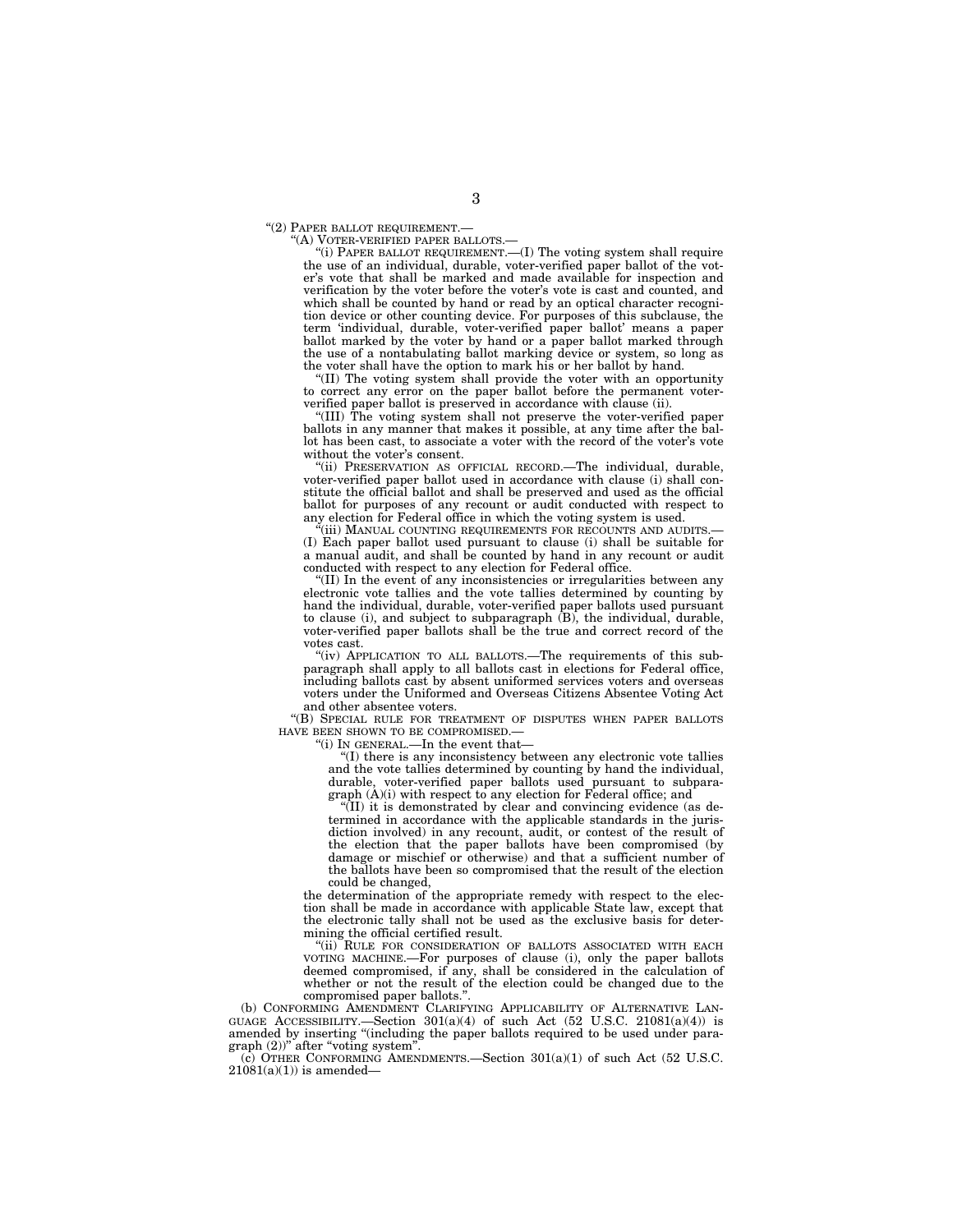"(2) PAPER BALLOT REQUIREMENT.—

"(A) VOTER-VERIFIED PAPER BALLOTS.—

"(i) PAPER BALLOT REQUIREMENT.—(I) The voting system shall require the use of an individual, durable, voter-verified paper ballot of the voter's vote that shall be marked and made available for inspection and verification by the voter before the voter's vote is cast and counted, and which shall be counted by hand or read by an optical character recognition device or other counting device. For purposes of this subclause, the term 'individual, durable, voter-verified paper ballot' means a paper ballot marked by the voter by hand or a paper ballot marked through the use of a nontabulating ballot marking device or system, so long as the voter shall have the option to mark his or her ballot by hand.

"(II) The voting system shall provide the voter with an opportunity to correct any error on the paper ballot before the permanent voter-verified paper ballot is preserved in accordance with clause (ii).

"(III) The voting system shall not preserve the voter-verified paper ballots in any manner that makes it possible, at any time after the ballot has been cast, to associate a voter with the record of the voter's vote without the voter's consent.

"(ii) PRESERVATION AS OFFICIAL RECORD.—The individual, durable, voter-verified paper ballot used in accordance with clause (i) shall constitute the official ballot and shall be preserved and used as the official ballot for purposes of any recount or audit conducted with respect to any election for Federal office in which the voting system is used.

"(iii) MANUAL COUNTING REQUIREMENTS FOR RECOUNTS AND AUDITS.—(I) Each paper ballot used pursuant to clause (i) shall be suitable for a manual audit, and shall be counted by hand in any recount or audit conducted with respect to any election for Federal office.

"(II) In the event of any inconsistencies or irregularities between any electronic vote tallies and the vote tallies determined by counting by hand the individual, durable, voter-verified paper ballots used pursuant to clause (i), and subject to subparagraph (B), the individual, durable, voter-verified paper ballots shall be the true and correct record of the votes cast.

"(iv) APPLICATION TO ALL BALLOTS.—The requirements of this subparagraph shall apply to all ballots cast in elections for Federal office, including ballots cast by absent uniformed services voters and overseas voters under the Uniformed and Overseas Citizens Absentee Voting Act and other absentee voters.

"(B) SPECIAL RULE FOR TREATMENT OF DISPUTES WHEN PAPER BALLOTS HAVE BEEN SHOWN TO BE COMPROMISED.—

"(i) IN GENERAL.—In the event that—

"(I) there is any inconsistency between any electronic vote tallies and the vote tallies determined by counting by hand the individual, durable, voter-verified paper ballots used pursuant to subparagraph (A)(i) with respect to any election for Federal office; and

"(II) it is demonstrated by clear and convincing evidence (as determined in accordance with the applicable standards in the jurisdiction involved) in any recount, audit, or contest of the result of the election that the paper ballots have been compromised (by damage or mischief or otherwise) and that a sufficient number of the ballots have been so compromised that the result of the election could be changed,

the determination of the appropriate remedy with respect to the election shall be made in accordance with applicable State law, except that the electronic tally shall not be used as the exclusive basis for determining the official certified result.

"(ii) RULE FOR CONSIDERATION OF BALLOTS ASSOCIATED WITH EACH VOTING MACHINE.—For purposes of clause (i), only the paper ballots deemed compromised, if any, shall be considered in the calculation of whether or not the result of the election could be changed due to the compromised paper ballots.".

(b) CONFORMING AMENDMENT CLARIFYING APPLICABILITY OF ALTERNATIVE LANGUAGE ACCESSIBILITY.—Section 301(a)(4) of such Act (52 U.S.C. 21081(a)(4)) is amended by inserting "(including the paper ballots required to be used under paragraph (2))" after "voting system".

(c) OTHER CONFORMING AMENDMENTS.—Section 301(a)(1) of such Act (52 U.S.C. 21081(a)(1)) is amended—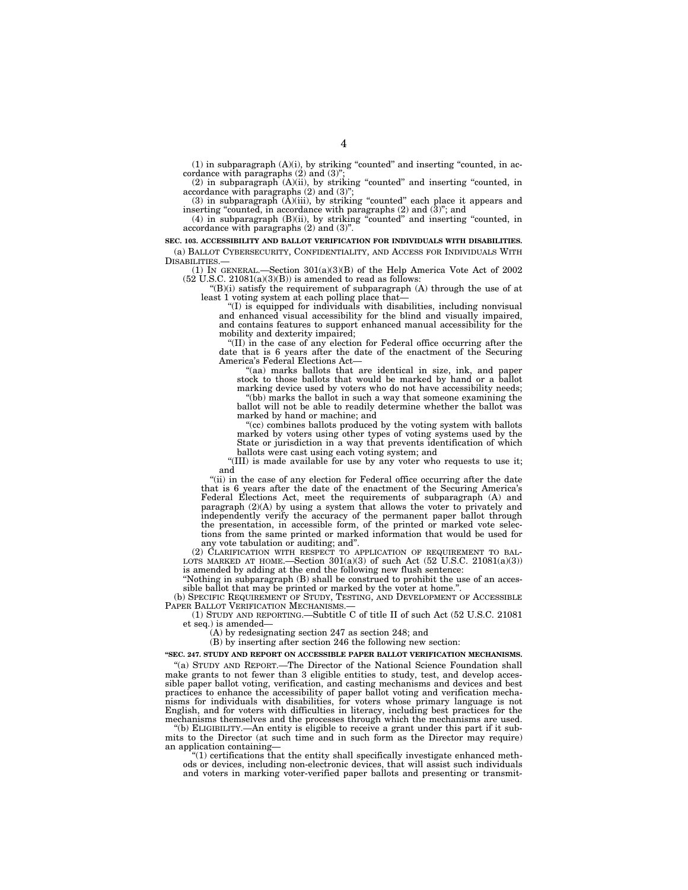(1) in subparagraph (A)(i), by striking "counted" and inserting "counted, in accordance with paragraphs (2) and (3)";

(2) in subparagraph (A)(ii), by striking "counted" and inserting "counted, in accordance with paragraphs (2) and (3)";

(3) in subparagraph (A)(iii), by striking "counted" each place it appears and inserting "counted, in accordance with paragraphs (2) and (3)"; and

(4) in subparagraph (B)(ii), by striking "counted" and inserting "counted, in accordance with paragraphs (2) and (3)".

**SEC. 103. ACCESSIBILITY AND BALLOT VERIFICATION FOR INDIVIDUALS WITH DISABILITIES.**

(a) BALLOT CYBERSECURITY, CONFIDENTIALITY, AND ACCESS FOR INDIVIDUALS WITH DISABILITIES.—

(1) IN GENERAL.—Section 301(a)(3)(B) of the Help America Vote Act of 2002 (52 U.S.C. 21081(a)(3)(B)) is amended to read as follows:

"(B)(i) satisfy the requirement of subparagraph (A) through the use of at least 1 voting system at each polling place that—

"(I) is equipped for individuals with disabilities, including nonvisual and enhanced visual accessibility for the blind and visually impaired, and contains features to support enhanced manual accessibility for the mobility and dexterity impaired;

"(II) in the case of any election for Federal office occurring after the date that is 6 years after the date of the enactment of the Securing America's Federal Elections Act—

"(aa) marks ballots that are identical in size, ink, and paper stock to those ballots that would be marked by hand or a ballot marking device used by voters who do not have accessibility needs;

"(bb) marks the ballot in such a way that someone examining the ballot will not be able to readily determine whether the ballot was marked by hand or machine; and

"(cc) combines ballots produced by the voting system with ballots marked by voters using other types of voting systems used by the State or jurisdiction in a way that prevents identification of which ballots were cast using each voting system; and

"(III) is made available for use by any voter who requests to use it; and

"(ii) in the case of any election for Federal office occurring after the date that is 6 years after the date of the enactment of the Securing America's Federal Elections Act, meet the requirements of subparagraph (A) and paragraph (2)(A) by using a system that allows the voter to privately and independently verify the accuracy of the permanent paper ballot through the presentation, in accessible form, of the printed or marked vote selections from the same printed or marked information that would be used for any vote tabulation or auditing; and".

(2) CLARIFICATION WITH RESPECT TO APPLICATION OF REQUIREMENT TO BALLOTS MARKED AT HOME.—Section 301(a)(3) of such Act (52 U.S.C. 21081(a)(3)) is amended by adding at the end the following new flush sentence:

"Nothing in subparagraph (B) shall be construed to prohibit the use of an accessible ballot that may be printed or marked by the voter at home.".

(b) SPECIFIC REQUIREMENT OF STUDY, TESTING, AND DEVELOPMENT OF ACCESSIBLE PAPER BALLOT VERIFICATION MECHANISMS.—

(1) STUDY AND REPORTING.—Subtitle C of title II of such Act (52 U.S.C. 21081 et seq.) is amended—

(A) by redesignating section 247 as section 248; and

(B) by inserting after section 246 the following new section:

**"SEC. 247. STUDY AND REPORT ON ACCESSIBLE PAPER BALLOT VERIFICATION MECHANISMS.**

"(a) STUDY AND REPORT.—The Director of the National Science Foundation shall make grants to not fewer than 3 eligible entities to study, test, and develop accessible paper ballot voting, verification, and casting mechanisms and devices and best practices to enhance the accessibility of paper ballot voting and verification mechanisms for individuals with disabilities, for voters whose primary language is not English, and for voters with difficulties in literacy, including best practices for the mechanisms themselves and the processes through which the mechanisms are used.

"(b) ELIGIBILITY.—An entity is eligible to receive a grant under this part if it submits to the Director (at such time and in such form as the Director may require) an application containing—

"(1) certifications that the entity shall specifically investigate enhanced methods or devices, including non-electronic devices, that will assist such individuals and voters in marking voter-verified paper ballots and presenting or transmit-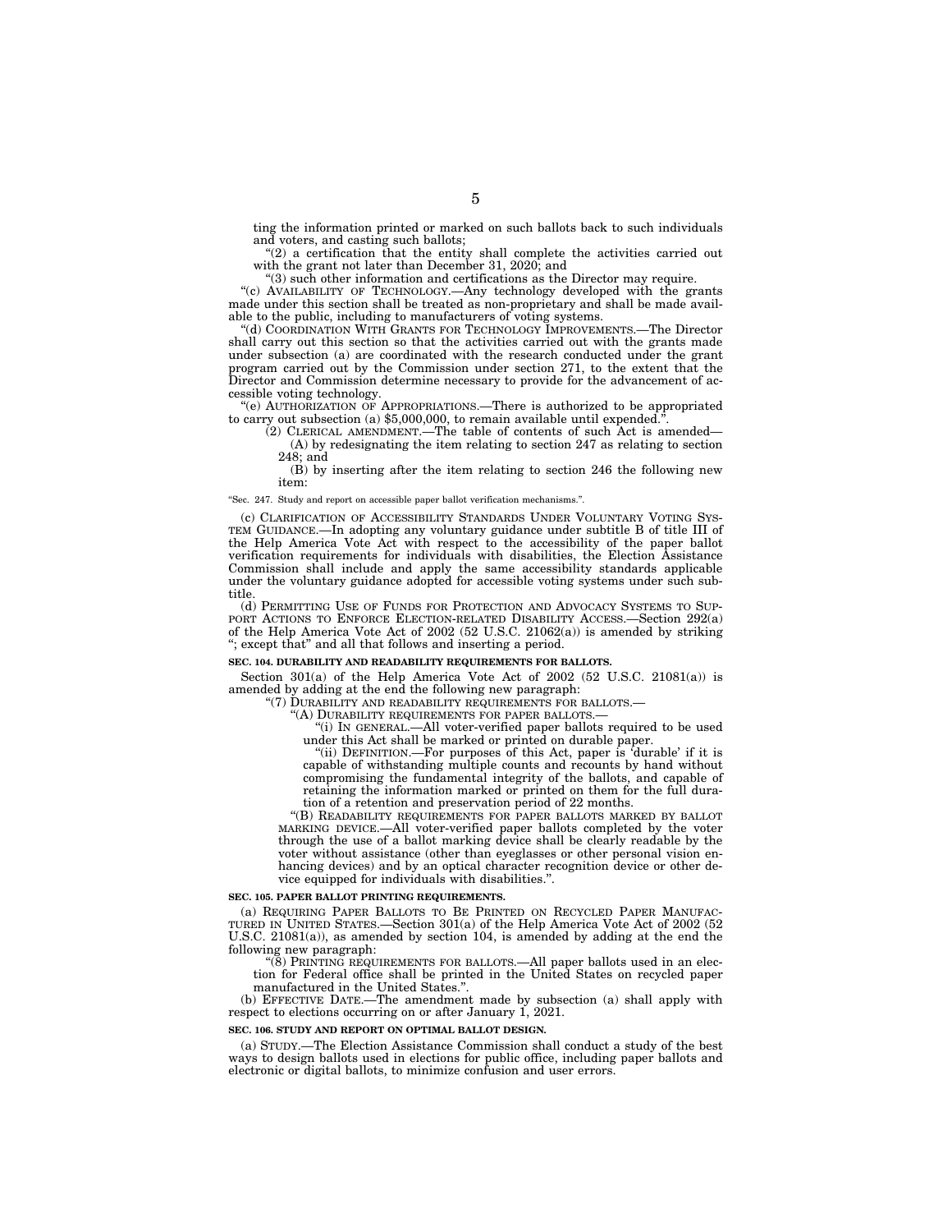ting the information printed or marked on such ballots back to such individuals and voters, and casting such ballots;

"(2) a certification that the entity shall complete the activities carried out with the grant not later than December 31, 2020; and

"(3) such other information and certifications as the Director may require.

"(c) AVAILABILITY OF TECHNOLOGY.—Any technology developed with the grants made under this section shall be treated as non-proprietary and shall be made available to the public, including to manufacturers of voting systems.

"(d) COORDINATION WITH GRANTS FOR TECHNOLOGY IMPROVEMENTS.—The Director shall carry out this section so that the activities carried out with the grants made under subsection (a) are coordinated with the research conducted under the grant program carried out by the Commission under section 271, to the extent that the Director and Commission determine necessary to provide for the advancement of accessible voting technology.

"(e) AUTHORIZATION OF APPROPRIATIONS.—There is authorized to be appropriated to carry out subsection (a) $5,000,000, to remain available until expended.".

(2) CLERICAL AMENDMENT.—The table of contents of such Act is amended—

(A) by redesignating the item relating to section 247 as relating to section 248; and

(B) by inserting after the item relating to section 246 the following new item:

"Sec. 247. Study and report on accessible paper ballot verification mechanisms.".

(c) CLARIFICATION OF ACCESSIBILITY STANDARDS UNDER VOLUNTARY VOTING SYSTEM GUIDANCE.—In adopting any voluntary guidance under subtitle B of title III of the Help America Vote Act with respect to the accessibility of the paper ballot verification requirements for individuals with disabilities, the Election Assistance Commission shall include and apply the same accessibility standards applicable under the voluntary guidance adopted for accessible voting systems under such subtitle.

(d) PERMITTING USE OF FUNDS FOR PROTECTION AND ADVOCACY SYSTEMS TO SUPPORT ACTIONS TO ENFORCE ELECTION-RELATED DISABILITY ACCESS.—Section 292(a) of the Help America Vote Act of 2002 (52 U.S.C. 21062(a)) is amended by striking "; except that" and all that follows and inserting a period.

**SEC. 104. DURABILITY AND READABILITY REQUIREMENTS FOR BALLOTS.**

Section 301(a) of the Help America Vote Act of 2002 (52 U.S.C. 21081(a)) is amended by adding at the end the following new paragraph:

"(7) DURABILITY AND READABILITY REQUIREMENTS FOR BALLOTS.—

"(A) DURABILITY REQUIREMENTS FOR PAPER BALLOTS.—

"(i) IN GENERAL.—All voter-verified paper ballots required to be used under this Act shall be marked or printed on durable paper.

"(ii) DEFINITION.—For purposes of this Act, paper is 'durable' if it is capable of withstanding multiple counts and recounts by hand without compromising the fundamental integrity of the ballots, and capable of retaining the information marked or printed on them for the full duration of a retention and preservation period of 22 months.

"(B) READABILITY REQUIREMENTS FOR PAPER BALLOTS MARKED BY BALLOT MARKING DEVICE.—All voter-verified paper ballots completed by the voter through the use of a ballot marking device shall be clearly readable by the voter without assistance (other than eyeglasses or other personal vision enhancing devices) and by an optical character recognition device or other device equipped for individuals with disabilities.".

**SEC. 105. PAPER BALLOT PRINTING REQUIREMENTS.**

(a) REQUIRING PAPER BALLOTS TO BE PRINTED ON RECYCLED PAPER MANUFACTURED IN UNITED STATES.—Section 301(a) of the Help America Vote Act of 2002 (52 U.S.C. 21081(a)), as amended by section 104, is amended by adding at the end the following new paragraph:

"(8) PRINTING REQUIREMENTS FOR BALLOTS.—All paper ballots used in an election for Federal office shall be printed in the United States on recycled paper manufactured in the United States.".

(b) EFFECTIVE DATE.—The amendment made by subsection (a) shall apply with respect to elections occurring on or after January 1, 2021.

**SEC. 106. STUDY AND REPORT ON OPTIMAL BALLOT DESIGN.**

(a) STUDY.—The Election Assistance Commission shall conduct a study of the best ways to design ballots used in elections for public office, including paper ballots and electronic or digital ballots, to minimize confusion and user errors.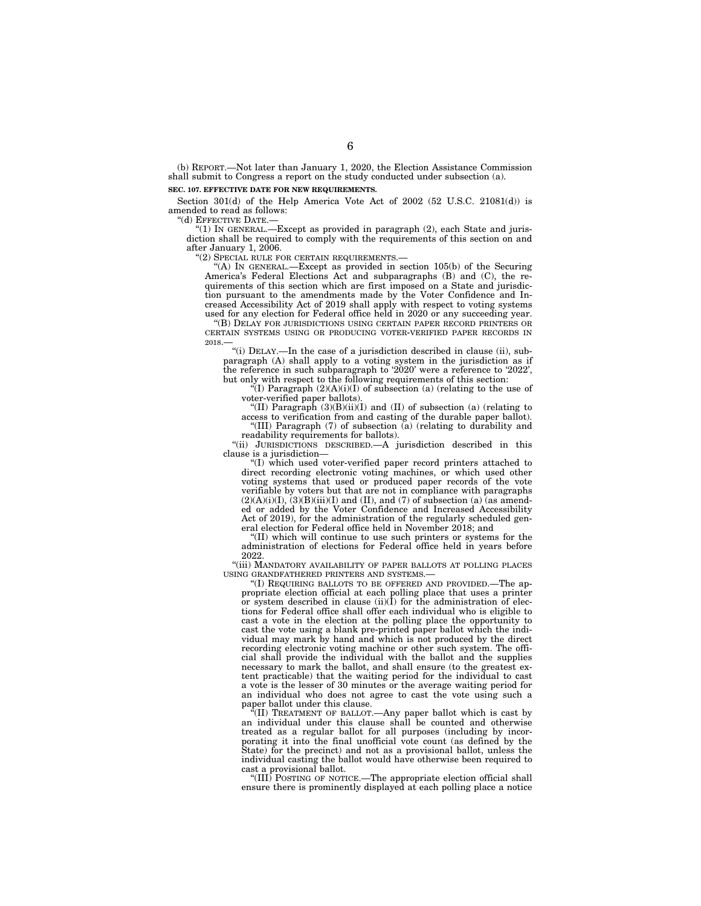(b) REPORT.—Not later than January 1, 2020, the Election Assistance Commission shall submit to Congress a report on the study conducted under subsection (a).

**SEC. 107. EFFECTIVE DATE FOR NEW REQUIREMENTS.**

Section 301(d) of the Help America Vote Act of 2002 (52 U.S.C. 21081(d)) is amended to read as follows:

"(d) EFFECTIVE DATE.—

"(1) IN GENERAL.—Except as provided in paragraph (2), each State and jurisdiction shall be required to comply with the requirements of this section on and after January 1, 2006.

"(2) SPECIAL RULE FOR CERTAIN REQUIREMENTS.—

"(A) IN GENERAL.—Except as provided in section 105(b) of the Securing America's Federal Elections Act and subparagraphs (B) and (C), the requirements of this section which are first imposed on a State and jurisdiction pursuant to the amendments made by the Voter Confidence and Increased Accessibility Act of 2019 shall apply with respect to voting systems used for any election for Federal office held in 2020 or any succeeding year.

"(B) DELAY FOR JURISDICTIONS USING CERTAIN PAPER RECORD PRINTERS OR CERTAIN SYSTEMS USING OR PRODUCING VOTER-VERIFIED PAPER RECORDS IN 2018.—

"(i) DELAY.—In the case of a jurisdiction described in clause (ii), subparagraph (A) shall apply to a voting system in the jurisdiction as if the reference in such subparagraph to '2020' were a reference to '2022', but only with respect to the following requirements of this section:

"(I) Paragraph (2)(A)(i)(I) of subsection (a) (relating to the use of voter-verified paper ballots).

"(II) Paragraph (3)(B)(ii)(I) and (II) of subsection (a) (relating to access to verification from and casting of the durable paper ballot).

"(III) Paragraph (7) of subsection (a) (relating to durability and readability requirements for ballots).

"(ii) JURISDICTIONS DESCRIBED.—A jurisdiction described in this clause is a jurisdiction—

"(I) which used voter-verified paper record printers attached to direct recording electronic voting machines, or which used other voting systems that used or produced paper records of the vote verifiable by voters but that are not in compliance with paragraphs (2)(A)(i)(I), (3)(B)(iii)(I) and (II), and (7) of subsection (a) (as amended or added by the Voter Confidence and Increased Accessibility Act of 2019), for the administration of the regularly scheduled general election for Federal office held in November 2018; and

"(II) which will continue to use such printers or systems for the administration of elections for Federal office held in years before 2022.

"(iii) MANDATORY AVAILABILITY OF PAPER BALLOTS AT POLLING PLACES USING GRANDFATHERED PRINTERS AND SYSTEMS.—

"(I) REQUIRING BALLOTS TO BE OFFERED AND PROVIDED.—The appropriate election official at each polling place that uses a printer or system described in clause (ii)(I) for the administration of elections for Federal office shall offer each individual who is eligible to cast a vote in the election at the polling place the opportunity to cast the vote using a blank pre-printed paper ballot which the individual may mark by hand and which is not produced by the direct recording electronic voting machine or other such system. The official shall provide the individual with the ballot and the supplies necessary to mark the ballot, and shall ensure (to the greatest extent practicable) that the waiting period for the individual to cast a vote is the lesser of 30 minutes or the average waiting period for an individual who does not agree to cast the vote using such a paper ballot under this clause.

"(II) TREATMENT OF BALLOT.—Any paper ballot which is cast by an individual under this clause shall be counted and otherwise treated as a regular ballot for all purposes (including by incorporating it into the final unofficial vote count (as defined by the State) for the precinct) and not as a provisional ballot, unless the individual casting the ballot would have otherwise been required to cast a provisional ballot.

"(III) POSTING OF NOTICE.—The appropriate election official shall ensure there is prominently displayed at each polling place a notice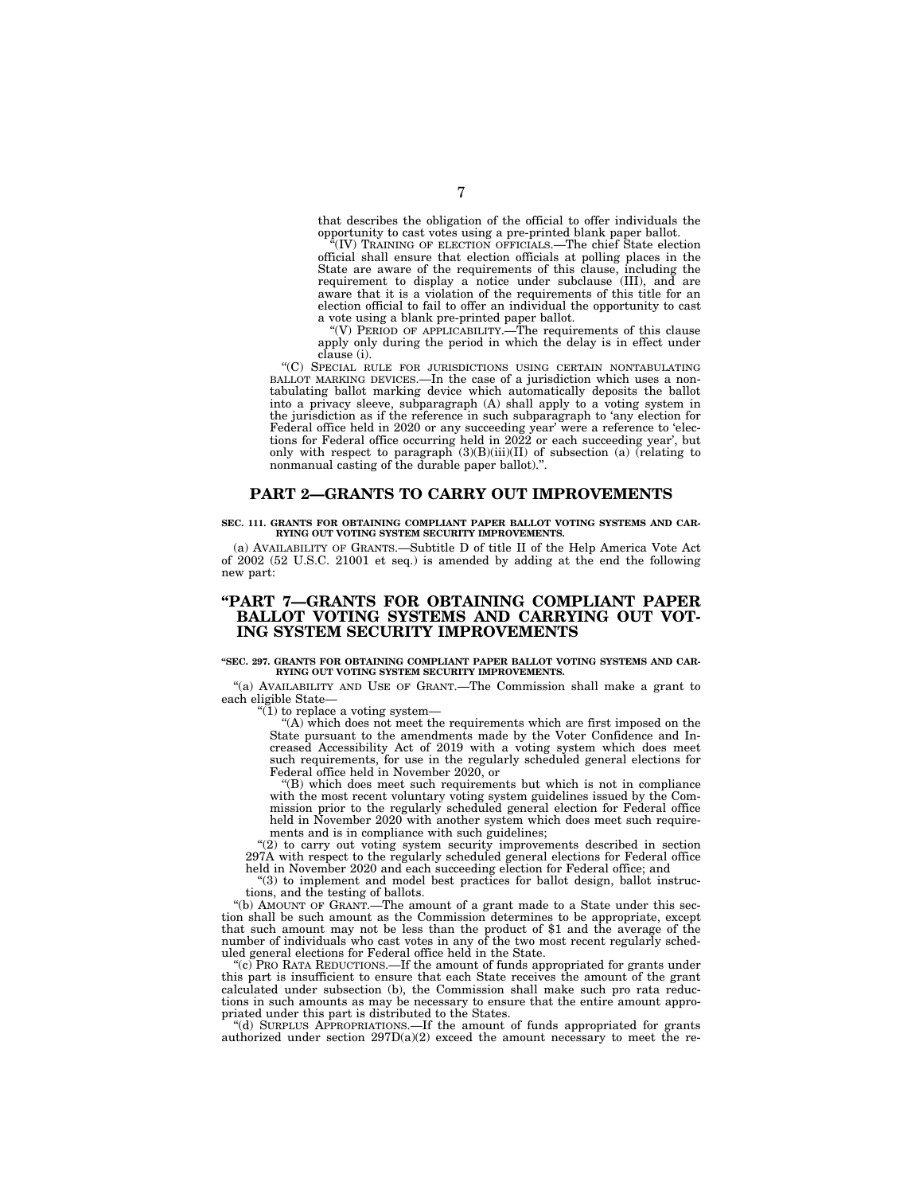that describes the obligation of the official to offer individuals the opportunity to cast votes using a pre-printed blank paper ballot.

"(IV) TRAINING OF ELECTION OFFICIALS.—The chief State election official shall ensure that election officials at polling places in the State are aware of the requirements of this clause, including the requirement to display a notice under subclause (III), and are aware that it is a violation of the requirements of this title for an election official to fail to offer an individual the opportunity to cast a vote using a blank pre-printed paper ballot.

"(V) PERIOD OF APPLICABILITY.—The requirements of this clause apply only during the period in which the delay is in effect under clause (i).

"(C) SPECIAL RULE FOR JURISDICTIONS USING CERTAIN NONTABULATING BALLOT MARKING DEVICES.—In the case of a jurisdiction which uses a nontabulating ballot marking device which automatically deposits the ballot into a privacy sleeve, subparagraph (A) shall apply to a voting system in the jurisdiction as if the reference in such subparagraph to 'any election for Federal office held in 2020 or any succeeding year' were a reference to 'elections for Federal office occurring held in 2022 or each succeeding year', but only with respect to paragraph (3)(B)(iii)(II) of subsection (a) (relating to nonmanual casting of the durable paper ballot).".

## PART 2—GRANTS TO CARRY OUT IMPROVEMENTS

**SEC. 111. GRANTS FOR OBTAINING COMPLIANT PAPER BALLOT VOTING SYSTEMS AND CARRYING OUT VOTING SYSTEM SECURITY IMPROVEMENTS.**

(a) AVAILABILITY OF GRANTS.—Subtitle D of title II of the Help America Vote Act of 2002 (52 U.S.C. 21001 et seq.) is amended by adding at the end the following new part:

## "PART 7—GRANTS FOR OBTAINING COMPLIANT PAPER BALLOT VOTING SYSTEMS AND CARRYING OUT VOTING SYSTEM SECURITY IMPROVEMENTS

**"SEC. 297. GRANTS FOR OBTAINING COMPLIANT PAPER BALLOT VOTING SYSTEMS AND CARRYING OUT VOTING SYSTEM SECURITY IMPROVEMENTS.**

"(a) AVAILABILITY AND USE OF GRANT.—The Commission shall make a grant to each eligible State—

"(1) to replace a voting system—

"(A) which does not meet the requirements which are first imposed on the State pursuant to the amendments made by the Voter Confidence and Increased Accessibility Act of 2019 with a voting system which does meet such requirements, for use in the regularly scheduled general elections for Federal office held in November 2020, or

"(B) which does meet such requirements but which is not in compliance with the most recent voluntary voting system guidelines issued by the Commission prior to the regularly scheduled general election for Federal office held in November 2020 with another system which does meet such requirements and is in compliance with such guidelines;

"(2) to carry out voting system security improvements described in section 297A with respect to the regularly scheduled general elections for Federal office held in November 2020 and each succeeding election for Federal office; and

"(3) to implement and model best practices for ballot design, ballot instructions, and the testing of ballots.

"(b) AMOUNT OF GRANT.—The amount of a grant made to a State under this section shall be such amount as the Commission determines to be appropriate, except that such amount may not be less than the product of $1 and the average of the number of individuals who cast votes in any of the two most recent regularly scheduled general elections for Federal office held in the State.

"(c) PRO RATA REDUCTIONS.—If the amount of funds appropriated for grants under this part is insufficient to ensure that each State receives the amount of the grant calculated under subsection (b), the Commission shall make such pro rata reductions in such amounts as may be necessary to ensure that the entire amount appropriated under this part is distributed to the States.

"(d) SURPLUS APPROPRIATIONS.—If the amount of funds appropriated for grants authorized under section 297D(a)(2) exceed the amount necessary to meet the re-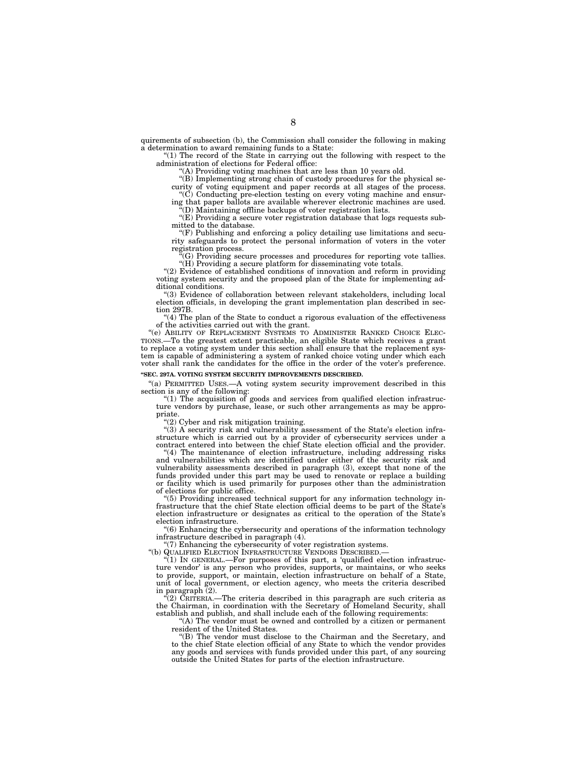quirements of subsection (b), the Commission shall consider the following in making a determination to award remaining funds to a State:

"(1) The record of the State in carrying out the following with respect to the administration of elections for Federal office:

"(A) Providing voting machines that are less than 10 years old.

"(B) Implementing strong chain of custody procedures for the physical security of voting equipment and paper records at all stages of the process.

"(C) Conducting pre-election testing on every voting machine and ensuring that paper ballots are available wherever electronic machines are used.

"(D) Maintaining offline backups of voter registration lists.

"(E) Providing a secure voter registration database that logs requests submitted to the database.

"(F) Publishing and enforcing a policy detailing use limitations and security safeguards to protect the personal information of voters in the voter registration process.

"(G) Providing secure processes and procedures for reporting vote tallies.

"(H) Providing a secure platform for disseminating vote totals.

"(2) Evidence of established conditions of innovation and reform in providing voting system security and the proposed plan of the State for implementing additional conditions.

"(3) Evidence of collaboration between relevant stakeholders, including local election officials, in developing the grant implementation plan described in section 297B.

"(4) The plan of the State to conduct a rigorous evaluation of the effectiveness of the activities carried out with the grant.

"(e) ABILITY OF REPLACEMENT SYSTEMS TO ADMINISTER RANKED CHOICE ELECTIONS.—To the greatest extent practicable, an eligible State which receives a grant to replace a voting system under this section shall ensure that the replacement system is capable of administering a system of ranked choice voting under which each voter shall rank the candidates for the office in the order of the voter's preference.

**"SEC. 297A. VOTING SYSTEM SECURITY IMPROVEMENTS DESCRIBED.**

"(a) PERMITTED USES.—A voting system security improvement described in this section is any of the following:

"(1) The acquisition of goods and services from qualified election infrastructure vendors by purchase, lease, or such other arrangements as may be appropriate.

"(2) Cyber and risk mitigation training.

"(3) A security risk and vulnerability assessment of the State's election infrastructure which is carried out by a provider of cybersecurity services under a contract entered into between the chief State election official and the provider.

"(4) The maintenance of election infrastructure, including addressing risks and vulnerabilities which are identified under either of the security risk and vulnerability assessments described in paragraph (3), except that none of the funds provided under this part may be used to renovate or replace a building or facility which is used primarily for purposes other than the administration of elections for public office.

"(5) Providing increased technical support for any information technology infrastructure that the chief State election official deems to be part of the State's election infrastructure or designates as critical to the operation of the State's election infrastructure.

"(6) Enhancing the cybersecurity and operations of the information technology infrastructure described in paragraph (4).

"(7) Enhancing the cybersecurity of voter registration systems.

"(b) QUALIFIED ELECTION INFRASTRUCTURE VENDORS DESCRIBED.—

"(1) IN GENERAL.—For purposes of this part, a 'qualified election infrastructure vendor' is any person who provides, supports, or maintains, or who seeks to provide, support, or maintain, election infrastructure on behalf of a State, unit of local government, or election agency, who meets the criteria described in paragraph (2).

"(2) CRITERIA.—The criteria described in this paragraph are such criteria as the Chairman, in coordination with the Secretary of Homeland Security, shall establish and publish, and shall include each of the following requirements:

"(A) The vendor must be owned and controlled by a citizen or permanent resident of the United States.

"(B) The vendor must disclose to the Chairman and the Secretary, and to the chief State election official of any State to which the vendor provides any goods and services with funds provided under this part, of any sourcing outside the United States for parts of the election infrastructure.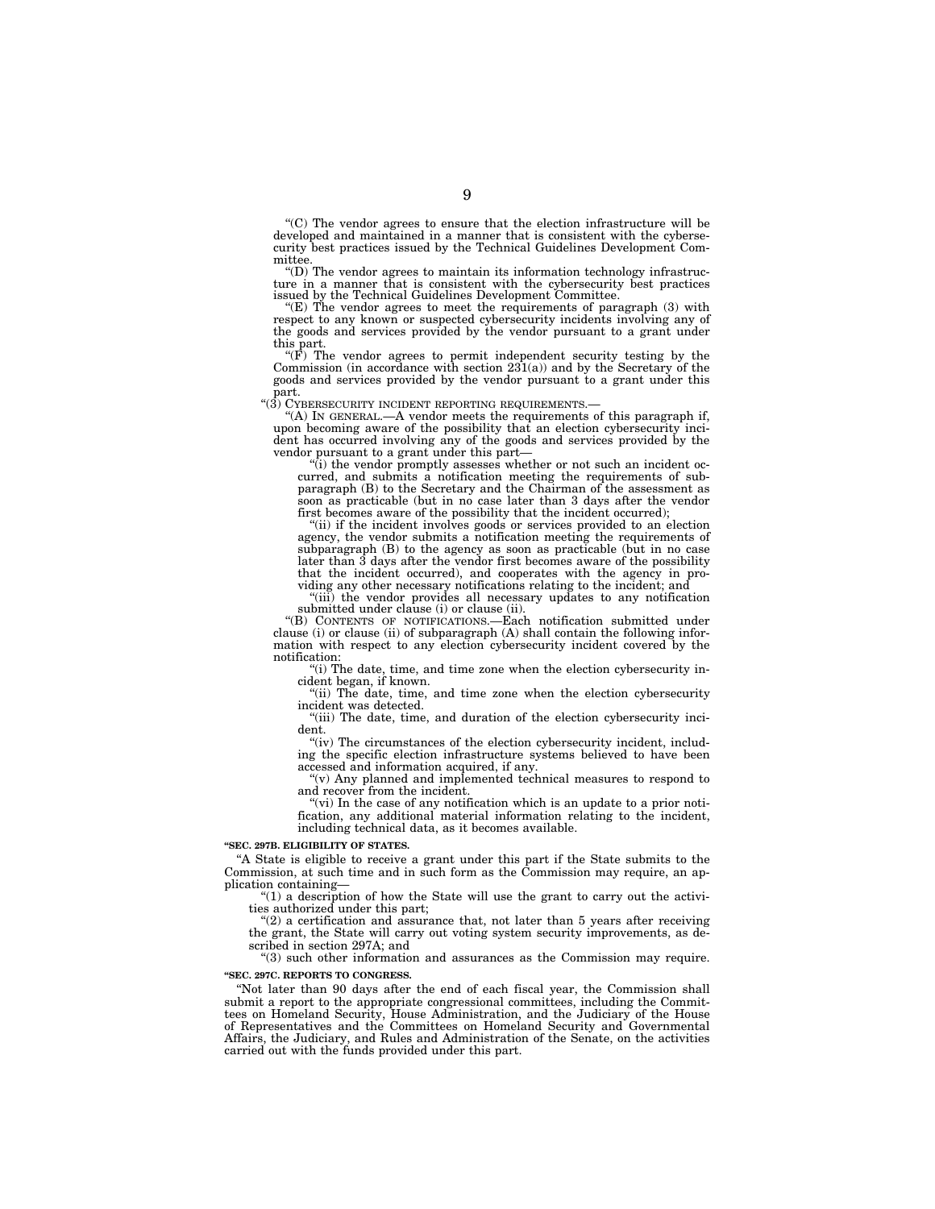"(C) The vendor agrees to ensure that the election infrastructure will be developed and maintained in a manner that is consistent with the cybersecurity best practices issued by the Technical Guidelines Development Committee.

"(D) The vendor agrees to maintain its information technology infrastructure in a manner that is consistent with the cybersecurity best practices issued by the Technical Guidelines Development Committee.

"(E) The vendor agrees to meet the requirements of paragraph (3) with respect to any known or suspected cybersecurity incidents involving any of the goods and services provided by the vendor pursuant to a grant under this part.

"(F) The vendor agrees to permit independent security testing by the Commission (in accordance with section 231(a)) and by the Secretary of the goods and services provided by the vendor pursuant to a grant under this part.

"(3) CYBERSECURITY INCIDENT REPORTING REQUIREMENTS.—

"(A) IN GENERAL.—A vendor meets the requirements of this paragraph if, upon becoming aware of the possibility that an election cybersecurity incident has occurred involving any of the goods and services provided by the vendor pursuant to a grant under this part—

"(i) the vendor promptly assesses whether or not such an incident occurred, and submits a notification meeting the requirements of subparagraph (B) to the Secretary and the Chairman of the assessment as soon as practicable (but in no case later than 3 days after the vendor first becomes aware of the possibility that the incident occurred);

"(ii) if the incident involves goods or services provided to an election agency, the vendor submits a notification meeting the requirements of subparagraph (B) to the agency as soon as practicable (but in no case later than 3 days after the vendor first becomes aware of the possibility that the incident occurred), and cooperates with the agency in providing any other necessary notifications relating to the incident; and

"(iii) the vendor provides all necessary updates to any notification submitted under clause (i) or clause (ii).

"(B) CONTENTS OF NOTIFICATIONS.—Each notification submitted under clause (i) or clause (ii) of subparagraph (A) shall contain the following information with respect to any election cybersecurity incident covered by the notification:

"(i) The date, time, and time zone when the election cybersecurity incident began, if known.

"(ii) The date, time, and time zone when the election cybersecurity incident was detected.

"(iii) The date, time, and duration of the election cybersecurity incident.

"(iv) The circumstances of the election cybersecurity incident, including the specific election infrastructure systems believed to have been accessed and information acquired, if any.

"(v) Any planned and implemented technical measures to respond to and recover from the incident.

"(vi) In the case of any notification which is an update to a prior notification, any additional material information relating to the incident, including technical data, as it becomes available.

**"SEC. 297B. ELIGIBILITY OF STATES.**

"A State is eligible to receive a grant under this part if the State submits to the Commission, at such time and in such form as the Commission may require, an application containing—

"(1) a description of how the State will use the grant to carry out the activities authorized under this part;

"(2) a certification and assurance that, not later than 5 years after receiving the grant, the State will carry out voting system security improvements, as described in section 297A; and

"(3) such other information and assurances as the Commission may require.

**"SEC. 297C. REPORTS TO CONGRESS.**

"Not later than 90 days after the end of each fiscal year, the Commission shall submit a report to the appropriate congressional committees, including the Committees on Homeland Security, House Administration, and the Judiciary of the House of Representatives and the Committees on Homeland Security and Governmental Affairs, the Judiciary, and Rules and Administration of the Senate, on the activities carried out with the funds provided under this part.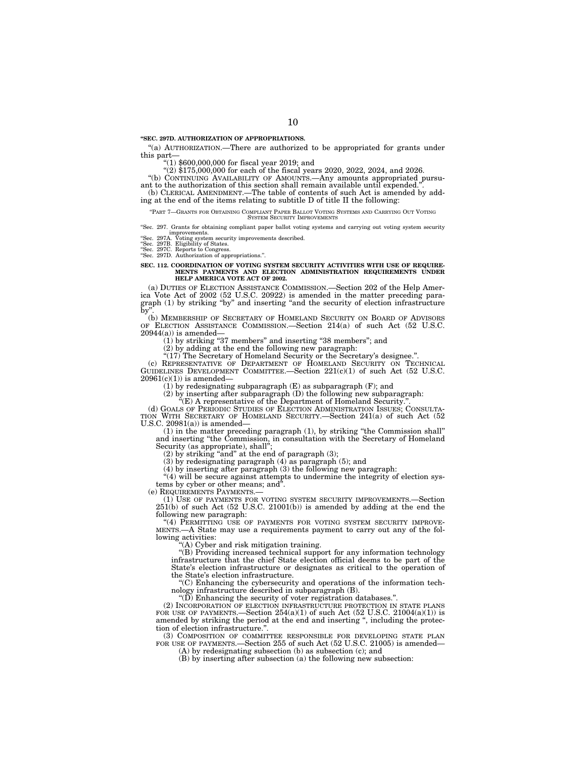**"SEC. 297D. AUTHORIZATION OF APPROPRIATIONS.**

"(a) AUTHORIZATION.—There are authorized to be appropriated for grants under this part—

"(1) $600,000,000 for fiscal year 2019; and

"(2) $175,000,000 for each of the fiscal years 2020, 2022, 2024, and 2026.

"(b) CONTINUING AVAILABILITY OF AMOUNTS.—Any amounts appropriated pursuant to the authorization of this section shall remain available until expended.".

(b) CLERICAL AMENDMENT.—The table of contents of such Act is amended by adding at the end of the items relating to subtitle D of title II the following:

"PART 7—GRANTS FOR OBTAINING COMPLIANT PAPER BALLOT VOTING SYSTEMS AND CARRYING OUT VOTING SYSTEM SECURITY IMPROVEMENTS

"Sec. 297. Grants for obtaining compliant paper ballot voting systems and carrying out voting system security improvements.
"Sec. 297A. Voting system security improvements described.
"Sec. 297B. Eligibility of States.
"Sec. 297C. Reports to Congress.
"Sec. 297D. Authorization of appropriations.".

**SEC. 112. COORDINATION OF VOTING SYSTEM SECURITY ACTIVITIES WITH USE OF REQUIREMENTS PAYMENTS AND ELECTION ADMINISTRATION REQUIREMENTS UNDER HELP AMERICA VOTE ACT OF 2002.**

(a) DUTIES OF ELECTION ASSISTANCE COMMISSION.—Section 202 of the Help America Vote Act of 2002 (52 U.S.C. 20922) is amended in the matter preceding paragraph (1) by striking "by" and inserting "and the security of election infrastructure by".

(b) MEMBERSHIP OF SECRETARY OF HOMELAND SECURITY ON BOARD OF ADVISORS OF ELECTION ASSISTANCE COMMISSION.—Section 214(a) of such Act (52 U.S.C. 20944(a)) is amended—

(1) by striking "37 members" and inserting "38 members"; and

(2) by adding at the end the following new paragraph:

"(17) The Secretary of Homeland Security or the Secretary's designee.".

(c) REPRESENTATIVE OF DEPARTMENT OF HOMELAND SECURITY ON TECHNICAL GUIDELINES DEVELOPMENT COMMITTEE.—Section 221(c)(1) of such Act (52 U.S.C. 20961(c)(1)) is amended—

(1) by redesignating subparagraph (E) as subparagraph (F); and

(2) by inserting after subparagraph (D) the following new subparagraph:

"(E) A representative of the Department of Homeland Security.".

(d) GOALS OF PERIODIC STUDIES OF ELECTION ADMINISTRATION ISSUES; CONSULTATION WITH SECRETARY OF HOMELAND SECURITY.—Section 241(a) of such Act (52 U.S.C. 20981(a)) is amended—

(1) in the matter preceding paragraph (1), by striking "the Commission shall" and inserting "the Commission, in consultation with the Secretary of Homeland Security (as appropriate), shall";

(2) by striking "and" at the end of paragraph (3);

(3) by redesignating paragraph (4) as paragraph (5); and

(4) by inserting after paragraph (3) the following new paragraph:

"(4) will be secure against attempts to undermine the integrity of election systems by cyber or other means; and".

(e) REQUIREMENTS PAYMENTS.—

(1) USE OF PAYMENTS FOR VOTING SYSTEM SECURITY IMPROVEMENTS.—Section 251(b) of such Act (52 U.S.C. 21001(b)) is amended by adding at the end the following new paragraph:

"(4) PERMITTING USE OF PAYMENTS FOR VOTING SYSTEM SECURITY IMPROVEMENTS.—A State may use a requirements payment to carry out any of the following activities:

"(A) Cyber and risk mitigation training.

"(B) Providing increased technical support for any information technology infrastructure that the chief State election official deems to be part of the State's election infrastructure or designates as critical to the operation of the State's election infrastructure.

"(C) Enhancing the cybersecurity and operations of the information technology infrastructure described in subparagraph (B).

"(D) Enhancing the security of voter registration databases.".

(2) INCORPORATION OF ELECTION INFRASTRUCTURE PROTECTION IN STATE PLANS FOR USE OF PAYMENTS.—Section 254(a)(1) of such Act (52 U.S.C. 21004(a)(1)) is amended by striking the period at the end and inserting ", including the protection of election infrastructure.".

(3) COMPOSITION OF COMMITTEE RESPONSIBLE FOR DEVELOPING STATE PLAN FOR USE OF PAYMENTS.—Section 255 of such Act (52 U.S.C. 21005) is amended—

(A) by redesignating subsection (b) as subsection (c); and

(B) by inserting after subsection (a) the following new subsection: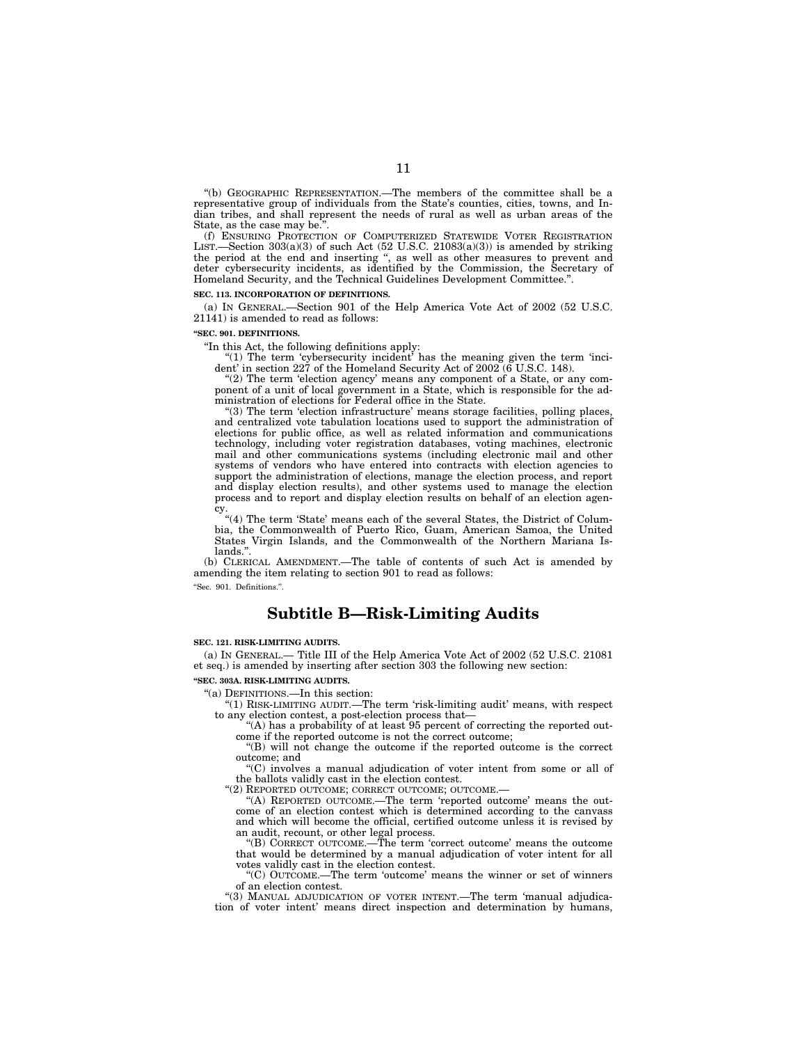"(b) GEOGRAPHIC REPRESENTATION.—The members of the committee shall be a representative group of individuals from the State's counties, cities, towns, and Indian tribes, and shall represent the needs of rural as well as urban areas of the State, as the case may be.".

(f) ENSURING PROTECTION OF COMPUTERIZED STATEWIDE VOTER REGISTRATION LIST.—Section 303(a)(3) of such Act (52 U.S.C. 21083(a)(3)) is amended by striking the period at the end and inserting ", as well as other measures to prevent and deter cybersecurity incidents, as identified by the Commission, the Secretary of Homeland Security, and the Technical Guidelines Development Committee.".

**SEC. 113. INCORPORATION OF DEFINITIONS.**

(a) IN GENERAL.—Section 901 of the Help America Vote Act of 2002 (52 U.S.C. 21141) is amended to read as follows:

**"SEC. 901. DEFINITIONS.**

"In this Act, the following definitions apply:

"(1) The term 'cybersecurity incident' has the meaning given the term 'incident' in section 227 of the Homeland Security Act of 2002 (6 U.S.C. 148).

"(2) The term 'election agency' means any component of a State, or any component of a unit of local government in a State, which is responsible for the administration of elections for Federal office in the State.

"(3) The term 'election infrastructure' means storage facilities, polling places, and centralized vote tabulation locations used to support the administration of elections for public office, as well as related information and communications technology, including voter registration databases, voting machines, electronic mail and other communications systems (including electronic mail and other systems of vendors who have entered into contracts with election agencies to support the administration of elections, manage the election process, and report and display election results), and other systems used to manage the election process and to report and display election results on behalf of an election agency.

"(4) The term 'State' means each of the several States, the District of Columbia, the Commonwealth of Puerto Rico, Guam, American Samoa, the United States Virgin Islands, and the Commonwealth of the Northern Mariana Islands.".

(b) CLERICAL AMENDMENT.—The table of contents of such Act is amended by amending the item relating to section 901 to read as follows:

"Sec. 901. Definitions.".

## Subtitle B—Risk-Limiting Audits

**SEC. 121. RISK-LIMITING AUDITS.**

(a) IN GENERAL.— Title III of the Help America Vote Act of 2002 (52 U.S.C. 21081 et seq.) is amended by inserting after section 303 the following new section:

**"SEC. 303A. RISK-LIMITING AUDITS.**

"(a) DEFINITIONS.—In this section:

"(1) RISK-LIMITING AUDIT.—The term 'risk-limiting audit' means, with respect to any election contest, a post-election process that—

"(A) has a probability of at least 95 percent of correcting the reported outcome if the reported outcome is not the correct outcome;

"(B) will not change the outcome if the reported outcome is the correct outcome; and

"(C) involves a manual adjudication of voter intent from some or all of the ballots validly cast in the election contest.

"(2) REPORTED OUTCOME; CORRECT OUTCOME; OUTCOME.—

"(A) REPORTED OUTCOME.—The term 'reported outcome' means the outcome of an election contest which is determined according to the canvass and which will become the official, certified outcome unless it is revised by an audit, recount, or other legal process.

"(B) CORRECT OUTCOME.—The term 'correct outcome' means the outcome that would be determined by a manual adjudication of voter intent for all votes validly cast in the election contest.

"(C) OUTCOME.—The term 'outcome' means the winner or set of winners of an election contest.

"(3) MANUAL ADJUDICATION OF VOTER INTENT.—The term 'manual adjudication of voter intent' means direct inspection and determination by humans,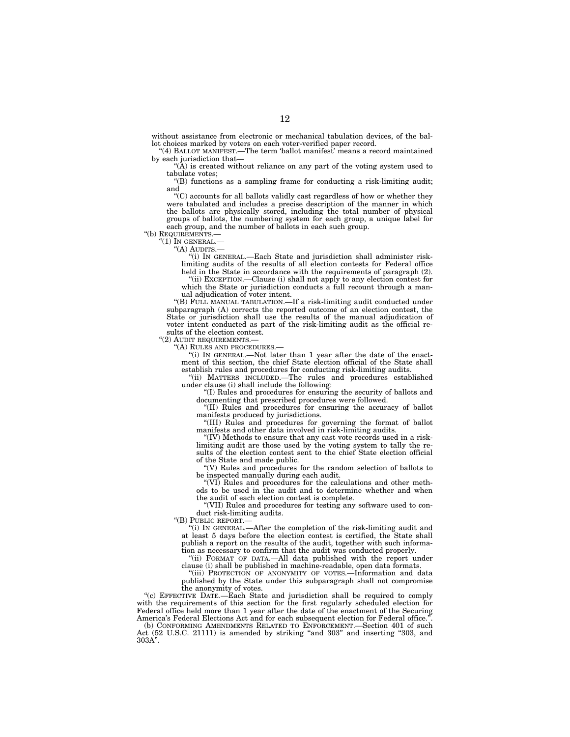without assistance from electronic or mechanical tabulation devices, of the ballot choices marked by voters on each voter-verified paper record.

"(4) BALLOT MANIFEST.—The term 'ballot manifest' means a record maintained by each jurisdiction that—

"(A) is created without reliance on any part of the voting system used to tabulate votes;

"(B) functions as a sampling frame for conducting a risk-limiting audit; and

"(C) accounts for all ballots validly cast regardless of how or whether they were tabulated and includes a precise description of the manner in which the ballots are physically stored, including the total number of physical groups of ballots, the numbering system for each group, a unique label for each group, and the number of ballots in each such group.

"(b) REQUIREMENTS.—

"(1) IN GENERAL.—

"(A) AUDITS.—

"(i) IN GENERAL.—Each State and jurisdiction shall administer risk-limiting audits of the results of all election contests for Federal office held in the State in accordance with the requirements of paragraph (2).

"(ii) EXCEPTION.—Clause (i) shall not apply to any election contest for which the State or jurisdiction conducts a full recount through a manual adjudication of voter intent.

"(B) FULL MANUAL TABULATION.—If a risk-limiting audit conducted under subparagraph (A) corrects the reported outcome of an election contest, the State or jurisdiction shall use the results of the manual adjudication of voter intent conducted as part of the risk-limiting audit as the official results of the election contest.

"(2) AUDIT REQUIREMENTS.—

"(A) RULES AND PROCEDURES.—

"(i) IN GENERAL.—Not later than 1 year after the date of the enactment of this section, the chief State election official of the State shall establish rules and procedures for conducting risk-limiting audits.

"(ii) MATTERS INCLUDED.—The rules and procedures established under clause (i) shall include the following:

"(I) Rules and procedures for ensuring the security of ballots and documenting that prescribed procedures were followed.

"(II) Rules and procedures for ensuring the accuracy of ballot manifests produced by jurisdictions.

"(III) Rules and procedures for governing the format of ballot manifests and other data involved in risk-limiting audits.

"(IV) Methods to ensure that any cast vote records used in a risk-limiting audit are those used by the voting system to tally the results of the election contest sent to the chief State election official of the State and made public.

"(V) Rules and procedures for the random selection of ballots to be inspected manually during each audit.

"(VI) Rules and procedures for the calculations and other methods to be used in the audit and to determine whether and when the audit of each election contest is complete.

"(VII) Rules and procedures for testing any software used to conduct risk-limiting audits.

"(B) PUBLIC REPORT.—

"(i) IN GENERAL.—After the completion of the risk-limiting audit and at least 5 days before the election contest is certified, the State shall publish a report on the results of the audit, together with such information as necessary to confirm that the audit was conducted properly.

"(ii) FORMAT OF DATA.—All data published with the report under clause (i) shall be published in machine-readable, open data formats.

"(iii) PROTECTION OF ANONYMITY OF VOTES.—Information and data published by the State under this subparagraph shall not compromise the anonymity of votes.

"(c) EFFECTIVE DATE.—Each State and jurisdiction shall be required to comply with the requirements of this section for the first regularly scheduled election for Federal office held more than 1 year after the date of the enactment of the Securing America's Federal Elections Act and for each subsequent election for Federal office.".

(b) CONFORMING AMENDMENTS RELATED TO ENFORCEMENT.—Section 401 of such Act (52 U.S.C. 21111) is amended by striking "and 303" and inserting "303, and 303A".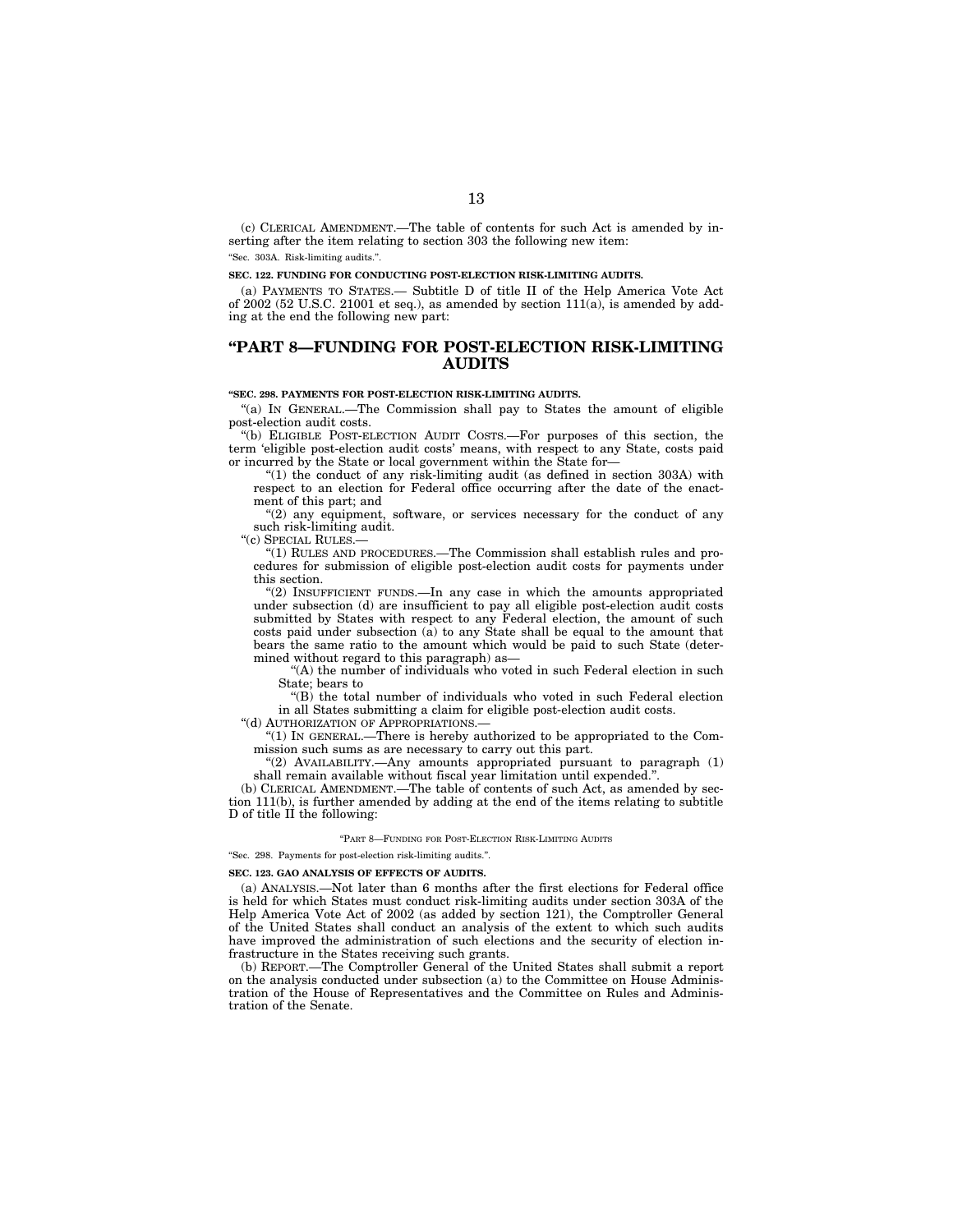(c) CLERICAL AMENDMENT.—The table of contents for such Act is amended by inserting after the item relating to section 303 the following new item:

"Sec. 303A. Risk-limiting audits.".

**SEC. 122. FUNDING FOR CONDUCTING POST-ELECTION RISK-LIMITING AUDITS.**

(a) PAYMENTS TO STATES.— Subtitle D of title II of the Help America Vote Act of 2002 (52 U.S.C. 21001 et seq.), as amended by section 111(a), is amended by adding at the end the following new part:

## "PART 8—FUNDING FOR POST-ELECTION RISK-LIMITING AUDITS

**"SEC. 298. PAYMENTS FOR POST-ELECTION RISK-LIMITING AUDITS.**

"(a) IN GENERAL.—The Commission shall pay to States the amount of eligible post-election audit costs.

"(b) ELIGIBLE POST-ELECTION AUDIT COSTS.—For purposes of this section, the term 'eligible post-election audit costs' means, with respect to any State, costs paid or incurred by the State or local government within the State for—

"(1) the conduct of any risk-limiting audit (as defined in section 303A) with respect to an election for Federal office occurring after the date of the enactment of this part; and

"(2) any equipment, software, or services necessary for the conduct of any such risk-limiting audit.

"(c) SPECIAL RULES.—

"(1) RULES AND PROCEDURES.—The Commission shall establish rules and procedures for submission of eligible post-election audit costs for payments under this section.

"(2) INSUFFICIENT FUNDS.—In any case in which the amounts appropriated under subsection (d) are insufficient to pay all eligible post-election audit costs submitted by States with respect to any Federal election, the amount of such costs paid under subsection (a) to any State shall be equal to the amount that bears the same ratio to the amount which would be paid to such State (determined without regard to this paragraph) as—

"(A) the number of individuals who voted in such Federal election in such State; bears to

"(B) the total number of individuals who voted in such Federal election in all States submitting a claim for eligible post-election audit costs.

"(d) AUTHORIZATION OF APPROPRIATIONS.—

"(1) IN GENERAL.—There is hereby authorized to be appropriated to the Commission such sums as are necessary to carry out this part.

"(2) AVAILABILITY.—Any amounts appropriated pursuant to paragraph (1) shall remain available without fiscal year limitation until expended.".

(b) CLERICAL AMENDMENT.—The table of contents of such Act, as amended by section 111(b), is further amended by adding at the end of the items relating to subtitle D of title II the following:

"PART 8—FUNDING FOR POST-ELECTION RISK-LIMITING AUDITS

"Sec. 298. Payments for post-election risk-limiting audits.".

**SEC. 123. GAO ANALYSIS OF EFFECTS OF AUDITS.**

(a) ANALYSIS.—Not later than 6 months after the first elections for Federal office is held for which States must conduct risk-limiting audits under section 303A of the Help America Vote Act of 2002 (as added by section 121), the Comptroller General of the United States shall conduct an analysis of the extent to which such audits have improved the administration of such elections and the security of election infrastructure in the States receiving such grants.

(b) REPORT.—The Comptroller General of the United States shall submit a report on the analysis conducted under subsection (a) to the Committee on House Administration of the House of Representatives and the Committee on Rules and Administration of the Senate.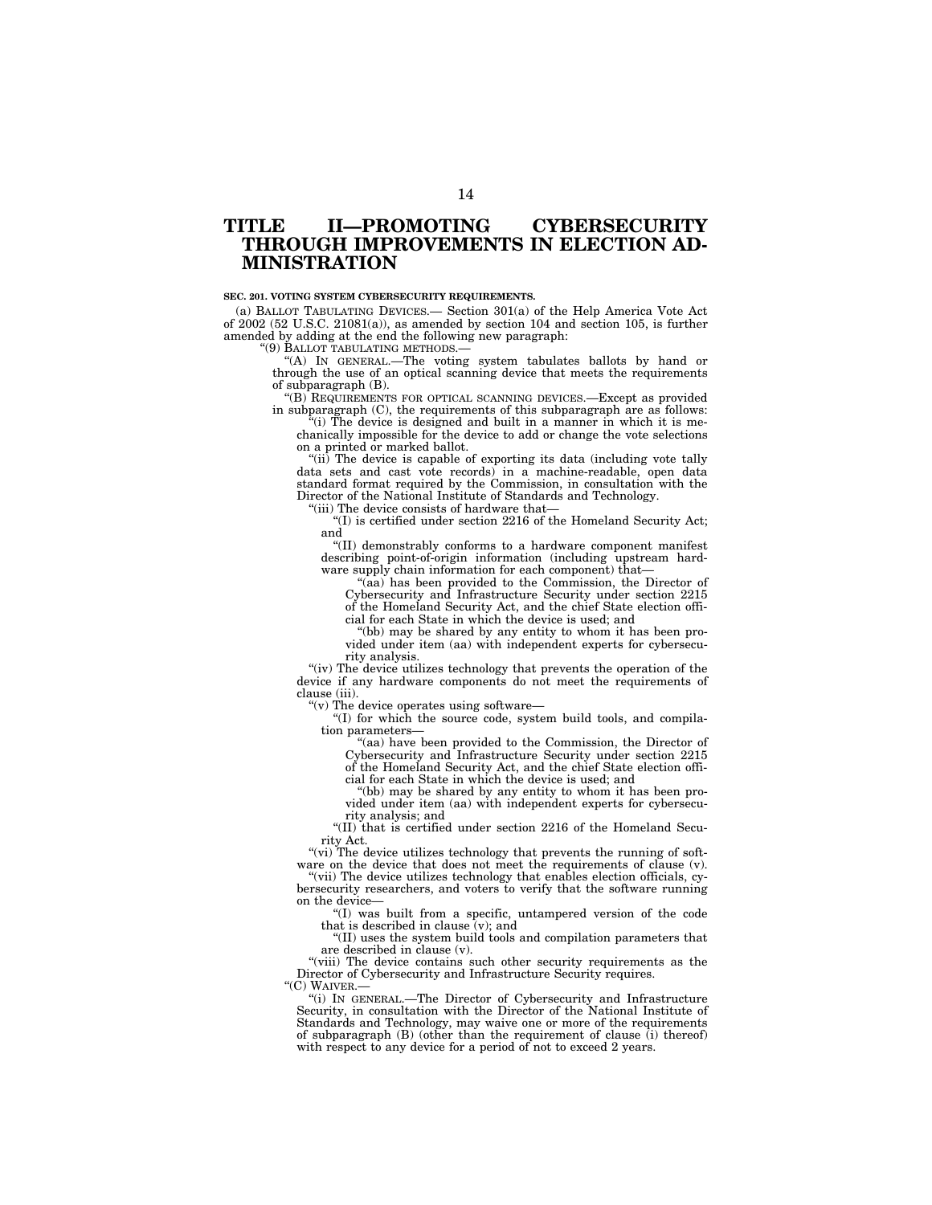# TITLE II—PROMOTING CYBERSECURITY THROUGH IMPROVEMENTS IN ELECTION ADMINISTRATION

**SEC. 201. VOTING SYSTEM CYBERSECURITY REQUIREMENTS.**

(a) BALLOT TABULATING DEVICES.— Section 301(a) of the Help America Vote Act of 2002 (52 U.S.C. 21081(a)), as amended by section 104 and section 105, is further amended by adding at the end the following new paragraph:

"(9) BALLOT TABULATING METHODS.—

"(A) IN GENERAL.—The voting system tabulates ballots by hand or through the use of an optical scanning device that meets the requirements of subparagraph (B).

"(B) REQUIREMENTS FOR OPTICAL SCANNING DEVICES.—Except as provided in subparagraph (C), the requirements of this subparagraph are as follows:

"(i) The device is designed and built in a manner in which it is mechanically impossible for the device to add or change the vote selections on a printed or marked ballot.

"(ii) The device is capable of exporting its data (including vote tally data sets and cast vote records) in a machine-readable, open data standard format required by the Commission, in consultation with the Director of the National Institute of Standards and Technology.

"(iii) The device consists of hardware that—

"(I) is certified under section 2216 of the Homeland Security Act; and

"(II) demonstrably conforms to a hardware component manifest describing point-of-origin information (including upstream hardware supply chain information for each component) that—

"(aa) has been provided to the Commission, the Director of Cybersecurity and Infrastructure Security under section 2215 of the Homeland Security Act, and the chief State election official for each State in which the device is used; and

"(bb) may be shared by any entity to whom it has been provided under item (aa) with independent experts for cybersecurity analysis.

"(iv) The device utilizes technology that prevents the operation of the device if any hardware components do not meet the requirements of clause (iii).

"(v) The device operates using software—

"(I) for which the source code, system build tools, and compilation parameters—

"(aa) have been provided to the Commission, the Director of Cybersecurity and Infrastructure Security under section 2215 of the Homeland Security Act, and the chief State election official for each State in which the device is used; and

"(bb) may be shared by any entity to whom it has been provided under item (aa) with independent experts for cybersecurity analysis; and

"(II) that is certified under section 2216 of the Homeland Security Act.

"(vi) The device utilizes technology that prevents the running of software on the device that does not meet the requirements of clause (v).

"(vii) The device utilizes technology that enables election officials, cybersecurity researchers, and voters to verify that the software running on the device—

"(I) was built from a specific, untampered version of the code that is described in clause (v); and

"(II) uses the system build tools and compilation parameters that are described in clause (v).

"(viii) The device contains such other security requirements as the Director of Cybersecurity and Infrastructure Security requires.

"(C) WAIVER.—

"(i) IN GENERAL.—The Director of Cybersecurity and Infrastructure Security, in consultation with the Director of the National Institute of Standards and Technology, may waive one or more of the requirements of subparagraph (B) (other than the requirement of clause (i) thereof) with respect to any device for a period of not to exceed 2 years.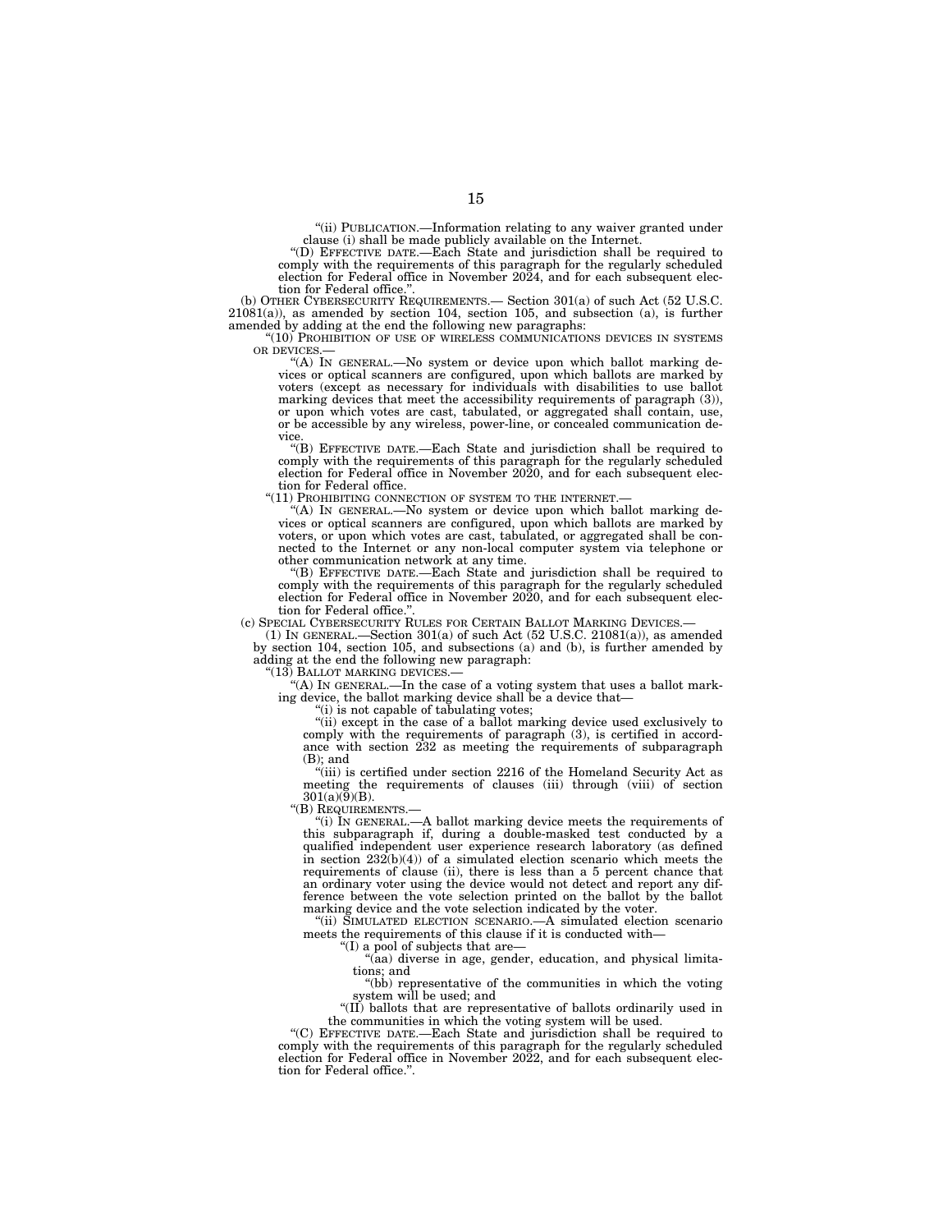"(ii) PUBLICATION.—Information relating to any waiver granted under clause (i) shall be made publicly available on the Internet.

"(D) EFFECTIVE DATE.—Each State and jurisdiction shall be required to comply with the requirements of this paragraph for the regularly scheduled election for Federal office in November 2024, and for each subsequent election for Federal office.".

(b) OTHER CYBERSECURITY REQUIREMENTS.— Section 301(a) of such Act (52 U.S.C. 21081(a)), as amended by section 104, section 105, and subsection (a), is further amended by adding at the end the following new paragraphs:

"(10) PROHIBITION OF USE OF WIRELESS COMMUNICATIONS DEVICES IN SYSTEMS OR DEVICES.—

"(A) IN GENERAL.—No system or device upon which ballot marking devices or optical scanners are configured, upon which ballots are marked by voters (except as necessary for individuals with disabilities to use ballot marking devices that meet the accessibility requirements of paragraph (3)), or upon which votes are cast, tabulated, or aggregated shall contain, use, or be accessible by any wireless, power-line, or concealed communication device.

"(B) EFFECTIVE DATE.—Each State and jurisdiction shall be required to comply with the requirements of this paragraph for the regularly scheduled election for Federal office in November 2020, and for each subsequent election for Federal office.

"(11) PROHIBITING CONNECTION OF SYSTEM TO THE INTERNET.—

"(A) IN GENERAL.—No system or device upon which ballot marking devices or optical scanners are configured, upon which ballots are marked by voters, or upon which votes are cast, tabulated, or aggregated shall be connected to the Internet or any non-local computer system via telephone or other communication network at any time.

"(B) EFFECTIVE DATE.—Each State and jurisdiction shall be required to comply with the requirements of this paragraph for the regularly scheduled election for Federal office in November 2020, and for each subsequent election for Federal office.".

(c) SPECIAL CYBERSECURITY RULES FOR CERTAIN BALLOT MARKING DEVICES.—

(1) IN GENERAL.—Section 301(a) of such Act (52 U.S.C. 21081(a)), as amended by section 104, section 105, and subsections (a) and (b), is further amended by adding at the end the following new paragraph:

"(13) BALLOT MARKING DEVICES.—

"(A) IN GENERAL.—In the case of a voting system that uses a ballot marking device, the ballot marking device shall be a device that—

"(i) is not capable of tabulating votes;

"(ii) except in the case of a ballot marking device used exclusively to comply with the requirements of paragraph (3), is certified in accordance with section 232 as meeting the requirements of subparagraph (B); and

"(iii) is certified under section 2216 of the Homeland Security Act as meeting the requirements of clauses (iii) through (viii) of section 301(a)(9)(B).

"(B) REQUIREMENTS.—

"(i) IN GENERAL.—A ballot marking device meets the requirements of this subparagraph if, during a double-masked test conducted by a qualified independent user experience research laboratory (as defined in section 232(b)(4)) of a simulated election scenario which meets the requirements of clause (ii), there is less than a 5 percent chance that an ordinary voter using the device would not detect and report any difference between the vote selection printed on the ballot by the ballot marking device and the vote selection indicated by the voter.

"(ii) SIMULATED ELECTION SCENARIO.—A simulated election scenario meets the requirements of this clause if it is conducted with—

"(I) a pool of subjects that are—

"(aa) diverse in age, gender, education, and physical limitations; and

"(bb) representative of the communities in which the voting system will be used; and

"(II) ballots that are representative of ballots ordinarily used in the communities in which the voting system will be used.

"(C) EFFECTIVE DATE.—Each State and jurisdiction shall be required to comply with the requirements of this paragraph for the regularly scheduled election for Federal office in November 2022, and for each subsequent election for Federal office.".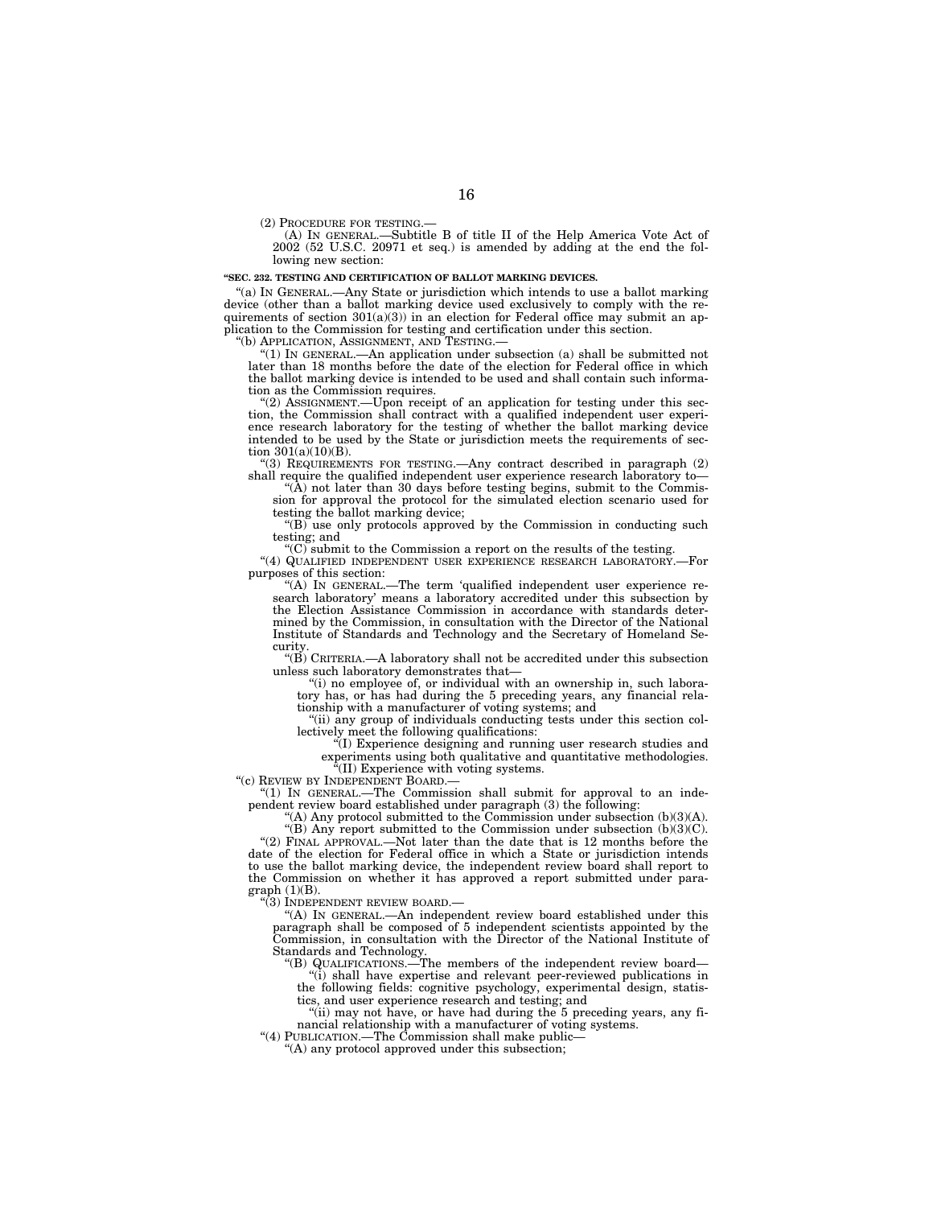(2) PROCEDURE FOR TESTING.—

(A) IN GENERAL.—Subtitle B of title II of the Help America Vote Act of 2002 (52 U.S.C. 20971 et seq.) is amended by adding at the end the following new section:

**"SEC. 232. TESTING AND CERTIFICATION OF BALLOT MARKING DEVICES.**

"(a) IN GENERAL.—Any State or jurisdiction which intends to use a ballot marking device (other than a ballot marking device used exclusively to comply with the requirements of section 301(a)(3)) in an election for Federal office may submit an application to the Commission for testing and certification under this section.

"(b) APPLICATION, ASSIGNMENT, AND TESTING.—

"(1) IN GENERAL.—An application under subsection (a) shall be submitted not later than 18 months before the date of the election for Federal office in which the ballot marking device is intended to be used and shall contain such information as the Commission requires.

"(2) ASSIGNMENT.—Upon receipt of an application for testing under this section, the Commission shall contract with a qualified independent user experience research laboratory for the testing of whether the ballot marking device intended to be used by the State or jurisdiction meets the requirements of section 301(a)(10)(B).

"(3) REQUIREMENTS FOR TESTING.—Any contract described in paragraph (2) shall require the qualified independent user experience research laboratory to—

"(A) not later than 30 days before testing begins, submit to the Commission for approval the protocol for the simulated election scenario used for testing the ballot marking device;

"(B) use only protocols approved by the Commission in conducting such testing; and

"(C) submit to the Commission a report on the results of the testing.

"(4) QUALIFIED INDEPENDENT USER EXPERIENCE RESEARCH LABORATORY.—For purposes of this section:

"(A) IN GENERAL.—The term 'qualified independent user experience research laboratory' means a laboratory accredited under this subsection by the Election Assistance Commission in accordance with standards determined by the Commission, in consultation with the Director of the National Institute of Standards and Technology and the Secretary of Homeland Security.

"(B) CRITERIA.—A laboratory shall not be accredited under this subsection unless such laboratory demonstrates that—

"(i) no employee of, or individual with an ownership in, such laboratory has, or has had during the 5 preceding years, any financial relationship with a manufacturer of voting systems; and

"(ii) any group of individuals conducting tests under this section collectively meet the following qualifications:

"(I) Experience designing and running user research studies and experiments using both qualitative and quantitative methodologies.

"(II) Experience with voting systems.

"(c) REVIEW BY INDEPENDENT BOARD.—

"(1) IN GENERAL.—The Commission shall submit for approval to an independent review board established under paragraph (3) the following:

"(A) Any protocol submitted to the Commission under subsection (b)(3)(A).

"(B) Any report submitted to the Commission under subsection (b)(3)(C).

"(2) FINAL APPROVAL.—Not later than the date that is 12 months before the date of the election for Federal office in which a State or jurisdiction intends to use the ballot marking device, the independent review board shall report to the Commission on whether it has approved a report submitted under paragraph (1)(B).

"(3) INDEPENDENT REVIEW BOARD.—

"(A) IN GENERAL.—An independent review board established under this paragraph shall be composed of 5 independent scientists appointed by the Commission, in consultation with the Director of the National Institute of Standards and Technology.

"(B) QUALIFICATIONS.—The members of the independent review board—

"(i) shall have expertise and relevant peer-reviewed publications in the following fields: cognitive psychology, experimental design, statistics, and user experience research and testing; and

"(ii) may not have, or have had during the 5 preceding years, any financial relationship with a manufacturer of voting systems.

"(4) PUBLICATION.—The Commission shall make public—

"(A) any protocol approved under this subsection;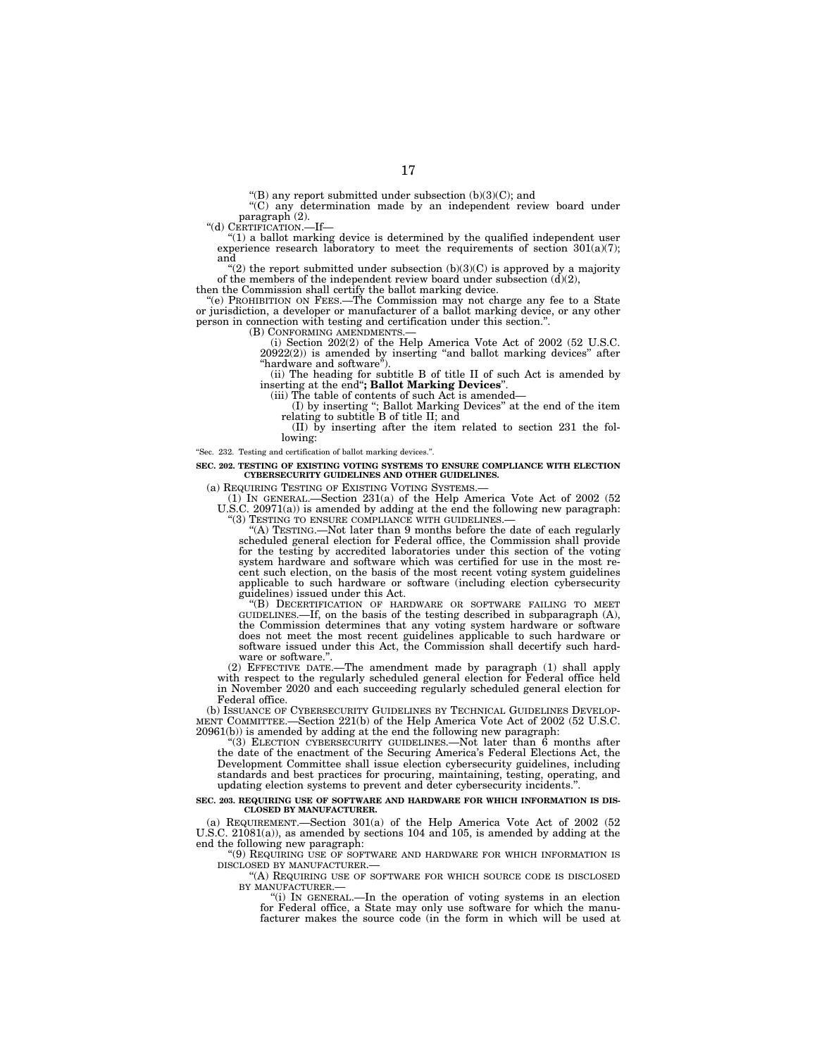"(B) any report submitted under subsection (b)(3)(C); and

"(C) any determination made by an independent review board under paragraph (2).

"(d) CERTIFICATION.—If—

"(1) a ballot marking device is determined by the qualified independent user experience research laboratory to meet the requirements of section 301(a)(7); and

"(2) the report submitted under subsection (b)(3)(C) is approved by a majority of the members of the independent review board under subsection (d)(2),

then the Commission shall certify the ballot marking device.

"(e) PROHIBITION ON FEES.—The Commission may not charge any fee to a State or jurisdiction, a developer or manufacturer of a ballot marking device, or any other person in connection with testing and certification under this section.".

(B) CONFORMING AMENDMENTS.—

(i) Section 202(2) of the Help America Vote Act of 2002 (52 U.S.C. 20922(2)) is amended by inserting "and ballot marking devices" after "hardware and software").

(ii) The heading for subtitle B of title II of such Act is amended by inserting at the end"**; Ballot Marking Devices**".

(iii) The table of contents of such Act is amended—

(I) by inserting "; Ballot Marking Devices" at the end of the item relating to subtitle B of title II; and

(II) by inserting after the item related to section 231 the following:

"Sec. 232. Testing and certification of ballot marking devices.".

**SEC. 202. TESTING OF EXISTING VOTING SYSTEMS TO ENSURE COMPLIANCE WITH ELECTION CYBERSECURITY GUIDELINES AND OTHER GUIDELINES.**

(a) REQUIRING TESTING OF EXISTING VOTING SYSTEMS.—

(1) IN GENERAL.—Section 231(a) of the Help America Vote Act of 2002 (52 U.S.C. 20971(a)) is amended by adding at the end the following new paragraph:

"(3) TESTING TO ENSURE COMPLIANCE WITH GUIDELINES.—

"(A) TESTING.—Not later than 9 months before the date of each regularly scheduled general election for Federal office, the Commission shall provide for the testing by accredited laboratories under this section of the voting system hardware and software which was certified for use in the most recent such election, on the basis of the most recent voting system guidelines applicable to such hardware or software (including election cybersecurity guidelines) issued under this Act.

"(B) DECERTIFICATION OF HARDWARE OR SOFTWARE FAILING TO MEET GUIDELINES.—If, on the basis of the testing described in subparagraph (A), the Commission determines that any voting system hardware or software does not meet the most recent guidelines applicable to such hardware or software issued under this Act, the Commission shall decertify such hardware or software.".

(2) EFFECTIVE DATE.—The amendment made by paragraph (1) shall apply with respect to the regularly scheduled general election for Federal office held in November 2020 and each succeeding regularly scheduled general election for Federal office.

(b) ISSUANCE OF CYBERSECURITY GUIDELINES BY TECHNICAL GUIDELINES DEVELOPMENT COMMITTEE.—Section 221(b) of the Help America Vote Act of 2002 (52 U.S.C. 20961(b)) is amended by adding at the end the following new paragraph:

"(3) ELECTION CYBERSECURITY GUIDELINES.—Not later than 6 months after the date of the enactment of the Securing America's Federal Elections Act, the Development Committee shall issue election cybersecurity guidelines, including standards and best practices for procuring, maintaining, testing, operating, and updating election systems to prevent and deter cybersecurity incidents.".

**SEC. 203. REQUIRING USE OF SOFTWARE AND HARDWARE FOR WHICH INFORMATION IS DISCLOSED BY MANUFACTURER.**

(a) REQUIREMENT.—Section 301(a) of the Help America Vote Act of 2002 (52 U.S.C. 21081(a)), as amended by sections 104 and 105, is amended by adding at the end the following new paragraph:

"(9) REQUIRING USE OF SOFTWARE AND HARDWARE FOR WHICH INFORMATION IS DISCLOSED BY MANUFACTURER.—

"(A) REQUIRING USE OF SOFTWARE FOR WHICH SOURCE CODE IS DISCLOSED BY MANUFACTURER.—

"(i) IN GENERAL.—In the operation of voting systems in an election for Federal office, a State may only use software for which the manufacturer makes the source code (in the form in which will be used at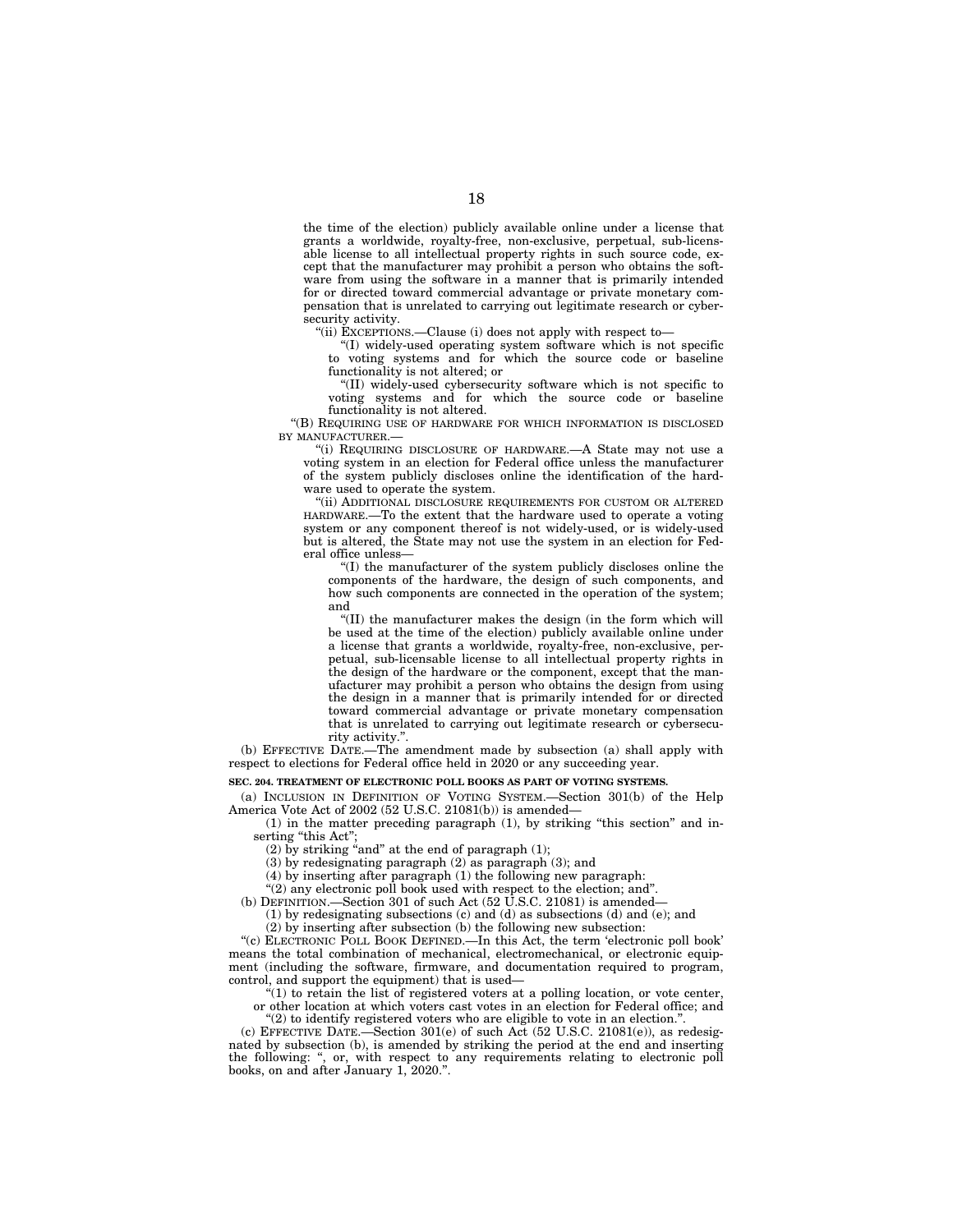the time of the election) publicly available online under a license that grants a worldwide, royalty-free, non-exclusive, perpetual, sub-licensable license to all intellectual property rights in such source code, except that the manufacturer may prohibit a person who obtains the software from using the software in a manner that is primarily intended for or directed toward commercial advantage or private monetary compensation that is unrelated to carrying out legitimate research or cybersecurity activity.

"(ii) EXCEPTIONS.—Clause (i) does not apply with respect to—

"(I) widely-used operating system software which is not specific to voting systems and for which the source code or baseline functionality is not altered; or

"(II) widely-used cybersecurity software which is not specific to voting systems and for which the source code or baseline functionality is not altered.

"(B) REQUIRING USE OF HARDWARE FOR WHICH INFORMATION IS DISCLOSED BY MANUFACTURER.—

"(i) REQUIRING DISCLOSURE OF HARDWARE.—A State may not use a voting system in an election for Federal office unless the manufacturer of the system publicly discloses online the identification of the hardware used to operate the system.

"(ii) ADDITIONAL DISCLOSURE REQUIREMENTS FOR CUSTOM OR ALTERED HARDWARE.—To the extent that the hardware used to operate a voting system or any component thereof is not widely-used, or is widely-used but is altered, the State may not use the system in an election for Federal office unless—

"(I) the manufacturer of the system publicly discloses online the components of the hardware, the design of such components, and how such components are connected in the operation of the system; and

"(II) the manufacturer makes the design (in the form which will be used at the time of the election) publicly available online under a license that grants a worldwide, royalty-free, non-exclusive, perpetual, sub-licensable license to all intellectual property rights in the design of the hardware or the component, except that the manufacturer may prohibit a person who obtains the design from using the design in a manner that is primarily intended for or directed toward commercial advantage or private monetary compensation that is unrelated to carrying out legitimate research or cybersecurity activity.".

(b) EFFECTIVE DATE.—The amendment made by subsection (a) shall apply with respect to elections for Federal office held in 2020 or any succeeding year.

**SEC. 204. TREATMENT OF ELECTRONIC POLL BOOKS AS PART OF VOTING SYSTEMS.**

(a) INCLUSION IN DEFINITION OF VOTING SYSTEM.—Section 301(b) of the Help America Vote Act of 2002 (52 U.S.C. 21081(b)) is amended—

(1) in the matter preceding paragraph (1), by striking "this section" and inserting "this Act";

(2) by striking "and" at the end of paragraph (1);

(3) by redesignating paragraph (2) as paragraph (3); and

(4) by inserting after paragraph (1) the following new paragraph:

"(2) any electronic poll book used with respect to the election; and".

(b) DEFINITION.—Section 301 of such Act (52 U.S.C. 21081) is amended—

(1) by redesignating subsections (c) and (d) as subsections (d) and (e); and

(2) by inserting after subsection (b) the following new subsection:

"(c) ELECTRONIC POLL BOOK DEFINED.—In this Act, the term 'electronic poll book' means the total combination of mechanical, electromechanical, or electronic equipment (including the software, firmware, and documentation required to program, control, and support the equipment) that is used—

"(1) to retain the list of registered voters at a polling location, or vote center, or other location at which voters cast votes in an election for Federal office; and

"(2) to identify registered voters who are eligible to vote in an election.".

(c) EFFECTIVE DATE.—Section 301(e) of such Act (52 U.S.C. 21081(e)), as redesignated by subsection (b), is amended by striking the period at the end and inserting the following: ", or, with respect to any requirements relating to electronic poll books, on and after January 1, 2020.".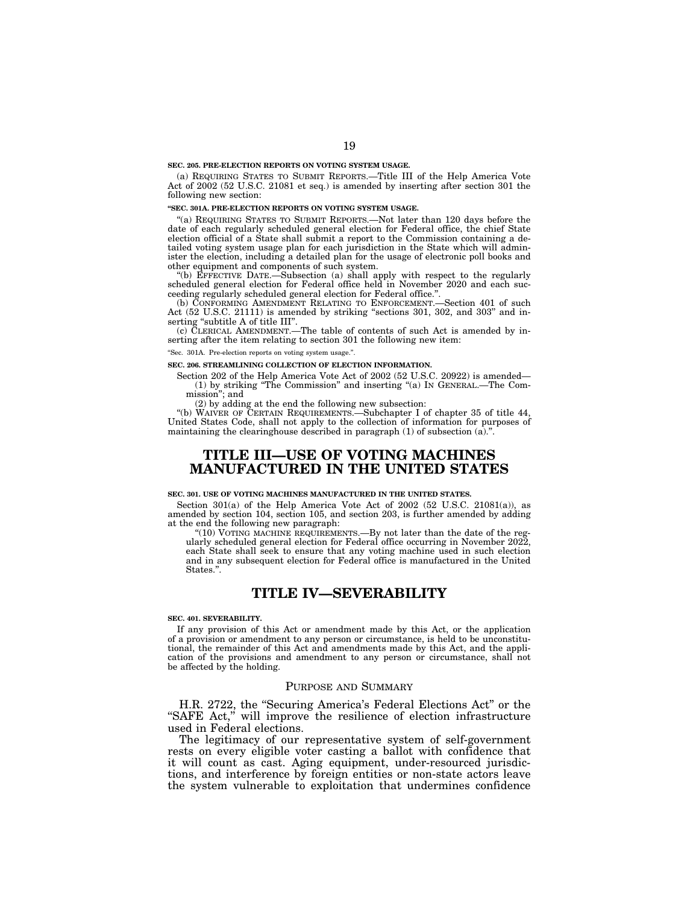**SEC. 205. PRE-ELECTION REPORTS ON VOTING SYSTEM USAGE.**

(a) REQUIRING STATES TO SUBMIT REPORTS.—Title III of the Help America Vote Act of 2002 (52 U.S.C. 21081 et seq.) is amended by inserting after section 301 the following new section:

**"SEC. 301A. PRE-ELECTION REPORTS ON VOTING SYSTEM USAGE.**

"(a) REQUIRING STATES TO SUBMIT REPORTS.—Not later than 120 days before the date of each regularly scheduled general election for Federal office, the chief State election official of a State shall submit a report to the Commission containing a detailed voting system usage plan for each jurisdiction in the State which will administer the election, including a detailed plan for the usage of electronic poll books and other equipment and components of such system.

"(b) EFFECTIVE DATE.—Subsection (a) shall apply with respect to the regularly scheduled general election for Federal office held in November 2020 and each succeeding regularly scheduled general election for Federal office.".

(b) CONFORMING AMENDMENT RELATING TO ENFORCEMENT.—Section 401 of such Act (52 U.S.C. 21111) is amended by striking "sections 301, 302, and 303" and inserting "subtitle A of title III".

(c) CLERICAL AMENDMENT.—The table of contents of such Act is amended by inserting after the item relating to section 301 the following new item:

"Sec. 301A. Pre-election reports on voting system usage.".

**SEC. 206. STREAMLINING COLLECTION OF ELECTION INFORMATION.**

Section 202 of the Help America Vote Act of 2002 (52 U.S.C. 20922) is amended—

(1) by striking "The Commission" and inserting "(a) IN GENERAL.—The Commission"; and

(2) by adding at the end the following new subsection:

"(b) WAIVER OF CERTAIN REQUIREMENTS.—Subchapter I of chapter 35 of title 44, United States Code, shall not apply to the collection of information for purposes of maintaining the clearinghouse described in paragraph (1) of subsection (a).".

# TITLE III—USE OF VOTING MACHINES MANUFACTURED IN THE UNITED STATES

**SEC. 301. USE OF VOTING MACHINES MANUFACTURED IN THE UNITED STATES.**

Section 301(a) of the Help America Vote Act of 2002 (52 U.S.C. 21081(a)), as amended by section 104, section 105, and section 203, is further amended by adding at the end the following new paragraph:

"(10) VOTING MACHINE REQUIREMENTS.—By not later than the date of the regularly scheduled general election for Federal office occurring in November 2022, each State shall seek to ensure that any voting machine used in such election and in any subsequent election for Federal office is manufactured in the United States.".

# TITLE IV—SEVERABILITY

**SEC. 401. SEVERABILITY.**

If any provision of this Act or amendment made by this Act, or the application of a provision or amendment to any person or circumstance, is held to be unconstitutional, the remainder of this Act and amendments made by this Act, and the application of the provisions and amendment to any person or circumstance, shall not be affected by the holding.

## PURPOSE AND SUMMARY

H.R. 2722, the "Securing America's Federal Elections Act" or the "SAFE Act," will improve the resilience of election infrastructure used in Federal elections.

The legitimacy of our representative system of self-government rests on every eligible voter casting a ballot with confidence that it will count as cast. Aging equipment, under-resourced jurisdictions, and interference by foreign entities or non-state actors leave the system vulnerable to exploitation that undermines confidence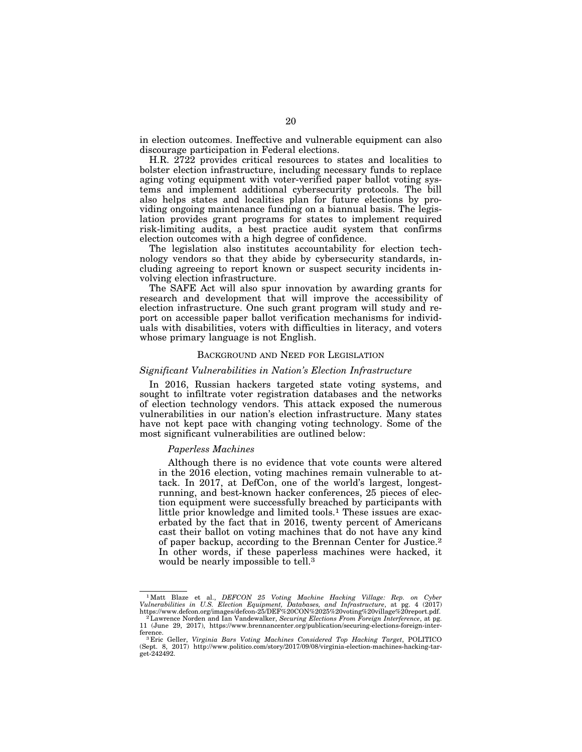in election outcomes. Ineffective and vulnerable equipment can also discourage participation in Federal elections.

H.R. 2722 provides critical resources to states and localities to bolster election infrastructure, including necessary funds to replace aging voting equipment with voter-verified paper ballot voting systems and implement additional cybersecurity protocols. The bill also helps states and localities plan for future elections by providing ongoing maintenance funding on a biannual basis. The legislation provides grant programs for states to implement required risk-limiting audits, a best practice audit system that confirms election outcomes with a high degree of confidence.

The legislation also institutes accountability for election technology vendors so that they abide by cybersecurity standards, including agreeing to report known or suspect security incidents involving election infrastructure.

The SAFE Act will also spur innovation by awarding grants for research and development that will improve the accessibility of election infrastructure. One such grant program will study and report on accessible paper ballot verification mechanisms for individuals with disabilities, voters with difficulties in literacy, and voters whose primary language is not English.

## BACKGROUND AND NEED FOR LEGISLATION

### *Significant Vulnerabilities in Nation's Election Infrastructure*

In 2016, Russian hackers targeted state voting systems, and sought to infiltrate voter registration databases and the networks of election technology vendors. This attack exposed the numerous vulnerabilities in our nation's election infrastructure. Many states have not kept pace with changing voting technology. Some of the most significant vulnerabilities are outlined below:

#### *Paperless Machines*

> Although there is no evidence that vote counts were altered in the 2016 election, voting machines remain vulnerable to attack. In 2017, at DefCon, one of the world's largest, longest-running, and best-known hacker conferences, 25 pieces of election equipment were successfully breached by participants with little prior knowledge and limited tools.[1] These issues are exacerbated by the fact that in 2016, twenty percent of Americans cast their ballot on voting machines that do not have any kind of paper backup, according to the Brennan Center for Justice.[2] In other words, if these paperless machines were hacked, it would be nearly impossible to tell.[3]

---

[1] Matt Blaze et al., *DEFCON 25 Voting Machine Hacking Village: Rep. on Cyber Vulnerabilities in U.S. Election Equipment, Databases, and Infrastructure*, at pg. 4 (2017) https://www.defcon.org/images/defcon-25/DEF%20CON%2025%20voting%20village%20report.pdf.

[2] Lawrence Norden and Ian Vandewalker, *Securing Elections From Foreign Interference*, at pg. 11 (June 29, 2017), https://www.brennancenter.org/publication/securing-elections-foreign-interference.

[3] Eric Geller, *Virginia Bars Voting Machines Considered Top Hacking Target*, POLITICO (Sept. 8, 2017) http://www.politico.com/story/2017/09/08/virginia-election-machines-hacking-target-242492.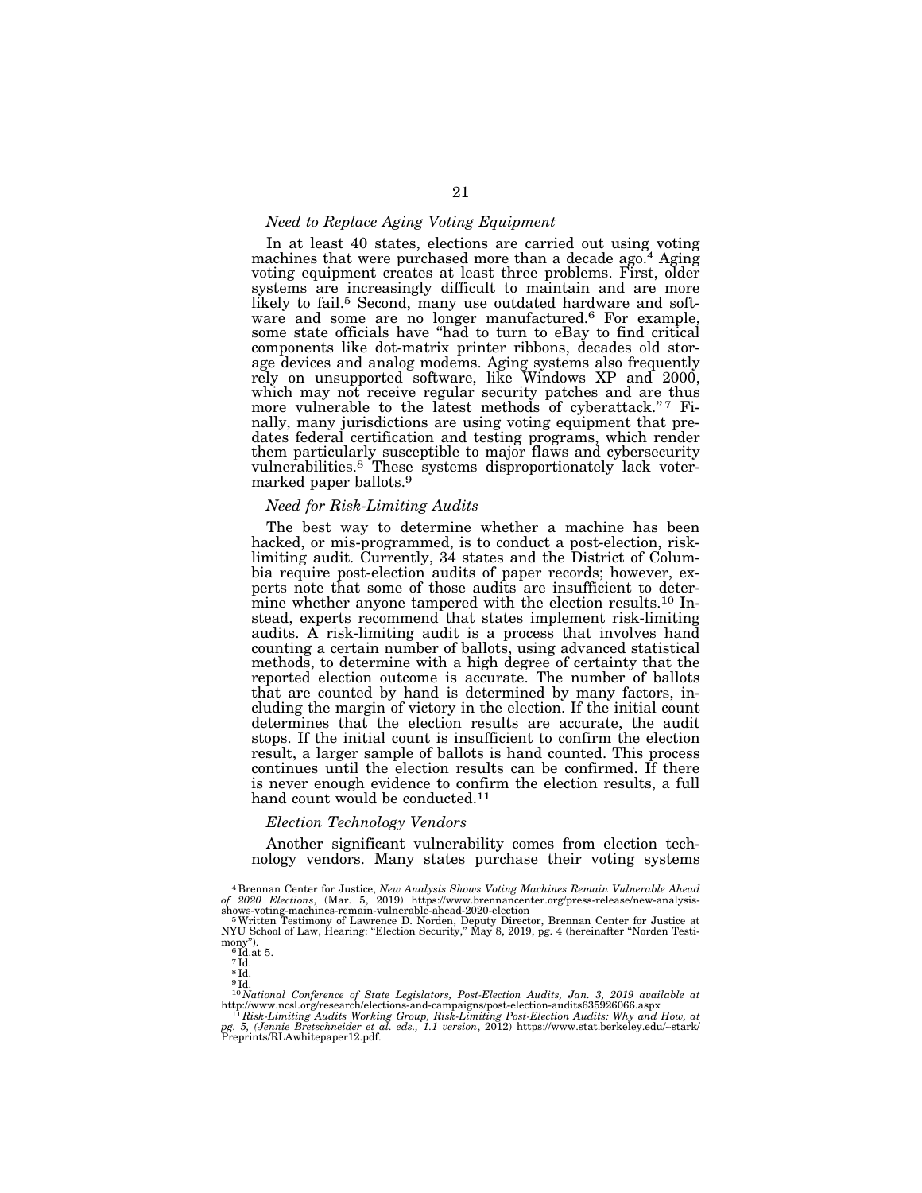*Need to Replace Aging Voting Equipment*

In at least 40 states, elections are carried out using voting machines that were purchased more than a decade ago.[4] Aging voting equipment creates at least three problems. First, older systems are increasingly difficult to maintain and are more likely to fail.[5] Second, many use outdated hardware and software and some are no longer manufactured.[6] For example, some state officials have "had to turn to eBay to find critical components like dot-matrix printer ribbons, decades old storage devices and analog modems. Aging systems also frequently rely on unsupported software, like Windows XP and 2000, which may not receive regular security patches and are thus more vulnerable to the latest methods of cyberattack."[7] Finally, many jurisdictions are using voting equipment that predates federal certification and testing programs, which render them particularly susceptible to major flaws and cybersecurity vulnerabilities.[8] These systems disproportionately lack voter-marked paper ballots.[9]

*Need for Risk-Limiting Audits*

The best way to determine whether a machine has been hacked, or mis-programmed, is to conduct a post-election, risk-limiting audit. Currently, 34 states and the District of Columbia require post-election audits of paper records; however, experts note that some of those audits are insufficient to determine whether anyone tampered with the election results.[10] Instead, experts recommend that states implement risk-limiting audits. A risk-limiting audit is a process that involves hand counting a certain number of ballots, using advanced statistical methods, to determine with a high degree of certainty that the reported election outcome is accurate. The number of ballots that are counted by hand is determined by many factors, including the margin of victory in the election. If the initial count determines that the election results are accurate, the audit stops. If the initial count is insufficient to confirm the election result, a larger sample of ballots is hand counted. This process continues until the election results can be confirmed. If there is never enough evidence to confirm the election results, a full hand count would be conducted.[11]

*Election Technology Vendors*

Another significant vulnerability comes from election technology vendors. Many states purchase their voting systems

---

[4] Brennan Center for Justice, *New Analysis Shows Voting Machines Remain Vulnerable Ahead of 2020 Elections*, (Mar. 5, 2019) https://www.brennancenter.org/press-release/new-analysis-shows-voting-machines-remain-vulnerable-ahead-2020-election

[5] Written Testimony of Lawrence D. Norden, Deputy Director, Brennan Center for Justice at NYU School of Law, Hearing: "Election Security," May 8, 2019, pg. 4 (hereinafter "Norden Testimony").

[6] Id.at 5.

[7] Id.

[8] Id.

[9] Id.

[10] *National Conference of State Legislators, Post-Election Audits, Jan. 3, 2019 available at* http://www.ncsl.org/research/elections-and-campaigns/post-election-audits635926066.aspx

[11] *Risk-Limiting Audits Working Group, Risk-Limiting Post-Election Audits: Why and How, at pg. 5, (Jennie Bretschneider et al. eds., 1.1 version*, 2012) https://www.stat.berkeley.edu/~stark/Preprints/RLAwhitepaper12.pdf.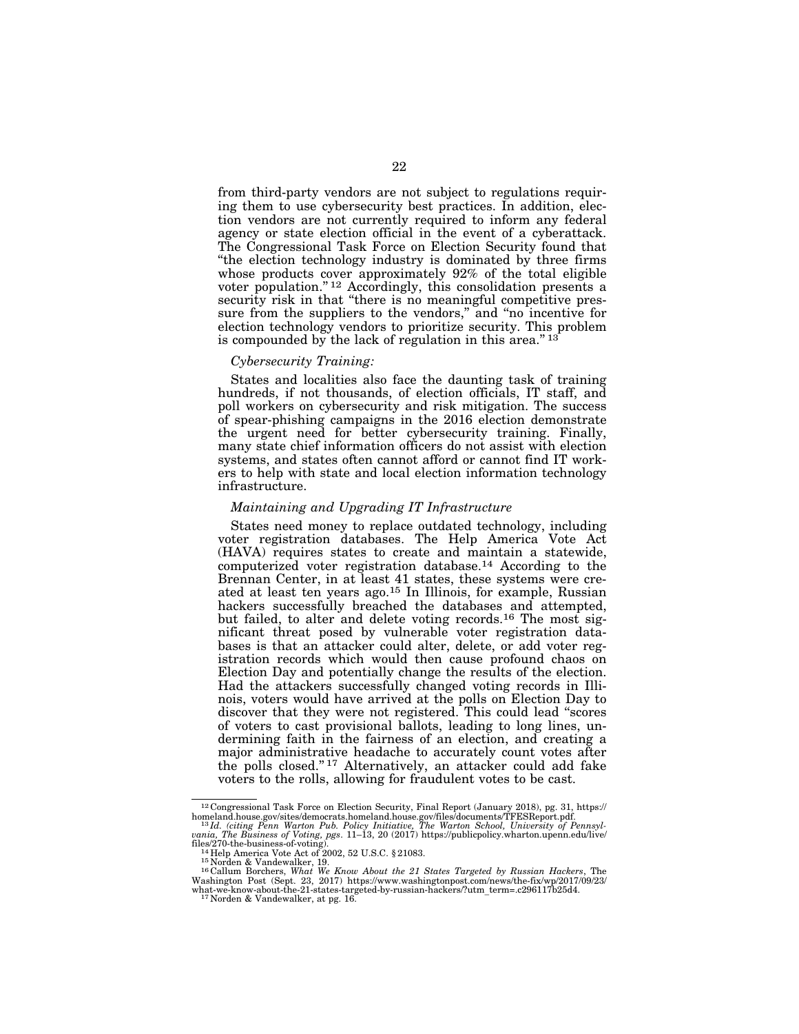from third-party vendors are not subject to regulations requiring them to use cybersecurity best practices. In addition, election vendors are not currently required to inform any federal agency or state election official in the event of a cyberattack. The Congressional Task Force on Election Security found that "the election technology industry is dominated by three firms whose products cover approximately 92% of the total eligible voter population."[12] Accordingly, this consolidation presents a security risk in that "there is no meaningful competitive pressure from the suppliers to the vendors," and "no incentive for election technology vendors to prioritize security. This problem is compounded by the lack of regulation in this area."[13]

*Cybersecurity Training:*

States and localities also face the daunting task of training hundreds, if not thousands, of election officials, IT staff, and poll workers on cybersecurity and risk mitigation. The success of spear-phishing campaigns in the 2016 election demonstrate the urgent need for better cybersecurity training. Finally, many state chief information officers do not assist with election systems, and states often cannot afford or cannot find IT workers to help with state and local election information technology infrastructure.

*Maintaining and Upgrading IT Infrastructure*

States need money to replace outdated technology, including voter registration databases. The Help America Vote Act (HAVA) requires states to create and maintain a statewide, computerized voter registration database.[14] According to the Brennan Center, in at least 41 states, these systems were created at least ten years ago.[15] In Illinois, for example, Russian hackers successfully breached the databases and attempted, but failed, to alter and delete voting records.[16] The most significant threat posed by vulnerable voter registration databases is that an attacker could alter, delete, or add voter registration records which would then cause profound chaos on Election Day and potentially change the results of the election. Had the attackers successfully changed voting records in Illinois, voters would have arrived at the polls on Election Day to discover that they were not registered. This could lead "scores of voters to cast provisional ballots, leading to long lines, undermining faith in the fairness of an election, and creating a major administrative headache to accurately count votes after the polls closed."[17] Alternatively, an attacker could add fake voters to the rolls, allowing for fraudulent votes to be cast.

---

[12] Congressional Task Force on Election Security, Final Report (January 2018), pg. 31, https://homeland.house.gov/sites/democrats.homeland.house.gov/files/documents/TFESReport.pdf.

[13] *Id. (citing Penn Warton Pub. Policy Initiative, The Warton School, University of Pennsylvania, The Business of Voting, pgs*. 11–13, 20 (2017) https://publicpolicy.wharton.upenn.edu/live/files/270-the-business-of-voting).

[14] Help America Vote Act of 2002, 52 U.S.C. § 21083.

[15] Norden & Vandewalker, 19.

[16] Callum Borchers, *What We Know About the 21 States Targeted by Russian Hackers*, The Washington Post (Sept. 23, 2017) https://www.washingtonpost.com/news/the-fix/wp/2017/09/23/what-we-know-about-the-21-states-targeted-by-russian-hackers/?utm_term=.c296117b25d4.

[17] Norden & Vandewalker, at pg. 16.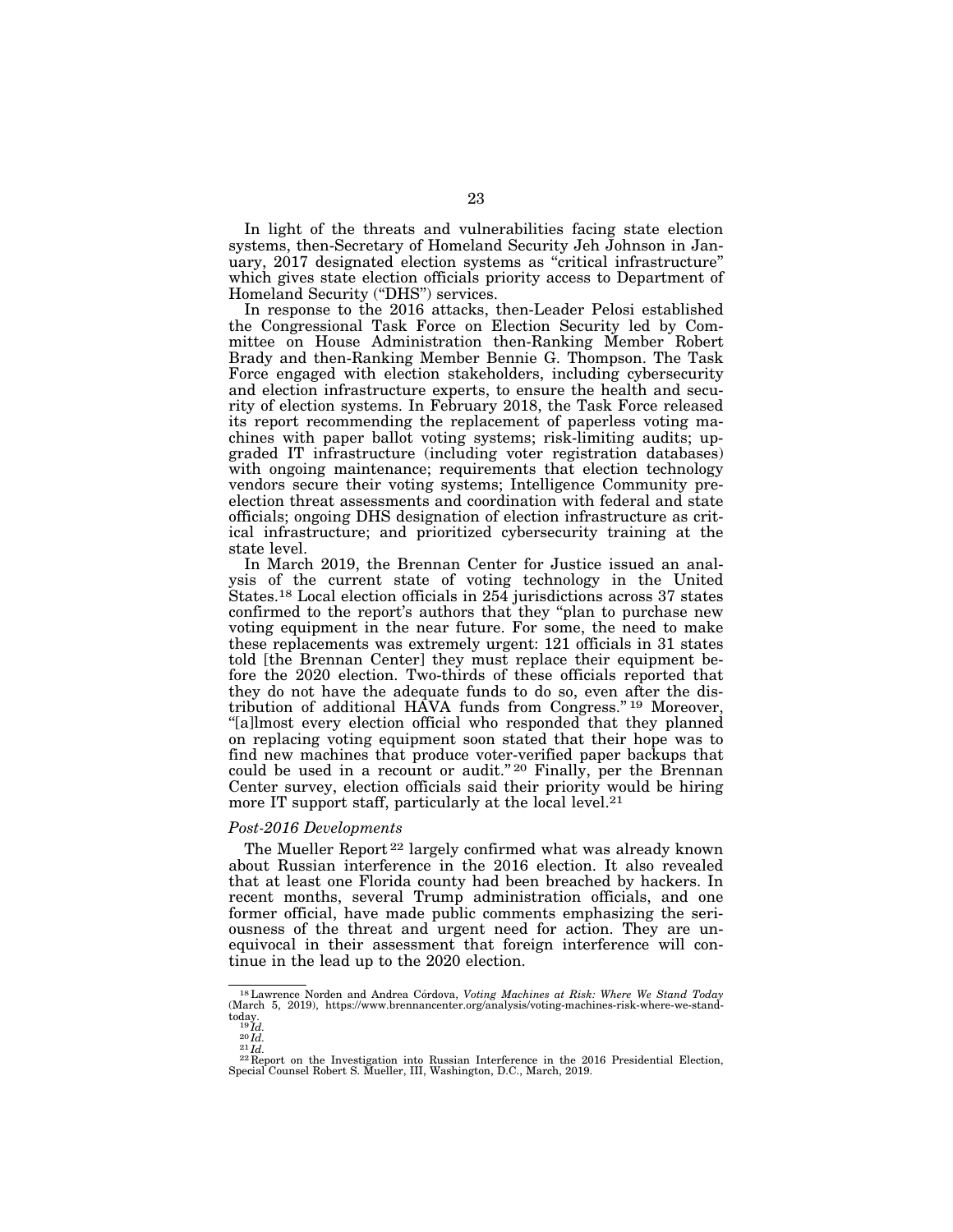In light of the threats and vulnerabilities facing state election systems, then-Secretary of Homeland Security Jeh Johnson in January, 2017 designated election systems as "critical infrastructure" which gives state election officials priority access to Department of Homeland Security ("DHS") services.

In response to the 2016 attacks, then-Leader Pelosi established the Congressional Task Force on Election Security led by Committee on House Administration then-Ranking Member Robert Brady and then-Ranking Member Bennie G. Thompson. The Task Force engaged with election stakeholders, including cybersecurity and election infrastructure experts, to ensure the health and security of election systems. In February 2018, the Task Force released its report recommending the replacement of paperless voting machines with paper ballot voting systems; risk-limiting audits; upgraded IT infrastructure (including voter registration databases) with ongoing maintenance; requirements that election technology vendors secure their voting systems; Intelligence Community pre-election threat assessments and coordination with federal and state officials; ongoing DHS designation of election infrastructure as critical infrastructure; and prioritized cybersecurity training at the state level.

In March 2019, the Brennan Center for Justice issued an analysis of the current state of voting technology in the United States.[18] Local election officials in 254 jurisdictions across 37 states confirmed to the report's authors that they "plan to purchase new voting equipment in the near future. For some, the need to make these replacements was extremely urgent: 121 officials in 31 states told [the Brennan Center] they must replace their equipment before the 2020 election. Two-thirds of these officials reported that they do not have the adequate funds to do so, even after the distribution of additional HAVA funds from Congress."[19] Moreover, "[a]lmost every election official who responded that they planned on replacing voting equipment soon stated that their hope was to find new machines that produce voter-verified paper backups that could be used in a recount or audit."[20] Finally, per the Brennan Center survey, election officials said their priority would be hiring more IT support staff, particularly at the local level.[21]

*Post-2016 Developments*

The Mueller Report[22] largely confirmed what was already known about Russian interference in the 2016 election. It also revealed that at least one Florida county had been breached by hackers. In recent months, several Trump administration officials, and one former official, have made public comments emphasizing the seriousness of the threat and urgent need for action. They are unequivocal in their assessment that foreign interference will continue in the lead up to the 2020 election.

---

[18] Lawrence Norden and Andrea Córdova, *Voting Machines at Risk: Where We Stand Today* (March 5, 2019), https://www.brennancenter.org/analysis/voting-machines-risk-where-we-stand-today.

[19] *Id.*

[20] *Id.*

[21] *Id.*

[22] Report on the Investigation into Russian Interference in the 2016 Presidential Election, Special Counsel Robert S. Mueller, III, Washington, D.C., March, 2019.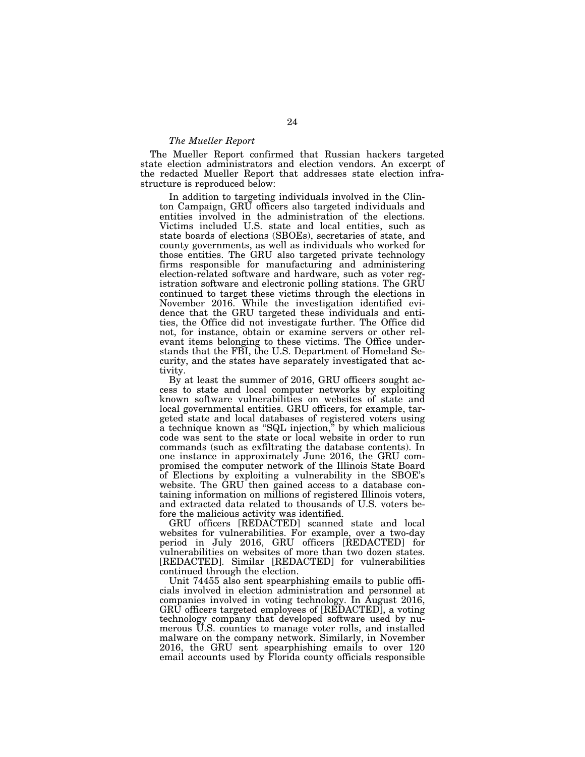*The Mueller Report*

The Mueller Report confirmed that Russian hackers targeted state election administrators and election vendors. An excerpt of the redacted Mueller Report that addresses state election infrastructure is reproduced below:

> In addition to targeting individuals involved in the Clinton Campaign, GRU officers also targeted individuals and entities involved in the administration of the elections. Victims included U.S. state and local entities, such as state boards of elections (SBOEs), secretaries of state, and county governments, as well as individuals who worked for those entities. The GRU also targeted private technology firms responsible for manufacturing and administering election-related software and hardware, such as voter registration software and electronic polling stations. The GRU continued to target these victims through the elections in November 2016. While the investigation identified evidence that the GRU targeted these individuals and entities, the Office did not investigate further. The Office did not, for instance, obtain or examine servers or other relevant items belonging to these victims. The Office understands that the FBI, the U.S. Department of Homeland Security, and the states have separately investigated that activity.
>
> By at least the summer of 2016, GRU officers sought access to state and local computer networks by exploiting known software vulnerabilities on websites of state and local governmental entities. GRU officers, for example, targeted state and local databases of registered voters using a technique known as "SQL injection," by which malicious code was sent to the state or local website in order to run commands (such as exfiltrating the database contents). In one instance in approximately June 2016, the GRU compromised the computer network of the Illinois State Board of Elections by exploiting a vulnerability in the SBOE's website. The GRU then gained access to a database containing information on millions of registered Illinois voters, and extracted data related to thousands of U.S. voters before the malicious activity was identified.
>
> GRU officers [REDACTED] scanned state and local websites for vulnerabilities. For example, over a two-day period in July 2016, GRU officers [REDACTED] for vulnerabilities on websites of more than two dozen states. [REDACTED]. Similar [REDACTED] for vulnerabilities continued through the election.
>
> Unit 74455 also sent spearphishing emails to public officials involved in election administration and personnel at companies involved in voting technology. In August 2016, GRU officers targeted employees of [REDACTED], a voting technology company that developed software used by numerous U.S. counties to manage voter rolls, and installed malware on the company network. Similarly, in November 2016, the GRU sent spearphishing emails to over 120 email accounts used by Florida county officials responsible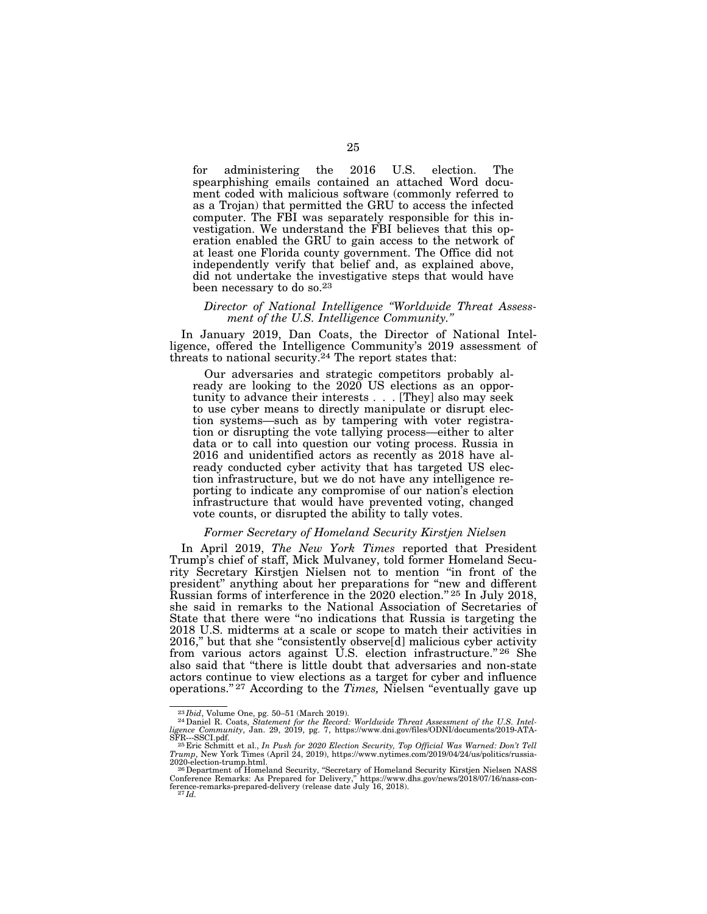> for administering the 2016 U.S. election. The spearphishing emails contained an attached Word document coded with malicious software (commonly referred to as a Trojan) that permitted the GRU to access the infected computer. The FBI was separately responsible for this investigation. We understand the FBI believes that this operation enabled the GRU to gain access to the network of at least one Florida county government. The Office did not independently verify that belief and, as explained above, did not undertake the investigative steps that would have been necessary to do so.[23]

*Director of National Intelligence "Worldwide Threat Assessment of the U.S. Intelligence Community."*

In January 2019, Dan Coats, the Director of National Intelligence, offered the Intelligence Community's 2019 assessment of threats to national security.[24] The report states that:

> Our adversaries and strategic competitors probably already are looking to the 2020 US elections as an opportunity to advance their interests . . . [They] also may seek to use cyber means to directly manipulate or disrupt election systems—such as by tampering with voter registration or disrupting the vote tallying process—either to alter data or to call into question our voting process. Russia in 2016 and unidentified actors as recently as 2018 have already conducted cyber activity that has targeted US election infrastructure, but we do not have any intelligence reporting to indicate any compromise of our nation's election infrastructure that would have prevented voting, changed vote counts, or disrupted the ability to tally votes.

*Former Secretary of Homeland Security Kirstjen Nielsen*

In April 2019, *The New York Times* reported that President Trump's chief of staff, Mick Mulvaney, told former Homeland Security Secretary Kirstjen Nielsen not to mention "in front of the president" anything about her preparations for "new and different Russian forms of interference in the 2020 election."[25] In July 2018, she said in remarks to the National Association of Secretaries of State that there were "no indications that Russia is targeting the 2018 U.S. midterms at a scale or scope to match their activities in 2016," but that she "consistently observe[d] malicious cyber activity from various actors against U.S. election infrastructure."[26] She also said that "there is little doubt that adversaries and non-state actors continue to view elections as a target for cyber and influence operations."[27] According to the *Times,* Nielsen "eventually gave up

---

[23] *Ibid*, Volume One, pg. 50–51 (March 2019).

[24] Daniel R. Coats, *Statement for the Record: Worldwide Threat Assessment of the U.S. Intelligence Community*, Jan. 29, 2019, pg. 7, https://www.dni.gov/files/ODNI/documents/2019-ATA-SFR---SSCI.pdf.

[25] Eric Schmitt et al., *In Push for 2020 Election Security, Top Official Was Warned: Don't Tell Trump*, New York Times (April 24, 2019), https://www.nytimes.com/2019/04/24/us/politics/russia-2020-election-trump.html.

[26] Department of Homeland Security, "Secretary of Homeland Security Kirstjen Nielsen NASS Conference Remarks: As Prepared for Delivery," https://www.dhs.gov/news/2018/07/16/nass-conference-remarks-prepared-delivery (release date July 16, 2018).

[27] *Id.*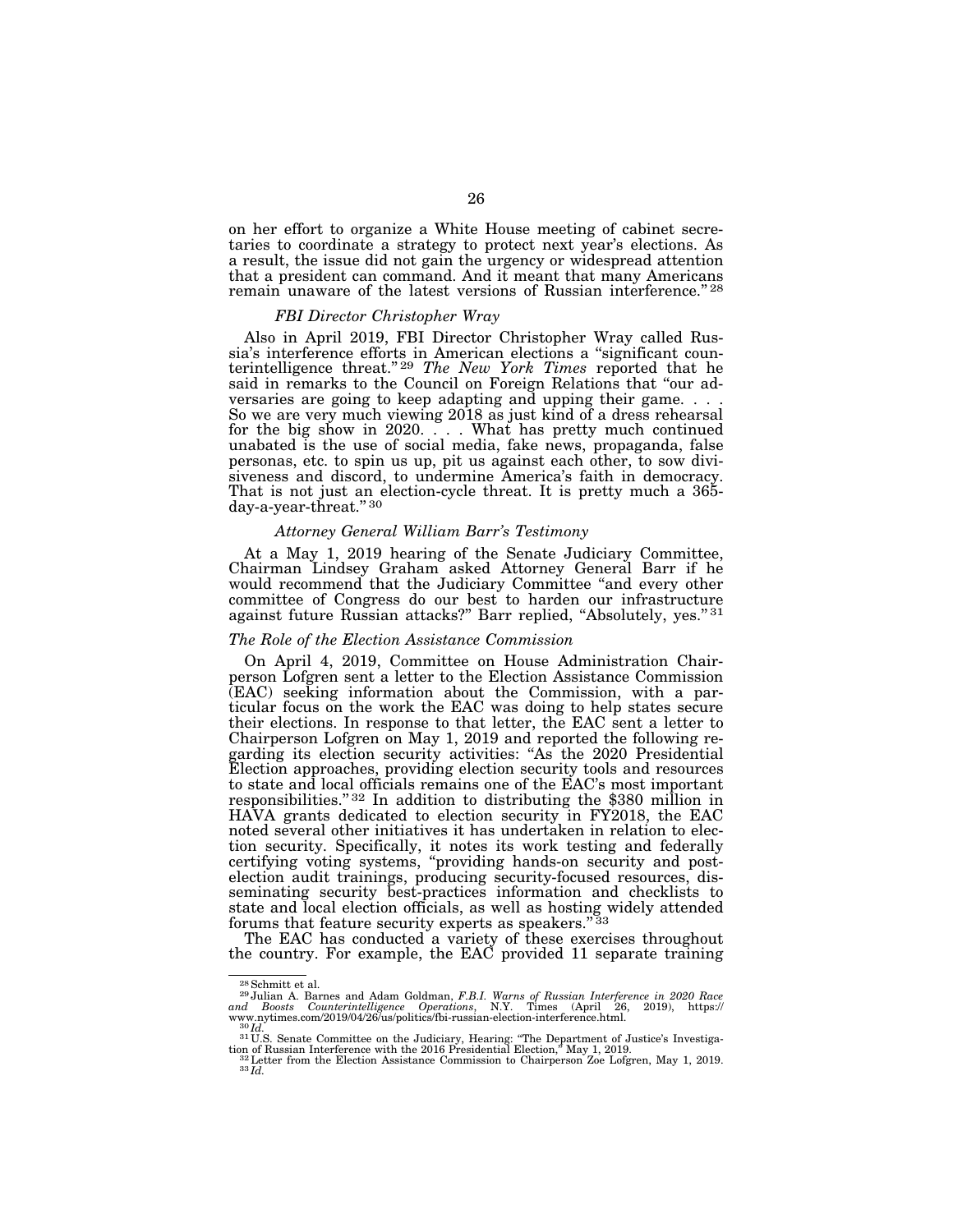on her effort to organize a White House meeting of cabinet secretaries to coordinate a strategy to protect next year's elections. As a result, the issue did not gain the urgency or widespread attention that a president can command. And it meant that many Americans remain unaware of the latest versions of Russian interference."[28]

#### *FBI Director Christopher Wray*

Also in April 2019, FBI Director Christopher Wray called Russia's interference efforts in American elections a "significant counterintelligence threat."[29] *The New York Times* reported that he said in remarks to the Council on Foreign Relations that "our adversaries are going to keep adapting and upping their game. . . . So we are very much viewing 2018 as just kind of a dress rehearsal for the big show in 2020. . . . What has pretty much continued unabated is the use of social media, fake news, propaganda, false personas, etc. to spin us up, pit us against each other, to sow divisiveness and discord, to undermine America's faith in democracy. That is not just an election-cycle threat. It is pretty much a 365-day-a-year-threat."[30]

#### *Attorney General William Barr's Testimony*

At a May 1, 2019 hearing of the Senate Judiciary Committee, Chairman Lindsey Graham asked Attorney General Barr if he would recommend that the Judiciary Committee "and every other committee of Congress do our best to harden our infrastructure against future Russian attacks?" Barr replied, "Absolutely, yes."[31]

### *The Role of the Election Assistance Commission*

On April 4, 2019, Committee on House Administration Chairperson Lofgren sent a letter to the Election Assistance Commission (EAC) seeking information about the Commission, with a particular focus on the work the EAC was doing to help states secure their elections. In response to that letter, the EAC sent a letter to Chairperson Lofgren on May 1, 2019 and reported the following regarding its election security activities: "As the 2020 Presidential Election approaches, providing election security tools and resources to state and local officials remains one of the EAC's most important responsibilities."[32] In addition to distributing the $380 million in HAVA grants dedicated to election security in FY2018, the EAC noted several other initiatives it has undertaken in relation to election security. Specifically, it notes its work testing and federally certifying voting systems, "providing hands-on security and post-election audit trainings, producing security-focused resources, disseminating security best-practices information and checklists to state and local election officials, as well as hosting widely attended forums that feature security experts as speakers."[33]

The EAC has conducted a variety of these exercises throughout the country. For example, the EAC provided 11 separate training

---

[28] Schmitt et al.

[29] Julian A. Barnes and Adam Goldman, *F.B.I. Warns of Russian Interference in 2020 Race and Boosts Counterintelligence Operations*, N.Y. Times (April 26, 2019), https://www.nytimes.com/2019/04/26/us/politics/fbi-russian-election-interference.html.

[30] *Id.*

[31] U.S. Senate Committee on the Judiciary, Hearing: "The Department of Justice's Investigation of Russian Interference with the 2016 Presidential Election," May 1, 2019.

[32] Letter from the Election Assistance Commission to Chairperson Zoe Lofgren, May 1, 2019.

[33] *Id.*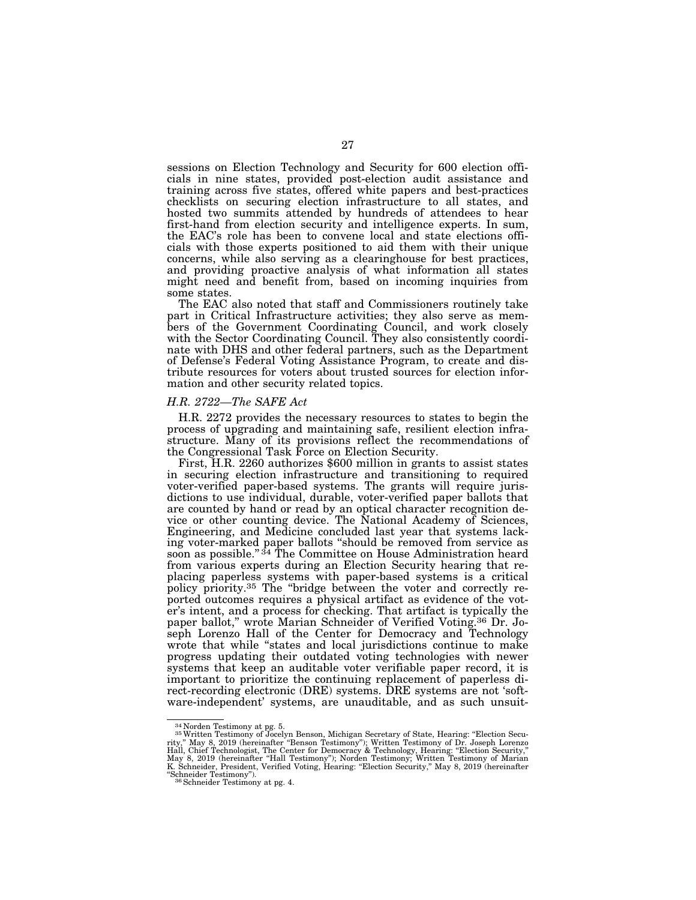sessions on Election Technology and Security for 600 election officials in nine states, provided post-election audit assistance and training across five states, offered white papers and best-practices checklists on securing election infrastructure to all states, and hosted two summits attended by hundreds of attendees to hear first-hand from election security and intelligence experts. In sum, the EAC's role has been to convene local and state elections officials with those experts positioned to aid them with their unique concerns, while also serving as a clearinghouse for best practices, and providing proactive analysis of what information all states might need and benefit from, based on incoming inquiries from some states.

The EAC also noted that staff and Commissioners routinely take part in Critical Infrastructure activities; they also serve as members of the Government Coordinating Council, and work closely with the Sector Coordinating Council. They also consistently coordinate with DHS and other federal partners, such as the Department of Defense's Federal Voting Assistance Program, to create and distribute resources for voters about trusted sources for election information and other security related topics.

### *H.R. 2722—The SAFE Act*

H.R. 2272 provides the necessary resources to states to begin the process of upgrading and maintaining safe, resilient election infrastructure. Many of its provisions reflect the recommendations of the Congressional Task Force on Election Security.

First, H.R. 2260 authorizes $600 million in grants to assist states in securing election infrastructure and transitioning to required voter-verified paper-based systems. The grants will require jurisdictions to use individual, durable, voter-verified paper ballots that are counted by hand or read by an optical character recognition device or other counting device. The National Academy of Sciences, Engineering, and Medicine concluded last year that systems lacking voter-marked paper ballots "should be removed from service as soon as possible."[34] The Committee on House Administration heard from various experts during an Election Security hearing that replacing paperless systems with paper-based systems is a critical policy priority.[35] The "bridge between the voter and correctly reported outcomes requires a physical artifact as evidence of the voter's intent, and a process for checking. That artifact is typically the paper ballot," wrote Marian Schneider of Verified Voting.[36] Dr. Joseph Lorenzo Hall of the Center for Democracy and Technology wrote that while "states and local jurisdictions continue to make progress updating their outdated voting technologies with newer systems that keep an auditable voter verifiable paper record, it is important to prioritize the continuing replacement of paperless direct-recording electronic (DRE) systems. DRE systems are not 'software-independent' systems, are unauditable, and as such unsuit-

---

[34] Norden Testimony at pg. 5.

[35] Written Testimony of Jocelyn Benson, Michigan Secretary of State, Hearing: "Election Security," May 8, 2019 (hereinafter "Benson Testimony"); Written Testimony of Dr. Joseph Lorenzo Hall, Chief Technologist, The Center for Democracy & Technology, Hearing: "Election Security," May 8, 2019 (hereinafter "Hall Testimony"); Norden Testimony; Written Testimony of Marian K. Schneider, President, Verified Voting, Hearing: "Election Security," May 8, 2019 (hereinafter "Schneider Testimony").

[36] Schneider Testimony at pg. 4.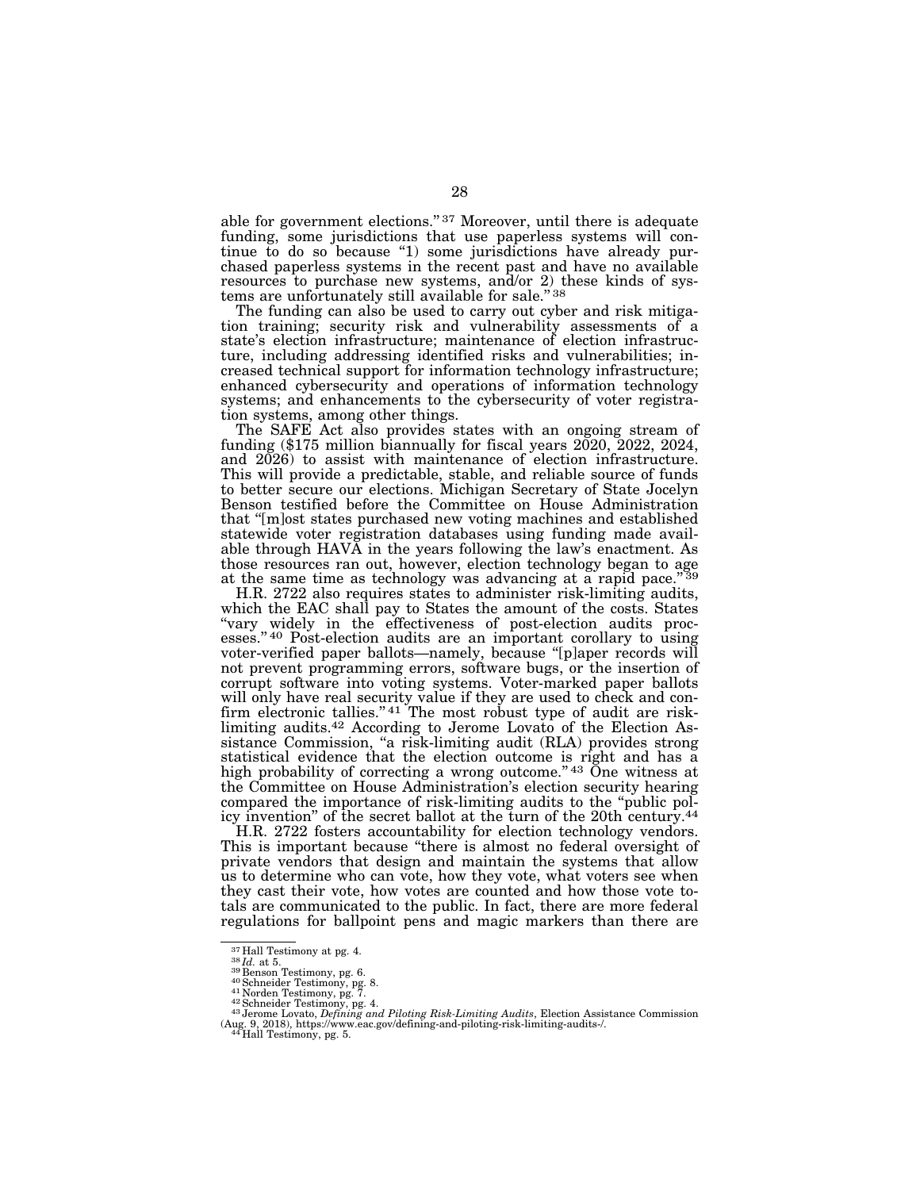able for government elections."[37] Moreover, until there is adequate funding, some jurisdictions that use paperless systems will continue to do so because "1) some jurisdictions have already purchased paperless systems in the recent past and have no available resources to purchase new systems, and/or 2) these kinds of systems are unfortunately still available for sale."[38]

The funding can also be used to carry out cyber and risk mitigation training; security risk and vulnerability assessments of a state's election infrastructure; maintenance of election infrastructure, including addressing identified risks and vulnerabilities; increased technical support for information technology infrastructure; enhanced cybersecurity and operations of information technology systems; and enhancements to the cybersecurity of voter registration systems, among other things.

The SAFE Act also provides states with an ongoing stream of funding ($175 million biannually for fiscal years 2020, 2022, 2024, and 2026) to assist with maintenance of election infrastructure. This will provide a predictable, stable, and reliable source of funds to better secure our elections. Michigan Secretary of State Jocelyn Benson testified before the Committee on House Administration that "[m]ost states purchased new voting machines and established statewide voter registration databases using funding made available through HAVA in the years following the law's enactment. As those resources ran out, however, election technology began to age at the same time as technology was advancing at a rapid pace."[39]

H.R. 2722 also requires states to administer risk-limiting audits, which the EAC shall pay to States the amount of the costs. States "vary widely in the effectiveness of post-election audits processes."[40] Post-election audits are an important corollary to using voter-verified paper ballots—namely, because "[p]aper records will not prevent programming errors, software bugs, or the insertion of corrupt software into voting systems. Voter-marked paper ballots will only have real security value if they are used to check and confirm electronic tallies."[41] The most robust type of audit are risk-limiting audits.[42] According to Jerome Lovato of the Election Assistance Commission, "a risk-limiting audit (RLA) provides strong statistical evidence that the election outcome is right and has a high probability of correcting a wrong outcome."[43] One witness at the Committee on House Administration's election security hearing compared the importance of risk-limiting audits to the "public policy invention" of the secret ballot at the turn of the 20th century.[44]

H.R. 2722 fosters accountability for election technology vendors. This is important because "there is almost no federal oversight of private vendors that design and maintain the systems that allow us to determine who can vote, how they vote, what voters see when they cast their vote, how votes are counted and how those vote totals are communicated to the public. In fact, there are more federal regulations for ballpoint pens and magic markers than there are

---

[37] Hall Testimony at pg. 4.
[38] *Id.* at 5.
[39] Benson Testimony, pg. 6.
[40] Schneider Testimony, pg. 8.
[41] Norden Testimony, pg. 7.
[42] Schneider Testimony, pg. 4.
[43] Jerome Lovato, *Defining and Piloting Risk-Limiting Audits*, Election Assistance Commission (Aug. 9, 2018), https://www.eac.gov/defining-and-piloting-risk-limiting-audits-/.
[44] Hall Testimony, pg. 5.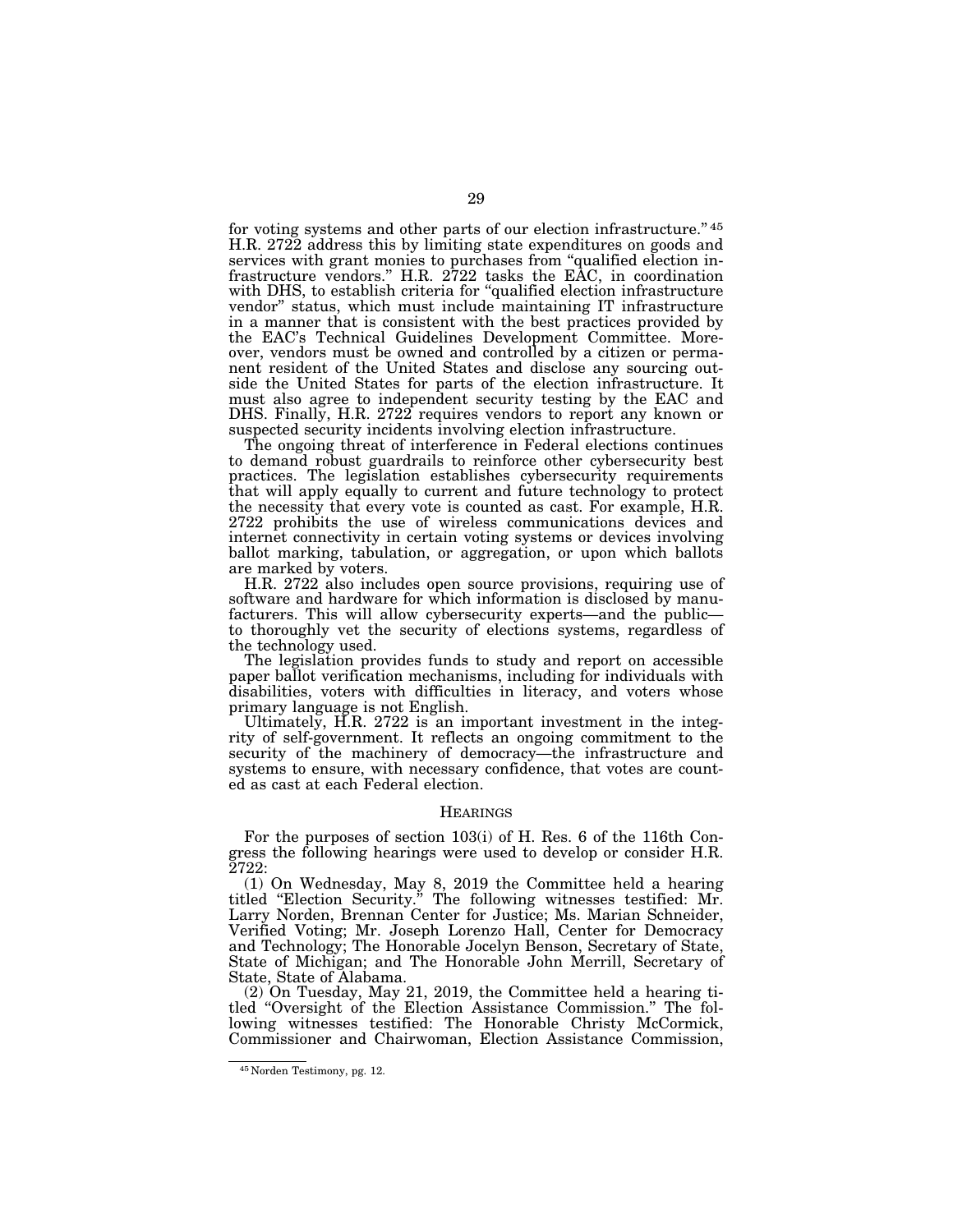for voting systems and other parts of our election infrastructure."[45] H.R. 2722 address this by limiting state expenditures on goods and services with grant monies to purchases from "qualified election infrastructure vendors." H.R. 2722 tasks the EAC, in coordination with DHS, to establish criteria for "qualified election infrastructure vendor" status, which must include maintaining IT infrastructure in a manner that is consistent with the best practices provided by the EAC's Technical Guidelines Development Committee. Moreover, vendors must be owned and controlled by a citizen or permanent resident of the United States and disclose any sourcing outside the United States for parts of the election infrastructure. It must also agree to independent security testing by the EAC and DHS. Finally, H.R. 2722 requires vendors to report any known or suspected security incidents involving election infrastructure.

The ongoing threat of interference in Federal elections continues to demand robust guardrails to reinforce other cybersecurity best practices. The legislation establishes cybersecurity requirements that will apply equally to current and future technology to protect the necessity that every vote is counted as cast. For example, H.R. 2722 prohibits the use of wireless communications devices and internet connectivity in certain voting systems or devices involving ballot marking, tabulation, or aggregation, or upon which ballots are marked by voters.

H.R. 2722 also includes open source provisions, requiring use of software and hardware for which information is disclosed by manufacturers. This will allow cybersecurity experts—and the public—to thoroughly vet the security of elections systems, regardless of the technology used.

The legislation provides funds to study and report on accessible paper ballot verification mechanisms, including for individuals with disabilities, voters with difficulties in literacy, and voters whose primary language is not English.

Ultimately, H.R. 2722 is an important investment in the integrity of self-government. It reflects an ongoing commitment to the security of the machinery of democracy—the infrastructure and systems to ensure, with necessary confidence, that votes are counted as cast at each Federal election.

## HEARINGS

For the purposes of section 103(i) of H. Res. 6 of the 116th Congress the following hearings were used to develop or consider H.R. 2722:

(1) On Wednesday, May 8, 2019 the Committee held a hearing titled "Election Security." The following witnesses testified: Mr. Larry Norden, Brennan Center for Justice; Ms. Marian Schneider, Verified Voting; Mr. Joseph Lorenzo Hall, Center for Democracy and Technology; The Honorable Jocelyn Benson, Secretary of State, State of Michigan; and The Honorable John Merrill, Secretary of State, State of Alabama.

(2) On Tuesday, May 21, 2019, the Committee held a hearing titled "Oversight of the Election Assistance Commission." The following witnesses testified: The Honorable Christy McCormick, Commissioner and Chairwoman, Election Assistance Commission,

[45] Norden Testimony, pg. 12.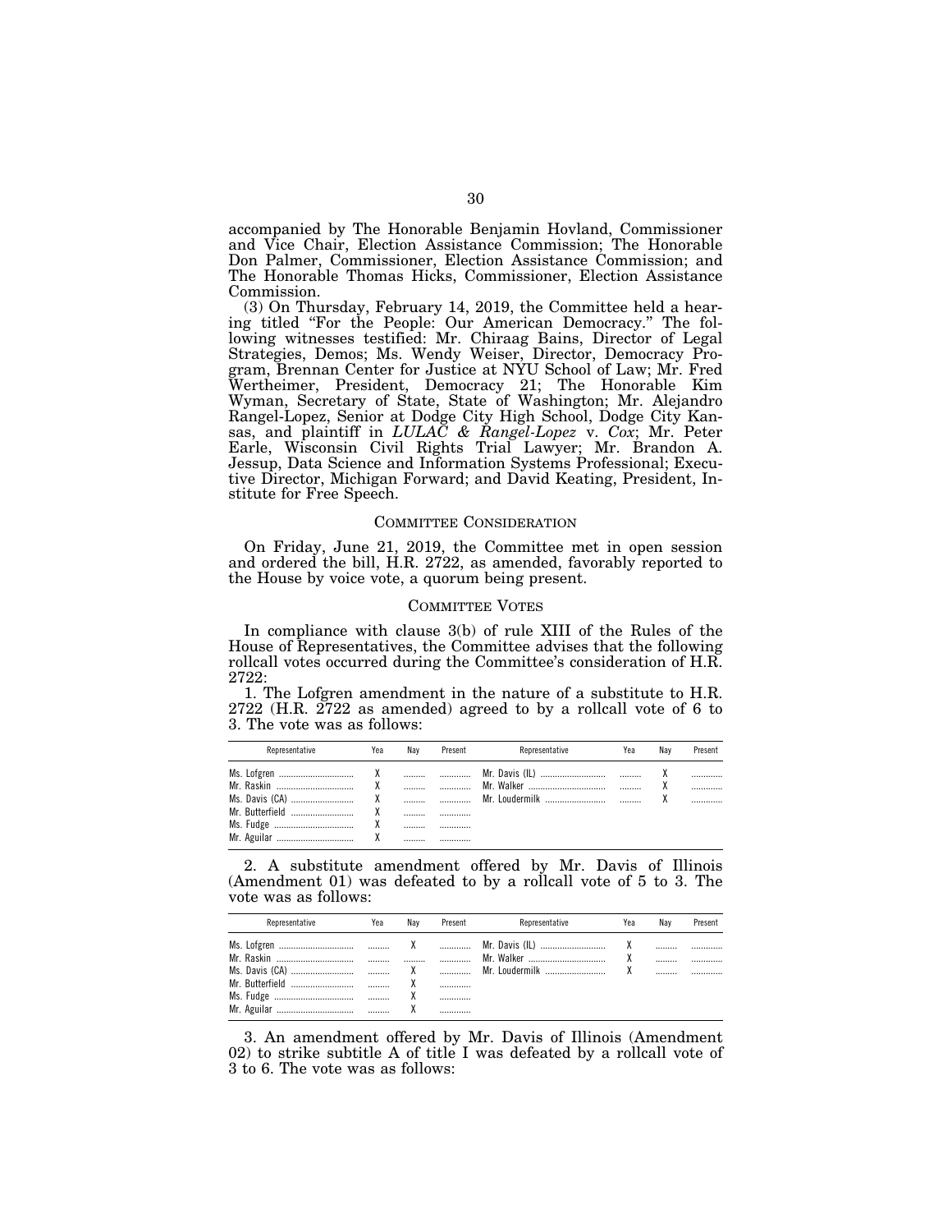accompanied by The Honorable Benjamin Hovland, Commissioner and Vice Chair, Election Assistance Commission; The Honorable Don Palmer, Commissioner, Election Assistance Commission; and The Honorable Thomas Hicks, Commissioner, Election Assistance Commission.

(3) On Thursday, February 14, 2019, the Committee held a hearing titled "For the People: Our American Democracy." The following witnesses testified: Mr. Chiraag Bains, Director of Legal Strategies, Demos; Ms. Wendy Weiser, Director, Democracy Program, Brennan Center for Justice at NYU School of Law; Mr. Fred Wertheimer, President, Democracy 21; The Honorable Kim Wyman, Secretary of State, State of Washington; Mr. Alejandro Rangel-Lopez, Senior at Dodge City High School, Dodge City Kansas, and plaintiff in *LULAC & Rangel-Lopez* v. *Cox*; Mr. Peter Earle, Wisconsin Civil Rights Trial Lawyer; Mr. Brandon A. Jessup, Data Science and Information Systems Professional; Executive Director, Michigan Forward; and David Keating, President, Institute for Free Speech.

## COMMITTEE CONSIDERATION

On Friday, June 21, 2019, the Committee met in open session and ordered the bill, H.R. 2722, as amended, favorably reported to the House by voice vote, a quorum being present.

## COMMITTEE VOTES

In compliance with clause 3(b) of rule XIII of the Rules of the House of Representatives, the Committee advises that the following rollcall votes occurred during the Committee's consideration of H.R. 2722:

1. The Lofgren amendment in the nature of a substitute to H.R. 2722 (H.R. 2722 as amended) agreed to by a rollcall vote of 6 to 3. The vote was as follows:

| Representative | Yea | Nay | Present | Representative | Yea | Nay | Present |
|---|---|---|---|---|---|---|---|
| Ms. Lofgren | X | | | Mr. Davis (IL) | | X | |
| Mr. Raskin | X | | | Mr. Walker | | X | |
| Ms. Davis (CA) | X | | | Mr. Loudermilk | | X | |
| Mr. Butterfield | X | | | | | | |
| Ms. Fudge | X | | | | | | |
| Mr. Aguilar | X | | | | | | |

2. A substitute amendment offered by Mr. Davis of Illinois (Amendment 01) was defeated to by a rollcall vote of 5 to 3. The vote was as follows:

| Representative | Yea | Nay | Present | Representative | Yea | Nay | Present |
|---|---|---|---|---|---|---|---|
| Ms. Lofgren | | X | | Mr. Davis (IL) | X | | |
| Mr. Raskin | | | | Mr. Walker | X | | |
| Ms. Davis (CA) | | X | | Mr. Loudermilk | X | | |
| Mr. Butterfield | | X | | | | | |
| Ms. Fudge | | X | | | | | |
| Mr. Aguilar | | X | | | | | |

3. An amendment offered by Mr. Davis of Illinois (Amendment 02) to strike subtitle A of title I was defeated by a rollcall vote of 3 to 6. The vote was as follows: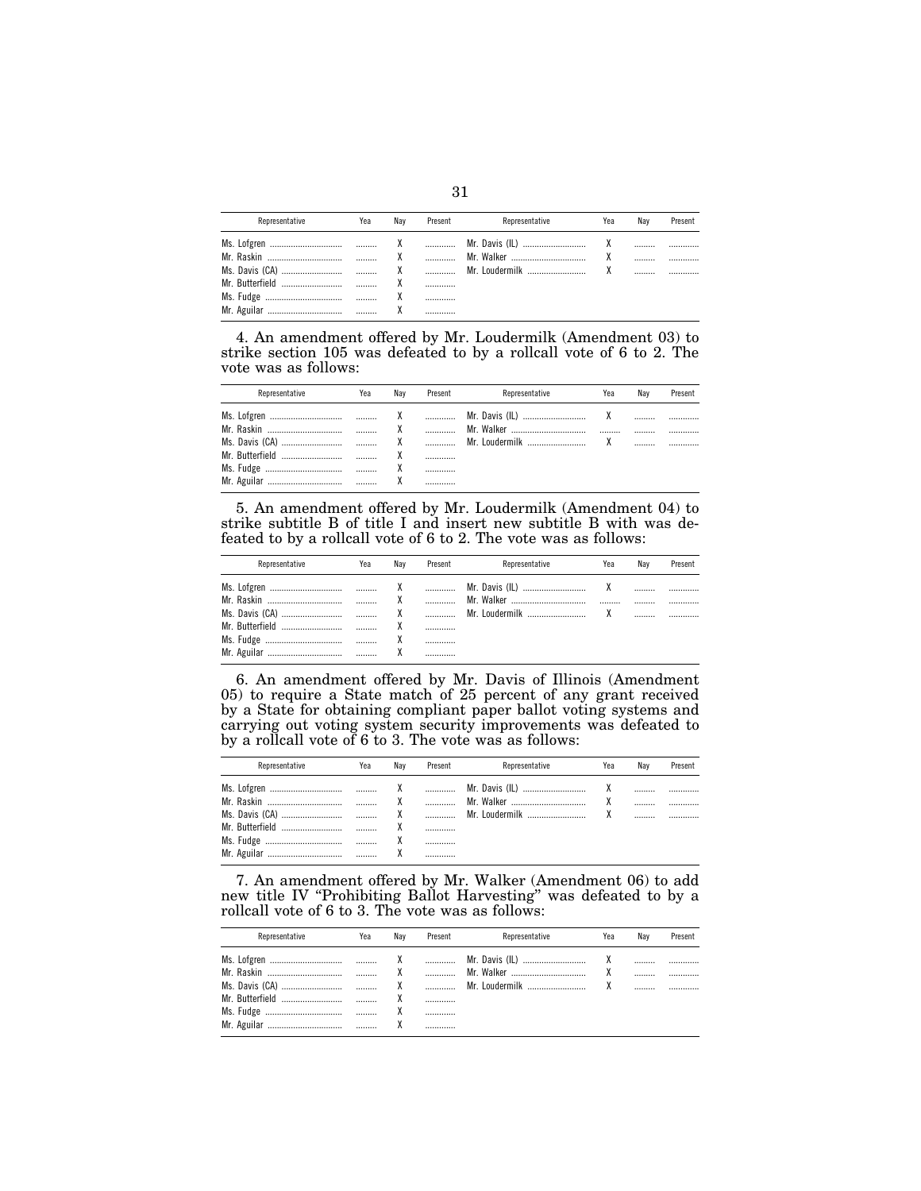| Representative | Yea | Nay | Present | Representative | Yea | Nay | Present |
|---|---|---|---|---|---|---|---|
| Ms. Lofgren | ......... | X | ............ | Mr. Davis (IL) | X | ......... | ............ |
| Mr. Raskin | ......... | X | ............ | Mr. Walker | X | ......... | ............ |
| Ms. Davis (CA) | ......... | X | ............ | Mr. Loudermilk | X | ......... | ............ |
| Mr. Butterfield | ......... | X | ............ | | | | |
| Ms. Fudge | ......... | X | ............ | | | | |
| Mr. Aguilar | ......... | X | ............ | | | | |

4. An amendment offered by Mr. Loudermilk (Amendment 03) to strike section 105 was defeated to by a rollcall vote of 6 to 2. The vote was as follows:

| Representative | Yea | Nay | Present | Representative | Yea | Nay | Present |
|---|---|---|---|---|---|---|---|
| Ms. Lofgren | ......... | X | ............ | Mr. Davis (IL) | X | ......... | ............ |
| Mr. Raskin | ......... | X | ............ | Mr. Walker | ......... | ......... | ............ |
| Ms. Davis (CA) | ......... | X | ............ | Mr. Loudermilk | X | ......... | ............ |
| Mr. Butterfield | ......... | X | ............ | | | | |
| Ms. Fudge | ......... | X | ............ | | | | |
| Mr. Aguilar | ......... | X | ............ | | | | |

5. An amendment offered by Mr. Loudermilk (Amendment 04) to strike subtitle B of title I and insert new subtitle B with was defeated to by a rollcall vote of 6 to 2. The vote was as follows:

| Representative | Yea | Nay | Present | Representative | Yea | Nay | Present |
|---|---|---|---|---|---|---|---|
| Ms. Lofgren | ......... | X | ............ | Mr. Davis (IL) | X | ......... | ............ |
| Mr. Raskin | ......... | X | ............ | Mr. Walker | ......... | ......... | ............ |
| Ms. Davis (CA) | ......... | X | ............ | Mr. Loudermilk | X | ......... | ............ |
| Mr. Butterfield | ......... | X | ............ | | | | |
| Ms. Fudge | ......... | X | ............ | | | | |
| Mr. Aguilar | ......... | X | ............ | | | | |

6. An amendment offered by Mr. Davis of Illinois (Amendment 05) to require a State match of 25 percent of any grant received by a State for obtaining compliant paper ballot voting systems and carrying out voting system security improvements was defeated to by a rollcall vote of 6 to 3. The vote was as follows:

| Representative | Yea | Nay | Present | Representative | Yea | Nay | Present |
|---|---|---|---|---|---|---|---|
| Ms. Lofgren | ......... | X | ............ | Mr. Davis (IL) | X | ......... | ............ |
| Mr. Raskin | ......... | X | ............ | Mr. Walker | X | ......... | ............ |
| Ms. Davis (CA) | ......... | X | ............ | Mr. Loudermilk | X | ......... | ............ |
| Mr. Butterfield | ......... | X | ............ | | | | |
| Ms. Fudge | ......... | X | ............ | | | | |
| Mr. Aguilar | ......... | X | ............ | | | | |

7. An amendment offered by Mr. Walker (Amendment 06) to add new title IV "Prohibiting Ballot Harvesting" was defeated to by a rollcall vote of 6 to 3. The vote was as follows:

| Representative | Yea | Nay | Present | Representative | Yea | Nay | Present |
|---|---|---|---|---|---|---|---|
| Ms. Lofgren | ......... | X | ............ | Mr. Davis (IL) | X | ......... | ............ |
| Mr. Raskin | ......... | X | ............ | Mr. Walker | X | ......... | ............ |
| Ms. Davis (CA) | ......... | X | ............ | Mr. Loudermilk | X | ......... | ............ |
| Mr. Butterfield | ......... | X | ............ | | | | |
| Ms. Fudge | ......... | X | ............ | | | | |
| Mr. Aguilar | ......... | X | ............ | | | | |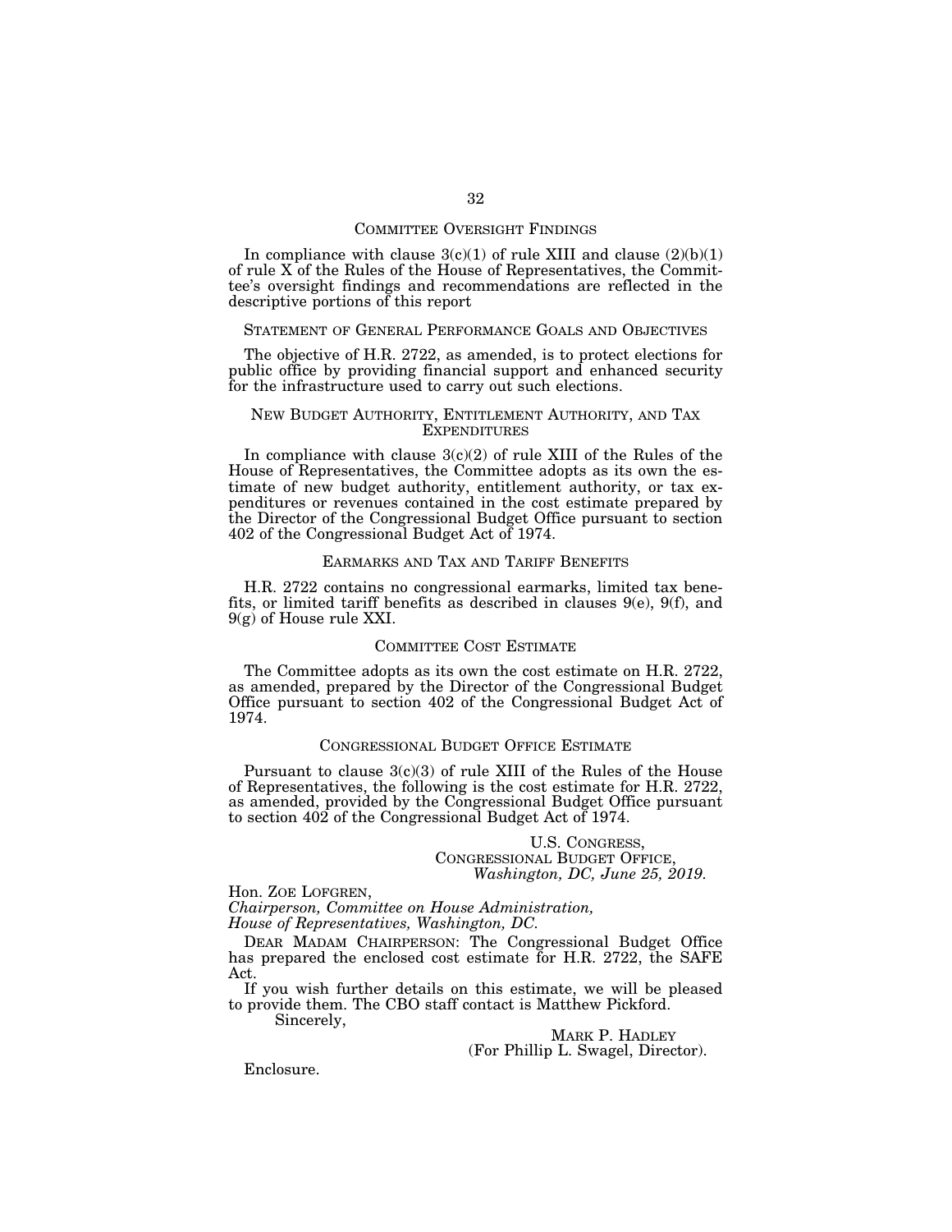## COMMITTEE OVERSIGHT FINDINGS

In compliance with clause 3(c)(1) of rule XIII and clause (2)(b)(1) of rule X of the Rules of the House of Representatives, the Committee's oversight findings and recommendations are reflected in the descriptive portions of this report

## STATEMENT OF GENERAL PERFORMANCE GOALS AND OBJECTIVES

The objective of H.R. 2722, as amended, is to protect elections for public office by providing financial support and enhanced security for the infrastructure used to carry out such elections.

## NEW BUDGET AUTHORITY, ENTITLEMENT AUTHORITY, AND TAX EXPENDITURES

In compliance with clause 3(c)(2) of rule XIII of the Rules of the House of Representatives, the Committee adopts as its own the estimate of new budget authority, entitlement authority, or tax expenditures or revenues contained in the cost estimate prepared by the Director of the Congressional Budget Office pursuant to section 402 of the Congressional Budget Act of 1974.

## EARMARKS AND TAX AND TARIFF BENEFITS

H.R. 2722 contains no congressional earmarks, limited tax benefits, or limited tariff benefits as described in clauses 9(e), 9(f), and 9(g) of House rule XXI.

## COMMITTEE COST ESTIMATE

The Committee adopts as its own the cost estimate on H.R. 2722, as amended, prepared by the Director of the Congressional Budget Office pursuant to section 402 of the Congressional Budget Act of 1974.

## CONGRESSIONAL BUDGET OFFICE ESTIMATE

Pursuant to clause 3(c)(3) of rule XIII of the Rules of the House of Representatives, the following is the cost estimate for H.R. 2722, as amended, provided by the Congressional Budget Office pursuant to section 402 of the Congressional Budget Act of 1974.

U.S. CONGRESS,
CONGRESSIONAL BUDGET OFFICE,
*Washington, DC, June 25, 2019.*

Hon. ZOE LOFGREN,
*Chairperson, Committee on House Administration,*
*House of Representatives, Washington, DC.*

DEAR MADAM CHAIRPERSON: The Congressional Budget Office has prepared the enclosed cost estimate for H.R. 2722, the SAFE Act.

If you wish further details on this estimate, we will be pleased to provide them. The CBO staff contact is Matthew Pickford.

Sincerely,

MARK P. HADLEY
(For Phillip L. Swagel, Director).

Enclosure.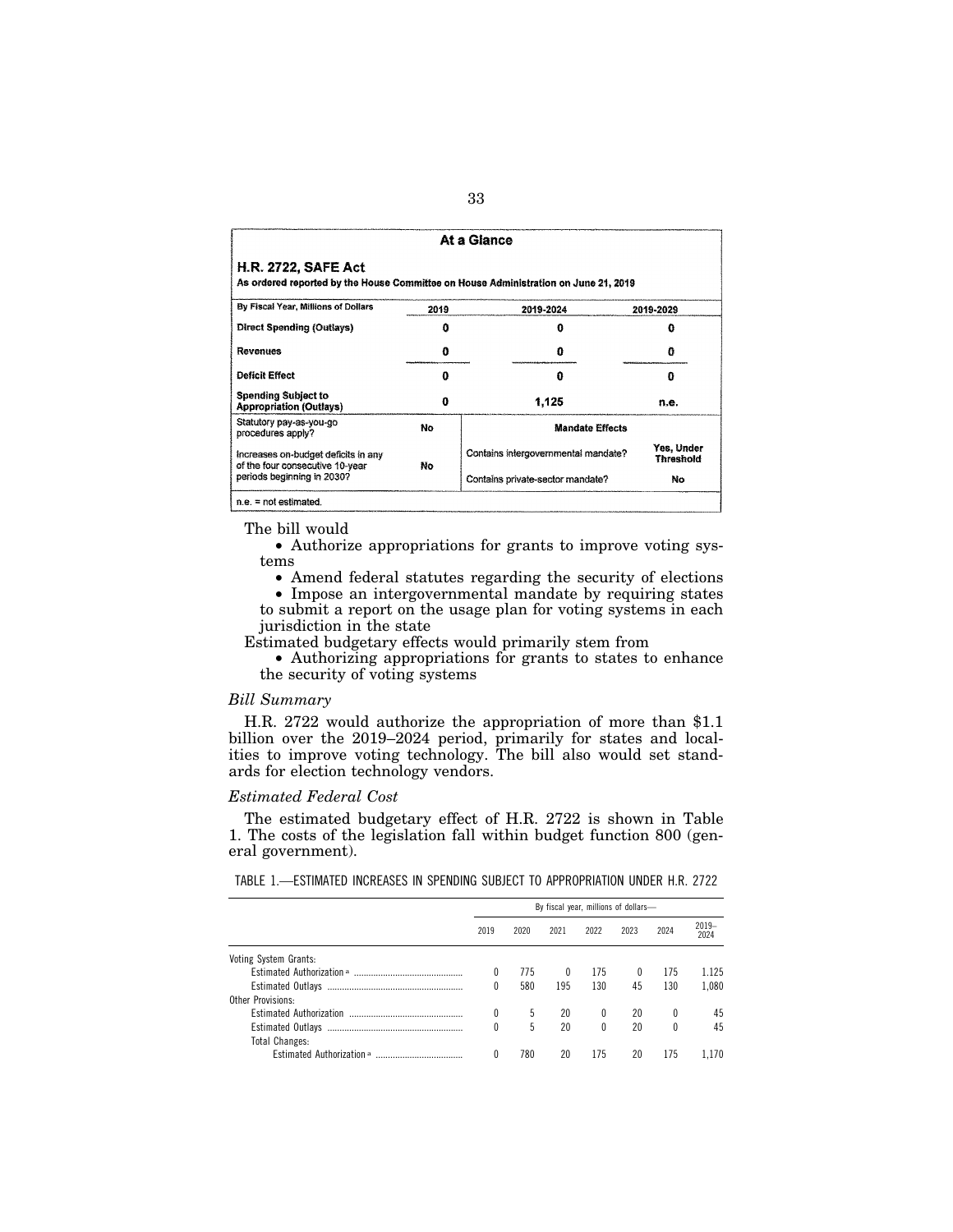**At a Glance**

**H.R. 2722, SAFE Act**

**As ordered reported by the House Committee on House Administration on June 21, 2019**

| By Fiscal Year, Millions of Dollars | 2019 | 2019-2024 | 2019-2029 |
|---|---|---|---|
| Direct Spending (Outlays) | 0 | 0 | 0 |
| Revenues | 0 | 0 | 0 |
| Deficit Effect | 0 | 0 | 0 |
| Spending Subject to Appropriation (Outlays) | 0 | 1,125 | n.e. |

| | | Mandate Effects | |
|---|---|---|---|
| Statutory pay-as-you-go procedures apply? | No | | |
| Increases on-budget deficits in any of the four consecutive 10-year periods beginning in 2030? | No | Contains intergovernmental mandate? | Yes, Under Threshold |
| | | Contains private-sector mandate? | No |

n.e. = not estimated.

The bill would

- Authorize appropriations for grants to improve voting systems
- Amend federal statutes regarding the security of elections
- Impose an intergovernmental mandate by requiring states to submit a report on the usage plan for voting systems in each jurisdiction in the state

Estimated budgetary effects would primarily stem from

- Authorizing appropriations for grants to states to enhance the security of voting systems

*Bill Summary*

H.R. 2722 would authorize the appropriation of more than $1.1 billion over the 2019–2024 period, primarily for states and localities to improve voting technology. The bill also would set standards for election technology vendors.

*Estimated Federal Cost*

The estimated budgetary effect of H.R. 2722 is shown in Table 1. The costs of the legislation fall within budget function 800 (general government).

TABLE 1.—ESTIMATED INCREASES IN SPENDING SUBJECT TO APPROPRIATION UNDER H.R. 2722

| | By fiscal year, millions of dollars— | | | | | | |
|---|---|---|---|---|---|---|---|
| | 2019 | 2020 | 2021 | 2022 | 2023 | 2024 | 2019–2024 |
| Voting System Grants: | | | | | | | |
| Estimated Authorization [a] | 0 | 775 | 0 | 175 | 0 | 175 | 1,125 |
| Estimated Outlays | 0 | 580 | 195 | 130 | 45 | 130 | 1,080 |
| Other Provisions: | | | | | | | |
| Estimated Authorization | 0 | 5 | 20 | 0 | 20 | 0 | 45 |
| Estimated Outlays | 0 | 5 | 20 | 0 | 20 | 0 | 45 |
| Total Changes: | | | | | | | |
| Estimated Authorization [a] | 0 | 780 | 20 | 175 | 20 | 175 | 1,170 |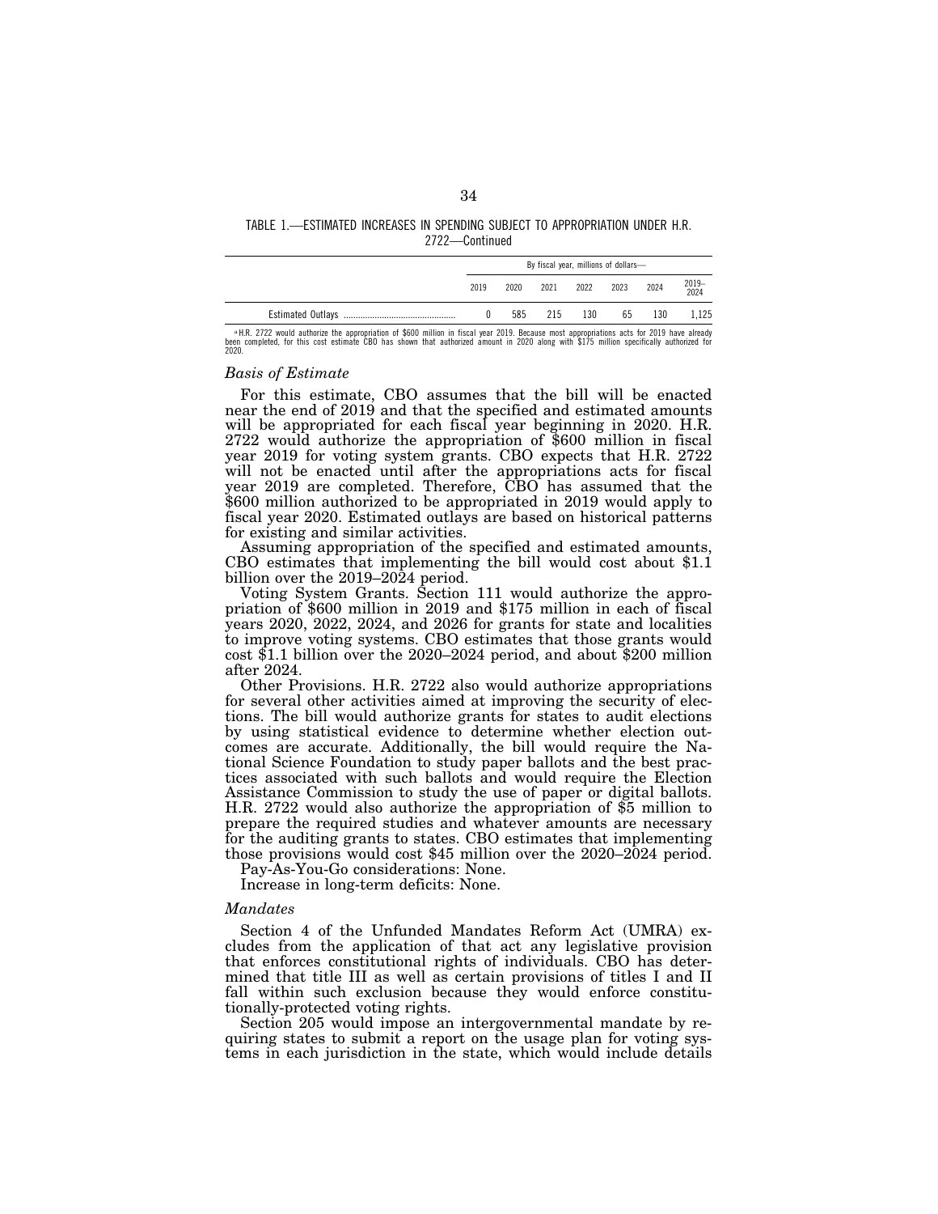TABLE 1.—ESTIMATED INCREASES IN SPENDING SUBJECT TO APPROPRIATION UNDER H.R. 2722—Continued

| | By fiscal year, millions of dollars— | | | | | | |
|---|---|---|---|---|---|---|---|
| | 2019 | 2020 | 2021 | 2022 | 2023 | 2024 | 2019–2024 |
| Estimated Outlays | 0 | 585 | 215 | 130 | 65 | 130 | 1,125 |

[a] H.R. 2722 would authorize the appropriation of $600 million in fiscal year 2019. Because most appropriations acts for 2019 have already been completed, for this cost estimate CBO has shown that authorized amount in 2020 along with $175 million specifically authorized for 2020.

*Basis of Estimate*

For this estimate, CBO assumes that the bill will be enacted near the end of 2019 and that the specified and estimated amounts will be appropriated for each fiscal year beginning in 2020. H.R. 2722 would authorize the appropriation of $600 million in fiscal year 2019 for voting system grants. CBO expects that H.R. 2722 will not be enacted until after the appropriations acts for fiscal year 2019 are completed. Therefore, CBO has assumed that the $600 million authorized to be appropriated in 2019 would apply to fiscal year 2020. Estimated outlays are based on historical patterns for existing and similar activities.

Assuming appropriation of the specified and estimated amounts, CBO estimates that implementing the bill would cost about $1.1 billion over the 2019–2024 period.

Voting System Grants. Section 111 would authorize the appropriation of $600 million in 2019 and $175 million in each of fiscal years 2020, 2022, 2024, and 2026 for grants for state and localities to improve voting systems. CBO estimates that those grants would cost $1.1 billion over the 2020–2024 period, and about $200 million after 2024.

Other Provisions. H.R. 2722 also would authorize appropriations for several other activities aimed at improving the security of elections. The bill would authorize grants for states to audit elections by using statistical evidence to determine whether election outcomes are accurate. Additionally, the bill would require the National Science Foundation to study paper ballots and the best practices associated with such ballots and would require the Election Assistance Commission to study the use of paper or digital ballots. H.R. 2722 would also authorize the appropriation of $5 million to prepare the required studies and whatever amounts are necessary for the auditing grants to states. CBO estimates that implementing those provisions would cost $45 million over the 2020–2024 period.

Pay-As-You-Go considerations: None.

Increase in long-term deficits: None.

*Mandates*

Section 4 of the Unfunded Mandates Reform Act (UMRA) excludes from the application of that act any legislative provision that enforces constitutional rights of individuals. CBO has determined that title III as well as certain provisions of titles I and II fall within such exclusion because they would enforce constitutionally-protected voting rights.

Section 205 would impose an intergovernmental mandate by requiring states to submit a report on the usage plan for voting systems in each jurisdiction in the state, which would include details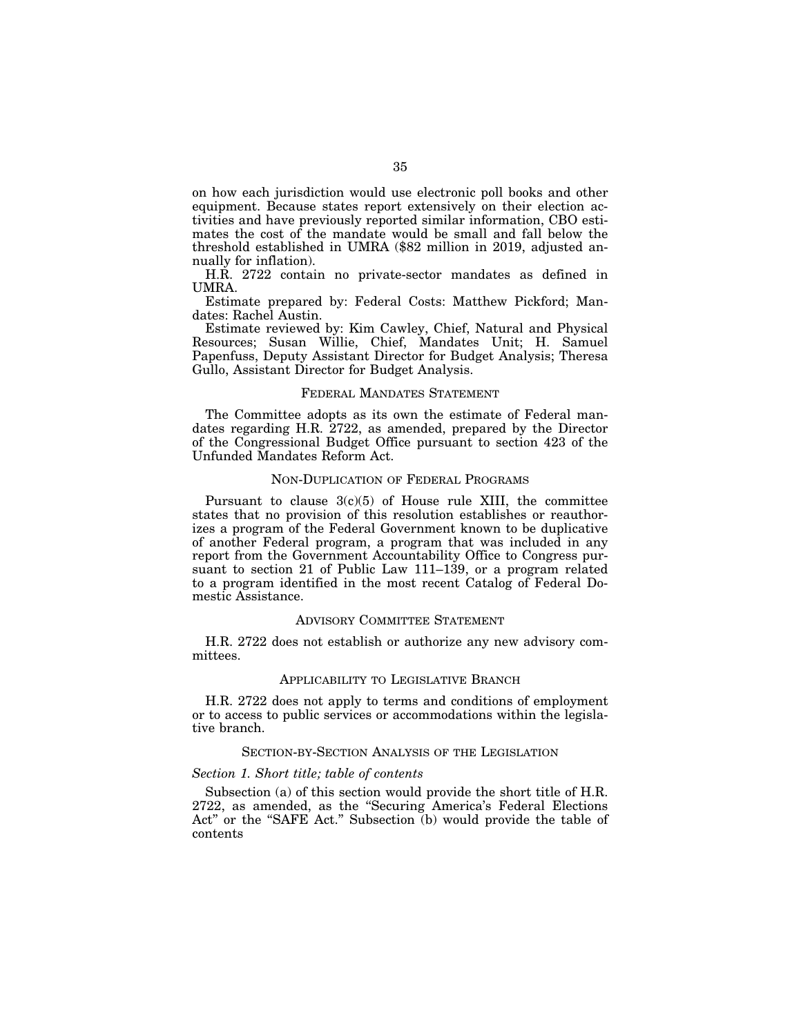on how each jurisdiction would use electronic poll books and other equipment. Because states report extensively on their election activities and have previously reported similar information, CBO estimates the cost of the mandate would be small and fall below the threshold established in UMRA ($82 million in 2019, adjusted annually for inflation).

H.R. 2722 contain no private-sector mandates as defined in UMRA.

Estimate prepared by: Federal Costs: Matthew Pickford; Mandates: Rachel Austin.

Estimate reviewed by: Kim Cawley, Chief, Natural and Physical Resources; Susan Willie, Chief, Mandates Unit; H. Samuel Papenfuss, Deputy Assistant Director for Budget Analysis; Theresa Gullo, Assistant Director for Budget Analysis.

## Federal Mandates Statement

The Committee adopts as its own the estimate of Federal mandates regarding H.R. 2722, as amended, prepared by the Director of the Congressional Budget Office pursuant to section 423 of the Unfunded Mandates Reform Act.

## Non-Duplication of Federal Programs

Pursuant to clause 3(c)(5) of House rule XIII, the committee states that no provision of this resolution establishes or reauthorizes a program of the Federal Government known to be duplicative of another Federal program, a program that was included in any report from the Government Accountability Office to Congress pursuant to section 21 of Public Law 111–139, or a program related to a program identified in the most recent Catalog of Federal Domestic Assistance.

## Advisory Committee Statement

H.R. 2722 does not establish or authorize any new advisory committees.

## Applicability to Legislative Branch

H.R. 2722 does not apply to terms and conditions of employment or to access to public services or accommodations within the legislative branch.

## Section-by-Section Analysis of the Legislation

### *Section 1. Short title; table of contents*

Subsection (a) of this section would provide the short title of H.R. 2722, as amended, as the "Securing America's Federal Elections Act" or the "SAFE Act." Subsection (b) would provide the table of contents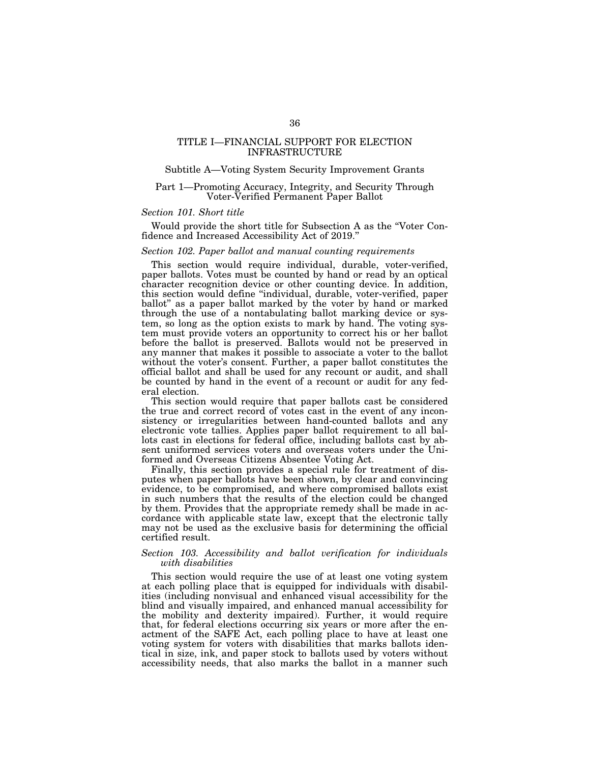# TITLE I—FINANCIAL SUPPORT FOR ELECTION INFRASTRUCTURE

## Subtitle A—Voting System Security Improvement Grants

### Part 1—Promoting Accuracy, Integrity, and Security Through Voter-Verified Permanent Paper Ballot

*Section 101. Short title*

Would provide the short title for Subsection A as the "Voter Confidence and Increased Accessibility Act of 2019."

*Section 102. Paper ballot and manual counting requirements*

This section would require individual, durable, voter-verified, paper ballots. Votes must be counted by hand or read by an optical character recognition device or other counting device. In addition, this section would define "individual, durable, voter-verified, paper ballot" as a paper ballot marked by the voter by hand or marked through the use of a nontabulating ballot marking device or system, so long as the option exists to mark by hand. The voting system must provide voters an opportunity to correct his or her ballot before the ballot is preserved. Ballots would not be preserved in any manner that makes it possible to associate a voter to the ballot without the voter's consent. Further, a paper ballot constitutes the official ballot and shall be used for any recount or audit, and shall be counted by hand in the event of a recount or audit for any federal election.

This section would require that paper ballots cast be considered the true and correct record of votes cast in the event of any inconsistency or irregularities between hand-counted ballots and any electronic vote tallies. Applies paper ballot requirement to all ballots cast in elections for federal office, including ballots cast by absent uniformed services voters and overseas voters under the Uniformed and Overseas Citizens Absentee Voting Act.

Finally, this section provides a special rule for treatment of disputes when paper ballots have been shown, by clear and convincing evidence, to be compromised, and where compromised ballots exist in such numbers that the results of the election could be changed by them. Provides that the appropriate remedy shall be made in accordance with applicable state law, except that the electronic tally may not be used as the exclusive basis for determining the official certified result.

*Section 103. Accessibility and ballot verification for individuals with disabilities*

This section would require the use of at least one voting system at each polling place that is equipped for individuals with disabilities (including nonvisual and enhanced visual accessibility for the blind and visually impaired, and enhanced manual accessibility for the mobility and dexterity impaired). Further, it would require that, for federal elections occurring six years or more after the enactment of the SAFE Act, each polling place to have at least one voting system for voters with disabilities that marks ballots identical in size, ink, and paper stock to ballots used by voters without accessibility needs, that also marks the ballot in a manner such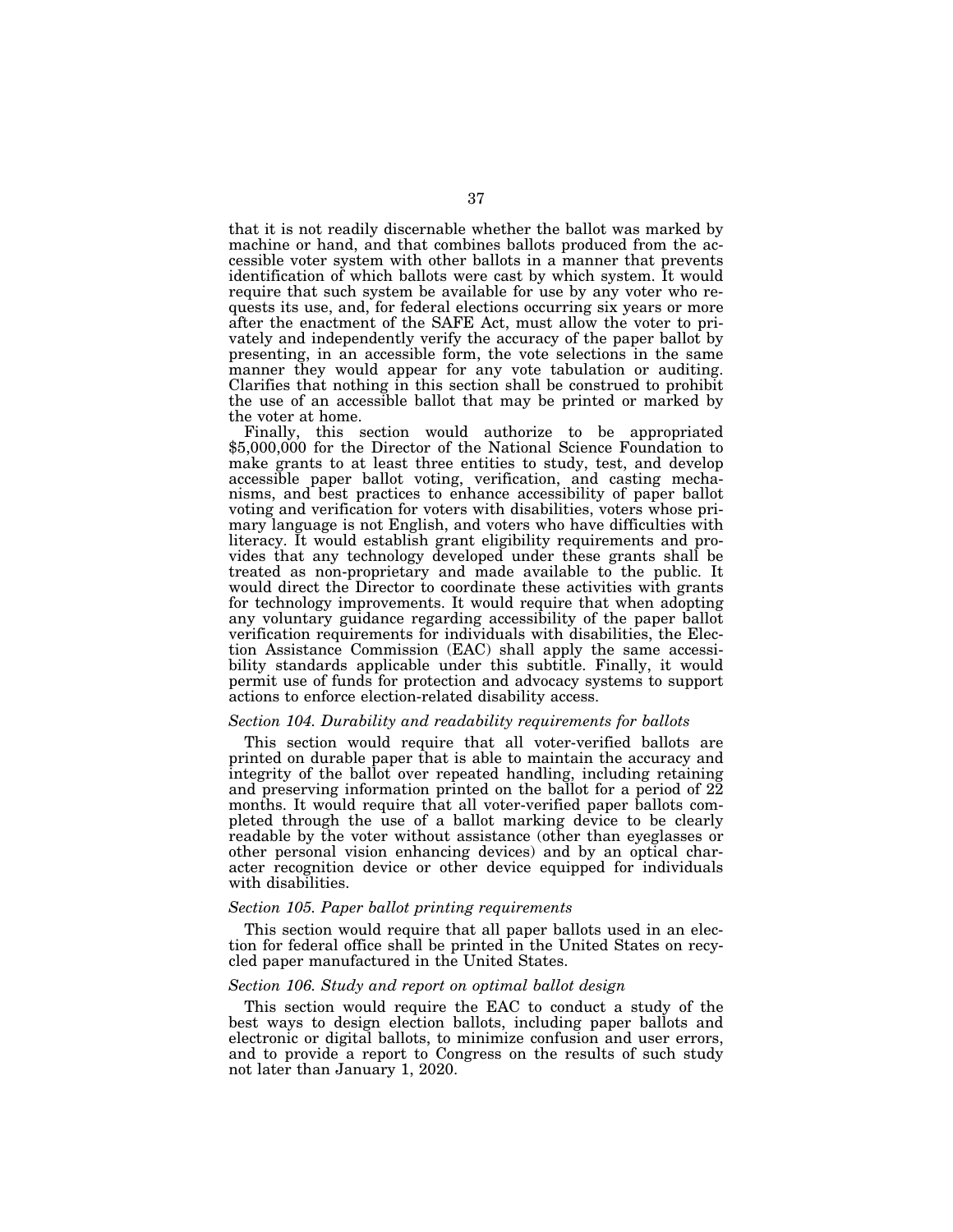that it is not readily discernable whether the ballot was marked by machine or hand, and that combines ballots produced from the accessible voter system with other ballots in a manner that prevents identification of which ballots were cast by which system. It would require that such system be available for use by any voter who requests its use, and, for federal elections occurring six years or more after the enactment of the SAFE Act, must allow the voter to privately and independently verify the accuracy of the paper ballot by presenting, in an accessible form, the vote selections in the same manner they would appear for any vote tabulation or auditing. Clarifies that nothing in this section shall be construed to prohibit the use of an accessible ballot that may be printed or marked by the voter at home.

Finally, this section would authorize to be appropriated $5,000,000 for the Director of the National Science Foundation to make grants to at least three entities to study, test, and develop accessible paper ballot voting, verification, and casting mechanisms, and best practices to enhance accessibility of paper ballot voting and verification for voters with disabilities, voters whose primary language is not English, and voters who have difficulties with literacy. It would establish grant eligibility requirements and provides that any technology developed under these grants shall be treated as non-proprietary and made available to the public. It would direct the Director to coordinate these activities with grants for technology improvements. It would require that when adopting any voluntary guidance regarding accessibility of the paper ballot verification requirements for individuals with disabilities, the Election Assistance Commission (EAC) shall apply the same accessibility standards applicable under this subtitle. Finally, it would permit use of funds for protection and advocacy systems to support actions to enforce election-related disability access.

### *Section 104. Durability and readability requirements for ballots*

This section would require that all voter-verified ballots are printed on durable paper that is able to maintain the accuracy and integrity of the ballot over repeated handling, including retaining and preserving information printed on the ballot for a period of 22 months. It would require that all voter-verified paper ballots completed through the use of a ballot marking device to be clearly readable by the voter without assistance (other than eyeglasses or other personal vision enhancing devices) and by an optical character recognition device or other device equipped for individuals with disabilities.

### *Section 105. Paper ballot printing requirements*

This section would require that all paper ballots used in an election for federal office shall be printed in the United States on recycled paper manufactured in the United States.

### *Section 106. Study and report on optimal ballot design*

This section would require the EAC to conduct a study of the best ways to design election ballots, including paper ballots and electronic or digital ballots, to minimize confusion and user errors, and to provide a report to Congress on the results of such study not later than January 1, 2020.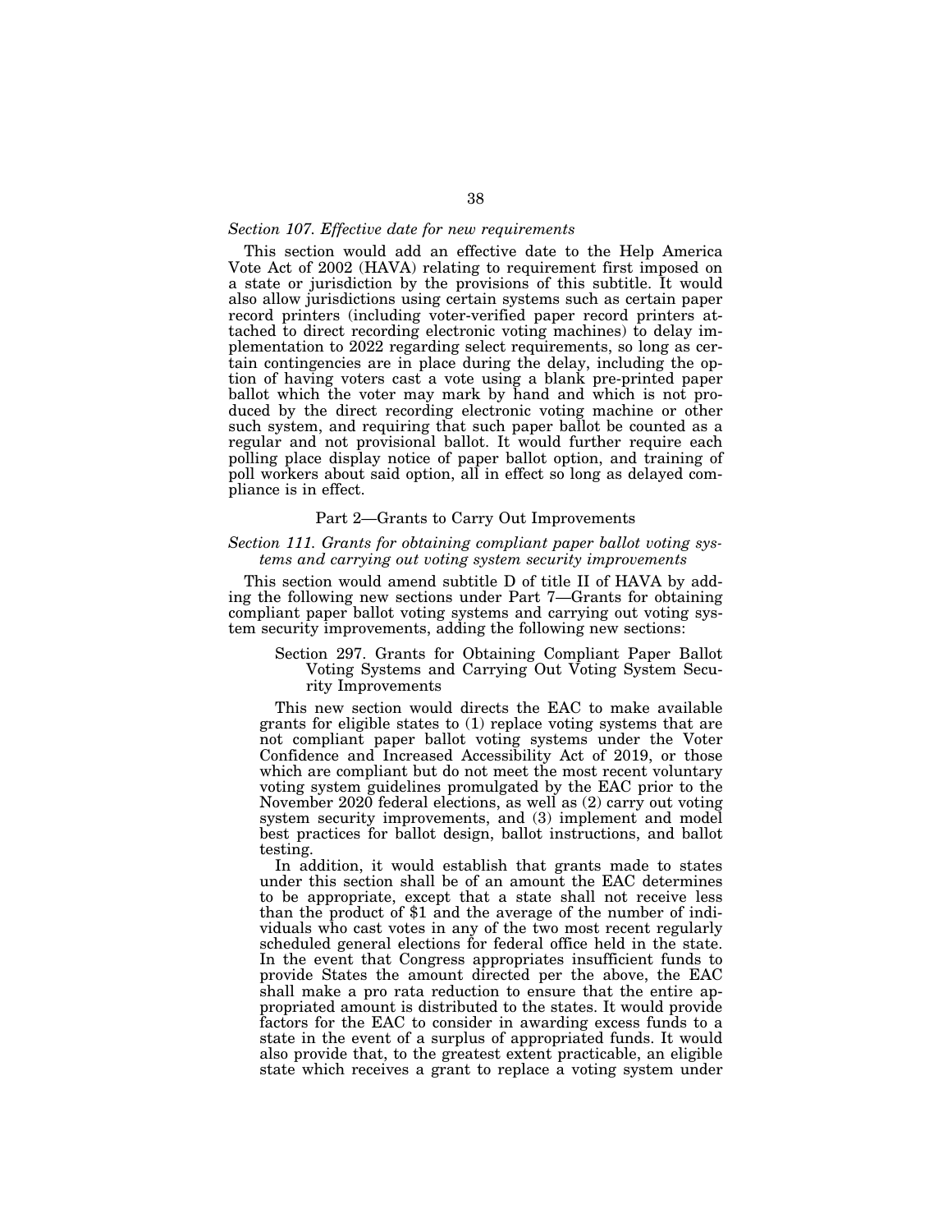*Section 107. Effective date for new requirements*

This section would add an effective date to the Help America Vote Act of 2002 (HAVA) relating to requirement first imposed on a state or jurisdiction by the provisions of this subtitle. It would also allow jurisdictions using certain systems such as certain paper record printers (including voter-verified paper record printers attached to direct recording electronic voting machines) to delay implementation to 2022 regarding select requirements, so long as certain contingencies are in place during the delay, including the option of having voters cast a vote using a blank pre-printed paper ballot which the voter may mark by hand and which is not produced by the direct recording electronic voting machine or other such system, and requiring that such paper ballot be counted as a regular and not provisional ballot. It would further require each polling place display notice of paper ballot option, and training of poll workers about said option, all in effect so long as delayed compliance is in effect.

Part 2—Grants to Carry Out Improvements

*Section 111. Grants for obtaining compliant paper ballot voting systems and carrying out voting system security improvements*

This section would amend subtitle D of title II of HAVA by adding the following new sections under Part 7—Grants for obtaining compliant paper ballot voting systems and carrying out voting system security improvements, adding the following new sections:

> Section 297. Grants for Obtaining Compliant Paper Ballot Voting Systems and Carrying Out Voting System Security Improvements
>
> This new section would directs the EAC to make available grants for eligible states to (1) replace voting systems that are not compliant paper ballot voting systems under the Voter Confidence and Increased Accessibility Act of 2019, or those which are compliant but do not meet the most recent voluntary voting system guidelines promulgated by the EAC prior to the November 2020 federal elections, as well as (2) carry out voting system security improvements, and (3) implement and model best practices for ballot design, ballot instructions, and ballot testing.
>
> In addition, it would establish that grants made to states under this section shall be of an amount the EAC determines to be appropriate, except that a state shall not receive less than the product of $1 and the average of the number of individuals who cast votes in any of the two most recent regularly scheduled general elections for federal office held in the state. In the event that Congress appropriates insufficient funds to provide States the amount directed per the above, the EAC shall make a pro rata reduction to ensure that the entire appropriated amount is distributed to the states. It would provide factors for the EAC to consider in awarding excess funds to a state in the event of a surplus of appropriated funds. It would also provide that, to the greatest extent practicable, an eligible state which receives a grant to replace a voting system under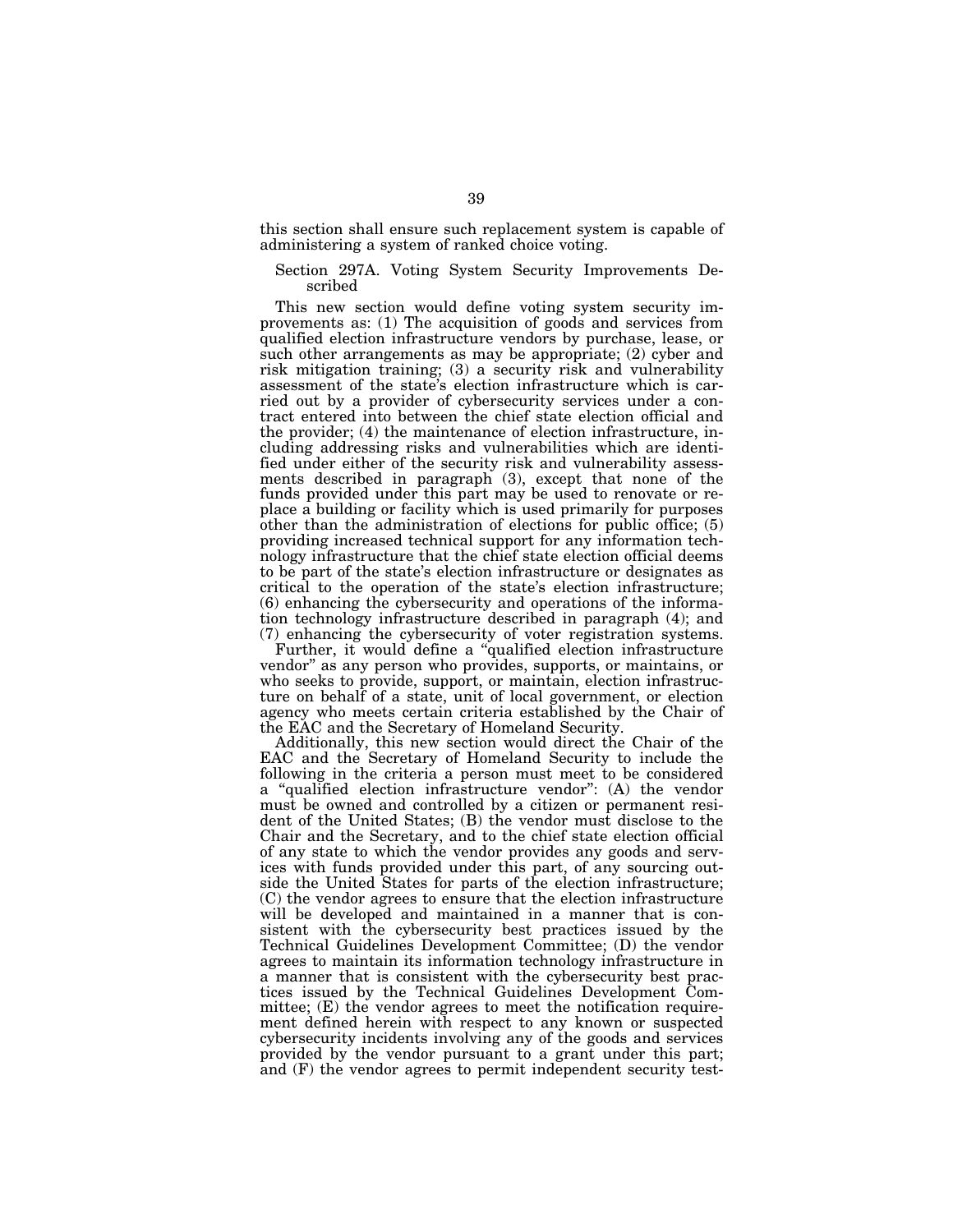this section shall ensure such replacement system is capable of administering a system of ranked choice voting.

### Section 297A. Voting System Security Improvements Described

This new section would define voting system security improvements as: (1) The acquisition of goods and services from qualified election infrastructure vendors by purchase, lease, or such other arrangements as may be appropriate; (2) cyber and risk mitigation training; (3) a security risk and vulnerability assessment of the state's election infrastructure which is carried out by a provider of cybersecurity services under a contract entered into between the chief state election official and the provider; (4) the maintenance of election infrastructure, including addressing risks and vulnerabilities which are identified under either of the security risk and vulnerability assessments described in paragraph (3), except that none of the funds provided under this part may be used to renovate or replace a building or facility which is used primarily for purposes other than the administration of elections for public office; (5) providing increased technical support for any information technology infrastructure that the chief state election official deems to be part of the state's election infrastructure or designates as critical to the operation of the state's election infrastructure; (6) enhancing the cybersecurity and operations of the information technology infrastructure described in paragraph (4); and (7) enhancing the cybersecurity of voter registration systems.

Further, it would define a "qualified election infrastructure vendor" as any person who provides, supports, or maintains, or who seeks to provide, support, or maintain, election infrastructure on behalf of a state, unit of local government, or election agency who meets certain criteria established by the Chair of the EAC and the Secretary of Homeland Security.

Additionally, this new section would direct the Chair of the EAC and the Secretary of Homeland Security to include the following in the criteria a person must meet to be considered a "qualified election infrastructure vendor": (A) the vendor must be owned and controlled by a citizen or permanent resident of the United States; (B) the vendor must disclose to the Chair and the Secretary, and to the chief state election official of any state to which the vendor provides any goods and services with funds provided under this part, of any sourcing outside the United States for parts of the election infrastructure; (C) the vendor agrees to ensure that the election infrastructure will be developed and maintained in a manner that is consistent with the cybersecurity best practices issued by the Technical Guidelines Development Committee; (D) the vendor agrees to maintain its information technology infrastructure in a manner that is consistent with the cybersecurity best practices issued by the Technical Guidelines Development Committee; (E) the vendor agrees to meet the notification requirement defined herein with respect to any known or suspected cybersecurity incidents involving any of the goods and services provided by the vendor pursuant to a grant under this part; and (F) the vendor agrees to permit independent security test-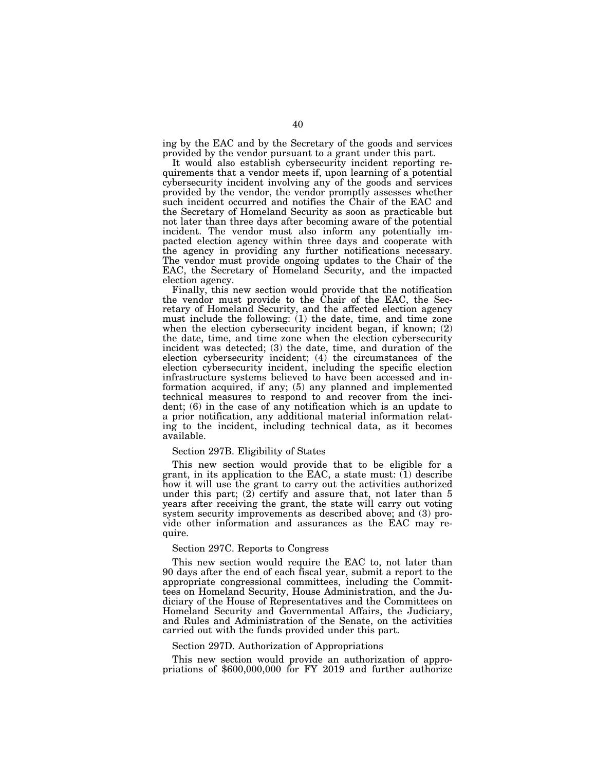ing by the EAC and by the Secretary of the goods and services provided by the vendor pursuant to a grant under this part.

It would also establish cybersecurity incident reporting requirements that a vendor meets if, upon learning of a potential cybersecurity incident involving any of the goods and services provided by the vendor, the vendor promptly assesses whether such incident occurred and notifies the Chair of the EAC and the Secretary of Homeland Security as soon as practicable but not later than three days after becoming aware of the potential incident. The vendor must also inform any potentially impacted election agency within three days and cooperate with the agency in providing any further notifications necessary. The vendor must provide ongoing updates to the Chair of the EAC, the Secretary of Homeland Security, and the impacted election agency.

Finally, this new section would provide that the notification the vendor must provide to the Chair of the EAC, the Secretary of Homeland Security, and the affected election agency must include the following: (1) the date, time, and time zone when the election cybersecurity incident began, if known; (2) the date, time, and time zone when the election cybersecurity incident was detected; (3) the date, time, and duration of the election cybersecurity incident; (4) the circumstances of the election cybersecurity incident, including the specific election infrastructure systems believed to have been accessed and information acquired, if any; (5) any planned and implemented technical measures to respond to and recover from the incident; (6) in the case of any notification which is an update to a prior notification, any additional material information relating to the incident, including technical data, as it becomes available.

Section 297B. Eligibility of States

This new section would provide that to be eligible for a grant, in its application to the EAC, a state must: (1) describe how it will use the grant to carry out the activities authorized under this part; (2) certify and assure that, not later than 5 years after receiving the grant, the state will carry out voting system security improvements as described above; and (3) provide other information and assurances as the EAC may require.

Section 297C. Reports to Congress

This new section would require the EAC to, not later than 90 days after the end of each fiscal year, submit a report to the appropriate congressional committees, including the Committees on Homeland Security, House Administration, and the Judiciary of the House of Representatives and the Committees on Homeland Security and Governmental Affairs, the Judiciary, and Rules and Administration of the Senate, on the activities carried out with the funds provided under this part.

Section 297D. Authorization of Appropriations

This new section would provide an authorization of appropriations of $600,000,000 for FY 2019 and further authorize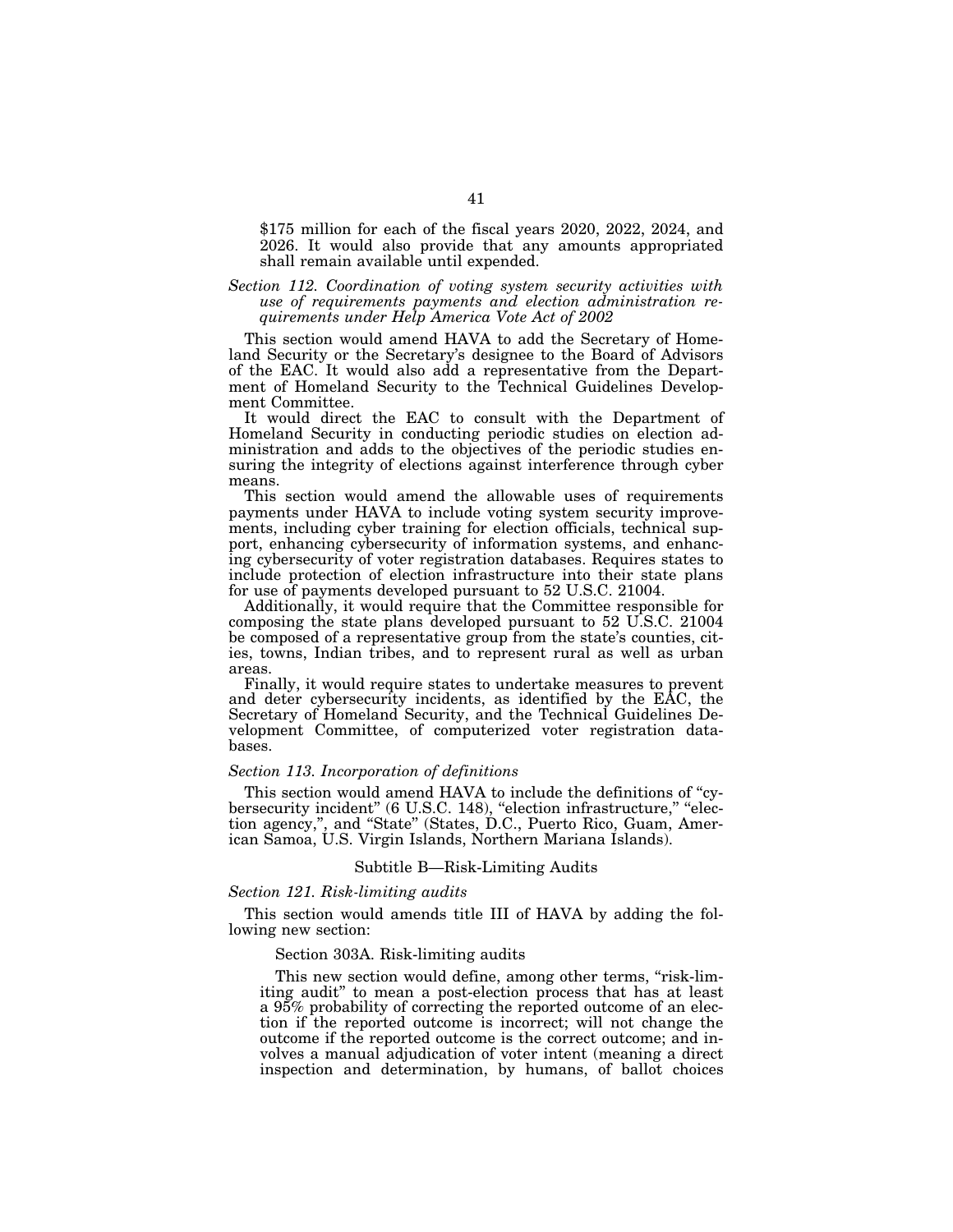$175 million for each of the fiscal years 2020, 2022, 2024, and 2026. It would also provide that any amounts appropriated shall remain available until expended.

*Section 112. Coordination of voting system security activities with use of requirements payments and election administration requirements under Help America Vote Act of 2002*

This section would amend HAVA to add the Secretary of Homeland Security or the Secretary's designee to the Board of Advisors of the EAC. It would also add a representative from the Department of Homeland Security to the Technical Guidelines Development Committee.

It would direct the EAC to consult with the Department of Homeland Security in conducting periodic studies on election administration and adds to the objectives of the periodic studies ensuring the integrity of elections against interference through cyber means.

This section would amend the allowable uses of requirements payments under HAVA to include voting system security improvements, including cyber training for election officials, technical support, enhancing cybersecurity of information systems, and enhancing cybersecurity of voter registration databases. Requires states to include protection of election infrastructure into their state plans for use of payments developed pursuant to 52 U.S.C. 21004.

Additionally, it would require that the Committee responsible for composing the state plans developed pursuant to 52 U.S.C. 21004 be composed of a representative group from the state's counties, cities, towns, Indian tribes, and to represent rural as well as urban areas.

Finally, it would require states to undertake measures to prevent and deter cybersecurity incidents, as identified by the EAC, the Secretary of Homeland Security, and the Technical Guidelines Development Committee, of computerized voter registration databases.

*Section 113. Incorporation of definitions*

This section would amend HAVA to include the definitions of "cybersecurity incident" (6 U.S.C. 148), "election infrastructure," "election agency,", and "State" (States, D.C., Puerto Rico, Guam, American Samoa, U.S. Virgin Islands, Northern Mariana Islands).

Subtitle B—Risk-Limiting Audits

*Section 121. Risk-limiting audits*

This section would amends title III of HAVA by adding the following new section:

Section 303A. Risk-limiting audits

This new section would define, among other terms, "risk-limiting audit" to mean a post-election process that has at least a 95% probability of correcting the reported outcome of an election if the reported outcome is incorrect; will not change the outcome if the reported outcome is the correct outcome; and involves a manual adjudication of voter intent (meaning a direct inspection and determination, by humans, of ballot choices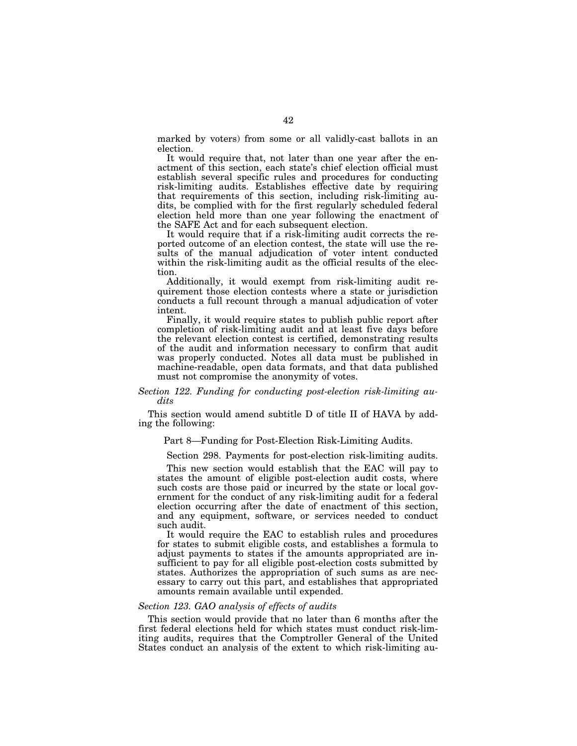marked by voters) from some or all validly-cast ballots in an election.

It would require that, not later than one year after the enactment of this section, each state's chief election official must establish several specific rules and procedures for conducting risk-limiting audits. Establishes effective date by requiring that requirements of this section, including risk-limiting audits, be complied with for the first regularly scheduled federal election held more than one year following the enactment of the SAFE Act and for each subsequent election.

It would require that if a risk-limiting audit corrects the reported outcome of an election contest, the state will use the results of the manual adjudication of voter intent conducted within the risk-limiting audit as the official results of the election.

Additionally, it would exempt from risk-limiting audit requirement those election contests where a state or jurisdiction conducts a full recount through a manual adjudication of voter intent.

Finally, it would require states to publish public report after completion of risk-limiting audit and at least five days before the relevant election contest is certified, demonstrating results of the audit and information necessary to confirm that audit was properly conducted. Notes all data must be published in machine-readable, open data formats, and that data published must not compromise the anonymity of votes.

*Section 122. Funding for conducting post-election risk-limiting audits*

This section would amend subtitle D of title II of HAVA by adding the following:

Part 8—Funding for Post-Election Risk-Limiting Audits.

Section 298. Payments for post-election risk-limiting audits.

This new section would establish that the EAC will pay to states the amount of eligible post-election audit costs, where such costs are those paid or incurred by the state or local government for the conduct of any risk-limiting audit for a federal election occurring after the date of enactment of this section, and any equipment, software, or services needed to conduct such audit.

It would require the EAC to establish rules and procedures for states to submit eligible costs, and establishes a formula to adjust payments to states if the amounts appropriated are insufficient to pay for all eligible post-election costs submitted by states. Authorizes the appropriation of such sums as are necessary to carry out this part, and establishes that appropriated amounts remain available until expended.

*Section 123. GAO analysis of effects of audits*

This section would provide that no later than 6 months after the first federal elections held for which states must conduct risk-limiting audits, requires that the Comptroller General of the United States conduct an analysis of the extent to which risk-limiting au-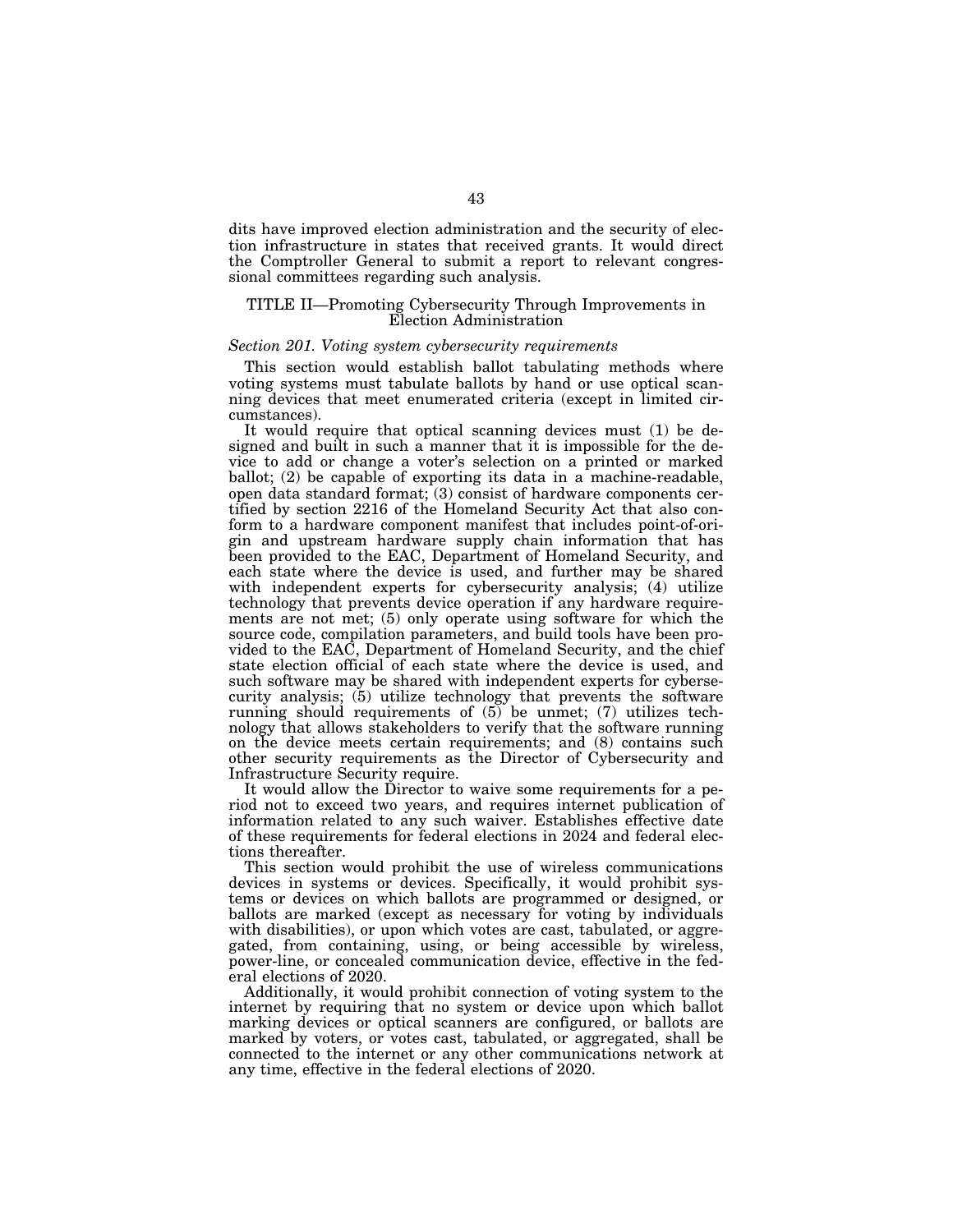dits have improved election administration and the security of election infrastructure in states that received grants. It would direct the Comptroller General to submit a report to relevant congressional committees regarding such analysis.

## TITLE II—Promoting Cybersecurity Through Improvements in Election Administration

*Section 201. Voting system cybersecurity requirements*

This section would establish ballot tabulating methods where voting systems must tabulate ballots by hand or use optical scanning devices that meet enumerated criteria (except in limited circumstances).

It would require that optical scanning devices must (1) be designed and built in such a manner that it is impossible for the device to add or change a voter's selection on a printed or marked ballot; (2) be capable of exporting its data in a machine-readable, open data standard format; (3) consist of hardware components certified by section 2216 of the Homeland Security Act that also conform to a hardware component manifest that includes point-of-origin and upstream hardware supply chain information that has been provided to the EAC, Department of Homeland Security, and each state where the device is used, and further may be shared with independent experts for cybersecurity analysis; (4) utilize technology that prevents device operation if any hardware requirements are not met; (5) only operate using software for which the source code, compilation parameters, and build tools have been provided to the EAC, Department of Homeland Security, and the chief state election official of each state where the device is used, and such software may be shared with independent experts for cybersecurity analysis; (5) utilize technology that prevents the software running should requirements of (5) be unmet; (7) utilizes technology that allows stakeholders to verify that the software running on the device meets certain requirements; and (8) contains such other security requirements as the Director of Cybersecurity and Infrastructure Security require.

It would allow the Director to waive some requirements for a period not to exceed two years, and requires internet publication of information related to any such waiver. Establishes effective date of these requirements for federal elections in 2024 and federal elections thereafter.

This section would prohibit the use of wireless communications devices in systems or devices. Specifically, it would prohibit systems or devices on which ballots are programmed or designed, or ballots are marked (except as necessary for voting by individuals with disabilities), or upon which votes are cast, tabulated, or aggregated, from containing, using, or being accessible by wireless, power-line, or concealed communication device, effective in the federal elections of 2020.

Additionally, it would prohibit connection of voting system to the internet by requiring that no system or device upon which ballot marking devices or optical scanners are configured, or ballots are marked by voters, or votes cast, tabulated, or aggregated, shall be connected to the internet or any other communications network at any time, effective in the federal elections of 2020.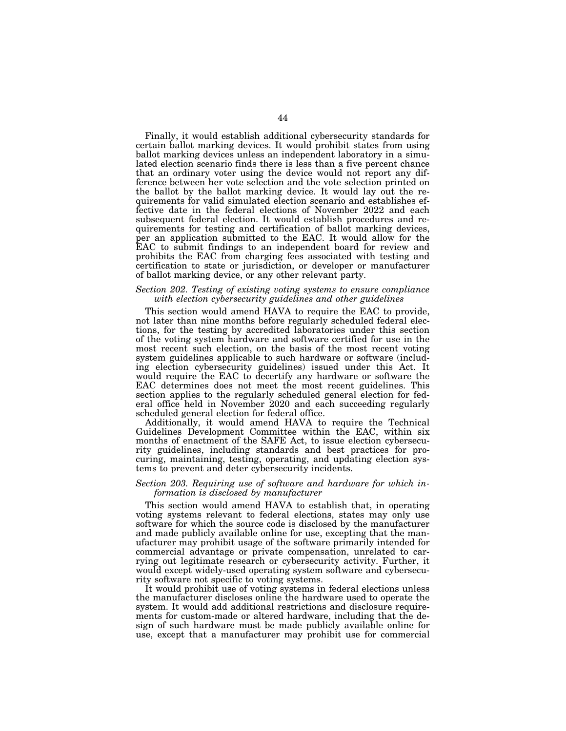Finally, it would establish additional cybersecurity standards for certain ballot marking devices. It would prohibit states from using ballot marking devices unless an independent laboratory in a simulated election scenario finds there is less than a five percent chance that an ordinary voter using the device would not report any difference between her vote selection and the vote selection printed on the ballot by the ballot marking device. It would lay out the requirements for valid simulated election scenario and establishes effective date in the federal elections of November 2022 and each subsequent federal election. It would establish procedures and requirements for testing and certification of ballot marking devices, per an application submitted to the EAC. It would allow for the EAC to submit findings to an independent board for review and prohibits the EAC from charging fees associated with testing and certification to state or jurisdiction, or developer or manufacturer of ballot marking device, or any other relevant party.

*Section 202. Testing of existing voting systems to ensure compliance with election cybersecurity guidelines and other guidelines*

This section would amend HAVA to require the EAC to provide, not later than nine months before regularly scheduled federal elections, for the testing by accredited laboratories under this section of the voting system hardware and software certified for use in the most recent such election, on the basis of the most recent voting system guidelines applicable to such hardware or software (including election cybersecurity guidelines) issued under this Act. It would require the EAC to decertify any hardware or software the EAC determines does not meet the most recent guidelines. This section applies to the regularly scheduled general election for federal office held in November 2020 and each succeeding regularly scheduled general election for federal office.

Additionally, it would amend HAVA to require the Technical Guidelines Development Committee within the EAC, within six months of enactment of the SAFE Act, to issue election cybersecurity guidelines, including standards and best practices for procuring, maintaining, testing, operating, and updating election systems to prevent and deter cybersecurity incidents.

*Section 203. Requiring use of software and hardware for which information is disclosed by manufacturer*

This section would amend HAVA to establish that, in operating voting systems relevant to federal elections, states may only use software for which the source code is disclosed by the manufacturer and made publicly available online for use, excepting that the manufacturer may prohibit usage of the software primarily intended for commercial advantage or private compensation, unrelated to carrying out legitimate research or cybersecurity activity. Further, it would except widely-used operating system software and cybersecurity software not specific to voting systems.

It would prohibit use of voting systems in federal elections unless the manufacturer discloses online the hardware used to operate the system. It would add additional restrictions and disclosure requirements for custom-made or altered hardware, including that the design of such hardware must be made publicly available online for use, except that a manufacturer may prohibit use for commercial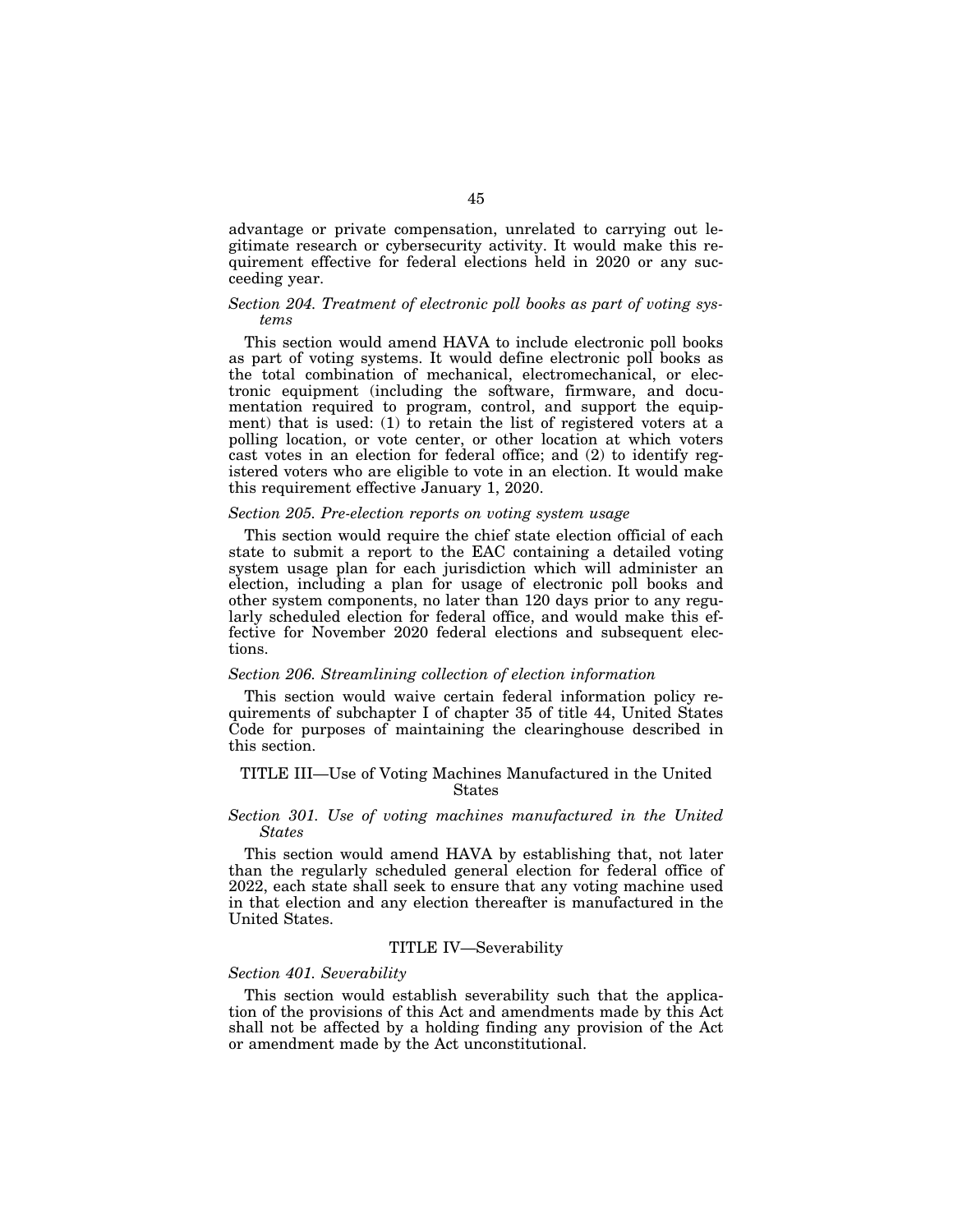advantage or private compensation, unrelated to carrying out legitimate research or cybersecurity activity. It would make this requirement effective for federal elections held in 2020 or any succeeding year.

*Section 204. Treatment of electronic poll books as part of voting systems*

This section would amend HAVA to include electronic poll books as part of voting systems. It would define electronic poll books as the total combination of mechanical, electromechanical, or electronic equipment (including the software, firmware, and documentation required to program, control, and support the equipment) that is used: (1) to retain the list of registered voters at a polling location, or vote center, or other location at which voters cast votes in an election for federal office; and (2) to identify registered voters who are eligible to vote in an election. It would make this requirement effective January 1, 2020.

*Section 205. Pre-election reports on voting system usage*

This section would require the chief state election official of each state to submit a report to the EAC containing a detailed voting system usage plan for each jurisdiction which will administer an election, including a plan for usage of electronic poll books and other system components, no later than 120 days prior to any regularly scheduled election for federal office, and would make this effective for November 2020 federal elections and subsequent elections.

*Section 206. Streamlining collection of election information*

This section would waive certain federal information policy requirements of subchapter I of chapter 35 of title 44, United States Code for purposes of maintaining the clearinghouse described in this section.

## TITLE III—Use of Voting Machines Manufactured in the United States

*Section 301. Use of voting machines manufactured in the United States*

This section would amend HAVA by establishing that, not later than the regularly scheduled general election for federal office of 2022, each state shall seek to ensure that any voting machine used in that election and any election thereafter is manufactured in the United States.

## TITLE IV—Severability

*Section 401. Severability*

This section would establish severability such that the application of the provisions of this Act and amendments made by this Act shall not be affected by a holding finding any provision of the Act or amendment made by the Act unconstitutional.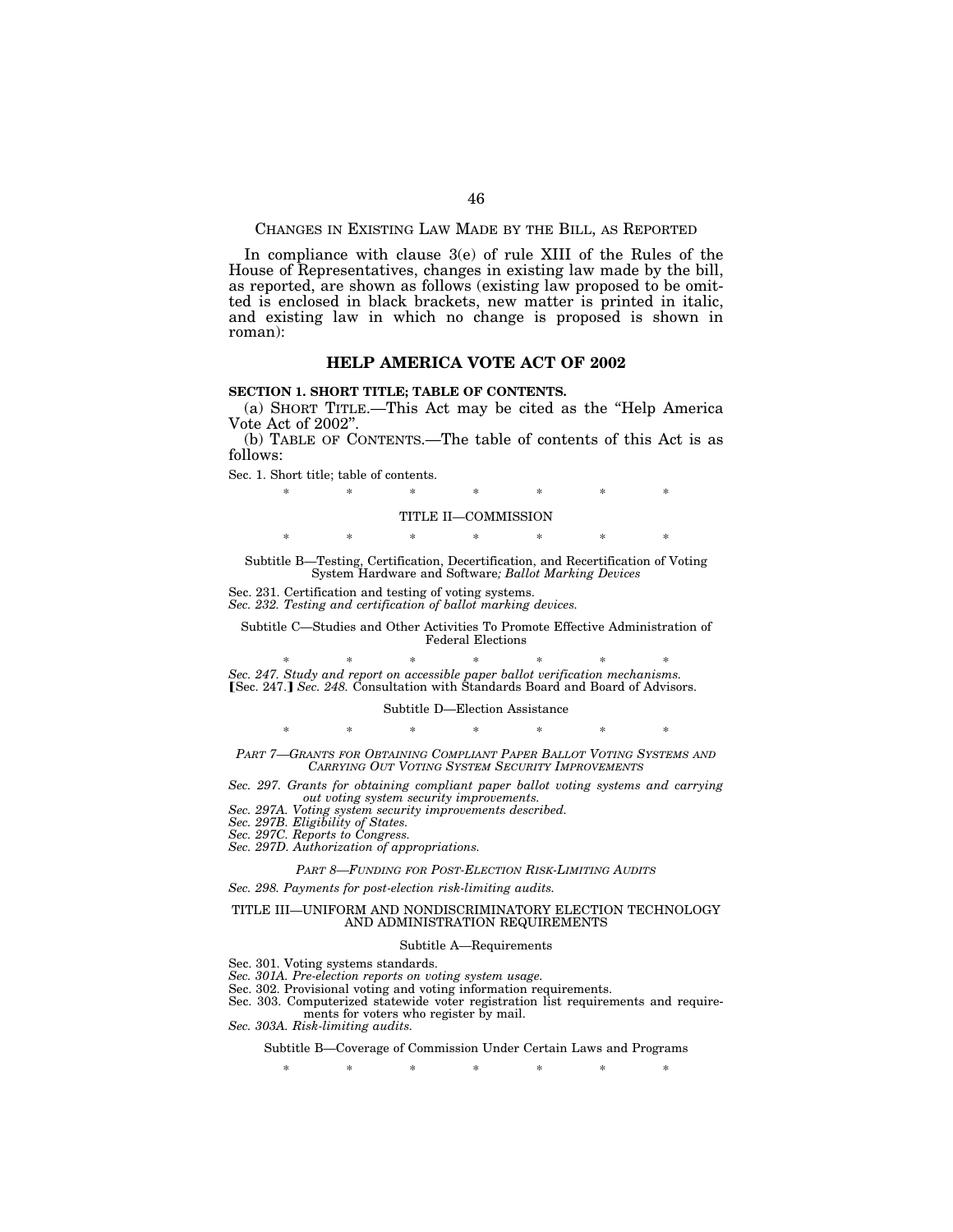CHANGES IN EXISTING LAW MADE BY THE BILL, AS REPORTED

In compliance with clause 3(e) of rule XIII of the Rules of the House of Representatives, changes in existing law made by the bill, as reported, are shown as follows (existing law proposed to be omitted is enclosed in black brackets, new matter is printed in italic, and existing law in which no change is proposed is shown in roman):

## HELP AMERICA VOTE ACT OF 2002

**SECTION 1. SHORT TITLE; TABLE OF CONTENTS.**

(a) SHORT TITLE.—This Act may be cited as the "Help America Vote Act of 2002".

(b) TABLE OF CONTENTS.—The table of contents of this Act is as follows:

Sec. 1. Short title; table of contents.

\* \* \* \* \* \* \*

TITLE II—COMMISSION

\* \* \* \* \* \* \*

Subtitle B—Testing, Certification, Decertification, and Recertification of Voting System Hardware and Software*; Ballot Marking Devices*

Sec. 231. Certification and testing of voting systems.
*Sec. 232. Testing and certification of ballot marking devices.*

Subtitle C—Studies and Other Activities To Promote Effective Administration of Federal Elections

\* \* \* \* \* \* \*

*Sec. 247. Study and report on accessible paper ballot verification mechanisms.*
[Sec. 247.] *Sec. 248.* Consultation with Standards Board and Board of Advisors.

Subtitle D—Election Assistance

\* \* \* \* \* \* \*

*PART 7—GRANTS FOR OBTAINING COMPLIANT PAPER BALLOT VOTING SYSTEMS AND CARRYING OUT VOTING SYSTEM SECURITY IMPROVEMENTS*

*Sec. 297. Grants for obtaining compliant paper ballot voting systems and carrying out voting system security improvements.*
*Sec. 297A. Voting system security improvements described.*
*Sec. 297B. Eligibility of States.*
*Sec. 297C. Reports to Congress.*
*Sec. 297D. Authorization of appropriations.*

*PART 8—FUNDING FOR POST-ELECTION RISK-LIMITING AUDITS*

*Sec. 298. Payments for post-election risk-limiting audits.*

TITLE III—UNIFORM AND NONDISCRIMINATORY ELECTION TECHNOLOGY AND ADMINISTRATION REQUIREMENTS

Subtitle A—Requirements

Sec. 301. Voting systems standards.
*Sec. 301A. Pre-election reports on voting system usage.*
Sec. 302. Provisional voting and voting information requirements.
Sec. 303. Computerized statewide voter registration list requirements and requirements for voters who register by mail.
*Sec. 303A. Risk-limiting audits.*

Subtitle B—Coverage of Commission Under Certain Laws and Programs

\* \* \* \* \* \* \*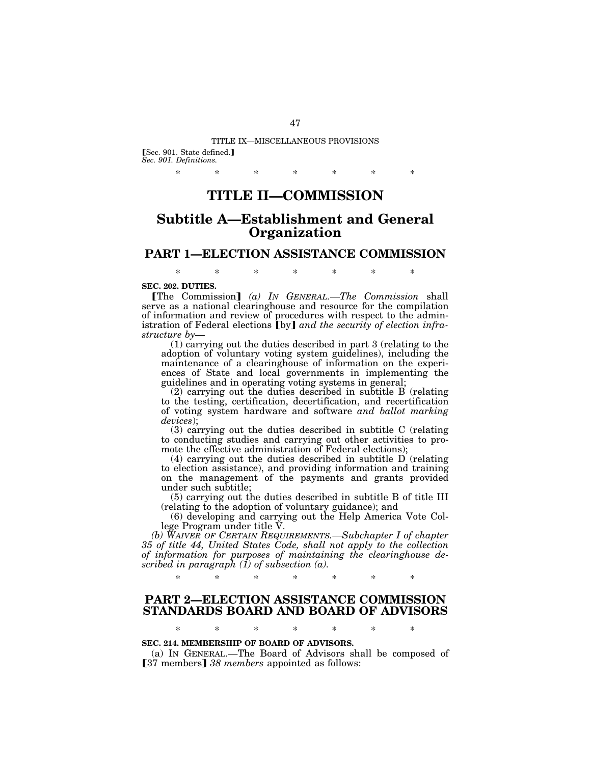TITLE IX—MISCELLANEOUS PROVISIONS

【Sec. 901. State defined.】
*Sec. 901. Definitions.*

\* \* \* \* \* \* \*

# TITLE II—COMMISSION

## Subtitle A—Establishment and General Organization

### PART 1—ELECTION ASSISTANCE COMMISSION

\* \* \* \* \* \* \*

**SEC. 202. DUTIES.**

【The Commission】 *(a) IN GENERAL.—The Commission* shall serve as a national clearinghouse and resource for the compilation of information and review of procedures with respect to the administration of Federal elections 【by】 *and the security of election infrastructure by—*

(1) carrying out the duties described in part 3 (relating to the adoption of voluntary voting system guidelines), including the maintenance of a clearinghouse of information on the experiences of State and local governments in implementing the guidelines and in operating voting systems in general;

(2) carrying out the duties described in subtitle B (relating to the testing, certification, decertification, and recertification of voting system hardware and software *and ballot marking devices*);

(3) carrying out the duties described in subtitle C (relating to conducting studies and carrying out other activities to promote the effective administration of Federal elections);

(4) carrying out the duties described in subtitle D (relating to election assistance), and providing information and training on the management of the payments and grants provided under such subtitle;

(5) carrying out the duties described in subtitle B of title III (relating to the adoption of voluntary guidance); and

(6) developing and carrying out the Help America Vote College Program under title V.

*(b) WAIVER OF CERTAIN REQUIREMENTS.—Subchapter I of chapter 35 of title 44, United States Code, shall not apply to the collection of information for purposes of maintaining the clearinghouse described in paragraph (1) of subsection (a).*

\* \* \* \* \* \* \*

### PART 2—ELECTION ASSISTANCE COMMISSION STANDARDS BOARD AND BOARD OF ADVISORS

\* \* \* \* \* \* \*

**SEC. 214. MEMBERSHIP OF BOARD OF ADVISORS.**

(a) IN GENERAL.—The Board of Advisors shall be composed of 【37 members】 *38 members* appointed as follows: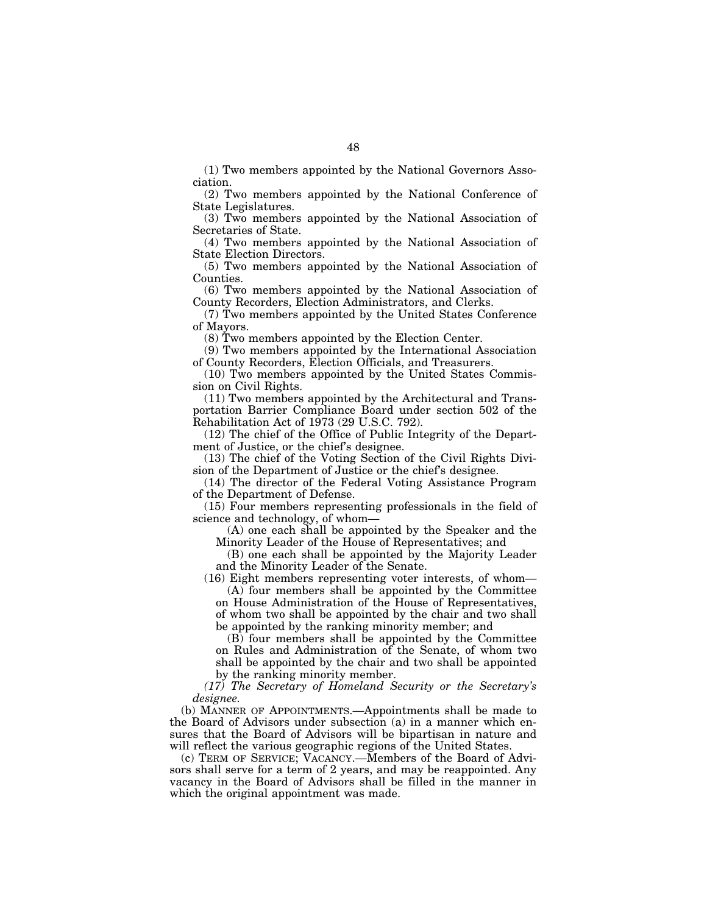(1) Two members appointed by the National Governors Association.

(2) Two members appointed by the National Conference of State Legislatures.

(3) Two members appointed by the National Association of Secretaries of State.

(4) Two members appointed by the National Association of State Election Directors.

(5) Two members appointed by the National Association of Counties.

(6) Two members appointed by the National Association of County Recorders, Election Administrators, and Clerks.

(7) Two members appointed by the United States Conference of Mayors.

(8) Two members appointed by the Election Center.

(9) Two members appointed by the International Association of County Recorders, Election Officials, and Treasurers.

(10) Two members appointed by the United States Commission on Civil Rights.

(11) Two members appointed by the Architectural and Transportation Barrier Compliance Board under section 502 of the Rehabilitation Act of 1973 (29 U.S.C. 792).

(12) The chief of the Office of Public Integrity of the Department of Justice, or the chief's designee.

(13) The chief of the Voting Section of the Civil Rights Division of the Department of Justice or the chief's designee.

(14) The director of the Federal Voting Assistance Program of the Department of Defense.

(15) Four members representing professionals in the field of science and technology, of whom—

(A) one each shall be appointed by the Speaker and the Minority Leader of the House of Representatives; and

(B) one each shall be appointed by the Majority Leader and the Minority Leader of the Senate.

(16) Eight members representing voter interests, of whom—

(A) four members shall be appointed by the Committee on House Administration of the House of Representatives, of whom two shall be appointed by the chair and two shall be appointed by the ranking minority member; and

(B) four members shall be appointed by the Committee on Rules and Administration of the Senate, of whom two shall be appointed by the chair and two shall be appointed by the ranking minority member.

*(17) The Secretary of Homeland Security or the Secretary's designee.*

(b) MANNER OF APPOINTMENTS.—Appointments shall be made to the Board of Advisors under subsection (a) in a manner which ensures that the Board of Advisors will be bipartisan in nature and will reflect the various geographic regions of the United States.

(c) TERM OF SERVICE; VACANCY.—Members of the Board of Advisors shall serve for a term of 2 years, and may be reappointed. Any vacancy in the Board of Advisors shall be filled in the manner in which the original appointment was made.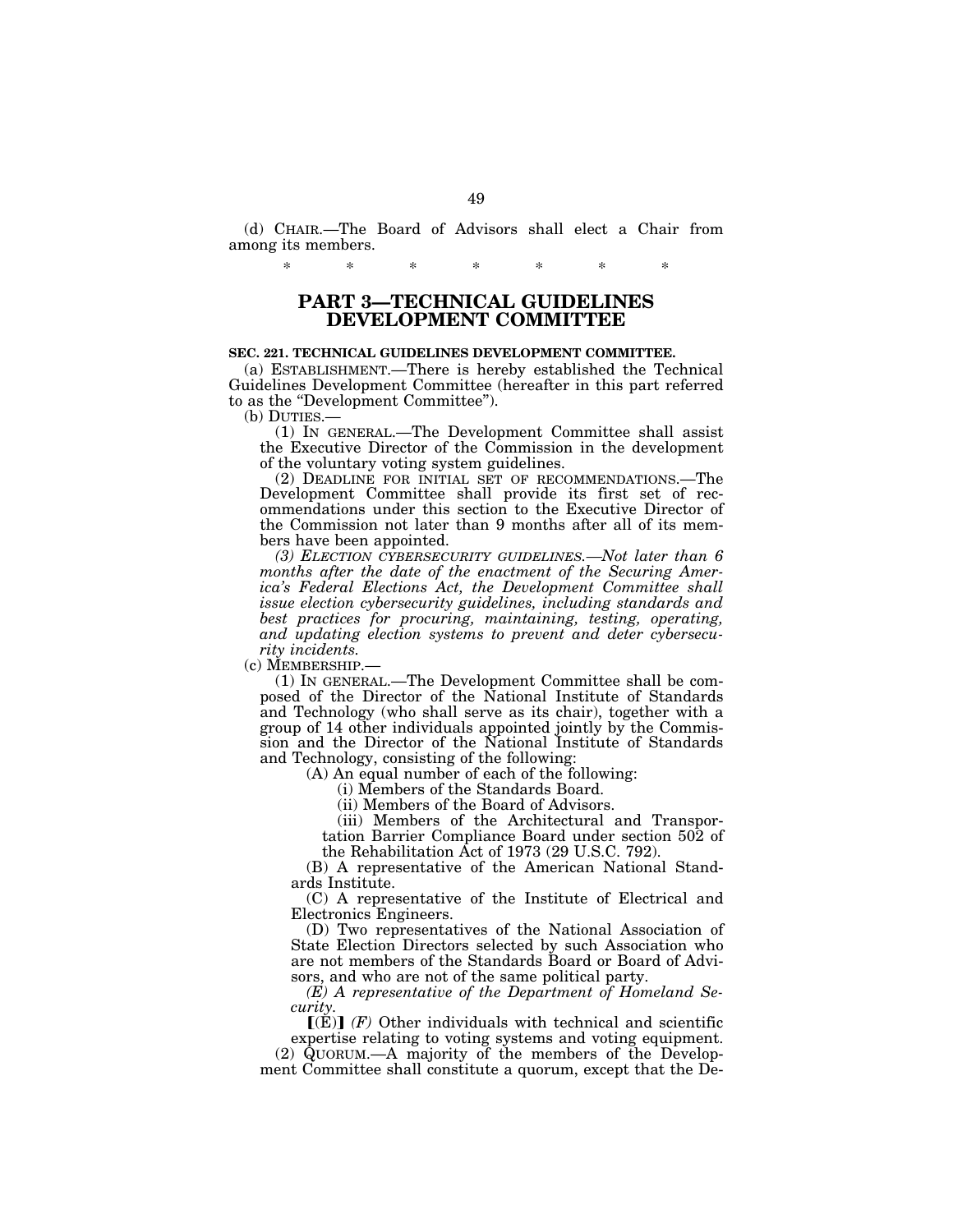(d) CHAIR.—The Board of Advisors shall elect a Chair from among its members.

\* \* \* \* \* \* \*

## PART 3—TECHNICAL GUIDELINES DEVELOPMENT COMMITTEE

**SEC. 221. TECHNICAL GUIDELINES DEVELOPMENT COMMITTEE.**

(a) ESTABLISHMENT.—There is hereby established the Technical Guidelines Development Committee (hereafter in this part referred to as the "Development Committee").

(b) DUTIES.—

(1) IN GENERAL.—The Development Committee shall assist the Executive Director of the Commission in the development of the voluntary voting system guidelines.

(2) DEADLINE FOR INITIAL SET OF RECOMMENDATIONS.—The Development Committee shall provide its first set of recommendations under this section to the Executive Director of the Commission not later than 9 months after all of its members have been appointed.

*(3) ELECTION CYBERSECURITY GUIDELINES.—Not later than 6 months after the date of the enactment of the Securing America's Federal Elections Act, the Development Committee shall issue election cybersecurity guidelines, including standards and best practices for procuring, maintaining, testing, operating, and updating election systems to prevent and deter cybersecurity incidents.*

(c) MEMBERSHIP.—

(1) IN GENERAL.—The Development Committee shall be composed of the Director of the National Institute of Standards and Technology (who shall serve as its chair), together with a group of 14 other individuals appointed jointly by the Commission and the Director of the National Institute of Standards and Technology, consisting of the following:

(A) An equal number of each of the following:

(i) Members of the Standards Board.

(ii) Members of the Board of Advisors.

(iii) Members of the Architectural and Transportation Barrier Compliance Board under section 502 of the Rehabilitation Act of 1973 (29 U.S.C. 792).

(B) A representative of the American National Standards Institute.

(C) A representative of the Institute of Electrical and Electronics Engineers.

(D) Two representatives of the National Association of State Election Directors selected by such Association who are not members of the Standards Board or Board of Advisors, and who are not of the same political party.

*(E) A representative of the Department of Homeland Security.*

[(E)] *(F)* Other individuals with technical and scientific expertise relating to voting systems and voting equipment.

(2) QUORUM.—A majority of the members of the Development Committee shall constitute a quorum, except that the De-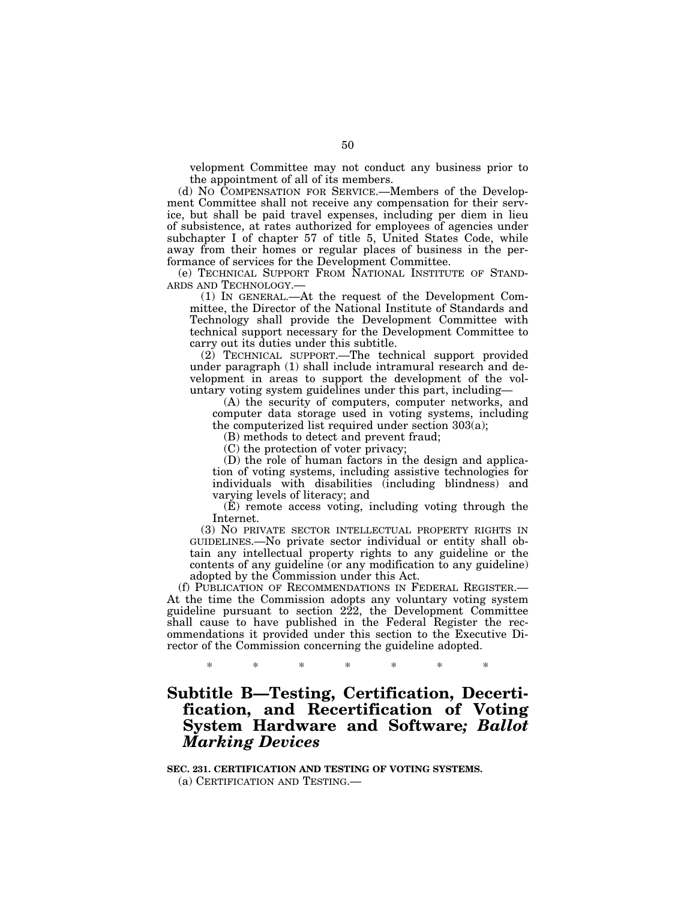velopment Committee may not conduct any business prior to the appointment of all of its members.

(d) NO COMPENSATION FOR SERVICE.—Members of the Development Committee shall not receive any compensation for their service, but shall be paid travel expenses, including per diem in lieu of subsistence, at rates authorized for employees of agencies under subchapter I of chapter 57 of title 5, United States Code, while away from their homes or regular places of business in the performance of services for the Development Committee.

(e) TECHNICAL SUPPORT FROM NATIONAL INSTITUTE OF STANDARDS AND TECHNOLOGY.—

(1) IN GENERAL.—At the request of the Development Committee, the Director of the National Institute of Standards and Technology shall provide the Development Committee with technical support necessary for the Development Committee to carry out its duties under this subtitle.

(2) TECHNICAL SUPPORT.—The technical support provided under paragraph (1) shall include intramural research and development in areas to support the development of the voluntary voting system guidelines under this part, including—

(A) the security of computers, computer networks, and computer data storage used in voting systems, including the computerized list required under section 303(a);

(B) methods to detect and prevent fraud;

(C) the protection of voter privacy;

(D) the role of human factors in the design and application of voting systems, including assistive technologies for individuals with disabilities (including blindness) and varying levels of literacy; and

(E) remote access voting, including voting through the Internet.

(3) NO PRIVATE SECTOR INTELLECTUAL PROPERTY RIGHTS IN GUIDELINES.—No private sector individual or entity shall obtain any intellectual property rights to any guideline or the contents of any guideline (or any modification to any guideline) adopted by the Commission under this Act.

(f) PUBLICATION OF RECOMMENDATIONS IN FEDERAL REGISTER.—At the time the Commission adopts any voluntary voting system guideline pursuant to section 222, the Development Committee shall cause to have published in the Federal Register the recommendations it provided under this section to the Executive Director of the Commission concerning the guideline adopted.

\* \* \* \* \* \* \*

## Subtitle B—Testing, Certification, Decertification, and Recertification of Voting System Hardware and Software*; Ballot Marking Devices*

**SEC. 231. CERTIFICATION AND TESTING OF VOTING SYSTEMS.**

(a) CERTIFICATION AND TESTING.—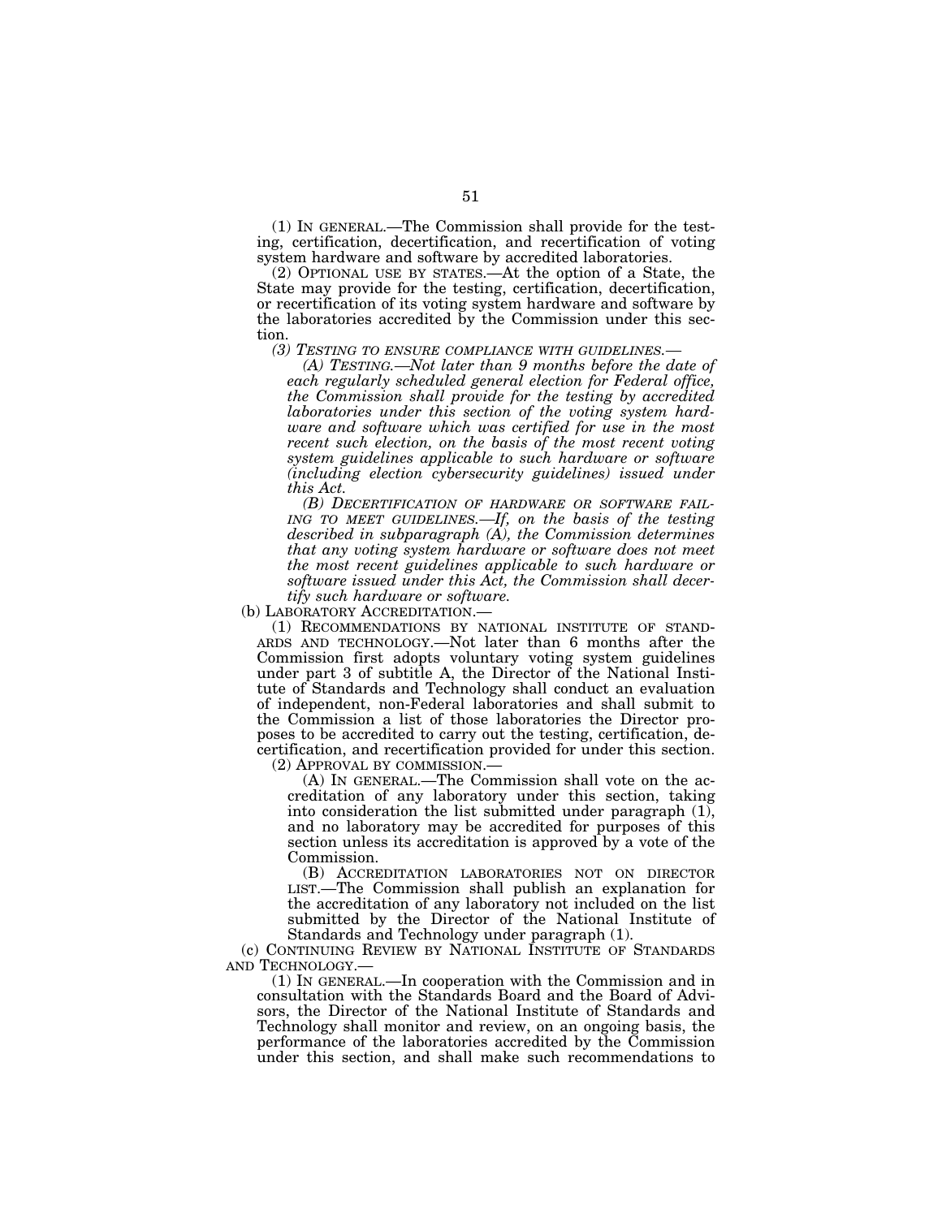(1) IN GENERAL.—The Commission shall provide for the testing, certification, decertification, and recertification of voting system hardware and software by accredited laboratories.

(2) OPTIONAL USE BY STATES.—At the option of a State, the State may provide for the testing, certification, decertification, or recertification of its voting system hardware and software by the laboratories accredited by the Commission under this section.

*(3) TESTING TO ENSURE COMPLIANCE WITH GUIDELINES.—*

*(A) TESTING.—Not later than 9 months before the date of each regularly scheduled general election for Federal office, the Commission shall provide for the testing by accredited laboratories under this section of the voting system hardware and software which was certified for use in the most recent such election, on the basis of the most recent voting system guidelines applicable to such hardware or software (including election cybersecurity guidelines) issued under this Act.*

*(B) DECERTIFICATION OF HARDWARE OR SOFTWARE FAILING TO MEET GUIDELINES.—If, on the basis of the testing described in subparagraph (A), the Commission determines that any voting system hardware or software does not meet the most recent guidelines applicable to such hardware or software issued under this Act, the Commission shall decertify such hardware or software.*

(b) LABORATORY ACCREDITATION.—

(1) RECOMMENDATIONS BY NATIONAL INSTITUTE OF STANDARDS AND TECHNOLOGY.—Not later than 6 months after the Commission first adopts voluntary voting system guidelines under part 3 of subtitle A, the Director of the National Institute of Standards and Technology shall conduct an evaluation of independent, non-Federal laboratories and shall submit to the Commission a list of those laboratories the Director proposes to be accredited to carry out the testing, certification, decertification, and recertification provided for under this section.

(2) APPROVAL BY COMMISSION.—

(A) IN GENERAL.—The Commission shall vote on the accreditation of any laboratory under this section, taking into consideration the list submitted under paragraph (1), and no laboratory may be accredited for purposes of this section unless its accreditation is approved by a vote of the Commission.

(B) ACCREDITATION LABORATORIES NOT ON DIRECTOR LIST.—The Commission shall publish an explanation for the accreditation of any laboratory not included on the list submitted by the Director of the National Institute of Standards and Technology under paragraph (1).

(c) CONTINUING REVIEW BY NATIONAL INSTITUTE OF STANDARDS AND TECHNOLOGY.—

(1) IN GENERAL.—In cooperation with the Commission and in consultation with the Standards Board and the Board of Advisors, the Director of the National Institute of Standards and Technology shall monitor and review, on an ongoing basis, the performance of the laboratories accredited by the Commission under this section, and shall make such recommendations to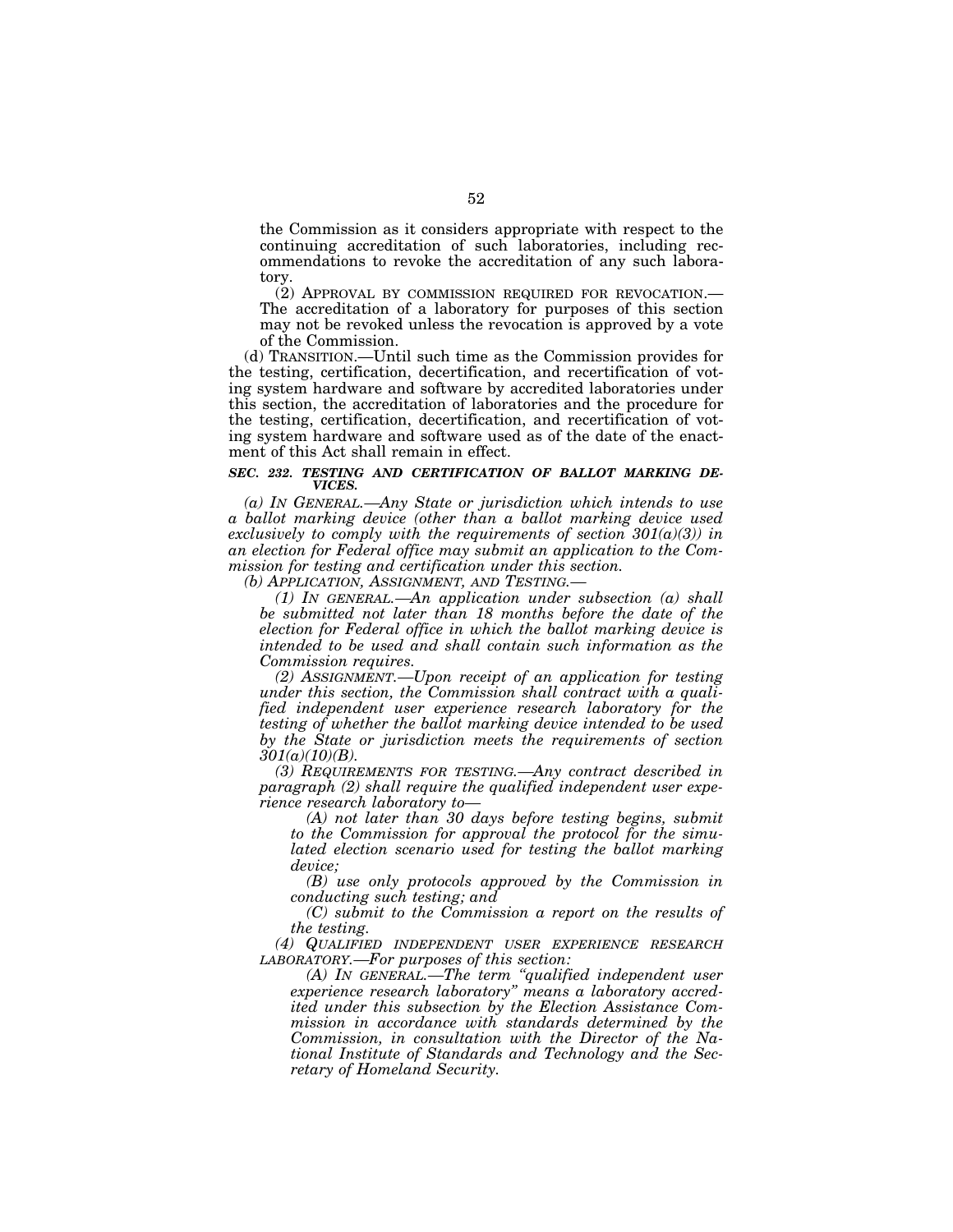the Commission as it considers appropriate with respect to the continuing accreditation of such laboratories, including recommendations to revoke the accreditation of any such laboratory.

(2) APPROVAL BY COMMISSION REQUIRED FOR REVOCATION.—The accreditation of a laboratory for purposes of this section may not be revoked unless the revocation is approved by a vote of the Commission.

(d) TRANSITION.—Until such time as the Commission provides for the testing, certification, decertification, and recertification of voting system hardware and software by accredited laboratories under this section, the accreditation of laboratories and the procedure for the testing, certification, decertification, and recertification of voting system hardware and software used as of the date of the enactment of this Act shall remain in effect.

***SEC. 232. TESTING AND CERTIFICATION OF BALLOT MARKING DEVICES.***

*(a) IN GENERAL.—Any State or jurisdiction which intends to use a ballot marking device (other than a ballot marking device used exclusively to comply with the requirements of section 301(a)(3)) in an election for Federal office may submit an application to the Commission for testing and certification under this section.*

*(b) APPLICATION, ASSIGNMENT, AND TESTING.—*

*(1) IN GENERAL.—An application under subsection (a) shall be submitted not later than 18 months before the date of the election for Federal office in which the ballot marking device is intended to be used and shall contain such information as the Commission requires.*

*(2) ASSIGNMENT.—Upon receipt of an application for testing under this section, the Commission shall contract with a qualified independent user experience research laboratory for the testing of whether the ballot marking device intended to be used by the State or jurisdiction meets the requirements of section 301(a)(10)(B).*

*(3) REQUIREMENTS FOR TESTING.—Any contract described in paragraph (2) shall require the qualified independent user experience research laboratory to—*

*(A) not later than 30 days before testing begins, submit to the Commission for approval the protocol for the simulated election scenario used for testing the ballot marking device;*

*(B) use only protocols approved by the Commission in conducting such testing; and*

*(C) submit to the Commission a report on the results of the testing.*

*(4) QUALIFIED INDEPENDENT USER EXPERIENCE RESEARCH LABORATORY.—For purposes of this section:*

*(A) IN GENERAL.—The term "qualified independent user experience research laboratory" means a laboratory accredited under this subsection by the Election Assistance Commission in accordance with standards determined by the Commission, in consultation with the Director of the National Institute of Standards and Technology and the Secretary of Homeland Security.*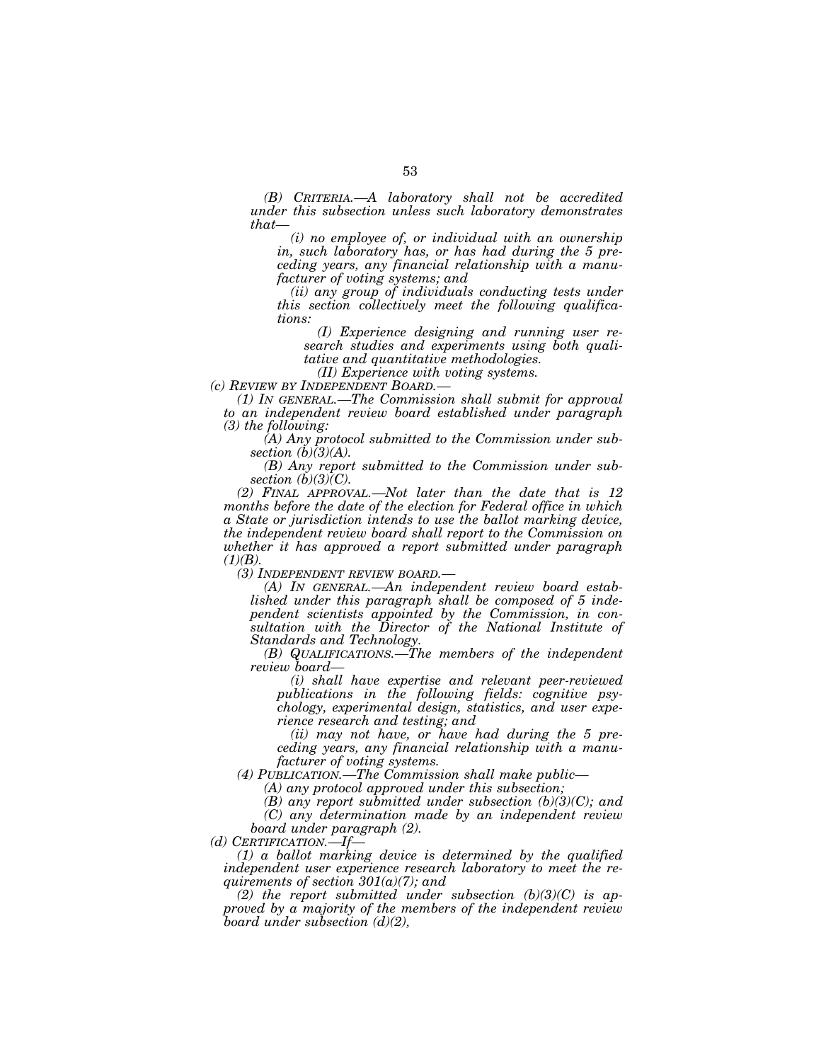*(B) CRITERIA.—A laboratory shall not be accredited under this subsection unless such laboratory demonstrates that—*

*(i) no employee of, or individual with an ownership in, such laboratory has, or has had during the 5 preceding years, any financial relationship with a manufacturer of voting systems; and*

*(ii) any group of individuals conducting tests under this section collectively meet the following qualifications:*

*(I) Experience designing and running user research studies and experiments using both qualitative and quantitative methodologies.*

*(II) Experience with voting systems.*

*(c) REVIEW BY INDEPENDENT BOARD.—*

*(1) IN GENERAL.—The Commission shall submit for approval to an independent review board established under paragraph (3) the following:*

*(A) Any protocol submitted to the Commission under subsection (b)(3)(A).*

*(B) Any report submitted to the Commission under subsection (b)(3)(C).*

*(2) FINAL APPROVAL.—Not later than the date that is 12 months before the date of the election for Federal office in which a State or jurisdiction intends to use the ballot marking device, the independent review board shall report to the Commission on whether it has approved a report submitted under paragraph (1)(B).*

*(3) INDEPENDENT REVIEW BOARD.—*

*(A) IN GENERAL.—An independent review board established under this paragraph shall be composed of 5 independent scientists appointed by the Commission, in consultation with the Director of the National Institute of Standards and Technology.*

*(B) QUALIFICATIONS.—The members of the independent review board—*

*(i) shall have expertise and relevant peer-reviewed publications in the following fields: cognitive psychology, experimental design, statistics, and user experience research and testing; and*

*(ii) may not have, or have had during the 5 preceding years, any financial relationship with a manufacturer of voting systems.*

*(4) PUBLICATION.—The Commission shall make public—*

*(A) any protocol approved under this subsection;*

*(B) any report submitted under subsection (b)(3)(C); and*

*(C) any determination made by an independent review board under paragraph (2).*

*(d) CERTIFICATION.—If—*

*(1) a ballot marking device is determined by the qualified independent user experience research laboratory to meet the requirements of section 301(a)(7); and*

*(2) the report submitted under subsection (b)(3)(C) is approved by a majority of the members of the independent review board under subsection (d)(2),*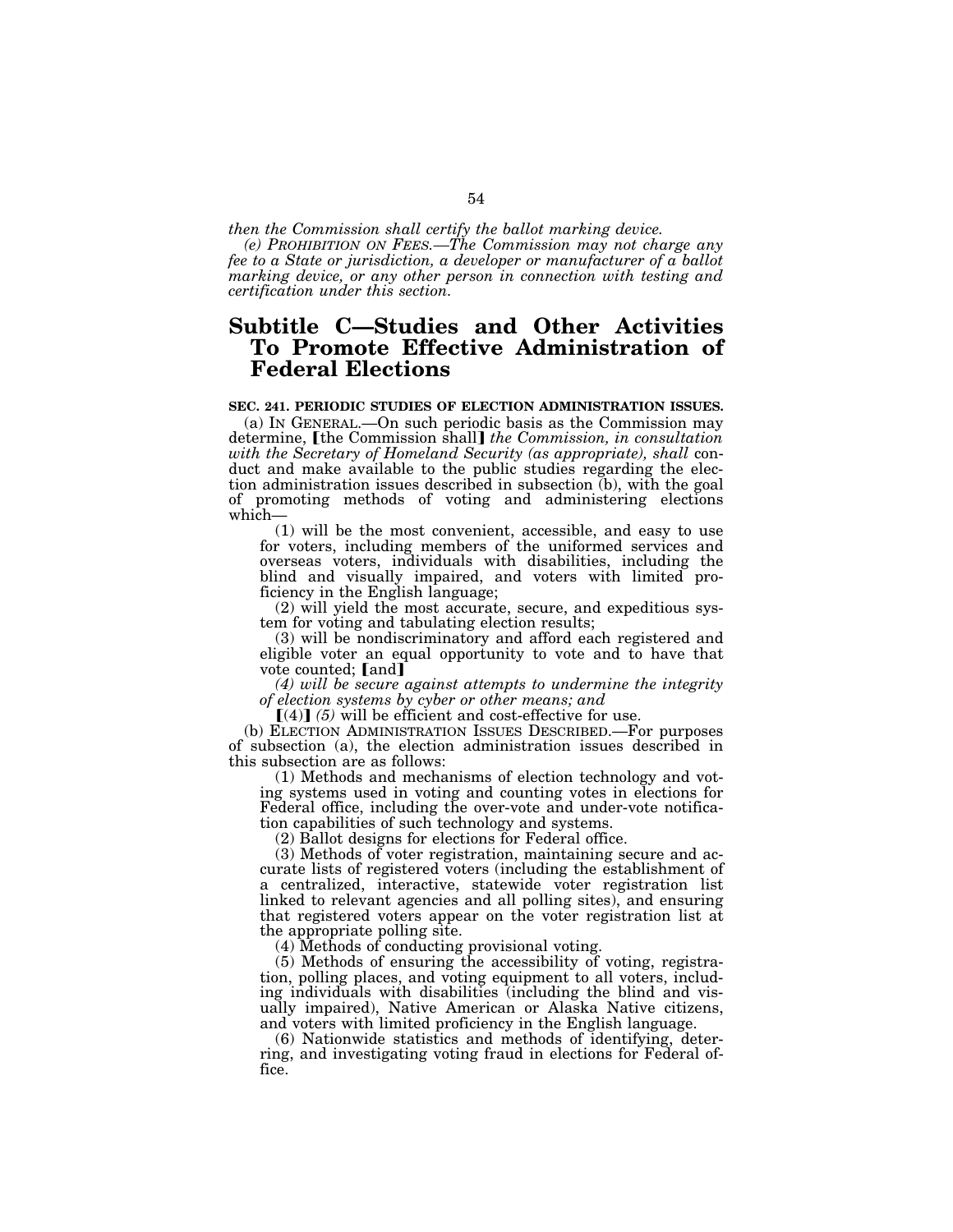*then the Commission shall certify the ballot marking device.*

*(e) PROHIBITION ON FEES.—The Commission may not charge any fee to a State or jurisdiction, a developer or manufacturer of a ballot marking device, or any other person in connection with testing and certification under this section.*

# Subtitle C—Studies and Other Activities To Promote Effective Administration of Federal Elections

**SEC. 241. PERIODIC STUDIES OF ELECTION ADMINISTRATION ISSUES.**

(a) IN GENERAL.—On such periodic basis as the Commission may determine, ⟦the Commission shall⟧ *the Commission, in consultation with the Secretary of Homeland Security (as appropriate), shall* conduct and make available to the public studies regarding the election administration issues described in subsection (b), with the goal of promoting methods of voting and administering elections which—

(1) will be the most convenient, accessible, and easy to use for voters, including members of the uniformed services and overseas voters, individuals with disabilities, including the blind and visually impaired, and voters with limited proficiency in the English language;

(2) will yield the most accurate, secure, and expeditious system for voting and tabulating election results;

(3) will be nondiscriminatory and afford each registered and eligible voter an equal opportunity to vote and to have that vote counted; ⟦and⟧

*(4) will be secure against attempts to undermine the integrity of election systems by cyber or other means; and*

⟦(4)⟧ *(5)* will be efficient and cost-effective for use.

(b) ELECTION ADMINISTRATION ISSUES DESCRIBED.—For purposes of subsection (a), the election administration issues described in this subsection are as follows:

(1) Methods and mechanisms of election technology and voting systems used in voting and counting votes in elections for Federal office, including the over-vote and under-vote notification capabilities of such technology and systems.

(2) Ballot designs for elections for Federal office.

(3) Methods of voter registration, maintaining secure and accurate lists of registered voters (including the establishment of a centralized, interactive, statewide voter registration list linked to relevant agencies and all polling sites), and ensuring that registered voters appear on the voter registration list at the appropriate polling site.

(4) Methods of conducting provisional voting.

(5) Methods of ensuring the accessibility of voting, registration, polling places, and voting equipment to all voters, including individuals with disabilities (including the blind and visually impaired), Native American or Alaska Native citizens, and voters with limited proficiency in the English language.

(6) Nationwide statistics and methods of identifying, deterring, and investigating voting fraud in elections for Federal office.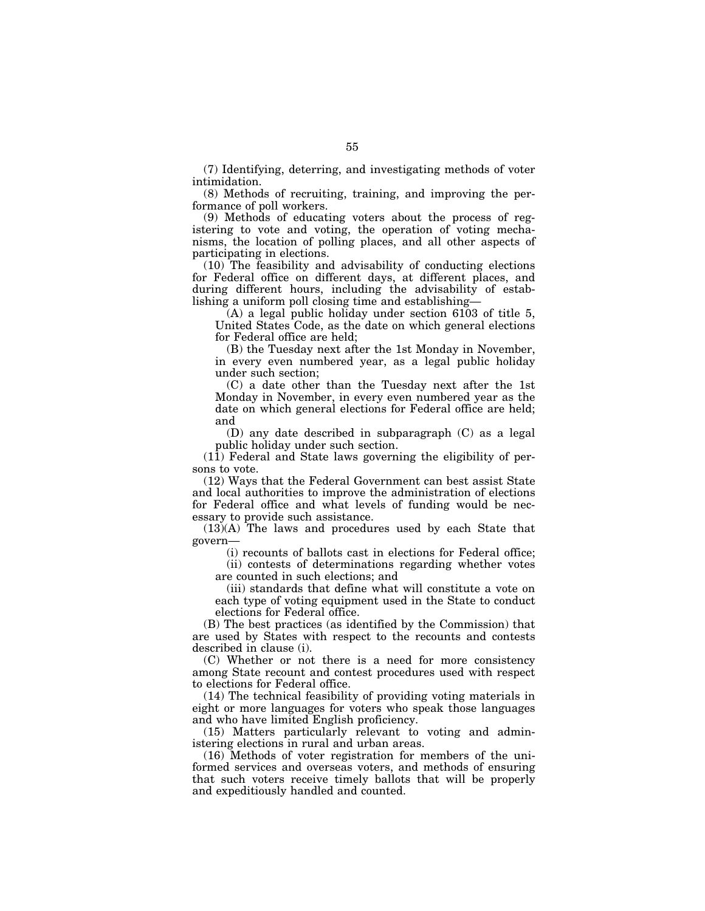(7) Identifying, deterring, and investigating methods of voter intimidation.

(8) Methods of recruiting, training, and improving the performance of poll workers.

(9) Methods of educating voters about the process of registering to vote and voting, the operation of voting mechanisms, the location of polling places, and all other aspects of participating in elections.

(10) The feasibility and advisability of conducting elections for Federal office on different days, at different places, and during different hours, including the advisability of establishing a uniform poll closing time and establishing—

(A) a legal public holiday under section 6103 of title 5, United States Code, as the date on which general elections for Federal office are held;

(B) the Tuesday next after the 1st Monday in November, in every even numbered year, as a legal public holiday under such section;

(C) a date other than the Tuesday next after the 1st Monday in November, in every even numbered year as the date on which general elections for Federal office are held; and

(D) any date described in subparagraph (C) as a legal public holiday under such section.

(11) Federal and State laws governing the eligibility of persons to vote.

(12) Ways that the Federal Government can best assist State and local authorities to improve the administration of elections for Federal office and what levels of funding would be necessary to provide such assistance.

(13)(A) The laws and procedures used by each State that govern—

(i) recounts of ballots cast in elections for Federal office;

(ii) contests of determinations regarding whether votes are counted in such elections; and

(iii) standards that define what will constitute a vote on each type of voting equipment used in the State to conduct elections for Federal office.

(B) The best practices (as identified by the Commission) that are used by States with respect to the recounts and contests described in clause (i).

(C) Whether or not there is a need for more consistency among State recount and contest procedures used with respect to elections for Federal office.

(14) The technical feasibility of providing voting materials in eight or more languages for voters who speak those languages and who have limited English proficiency.

(15) Matters particularly relevant to voting and administering elections in rural and urban areas.

(16) Methods of voter registration for members of the uniformed services and overseas voters, and methods of ensuring that such voters receive timely ballots that will be properly and expeditiously handled and counted.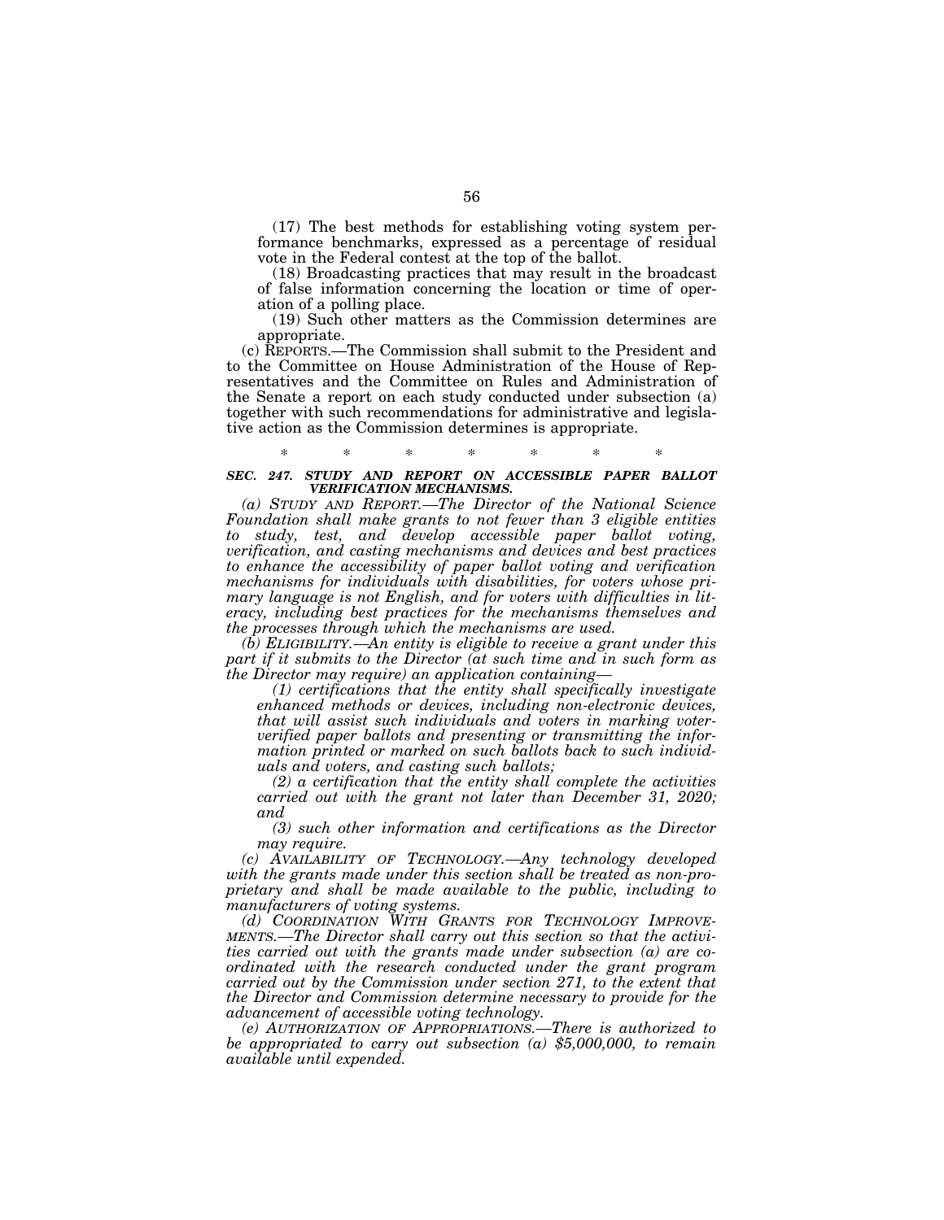(17) The best methods for establishing voting system performance benchmarks, expressed as a percentage of residual vote in the Federal contest at the top of the ballot.

(18) Broadcasting practices that may result in the broadcast of false information concerning the location or time of operation of a polling place.

(19) Such other matters as the Commission determines are appropriate.

(c) REPORTS.—The Commission shall submit to the President and to the Committee on House Administration of the House of Representatives and the Committee on Rules and Administration of the Senate a report on each study conducted under subsection (a) together with such recommendations for administrative and legislative action as the Commission determines is appropriate.

\* \* \* \* \* \* \*

***SEC. 247. STUDY AND REPORT ON ACCESSIBLE PAPER BALLOT VERIFICATION MECHANISMS.***

*(a) STUDY AND REPORT.—The Director of the National Science Foundation shall make grants to not fewer than 3 eligible entities to study, test, and develop accessible paper ballot voting, verification, and casting mechanisms and devices and best practices to enhance the accessibility of paper ballot voting and verification mechanisms for individuals with disabilities, for voters whose primary language is not English, and for voters with difficulties in literacy, including best practices for the mechanisms themselves and the processes through which the mechanisms are used.*

*(b) ELIGIBILITY.—An entity is eligible to receive a grant under this part if it submits to the Director (at such time and in such form as the Director may require) an application containing—*

*(1) certifications that the entity shall specifically investigate enhanced methods or devices, including non-electronic devices, that will assist such individuals and voters in marking voter-verified paper ballots and presenting or transmitting the information printed or marked on such ballots back to such individuals and voters, and casting such ballots;*

*(2) a certification that the entity shall complete the activities carried out with the grant not later than December 31, 2020; and*

*(3) such other information and certifications as the Director may require.*

*(c) AVAILABILITY OF TECHNOLOGY.—Any technology developed with the grants made under this section shall be treated as non-proprietary and shall be made available to the public, including to manufacturers of voting systems.*

*(d) COORDINATION WITH GRANTS FOR TECHNOLOGY IMPROVEMENTS.—The Director shall carry out this section so that the activities carried out with the grants made under subsection (a) are coordinated with the research conducted under the grant program carried out by the Commission under section 271, to the extent that the Director and Commission determine necessary to provide for the advancement of accessible voting technology.*

*(e) AUTHORIZATION OF APPROPRIATIONS.—There is authorized to be appropriated to carry out subsection (a) $5,000,000, to remain available until expended.*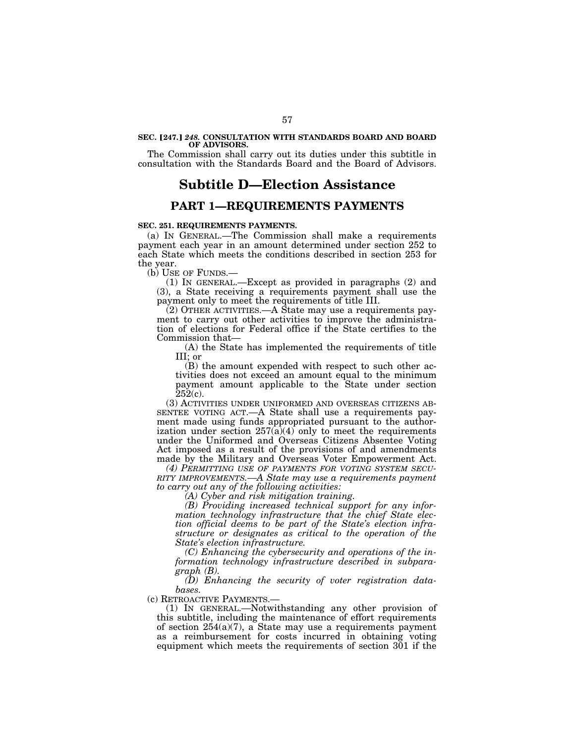**SEC. [247.] *248.* CONSULTATION WITH STANDARDS BOARD AND BOARD OF ADVISORS.**

The Commission shall carry out its duties under this subtitle in consultation with the Standards Board and the Board of Advisors.

# Subtitle D—Election Assistance

## PART 1—REQUIREMENTS PAYMENTS

**SEC. 251. REQUIREMENTS PAYMENTS.**

(a) IN GENERAL.—The Commission shall make a requirements payment each year in an amount determined under section 252 to each State which meets the conditions described in section 253 for the year.

(b) USE OF FUNDS.—

(1) IN GENERAL.—Except as provided in paragraphs (2) and (3), a State receiving a requirements payment shall use the payment only to meet the requirements of title III.

(2) OTHER ACTIVITIES.—A State may use a requirements payment to carry out other activities to improve the administration of elections for Federal office if the State certifies to the Commission that—

(A) the State has implemented the requirements of title III; or

(B) the amount expended with respect to such other activities does not exceed an amount equal to the minimum payment amount applicable to the State under section 252(c).

(3) ACTIVITIES UNDER UNIFORMED AND OVERSEAS CITIZENS ABSENTEE VOTING ACT.—A State shall use a requirements payment made using funds appropriated pursuant to the authorization under section 257(a)(4) only to meet the requirements under the Uniformed and Overseas Citizens Absentee Voting Act imposed as a result of the provisions of and amendments made by the Military and Overseas Voter Empowerment Act.

*(4) PERMITTING USE OF PAYMENTS FOR VOTING SYSTEM SECURITY IMPROVEMENTS.—A State may use a requirements payment to carry out any of the following activities:*

*(A) Cyber and risk mitigation training.*

*(B) Providing increased technical support for any information technology infrastructure that the chief State election official deems to be part of the State's election infrastructure or designates as critical to the operation of the State's election infrastructure.*

*(C) Enhancing the cybersecurity and operations of the information technology infrastructure described in subparagraph (B).*

*(D) Enhancing the security of voter registration databases.*

(c) RETROACTIVE PAYMENTS.—

(1) IN GENERAL.—Notwithstanding any other provision of this subtitle, including the maintenance of effort requirements of section 254(a)(7), a State may use a requirements payment as a reimbursement for costs incurred in obtaining voting equipment which meets the requirements of section 301 if the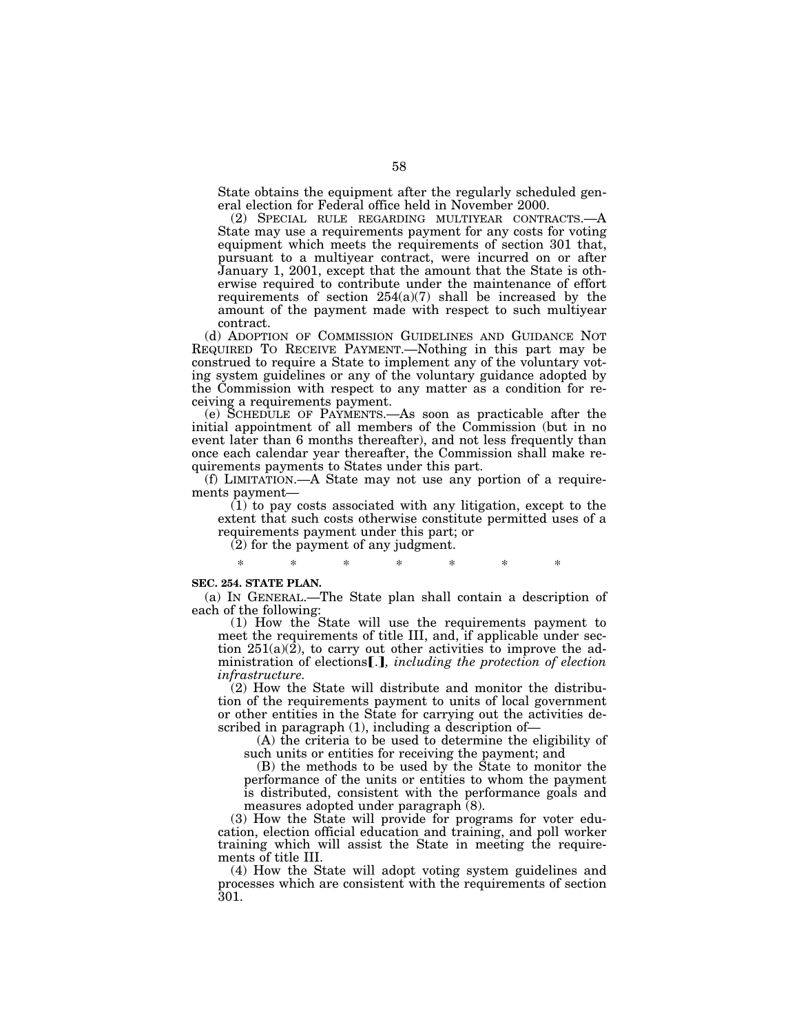State obtains the equipment after the regularly scheduled general election for Federal office held in November 2000.

(2) SPECIAL RULE REGARDING MULTIYEAR CONTRACTS.—A State may use a requirements payment for any costs for voting equipment which meets the requirements of section 301 that, pursuant to a multiyear contract, were incurred on or after January 1, 2001, except that the amount that the State is otherwise required to contribute under the maintenance of effort requirements of section 254(a)(7) shall be increased by the amount of the payment made with respect to such multiyear contract.

(d) ADOPTION OF COMMISSION GUIDELINES AND GUIDANCE NOT REQUIRED TO RECEIVE PAYMENT.—Nothing in this part may be construed to require a State to implement any of the voluntary voting system guidelines or any of the voluntary guidance adopted by the Commission with respect to any matter as a condition for receiving a requirements payment.

(e) SCHEDULE OF PAYMENTS.—As soon as practicable after the initial appointment of all members of the Commission (but in no event later than 6 months thereafter), and not less frequently than once each calendar year thereafter, the Commission shall make requirements payments to States under this part.

(f) LIMITATION.—A State may not use any portion of a requirements payment—

(1) to pay costs associated with any litigation, except to the extent that such costs otherwise constitute permitted uses of a requirements payment under this part; or

(2) for the payment of any judgment.

\* \* \* \* \* \* \*

**SEC. 254. STATE PLAN.**

(a) IN GENERAL.—The State plan shall contain a description of each of the following:

(1) How the State will use the requirements payment to meet the requirements of title III, and, if applicable under section 251(a)(2), to carry out other activities to improve the administration of elections**[**.**]***, including the protection of election infrastructure.*

(2) How the State will distribute and monitor the distribution of the requirements payment to units of local government or other entities in the State for carrying out the activities described in paragraph (1), including a description of—

(A) the criteria to be used to determine the eligibility of such units or entities for receiving the payment; and

(B) the methods to be used by the State to monitor the performance of the units or entities to whom the payment is distributed, consistent with the performance goals and measures adopted under paragraph (8).

(3) How the State will provide for programs for voter education, election official education and training, and poll worker training which will assist the State in meeting the requirements of title III.

(4) How the State will adopt voting system guidelines and processes which are consistent with the requirements of section 301.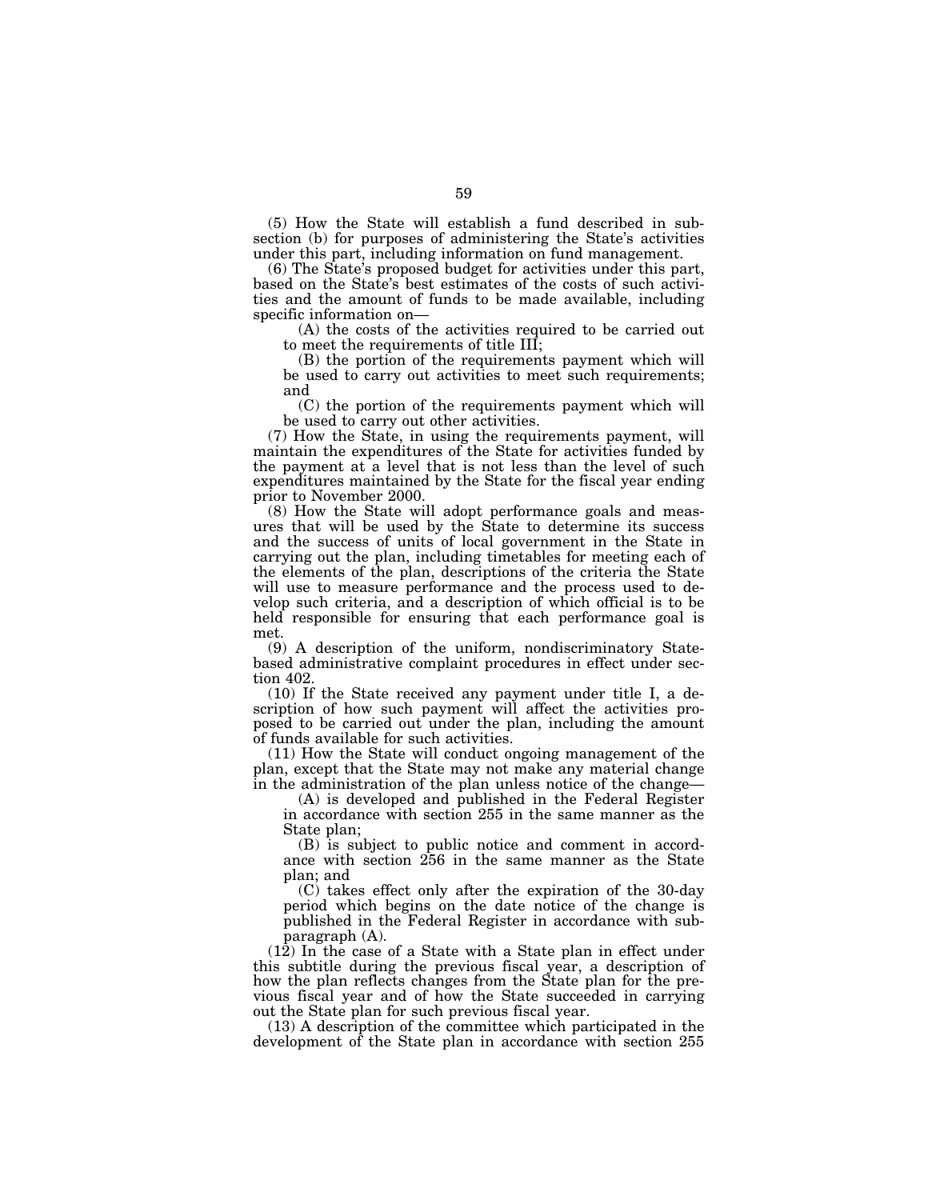(5) How the State will establish a fund described in subsection (b) for purposes of administering the State's activities under this part, including information on fund management.

(6) The State's proposed budget for activities under this part, based on the State's best estimates of the costs of such activities and the amount of funds to be made available, including specific information on—

(A) the costs of the activities required to be carried out to meet the requirements of title III;

(B) the portion of the requirements payment which will be used to carry out activities to meet such requirements; and

(C) the portion of the requirements payment which will be used to carry out other activities.

(7) How the State, in using the requirements payment, will maintain the expenditures of the State for activities funded by the payment at a level that is not less than the level of such expenditures maintained by the State for the fiscal year ending prior to November 2000.

(8) How the State will adopt performance goals and measures that will be used by the State to determine its success and the success of units of local government in the State in carrying out the plan, including timetables for meeting each of the elements of the plan, descriptions of the criteria the State will use to measure performance and the process used to develop such criteria, and a description of which official is to be held responsible for ensuring that each performance goal is met.

(9) A description of the uniform, nondiscriminatory State-based administrative complaint procedures in effect under section 402.

(10) If the State received any payment under title I, a description of how such payment will affect the activities proposed to be carried out under the plan, including the amount of funds available for such activities.

(11) How the State will conduct ongoing management of the plan, except that the State may not make any material change in the administration of the plan unless notice of the change—

(A) is developed and published in the Federal Register in accordance with section 255 in the same manner as the State plan;

(B) is subject to public notice and comment in accordance with section 256 in the same manner as the State plan; and

(C) takes effect only after the expiration of the 30-day period which begins on the date notice of the change is published in the Federal Register in accordance with subparagraph (A).

(12) In the case of a State with a State plan in effect under this subtitle during the previous fiscal year, a description of how the plan reflects changes from the State plan for the previous fiscal year and of how the State succeeded in carrying out the State plan for such previous fiscal year.

(13) A description of the committee which participated in the development of the State plan in accordance with section 255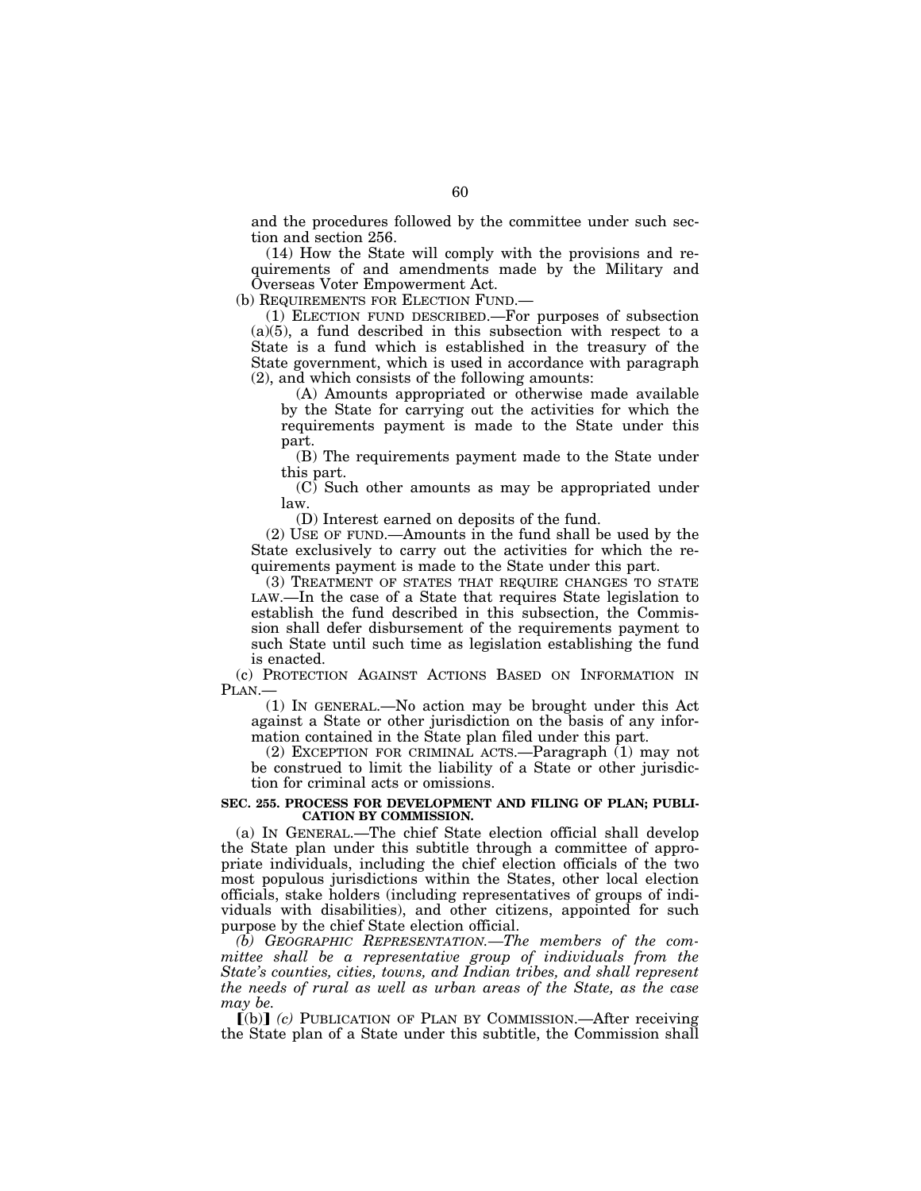and the procedures followed by the committee under such section and section 256.

(14) How the State will comply with the provisions and requirements of and amendments made by the Military and Overseas Voter Empowerment Act.

(b) REQUIREMENTS FOR ELECTION FUND.—

(1) ELECTION FUND DESCRIBED.—For purposes of subsection (a)(5), a fund described in this subsection with respect to a State is a fund which is established in the treasury of the State government, which is used in accordance with paragraph (2), and which consists of the following amounts:

(A) Amounts appropriated or otherwise made available by the State for carrying out the activities for which the requirements payment is made to the State under this part.

(B) The requirements payment made to the State under this part.

(C) Such other amounts as may be appropriated under law.

(D) Interest earned on deposits of the fund.

(2) USE OF FUND.—Amounts in the fund shall be used by the State exclusively to carry out the activities for which the requirements payment is made to the State under this part.

(3) TREATMENT OF STATES THAT REQUIRE CHANGES TO STATE LAW.—In the case of a State that requires State legislation to establish the fund described in this subsection, the Commission shall defer disbursement of the requirements payment to such State until such time as legislation establishing the fund is enacted.

(c) PROTECTION AGAINST ACTIONS BASED ON INFORMATION IN PLAN.—

(1) IN GENERAL.—No action may be brought under this Act against a State or other jurisdiction on the basis of any information contained in the State plan filed under this part.

(2) EXCEPTION FOR CRIMINAL ACTS.—Paragraph (1) may not be construed to limit the liability of a State or other jurisdiction for criminal acts or omissions.

**SEC. 255. PROCESS FOR DEVELOPMENT AND FILING OF PLAN; PUBLICATION BY COMMISSION.**

(a) IN GENERAL.—The chief State election official shall develop the State plan under this subtitle through a committee of appropriate individuals, including the chief election officials of the two most populous jurisdictions within the States, other local election officials, stake holders (including representatives of groups of individuals with disabilities), and other citizens, appointed for such purpose by the chief State election official.

*(b) GEOGRAPHIC REPRESENTATION.—The members of the committee shall be a representative group of individuals from the State's counties, cities, towns, and Indian tribes, and shall represent the needs of rural as well as urban areas of the State, as the case may be.*

⟦(b)⟧ *(c)* PUBLICATION OF PLAN BY COMMISSION.—After receiving the State plan of a State under this subtitle, the Commission shall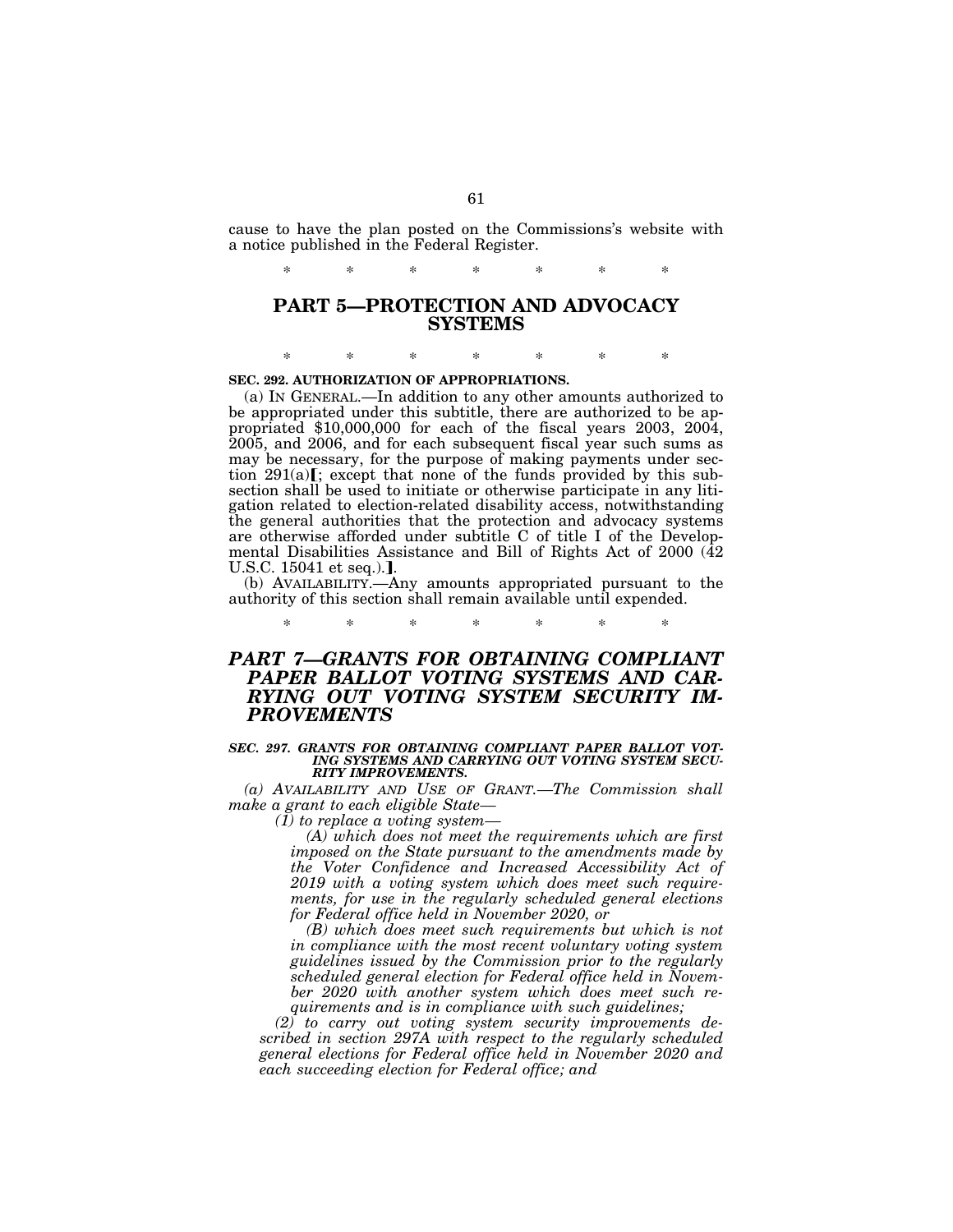cause to have the plan posted on the Commissions's website with a notice published in the Federal Register.

\* \* \* \* \* \* \*

## PART 5—PROTECTION AND ADVOCACY SYSTEMS

\* \* \* \* \* \* \*

**SEC. 292. AUTHORIZATION OF APPROPRIATIONS.**

(a) IN GENERAL.—In addition to any other amounts authorized to be appropriated under this subtitle, there are authorized to be appropriated $10,000,000 for each of the fiscal years 2003, 2004, 2005, and 2006, and for each subsequent fiscal year such sums as may be necessary, for the purpose of making payments under section 291(a)[; except that none of the funds provided by this subsection shall be used to initiate or otherwise participate in any litigation related to election-related disability access, notwithstanding the general authorities that the protection and advocacy systems are otherwise afforded under subtitle C of title I of the Developmental Disabilities Assistance and Bill of Rights Act of 2000 (42 U.S.C. 15041 et seq.).].

(b) AVAILABILITY.—Any amounts appropriated pursuant to the authority of this section shall remain available until expended.

\* \* \* \* \* \* \*

## *PART 7—GRANTS FOR OBTAINING COMPLIANT PAPER BALLOT VOTING SYSTEMS AND CARRYING OUT VOTING SYSTEM SECURITY IMPROVEMENTS*

***SEC. 297. GRANTS FOR OBTAINING COMPLIANT PAPER BALLOT VOTING SYSTEMS AND CARRYING OUT VOTING SYSTEM SECURITY IMPROVEMENTS.***

*(a) AVAILABILITY AND USE OF GRANT.—The Commission shall make a grant to each eligible State—*

*(1) to replace a voting system—*

*(A) which does not meet the requirements which are first imposed on the State pursuant to the amendments made by the Voter Confidence and Increased Accessibility Act of 2019 with a voting system which does meet such requirements, for use in the regularly scheduled general elections for Federal office held in November 2020, or*

*(B) which does meet such requirements but which is not in compliance with the most recent voluntary voting system guidelines issued by the Commission prior to the regularly scheduled general election for Federal office held in November 2020 with another system which does meet such requirements and is in compliance with such guidelines;*

*(2) to carry out voting system security improvements described in section 297A with respect to the regularly scheduled general elections for Federal office held in November 2020 and each succeeding election for Federal office; and*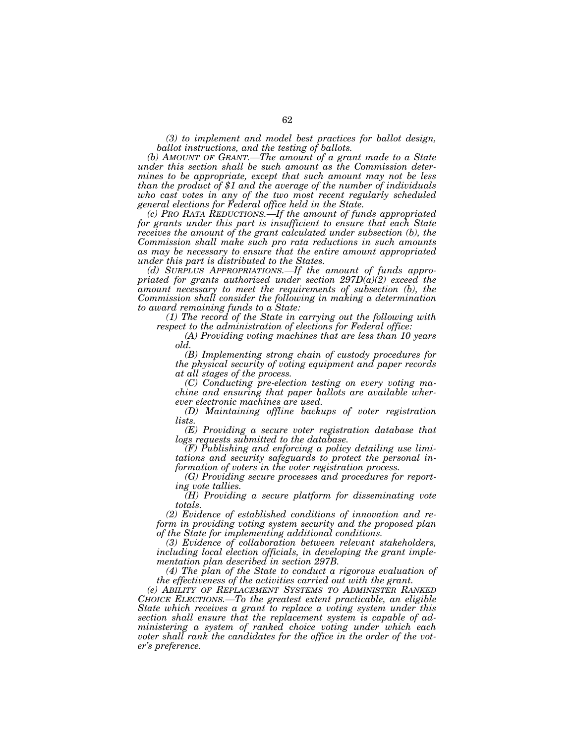*(3) to implement and model best practices for ballot design, ballot instructions, and the testing of ballots.*

*(b) AMOUNT OF GRANT.—The amount of a grant made to a State under this section shall be such amount as the Commission determines to be appropriate, except that such amount may not be less than the product of $1 and the average of the number of individuals who cast votes in any of the two most recent regularly scheduled general elections for Federal office held in the State.*

*(c) PRO RATA REDUCTIONS.—If the amount of funds appropriated for grants under this part is insufficient to ensure that each State receives the amount of the grant calculated under subsection (b), the Commission shall make such pro rata reductions in such amounts as may be necessary to ensure that the entire amount appropriated under this part is distributed to the States.*

*(d) SURPLUS APPROPRIATIONS.—If the amount of funds appropriated for grants authorized under section 297D(a)(2) exceed the amount necessary to meet the requirements of subsection (b), the Commission shall consider the following in making a determination to award remaining funds to a State:*

*(1) The record of the State in carrying out the following with respect to the administration of elections for Federal office:*

*(A) Providing voting machines that are less than 10 years old.*

*(B) Implementing strong chain of custody procedures for the physical security of voting equipment and paper records at all stages of the process.*

*(C) Conducting pre-election testing on every voting machine and ensuring that paper ballots are available wherever electronic machines are used.*

*(D) Maintaining offline backups of voter registration lists.*

*(E) Providing a secure voter registration database that logs requests submitted to the database.*

*(F) Publishing and enforcing a policy detailing use limitations and security safeguards to protect the personal information of voters in the voter registration process.*

*(G) Providing secure processes and procedures for reporting vote tallies.*

*(H) Providing a secure platform for disseminating vote totals.*

*(2) Evidence of established conditions of innovation and reform in providing voting system security and the proposed plan of the State for implementing additional conditions.*

*(3) Evidence of collaboration between relevant stakeholders, including local election officials, in developing the grant implementation plan described in section 297B.*

*(4) The plan of the State to conduct a rigorous evaluation of the effectiveness of the activities carried out with the grant.*

*(e) ABILITY OF REPLACEMENT SYSTEMS TO ADMINISTER RANKED CHOICE ELECTIONS.—To the greatest extent practicable, an eligible State which receives a grant to replace a voting system under this section shall ensure that the replacement system is capable of administering a system of ranked choice voting under which each voter shall rank the candidates for the office in the order of the voter's preference.*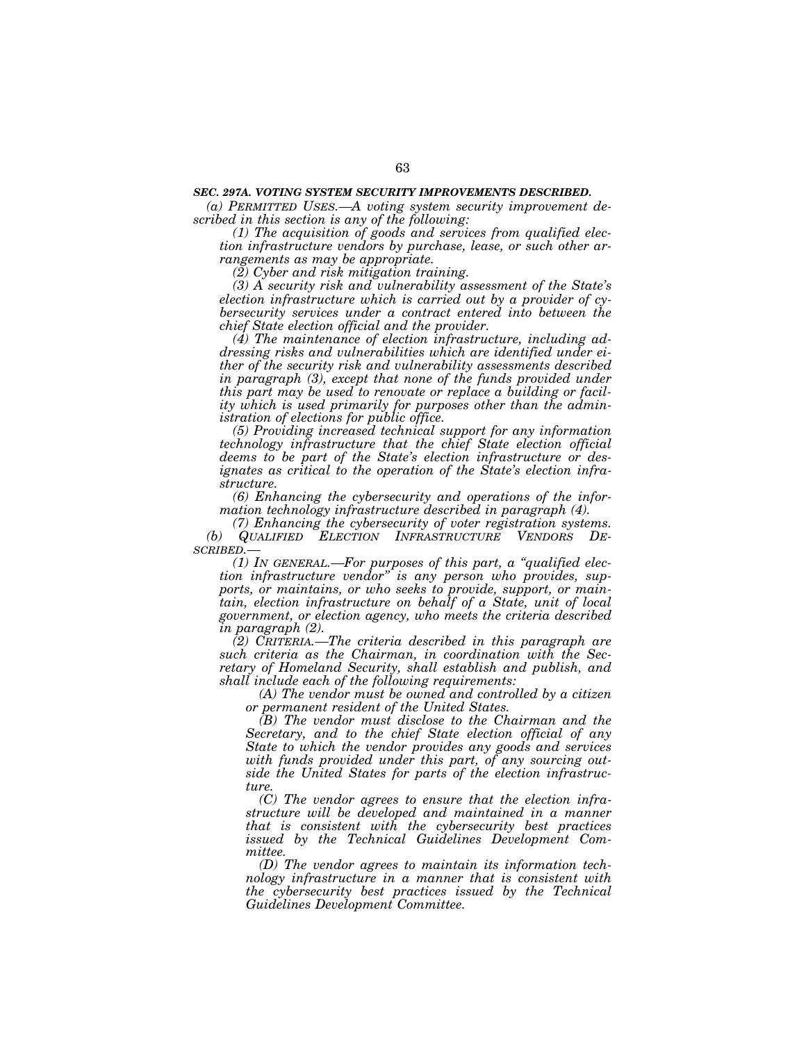***SEC. 297A. VOTING SYSTEM SECURITY IMPROVEMENTS DESCRIBED.***

*(a) PERMITTED USES.—A voting system security improvement described in this section is any of the following:*

*(1) The acquisition of goods and services from qualified election infrastructure vendors by purchase, lease, or such other arrangements as may be appropriate.*

*(2) Cyber and risk mitigation training.*

*(3) A security risk and vulnerability assessment of the State's election infrastructure which is carried out by a provider of cybersecurity services under a contract entered into between the chief State election official and the provider.*

*(4) The maintenance of election infrastructure, including addressing risks and vulnerabilities which are identified under either of the security risk and vulnerability assessments described in paragraph (3), except that none of the funds provided under this part may be used to renovate or replace a building or facility which is used primarily for purposes other than the administration of elections for public office.*

*(5) Providing increased technical support for any information technology infrastructure that the chief State election official deems to be part of the State's election infrastructure or designates as critical to the operation of the State's election infrastructure.*

*(6) Enhancing the cybersecurity and operations of the information technology infrastructure described in paragraph (4).*

*(7) Enhancing the cybersecurity of voter registration systems.*

*(b) QUALIFIED ELECTION INFRASTRUCTURE VENDORS DESCRIBED.—*

*(1) IN GENERAL.—For purposes of this part, a "qualified election infrastructure vendor" is any person who provides, supports, or maintains, or who seeks to provide, support, or maintain, election infrastructure on behalf of a State, unit of local government, or election agency, who meets the criteria described in paragraph (2).*

*(2) CRITERIA.—The criteria described in this paragraph are such criteria as the Chairman, in coordination with the Secretary of Homeland Security, shall establish and publish, and shall include each of the following requirements:*

*(A) The vendor must be owned and controlled by a citizen or permanent resident of the United States.*

*(B) The vendor must disclose to the Chairman and the Secretary, and to the chief State election official of any State to which the vendor provides any goods and services with funds provided under this part, of any sourcing outside the United States for parts of the election infrastructure.*

*(C) The vendor agrees to ensure that the election infrastructure will be developed and maintained in a manner that is consistent with the cybersecurity best practices issued by the Technical Guidelines Development Committee.*

*(D) The vendor agrees to maintain its information technology infrastructure in a manner that is consistent with the cybersecurity best practices issued by the Technical Guidelines Development Committee.*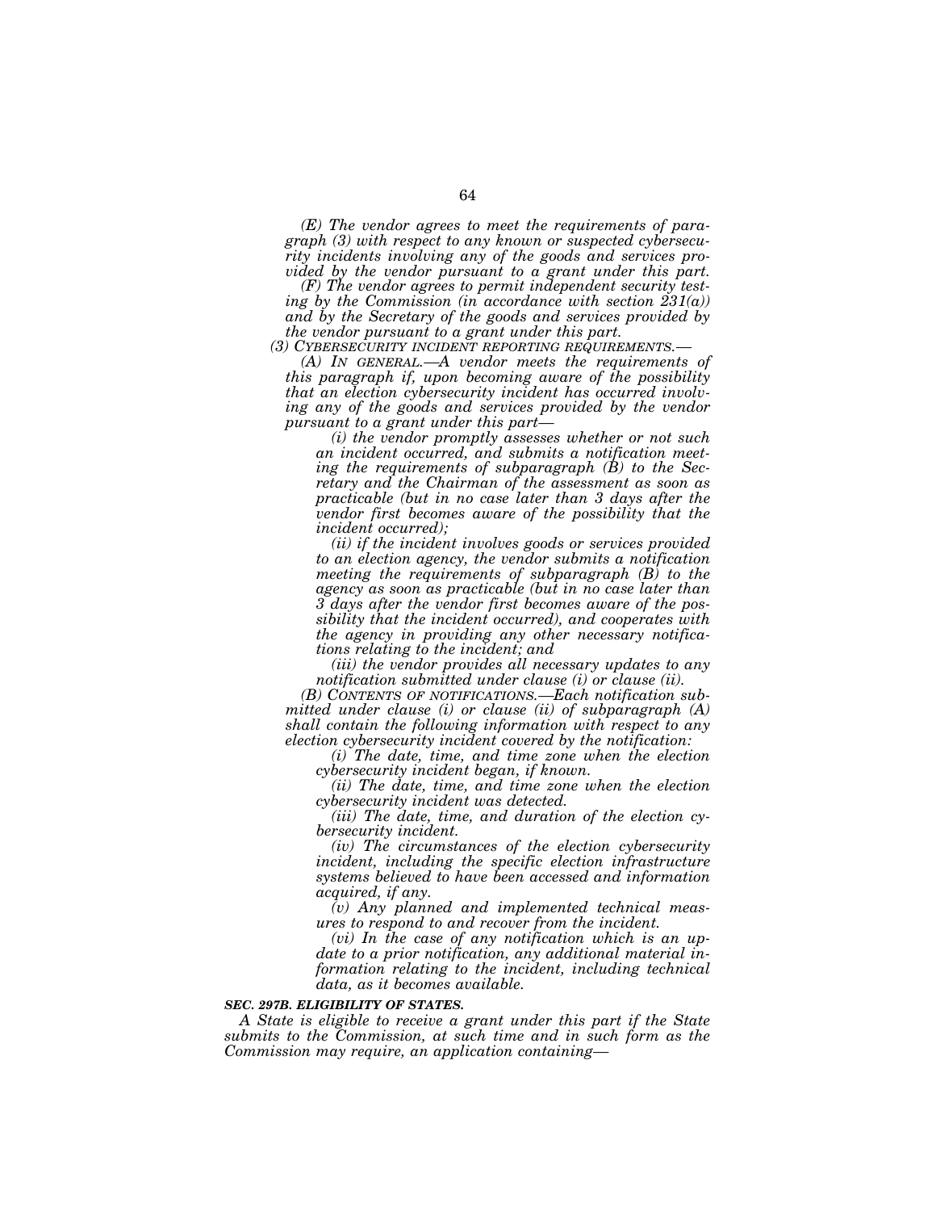*(E) The vendor agrees to meet the requirements of paragraph (3) with respect to any known or suspected cybersecurity incidents involving any of the goods and services provided by the vendor pursuant to a grant under this part.*

*(F) The vendor agrees to permit independent security testing by the Commission (in accordance with section 231(a)) and by the Secretary of the goods and services provided by the vendor pursuant to a grant under this part.*

*(3) CYBERSECURITY INCIDENT REPORTING REQUIREMENTS.—*

*(A) IN GENERAL.—A vendor meets the requirements of this paragraph if, upon becoming aware of the possibility that an election cybersecurity incident has occurred involving any of the goods and services provided by the vendor pursuant to a grant under this part—*

*(i) the vendor promptly assesses whether or not such an incident occurred, and submits a notification meeting the requirements of subparagraph (B) to the Secretary and the Chairman of the assessment as soon as practicable (but in no case later than 3 days after the vendor first becomes aware of the possibility that the incident occurred);*

*(ii) if the incident involves goods or services provided to an election agency, the vendor submits a notification meeting the requirements of subparagraph (B) to the agency as soon as practicable (but in no case later than 3 days after the vendor first becomes aware of the possibility that the incident occurred), and cooperates with the agency in providing any other necessary notifications relating to the incident; and*

*(iii) the vendor provides all necessary updates to any notification submitted under clause (i) or clause (ii).*

*(B) CONTENTS OF NOTIFICATIONS.—Each notification submitted under clause (i) or clause (ii) of subparagraph (A) shall contain the following information with respect to any election cybersecurity incident covered by the notification:*

*(i) The date, time, and time zone when the election cybersecurity incident began, if known.*

*(ii) The date, time, and time zone when the election cybersecurity incident was detected.*

*(iii) The date, time, and duration of the election cybersecurity incident.*

*(iv) The circumstances of the election cybersecurity incident, including the specific election infrastructure systems believed to have been accessed and information acquired, if any.*

*(v) Any planned and implemented technical measures to respond to and recover from the incident.*

*(vi) In the case of any notification which is an update to a prior notification, any additional material information relating to the incident, including technical data, as it becomes available.*

***SEC. 297B. ELIGIBILITY OF STATES.***

*A State is eligible to receive a grant under this part if the State submits to the Commission, at such time and in such form as the Commission may require, an application containing—*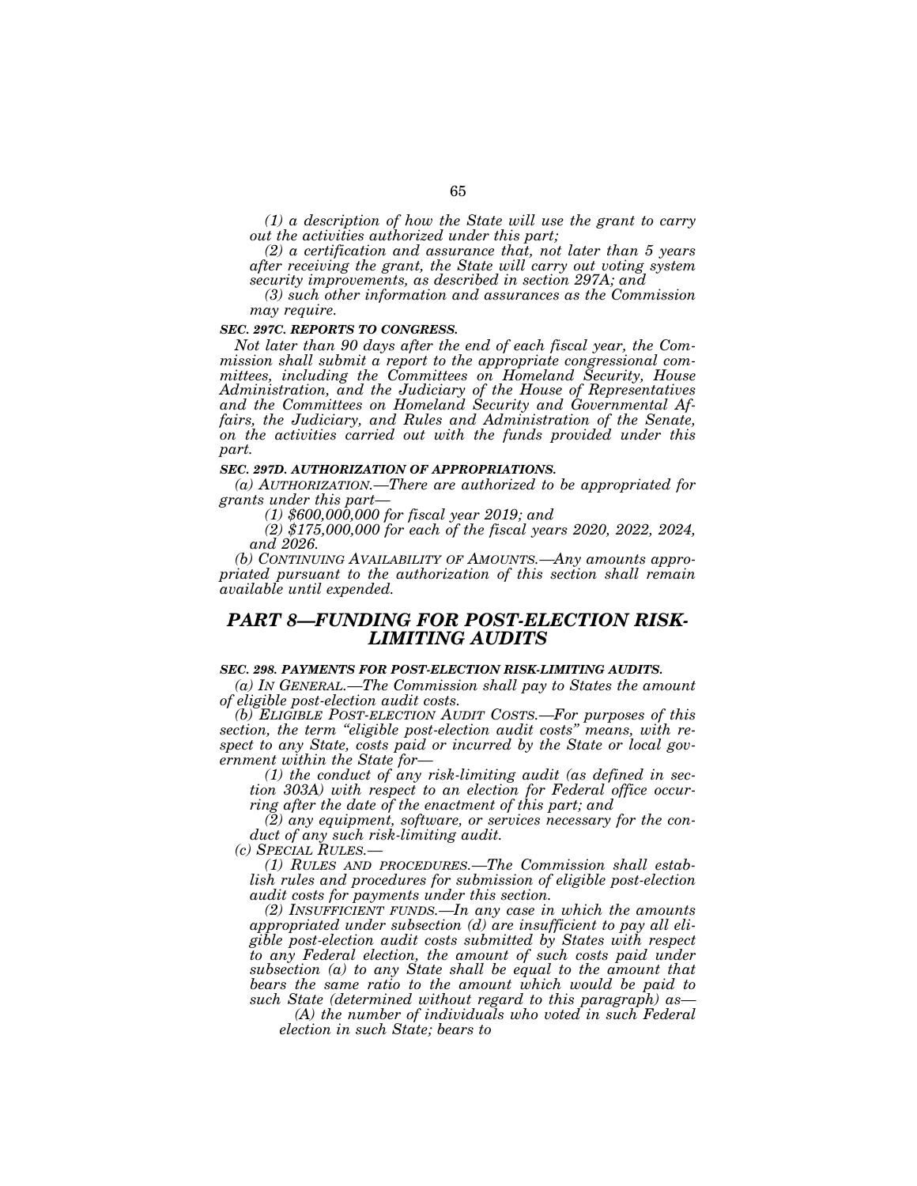*(1) a description of how the State will use the grant to carry out the activities authorized under this part;*

*(2) a certification and assurance that, not later than 5 years after receiving the grant, the State will carry out voting system security improvements, as described in section 297A; and*

*(3) such other information and assurances as the Commission may require.*

***SEC. 297C. REPORTS TO CONGRESS.***

*Not later than 90 days after the end of each fiscal year, the Commission shall submit a report to the appropriate congressional committees, including the Committees on Homeland Security, House Administration, and the Judiciary of the House of Representatives and the Committees on Homeland Security and Governmental Affairs, the Judiciary, and Rules and Administration of the Senate, on the activities carried out with the funds provided under this part.*

***SEC. 297D. AUTHORIZATION OF APPROPRIATIONS.***

*(a) AUTHORIZATION.—There are authorized to be appropriated for grants under this part—*

*(1) $600,000,000 for fiscal year 2019; and*

*(2) $175,000,000 for each of the fiscal years 2020, 2022, 2024, and 2026.*

*(b) CONTINUING AVAILABILITY OF AMOUNTS.—Any amounts appropriated pursuant to the authorization of this section shall remain available until expended.*

## *PART 8—FUNDING FOR POST-ELECTION RISK-LIMITING AUDITS*

***SEC. 298. PAYMENTS FOR POST-ELECTION RISK-LIMITING AUDITS.***

*(a) IN GENERAL.—The Commission shall pay to States the amount of eligible post-election audit costs.*

*(b) ELIGIBLE POST-ELECTION AUDIT COSTS.—For purposes of this section, the term "eligible post-election audit costs" means, with respect to any State, costs paid or incurred by the State or local government within the State for—*

*(1) the conduct of any risk-limiting audit (as defined in section 303A) with respect to an election for Federal office occurring after the date of the enactment of this part; and*

*(2) any equipment, software, or services necessary for the conduct of any such risk-limiting audit.*

*(c) SPECIAL RULES.—*

*(1) RULES AND PROCEDURES.—The Commission shall establish rules and procedures for submission of eligible post-election audit costs for payments under this section.*

*(2) INSUFFICIENT FUNDS.—In any case in which the amounts appropriated under subsection (d) are insufficient to pay all eligible post-election audit costs submitted by States with respect to any Federal election, the amount of such costs paid under subsection (a) to any State shall be equal to the amount that bears the same ratio to the amount which would be paid to such State (determined without regard to this paragraph) as—*

*(A) the number of individuals who voted in such Federal election in such State; bears to*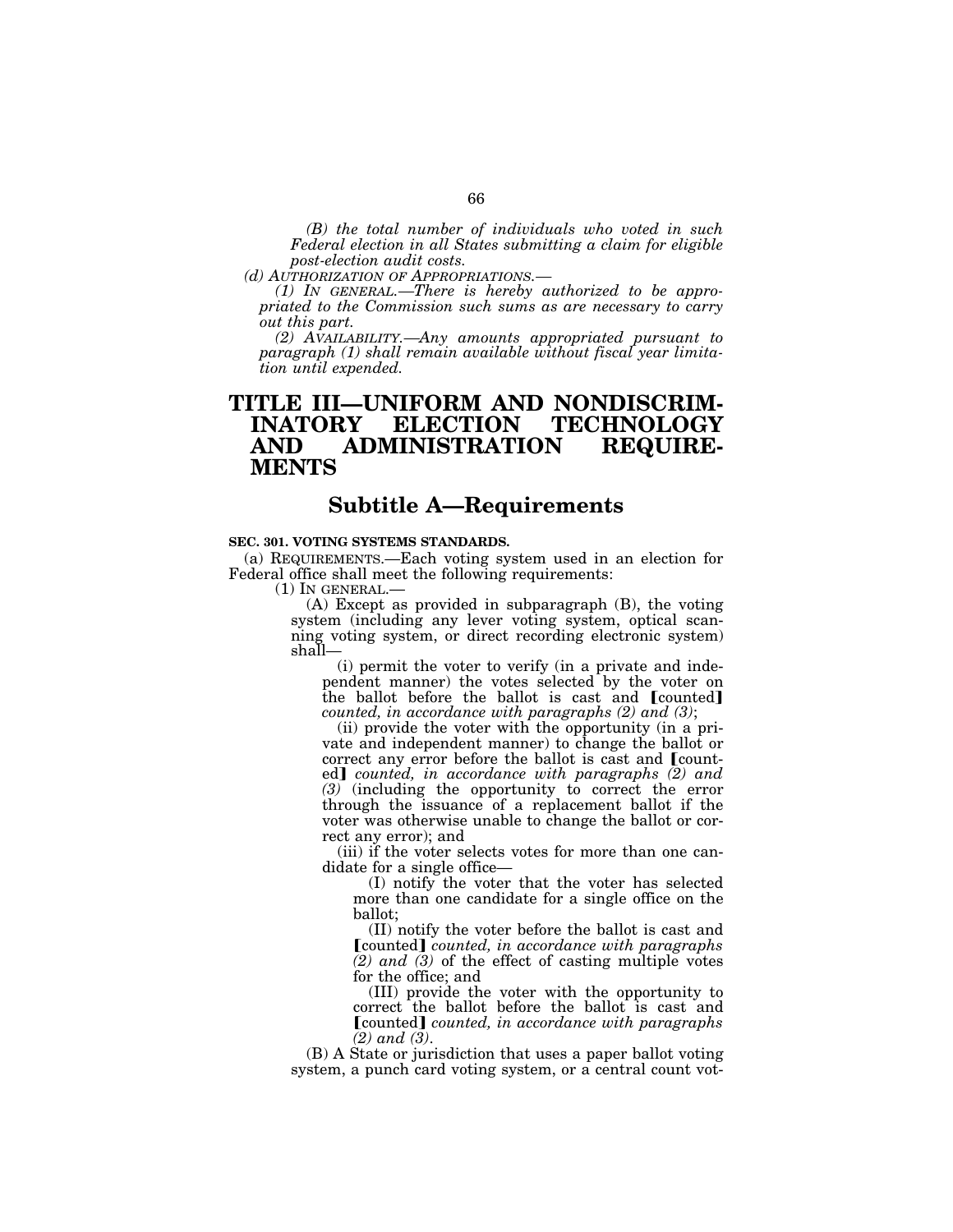*(B) the total number of individuals who voted in such Federal election in all States submitting a claim for eligible post-election audit costs.*

*(d) AUTHORIZATION OF APPROPRIATIONS.—*

*(1) IN GENERAL.—There is hereby authorized to be appropriated to the Commission such sums as are necessary to carry out this part.*

*(2) AVAILABILITY.—Any amounts appropriated pursuant to paragraph (1) shall remain available without fiscal year limitation until expended.*

# TITLE III—UNIFORM AND NONDISCRIMINATORY ELECTION TECHNOLOGY AND ADMINISTRATION REQUIREMENTS

## Subtitle A—Requirements

**SEC. 301. VOTING SYSTEMS STANDARDS.**

(a) REQUIREMENTS.—Each voting system used in an election for Federal office shall meet the following requirements:

(1) IN GENERAL.—

(A) Except as provided in subparagraph (B), the voting system (including any lever voting system, optical scanning voting system, or direct recording electronic system) shall—

(i) permit the voter to verify (in a private and independent manner) the votes selected by the voter on the ballot before the ballot is cast and [counted] *counted, in accordance with paragraphs (2) and (3)*;

(ii) provide the voter with the opportunity (in a private and independent manner) to change the ballot or correct any error before the ballot is cast and [counted] *counted, in accordance with paragraphs (2) and (3)* (including the opportunity to correct the error through the issuance of a replacement ballot if the voter was otherwise unable to change the ballot or correct any error); and

(iii) if the voter selects votes for more than one candidate for a single office—

(I) notify the voter that the voter has selected more than one candidate for a single office on the ballot;

(II) notify the voter before the ballot is cast and [counted] *counted, in accordance with paragraphs (2) and (3)* of the effect of casting multiple votes for the office; and

(III) provide the voter with the opportunity to correct the ballot before the ballot is cast and [counted] *counted, in accordance with paragraphs (2) and (3)*.

(B) A State or jurisdiction that uses a paper ballot voting system, a punch card voting system, or a central count vot-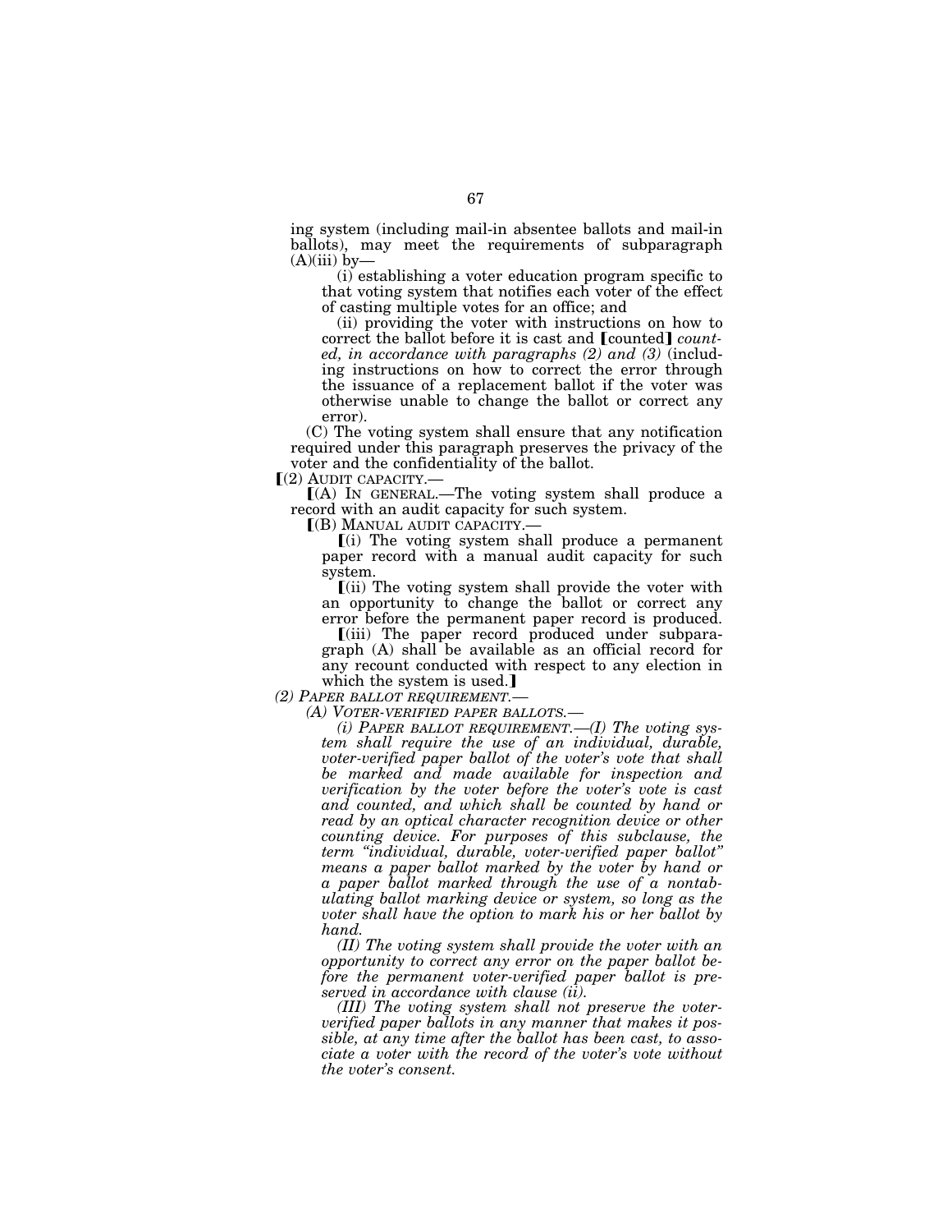ing system (including mail-in absentee ballots and mail-in ballots), may meet the requirements of subparagraph (A)(iii) by—

(i) establishing a voter education program specific to that voting system that notifies each voter of the effect of casting multiple votes for an office; and

(ii) providing the voter with instructions on how to correct the ballot before it is cast and 【counted】 *counted, in accordance with paragraphs (2) and (3)* (including instructions on how to correct the error through the issuance of a replacement ballot if the voter was otherwise unable to change the ballot or correct any error).

(C) The voting system shall ensure that any notification required under this paragraph preserves the privacy of the voter and the confidentiality of the ballot.

【(2) AUDIT CAPACITY.—

【(A) IN GENERAL.—The voting system shall produce a record with an audit capacity for such system.

【(B) MANUAL AUDIT CAPACITY.—

【(i) The voting system shall produce a permanent paper record with a manual audit capacity for such system.

【(ii) The voting system shall provide the voter with an opportunity to change the ballot or correct any error before the permanent paper record is produced.

【(iii) The paper record produced under subparagraph (A) shall be available as an official record for any recount conducted with respect to any election in which the system is used.】

*(2) PAPER BALLOT REQUIREMENT.—*

*(A) VOTER-VERIFIED PAPER BALLOTS.—*

*(i) PAPER BALLOT REQUIREMENT.—(I) The voting system shall require the use of an individual, durable, voter-verified paper ballot of the voter's vote that shall be marked and made available for inspection and verification by the voter before the voter's vote is cast and counted, and which shall be counted by hand or read by an optical character recognition device or other counting device. For purposes of this subclause, the term "individual, durable, voter-verified paper ballot" means a paper ballot marked by the voter by hand or a paper ballot marked through the use of a nontabulating ballot marking device or system, so long as the voter shall have the option to mark his or her ballot by hand.*

*(II) The voting system shall provide the voter with an opportunity to correct any error on the paper ballot before the permanent voter-verified paper ballot is preserved in accordance with clause (ii).*

*(III) The voting system shall not preserve the voter-verified paper ballots in any manner that makes it possible, at any time after the ballot has been cast, to associate a voter with the record of the voter's vote without the voter's consent.*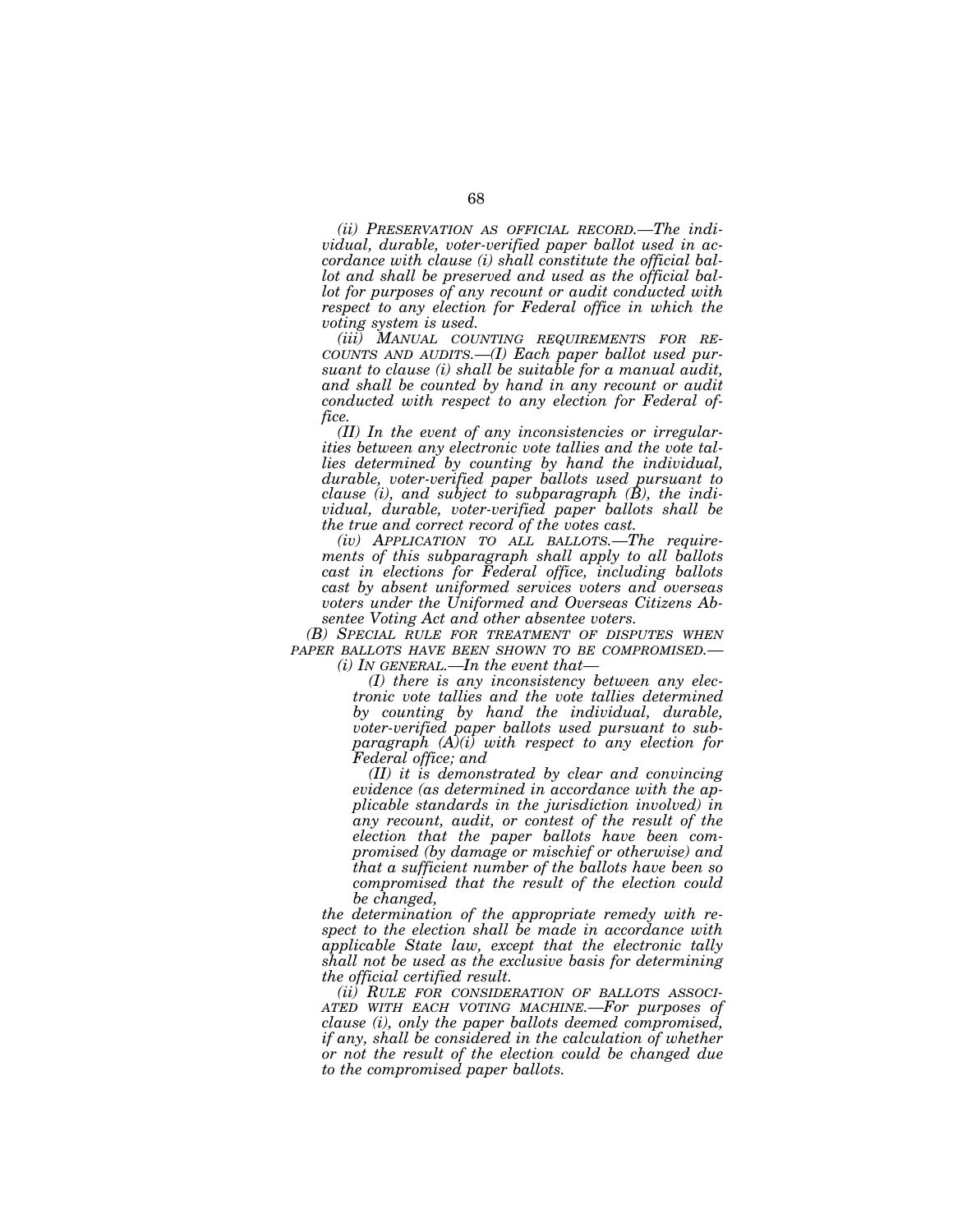*(ii) PRESERVATION AS OFFICIAL RECORD.—The individual, durable, voter-verified paper ballot used in accordance with clause (i) shall constitute the official ballot and shall be preserved and used as the official ballot for purposes of any recount or audit conducted with respect to any election for Federal office in which the voting system is used.*

*(iii) MANUAL COUNTING REQUIREMENTS FOR RECOUNTS AND AUDITS.—(I) Each paper ballot used pursuant to clause (i) shall be suitable for a manual audit, and shall be counted by hand in any recount or audit conducted with respect to any election for Federal office.*

*(II) In the event of any inconsistencies or irregularities between any electronic vote tallies and the vote tallies determined by counting by hand the individual, durable, voter-verified paper ballots used pursuant to clause (i), and subject to subparagraph (B), the individual, durable, voter-verified paper ballots shall be the true and correct record of the votes cast.*

*(iv) APPLICATION TO ALL BALLOTS.—The requirements of this subparagraph shall apply to all ballots cast in elections for Federal office, including ballots cast by absent uniformed services voters and overseas voters under the Uniformed and Overseas Citizens Absentee Voting Act and other absentee voters.*

*(B) SPECIAL RULE FOR TREATMENT OF DISPUTES WHEN PAPER BALLOTS HAVE BEEN SHOWN TO BE COMPROMISED.—*

*(i) IN GENERAL.—In the event that—*

*(I) there is any inconsistency between any electronic vote tallies and the vote tallies determined by counting by hand the individual, durable, voter-verified paper ballots used pursuant to subparagraph (A)(i) with respect to any election for Federal office; and*

*(II) it is demonstrated by clear and convincing evidence (as determined in accordance with the applicable standards in the jurisdiction involved) in any recount, audit, or contest of the result of the election that the paper ballots have been compromised (by damage or mischief or otherwise) and that a sufficient number of the ballots have been so compromised that the result of the election could be changed,*

*the determination of the appropriate remedy with respect to the election shall be made in accordance with applicable State law, except that the electronic tally shall not be used as the exclusive basis for determining the official certified result.*

*(ii) RULE FOR CONSIDERATION OF BALLOTS ASSOCIATED WITH EACH VOTING MACHINE.—For purposes of clause (i), only the paper ballots deemed compromised, if any, shall be considered in the calculation of whether or not the result of the election could be changed due to the compromised paper ballots.*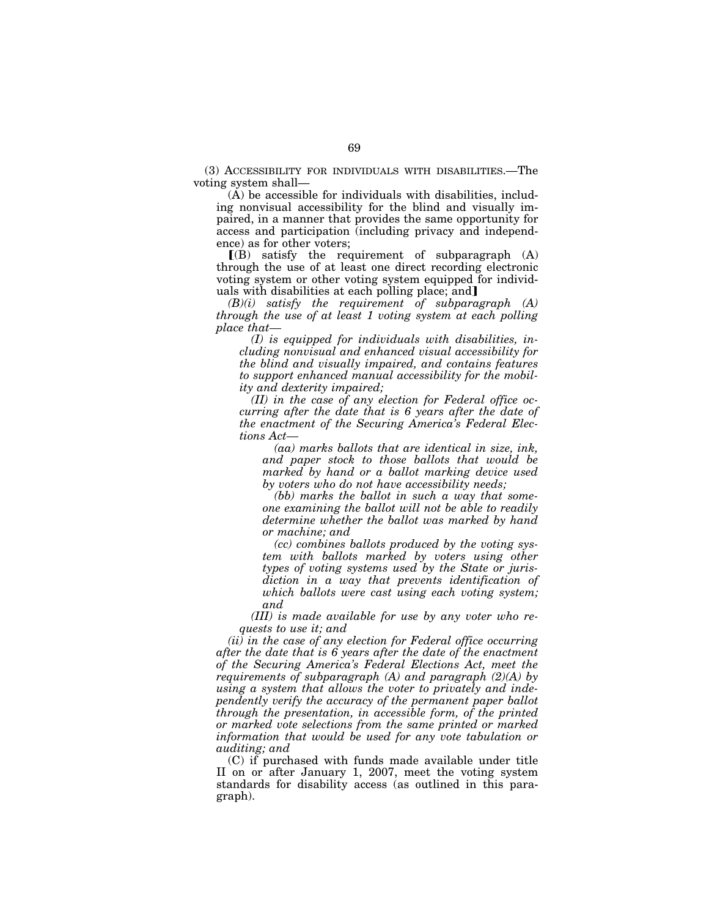(3) ACCESSIBILITY FOR INDIVIDUALS WITH DISABILITIES.—The voting system shall—

(A) be accessible for individuals with disabilities, including nonvisual accessibility for the blind and visually impaired, in a manner that provides the same opportunity for access and participation (including privacy and independence) as for other voters;

[(B) satisfy the requirement of subparagraph (A) through the use of at least one direct recording electronic voting system or other voting system equipped for individuals with disabilities at each polling place; and]

*(B)(i) satisfy the requirement of subparagraph (A) through the use of at least 1 voting system at each polling place that—*

*(I) is equipped for individuals with disabilities, including nonvisual and enhanced visual accessibility for the blind and visually impaired, and contains features to support enhanced manual accessibility for the mobility and dexterity impaired;*

*(II) in the case of any election for Federal office occurring after the date that is 6 years after the date of the enactment of the Securing America's Federal Elections Act—*

*(aa) marks ballots that are identical in size, ink, and paper stock to those ballots that would be marked by hand or a ballot marking device used by voters who do not have accessibility needs;*

*(bb) marks the ballot in such a way that someone examining the ballot will not be able to readily determine whether the ballot was marked by hand or machine; and*

*(cc) combines ballots produced by the voting system with ballots marked by voters using other types of voting systems used by the State or jurisdiction in a way that prevents identification of which ballots were cast using each voting system; and*

*(III) is made available for use by any voter who requests to use it; and*

*(ii) in the case of any election for Federal office occurring after the date that is 6 years after the date of the enactment of the Securing America's Federal Elections Act, meet the requirements of subparagraph (A) and paragraph (2)(A) by using a system that allows the voter to privately and independently verify the accuracy of the permanent paper ballot through the presentation, in accessible form, of the printed or marked vote selections from the same printed or marked information that would be used for any vote tabulation or auditing; and*

(C) if purchased with funds made available under title II on or after January 1, 2007, meet the voting system standards for disability access (as outlined in this paragraph).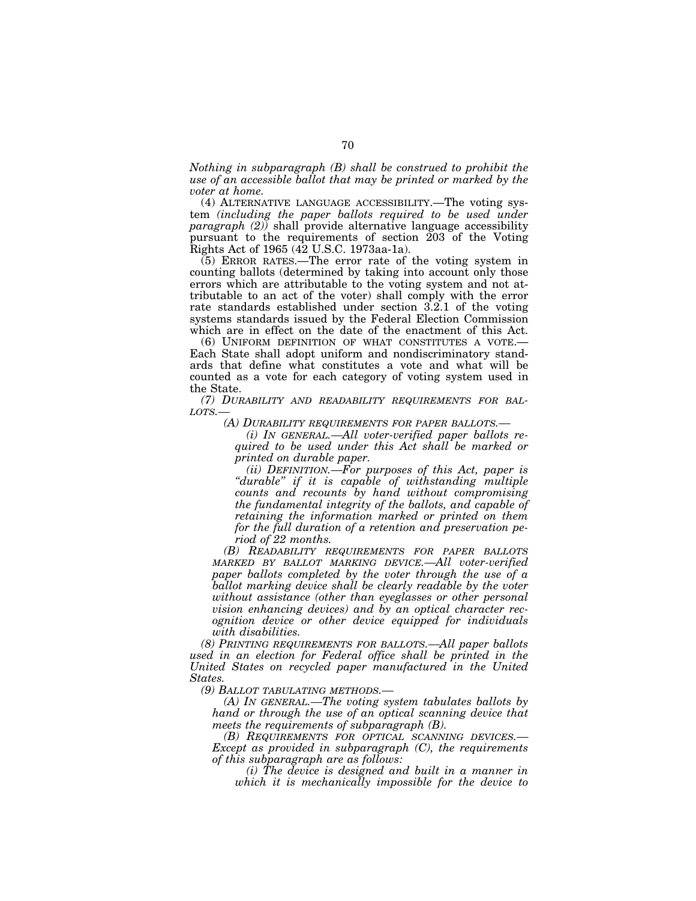*Nothing in subparagraph (B) shall be construed to prohibit the use of an accessible ballot that may be printed or marked by the voter at home.*

(4) ALTERNATIVE LANGUAGE ACCESSIBILITY.—The voting system *(including the paper ballots required to be used under paragraph (2))* shall provide alternative language accessibility pursuant to the requirements of section 203 of the Voting Rights Act of 1965 (42 U.S.C. 1973aa-1a).

(5) ERROR RATES.—The error rate of the voting system in counting ballots (determined by taking into account only those errors which are attributable to the voting system and not attributable to an act of the voter) shall comply with the error rate standards established under section 3.2.1 of the voting systems standards issued by the Federal Election Commission which are in effect on the date of the enactment of this Act.

(6) UNIFORM DEFINITION OF WHAT CONSTITUTES A VOTE.—Each State shall adopt uniform and nondiscriminatory standards that define what constitutes a vote and what will be counted as a vote for each category of voting system used in the State.

*(7) DURABILITY AND READABILITY REQUIREMENTS FOR BALLOTS.—*

*(A) DURABILITY REQUIREMENTS FOR PAPER BALLOTS.—*

*(i) IN GENERAL.—All voter-verified paper ballots required to be used under this Act shall be marked or printed on durable paper.*

*(ii) DEFINITION.—For purposes of this Act, paper is "durable" if it is capable of withstanding multiple counts and recounts by hand without compromising the fundamental integrity of the ballots, and capable of retaining the information marked or printed on them for the full duration of a retention and preservation period of 22 months.*

*(B) READABILITY REQUIREMENTS FOR PAPER BALLOTS MARKED BY BALLOT MARKING DEVICE.—All voter-verified paper ballots completed by the voter through the use of a ballot marking device shall be clearly readable by the voter without assistance (other than eyeglasses or other personal vision enhancing devices) and by an optical character recognition device or other device equipped for individuals with disabilities.*

*(8) PRINTING REQUIREMENTS FOR BALLOTS.—All paper ballots used in an election for Federal office shall be printed in the United States on recycled paper manufactured in the United States.*

*(9) BALLOT TABULATING METHODS.—*

*(A) IN GENERAL.—The voting system tabulates ballots by hand or through the use of an optical scanning device that meets the requirements of subparagraph (B).*

*(B) REQUIREMENTS FOR OPTICAL SCANNING DEVICES.—Except as provided in subparagraph (C), the requirements of this subparagraph are as follows:*

*(i) The device is designed and built in a manner in which it is mechanically impossible for the device to*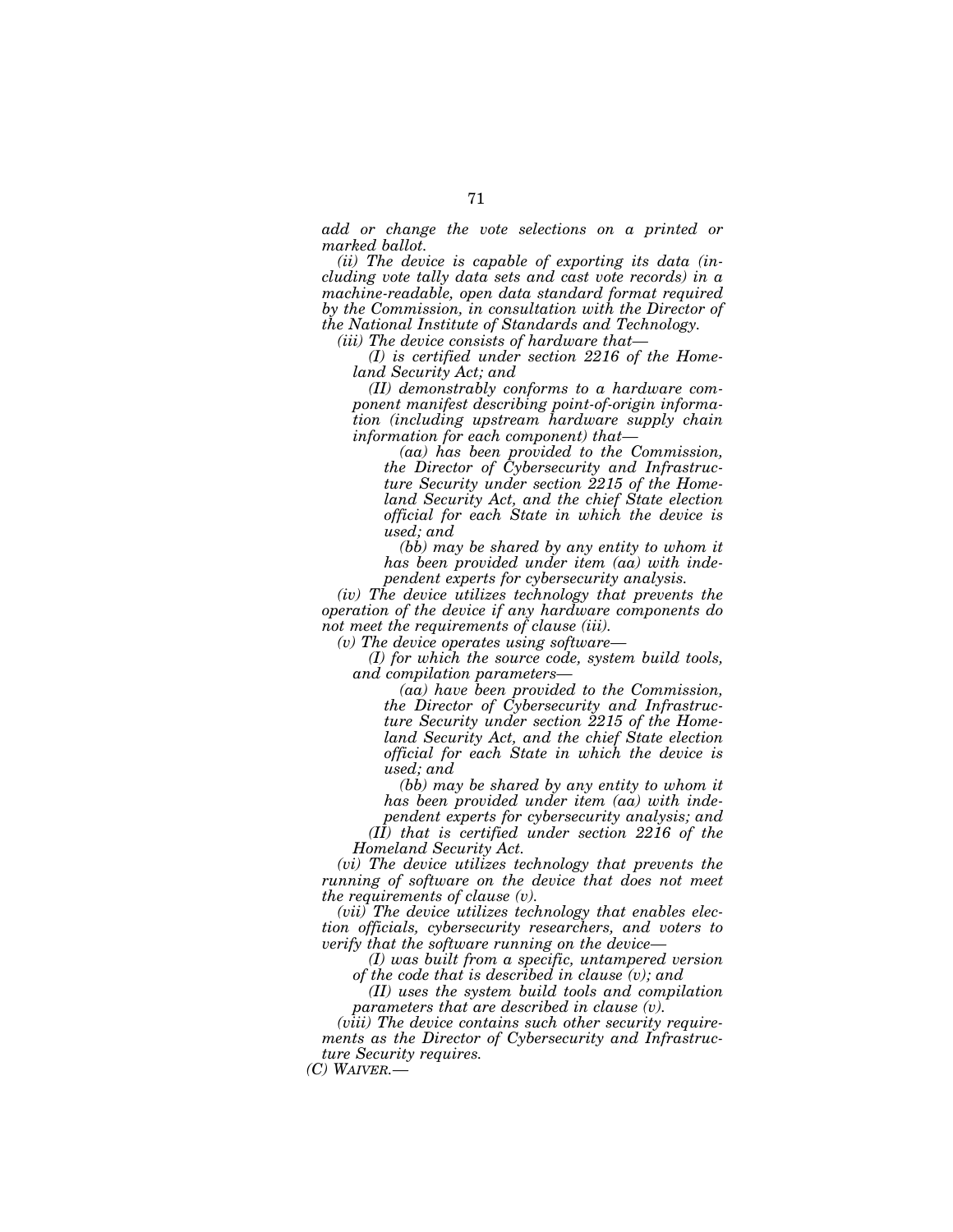*add or change the vote selections on a printed or marked ballot.*

*(ii) The device is capable of exporting its data (including vote tally data sets and cast vote records) in a machine-readable, open data standard format required by the Commission, in consultation with the Director of the National Institute of Standards and Technology.*

*(iii) The device consists of hardware that—*

*(I) is certified under section 2216 of the Homeland Security Act; and*

*(II) demonstrably conforms to a hardware component manifest describing point-of-origin information (including upstream hardware supply chain information for each component) that—*

*(aa) has been provided to the Commission, the Director of Cybersecurity and Infrastructure Security under section 2215 of the Homeland Security Act, and the chief State election official for each State in which the device is used; and*

*(bb) may be shared by any entity to whom it has been provided under item (aa) with independent experts for cybersecurity analysis.*

*(iv) The device utilizes technology that prevents the operation of the device if any hardware components do not meet the requirements of clause (iii).*

*(v) The device operates using software—*

*(I) for which the source code, system build tools, and compilation parameters—*

*(aa) have been provided to the Commission, the Director of Cybersecurity and Infrastructure Security under section 2215 of the Homeland Security Act, and the chief State election official for each State in which the device is used; and*

*(bb) may be shared by any entity to whom it has been provided under item (aa) with independent experts for cybersecurity analysis; and*

*(II) that is certified under section 2216 of the Homeland Security Act.*

*(vi) The device utilizes technology that prevents the running of software on the device that does not meet the requirements of clause (v).*

*(vii) The device utilizes technology that enables election officials, cybersecurity researchers, and voters to verify that the software running on the device—*

*(I) was built from a specific, untampered version of the code that is described in clause (v); and*

*(II) uses the system build tools and compilation parameters that are described in clause (v).*

*(viii) The device contains such other security requirements as the Director of Cybersecurity and Infrastructure Security requires.*

*(C) WAIVER.—*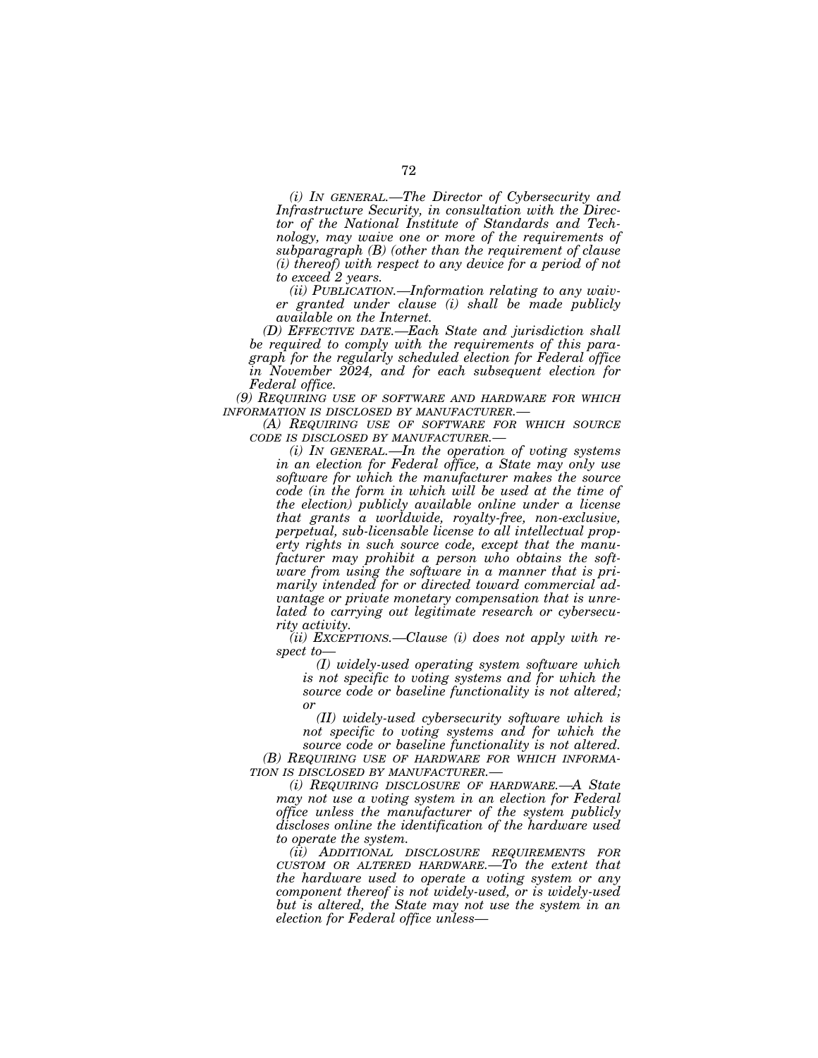*(i) IN GENERAL.—The Director of Cybersecurity and Infrastructure Security, in consultation with the Director of the National Institute of Standards and Technology, may waive one or more of the requirements of subparagraph (B) (other than the requirement of clause (i) thereof) with respect to any device for a period of not to exceed 2 years.*

*(ii) PUBLICATION.—Information relating to any waiver granted under clause (i) shall be made publicly available on the Internet.*

*(D) EFFECTIVE DATE.—Each State and jurisdiction shall be required to comply with the requirements of this paragraph for the regularly scheduled election for Federal office in November 2024, and for each subsequent election for Federal office.*

*(9) REQUIRING USE OF SOFTWARE AND HARDWARE FOR WHICH INFORMATION IS DISCLOSED BY MANUFACTURER.—*

*(A) REQUIRING USE OF SOFTWARE FOR WHICH SOURCE CODE IS DISCLOSED BY MANUFACTURER.—*

*(i) IN GENERAL.—In the operation of voting systems in an election for Federal office, a State may only use software for which the manufacturer makes the source code (in the form in which will be used at the time of the election) publicly available online under a license that grants a worldwide, royalty-free, non-exclusive, perpetual, sub-licensable license to all intellectual property rights in such source code, except that the manufacturer may prohibit a person who obtains the software from using the software in a manner that is primarily intended for or directed toward commercial advantage or private monetary compensation that is unrelated to carrying out legitimate research or cybersecurity activity.*

*(ii) EXCEPTIONS.—Clause (i) does not apply with respect to—*

*(I) widely-used operating system software which is not specific to voting systems and for which the source code or baseline functionality is not altered; or*

*(II) widely-used cybersecurity software which is not specific to voting systems and for which the source code or baseline functionality is not altered.*

*(B) REQUIRING USE OF HARDWARE FOR WHICH INFORMATION IS DISCLOSED BY MANUFACTURER.—*

*(i) REQUIRING DISCLOSURE OF HARDWARE.—A State may not use a voting system in an election for Federal office unless the manufacturer of the system publicly discloses online the identification of the hardware used to operate the system.*

*(ii) ADDITIONAL DISCLOSURE REQUIREMENTS FOR CUSTOM OR ALTERED HARDWARE.—To the extent that the hardware used to operate a voting system or any component thereof is not widely-used, or is widely-used but is altered, the State may not use the system in an election for Federal office unless—*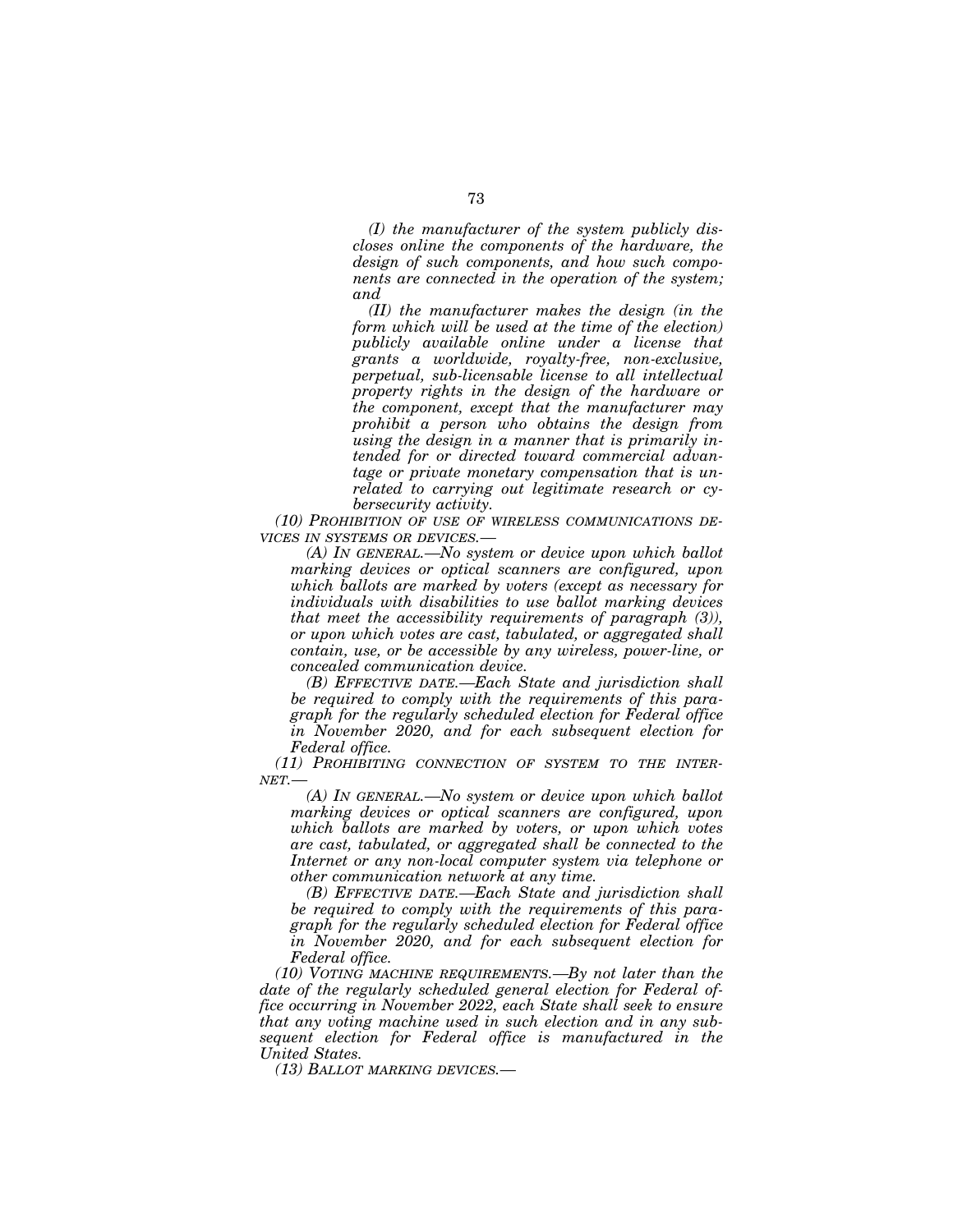*(I) the manufacturer of the system publicly discloses online the components of the hardware, the design of such components, and how such components are connected in the operation of the system; and*

*(II) the manufacturer makes the design (in the form which will be used at the time of the election) publicly available online under a license that grants a worldwide, royalty-free, non-exclusive, perpetual, sub-licensable license to all intellectual property rights in the design of the hardware or the component, except that the manufacturer may prohibit a person who obtains the design from using the design in a manner that is primarily intended for or directed toward commercial advantage or private monetary compensation that is unrelated to carrying out legitimate research or cybersecurity activity.*

*(10) PROHIBITION OF USE OF WIRELESS COMMUNICATIONS DEVICES IN SYSTEMS OR DEVICES.—*

*(A) IN GENERAL.—No system or device upon which ballot marking devices or optical scanners are configured, upon which ballots are marked by voters (except as necessary for individuals with disabilities to use ballot marking devices that meet the accessibility requirements of paragraph (3)), or upon which votes are cast, tabulated, or aggregated shall contain, use, or be accessible by any wireless, power-line, or concealed communication device.*

*(B) EFFECTIVE DATE.—Each State and jurisdiction shall be required to comply with the requirements of this paragraph for the regularly scheduled election for Federal office in November 2020, and for each subsequent election for Federal office.*

*(11) PROHIBITING CONNECTION OF SYSTEM TO THE INTERNET.—*

*(A) IN GENERAL.—No system or device upon which ballot marking devices or optical scanners are configured, upon which ballots are marked by voters, or upon which votes are cast, tabulated, or aggregated shall be connected to the Internet or any non-local computer system via telephone or other communication network at any time.*

*(B) EFFECTIVE DATE.—Each State and jurisdiction shall be required to comply with the requirements of this paragraph for the regularly scheduled election for Federal office in November 2020, and for each subsequent election for Federal office.*

*(10) VOTING MACHINE REQUIREMENTS.—By not later than the date of the regularly scheduled general election for Federal office occurring in November 2022, each State shall seek to ensure that any voting machine used in such election and in any subsequent election for Federal office is manufactured in the United States.*

*(13) BALLOT MARKING DEVICES.—*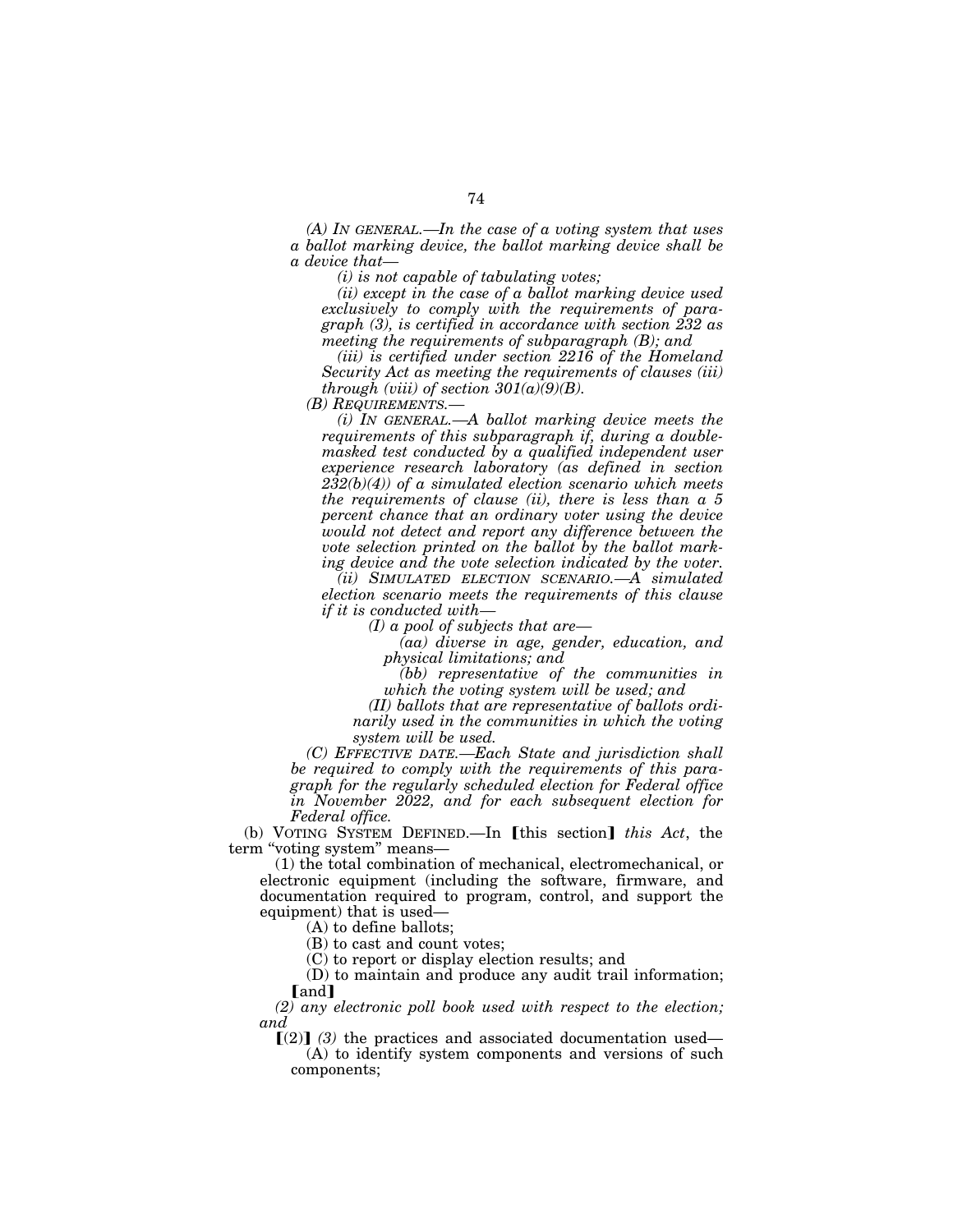*(A) IN GENERAL.—In the case of a voting system that uses a ballot marking device, the ballot marking device shall be a device that—*

*(i) is not capable of tabulating votes;*

*(ii) except in the case of a ballot marking device used exclusively to comply with the requirements of paragraph (3), is certified in accordance with section 232 as meeting the requirements of subparagraph (B); and*

*(iii) is certified under section 2216 of the Homeland Security Act as meeting the requirements of clauses (iii) through (viii) of section 301(a)(9)(B).*

*(B) REQUIREMENTS.—*

*(i) IN GENERAL.—A ballot marking device meets the requirements of this subparagraph if, during a double-masked test conducted by a qualified independent user experience research laboratory (as defined in section 232(b)(4)) of a simulated election scenario which meets the requirements of clause (ii), there is less than a 5 percent chance that an ordinary voter using the device would not detect and report any difference between the vote selection printed on the ballot by the ballot marking device and the vote selection indicated by the voter.*

*(ii) SIMULATED ELECTION SCENARIO.—A simulated election scenario meets the requirements of this clause if it is conducted with—*

*(I) a pool of subjects that are—*

*(aa) diverse in age, gender, education, and physical limitations; and*

*(bb) representative of the communities in which the voting system will be used; and*

*(II) ballots that are representative of ballots ordinarily used in the communities in which the voting system will be used.*

*(C) EFFECTIVE DATE.—Each State and jurisdiction shall be required to comply with the requirements of this paragraph for the regularly scheduled election for Federal office in November 2022, and for each subsequent election for Federal office.*

(b) VOTING SYSTEM DEFINED.—In ⟦this section⟧ *this Act*, the term "voting system" means—

(1) the total combination of mechanical, electromechanical, or electronic equipment (including the software, firmware, and documentation required to program, control, and support the equipment) that is used—

(A) to define ballots;

(B) to cast and count votes;

(C) to report or display election results; and

(D) to maintain and produce any audit trail information; ⟦and⟧

*(2) any electronic poll book used with respect to the election; and*

⟦(2)⟧ *(3)* the practices and associated documentation used—

(A) to identify system components and versions of such components;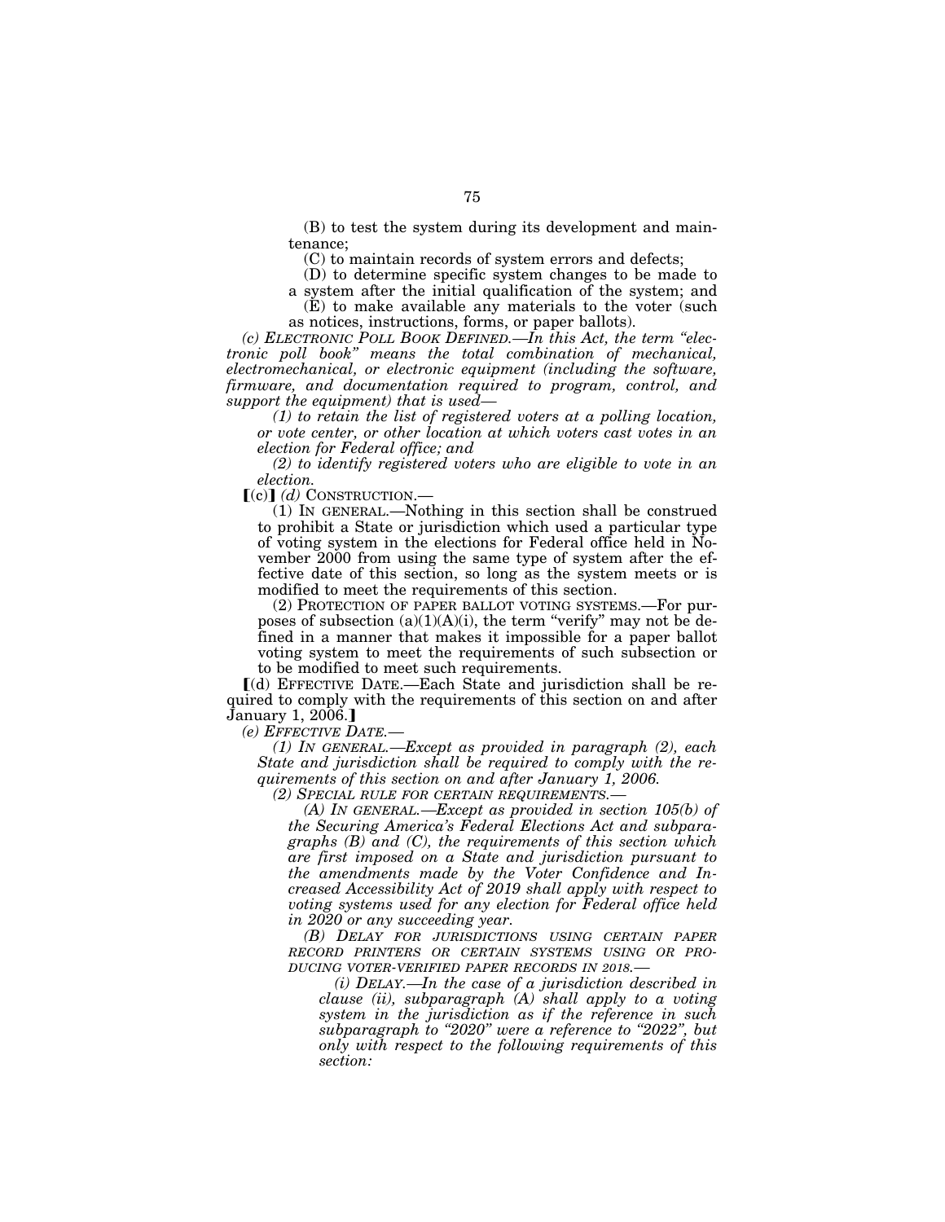(B) to test the system during its development and maintenance;

(C) to maintain records of system errors and defects;

(D) to determine specific system changes to be made to a system after the initial qualification of the system; and

(E) to make available any materials to the voter (such as notices, instructions, forms, or paper ballots).

*(c) ELECTRONIC POLL BOOK DEFINED.—In this Act, the term "electronic poll book" means the total combination of mechanical, electromechanical, or electronic equipment (including the software, firmware, and documentation required to program, control, and support the equipment) that is used—*

*(1) to retain the list of registered voters at a polling location, or vote center, or other location at which voters cast votes in an election for Federal office; and*

*(2) to identify registered voters who are eligible to vote in an election.*

[(c)] *(d)* CONSTRUCTION.—

(1) IN GENERAL.—Nothing in this section shall be construed to prohibit a State or jurisdiction which used a particular type of voting system in the elections for Federal office held in November 2000 from using the same type of system after the effective date of this section, so long as the system meets or is modified to meet the requirements of this section.

(2) PROTECTION OF PAPER BALLOT VOTING SYSTEMS.—For purposes of subsection (a)(1)(A)(i), the term "verify" may not be defined in a manner that makes it impossible for a paper ballot voting system to meet the requirements of such subsection or to be modified to meet such requirements.

[(d) EFFECTIVE DATE.—Each State and jurisdiction shall be required to comply with the requirements of this section on and after January 1, 2006.]

*(e) EFFECTIVE DATE.—*

*(1) IN GENERAL.—Except as provided in paragraph (2), each State and jurisdiction shall be required to comply with the requirements of this section on and after January 1, 2006.*

*(2) SPECIAL RULE FOR CERTAIN REQUIREMENTS.—*

*(A) IN GENERAL.—Except as provided in section 105(b) of the Securing America's Federal Elections Act and subparagraphs (B) and (C), the requirements of this section which are first imposed on a State and jurisdiction pursuant to the amendments made by the Voter Confidence and Increased Accessibility Act of 2019 shall apply with respect to voting systems used for any election for Federal office held in 2020 or any succeeding year.*

*(B) DELAY FOR JURISDICTIONS USING CERTAIN PAPER RECORD PRINTERS OR CERTAIN SYSTEMS USING OR PRODUCING VOTER-VERIFIED PAPER RECORDS IN 2018.—*

*(i) DELAY.—In the case of a jurisdiction described in clause (ii), subparagraph (A) shall apply to a voting system in the jurisdiction as if the reference in such subparagraph to "2020" were a reference to "2022", but only with respect to the following requirements of this section:*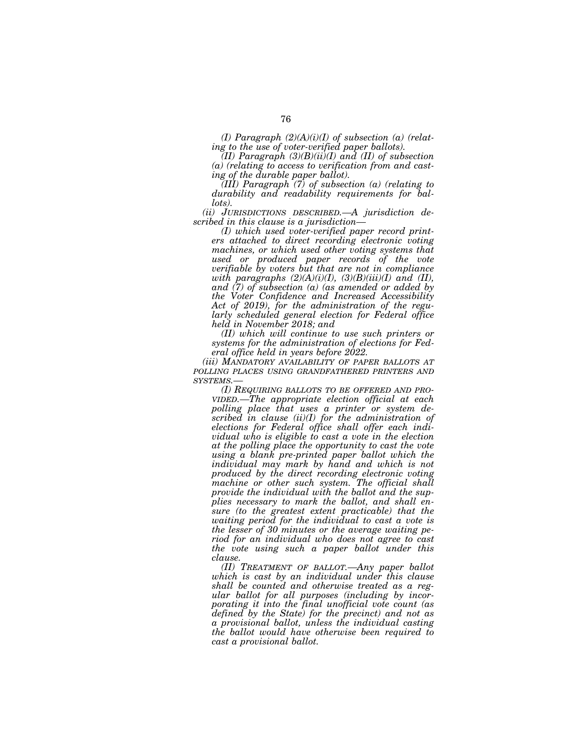*(I) Paragraph (2)(A)(i)(I) of subsection (a) (relating to the use of voter-verified paper ballots).*

*(II) Paragraph (3)(B)(ii)(I) and (II) of subsection (a) (relating to access to verification from and casting of the durable paper ballot).*

*(III) Paragraph (7) of subsection (a) (relating to durability and readability requirements for ballots).*

*(ii) JURISDICTIONS DESCRIBED.—A jurisdiction described in this clause is a jurisdiction—*

*(I) which used voter-verified paper record printers attached to direct recording electronic voting machines, or which used other voting systems that used or produced paper records of the vote verifiable by voters but that are not in compliance with paragraphs (2)(A)(i)(I), (3)(B)(iii)(I) and (II), and (7) of subsection (a) (as amended or added by the Voter Confidence and Increased Accessibility Act of 2019), for the administration of the regularly scheduled general election for Federal office held in November 2018; and*

*(II) which will continue to use such printers or systems for the administration of elections for Federal office held in years before 2022.*

*(iii) MANDATORY AVAILABILITY OF PAPER BALLOTS AT POLLING PLACES USING GRANDFATHERED PRINTERS AND SYSTEMS.—*

*(I) REQUIRING BALLOTS TO BE OFFERED AND PROVIDED.—The appropriate election official at each polling place that uses a printer or system described in clause (ii)(I) for the administration of elections for Federal office shall offer each individual who is eligible to cast a vote in the election at the polling place the opportunity to cast the vote using a blank pre-printed paper ballot which the individual may mark by hand and which is not produced by the direct recording electronic voting machine or other such system. The official shall provide the individual with the ballot and the supplies necessary to mark the ballot, and shall ensure (to the greatest extent practicable) that the waiting period for the individual to cast a vote is the lesser of 30 minutes or the average waiting period for an individual who does not agree to cast the vote using such a paper ballot under this clause.*

*(II) TREATMENT OF BALLOT.—Any paper ballot which is cast by an individual under this clause shall be counted and otherwise treated as a regular ballot for all purposes (including by incorporating it into the final unofficial vote count (as defined by the State) for the precinct) and not as a provisional ballot, unless the individual casting the ballot would have otherwise been required to cast a provisional ballot.*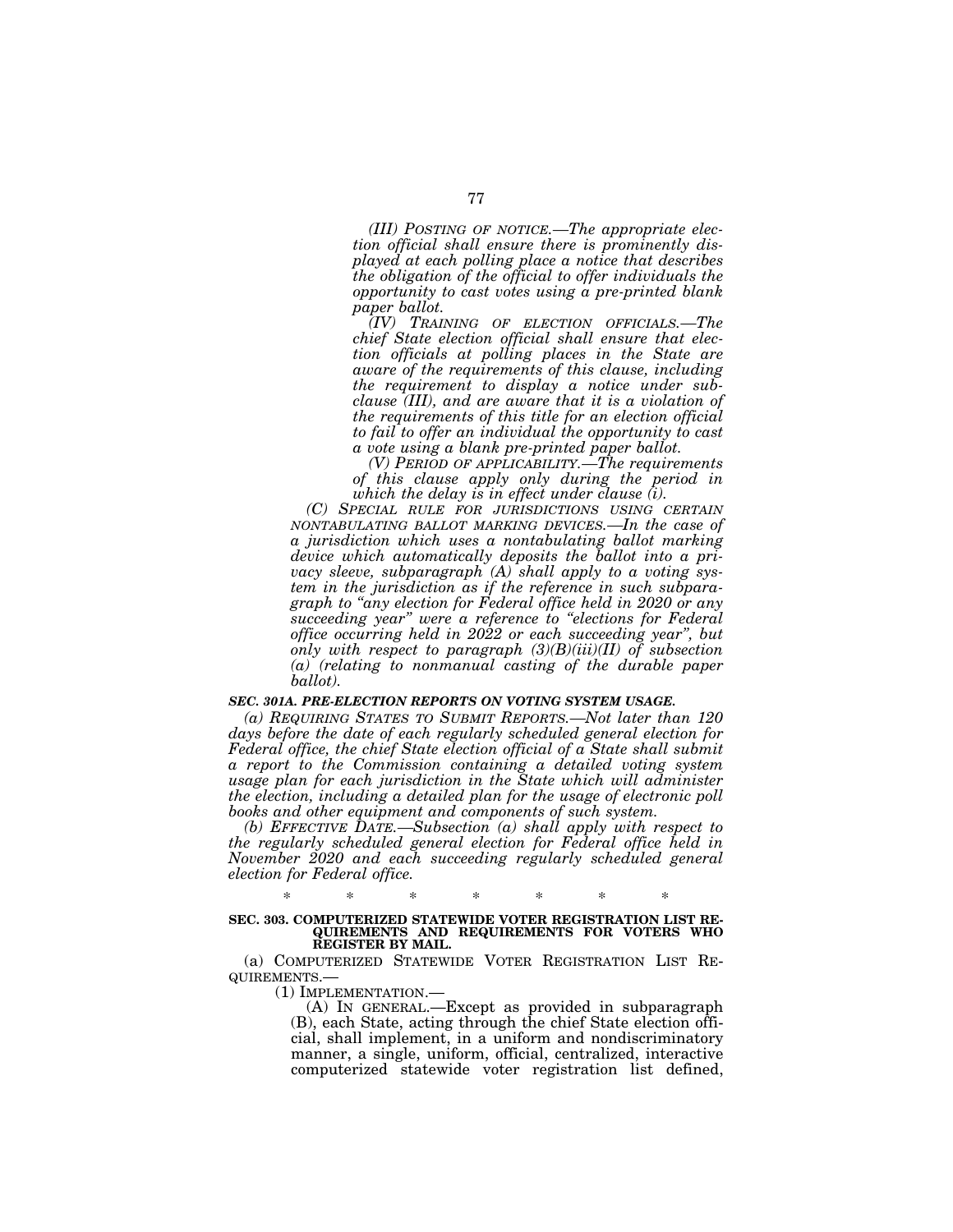*(III) POSTING OF NOTICE.—The appropriate election official shall ensure there is prominently displayed at each polling place a notice that describes the obligation of the official to offer individuals the opportunity to cast votes using a pre-printed blank paper ballot.*

*(IV) TRAINING OF ELECTION OFFICIALS.—The chief State election official shall ensure that election officials at polling places in the State are aware of the requirements of this clause, including the requirement to display a notice under subclause (III), and are aware that it is a violation of the requirements of this title for an election official to fail to offer an individual the opportunity to cast a vote using a blank pre-printed paper ballot.*

*(V) PERIOD OF APPLICABILITY.—The requirements of this clause apply only during the period in which the delay is in effect under clause (i).*

*(C) SPECIAL RULE FOR JURISDICTIONS USING CERTAIN NONTABULATING BALLOT MARKING DEVICES.—In the case of a jurisdiction which uses a nontabulating ballot marking device which automatically deposits the ballot into a privacy sleeve, subparagraph (A) shall apply to a voting system in the jurisdiction as if the reference in such subparagraph to "any election for Federal office held in 2020 or any succeeding year" were a reference to "elections for Federal office occurring held in 2022 or each succeeding year", but only with respect to paragraph (3)(B)(iii)(II) of subsection (a) (relating to nonmanual casting of the durable paper ballot).*

***SEC. 301A. PRE-ELECTION REPORTS ON VOTING SYSTEM USAGE.***

*(a) REQUIRING STATES TO SUBMIT REPORTS.—Not later than 120 days before the date of each regularly scheduled general election for Federal office, the chief State election official of a State shall submit a report to the Commission containing a detailed voting system usage plan for each jurisdiction in the State which will administer the election, including a detailed plan for the usage of electronic poll books and other equipment and components of such system.*

*(b) EFFECTIVE DATE.—Subsection (a) shall apply with respect to the regularly scheduled general election for Federal office held in November 2020 and each succeeding regularly scheduled general election for Federal office.*

\* \* \* \* \* \* \*

**SEC. 303. COMPUTERIZED STATEWIDE VOTER REGISTRATION LIST REQUIREMENTS AND REQUIREMENTS FOR VOTERS WHO REGISTER BY MAIL.**

(a) COMPUTERIZED STATEWIDE VOTER REGISTRATION LIST REQUIREMENTS.—

(1) IMPLEMENTATION.—

(A) IN GENERAL.—Except as provided in subparagraph (B), each State, acting through the chief State election official, shall implement, in a uniform and nondiscriminatory manner, a single, uniform, official, centralized, interactive computerized statewide voter registration list defined,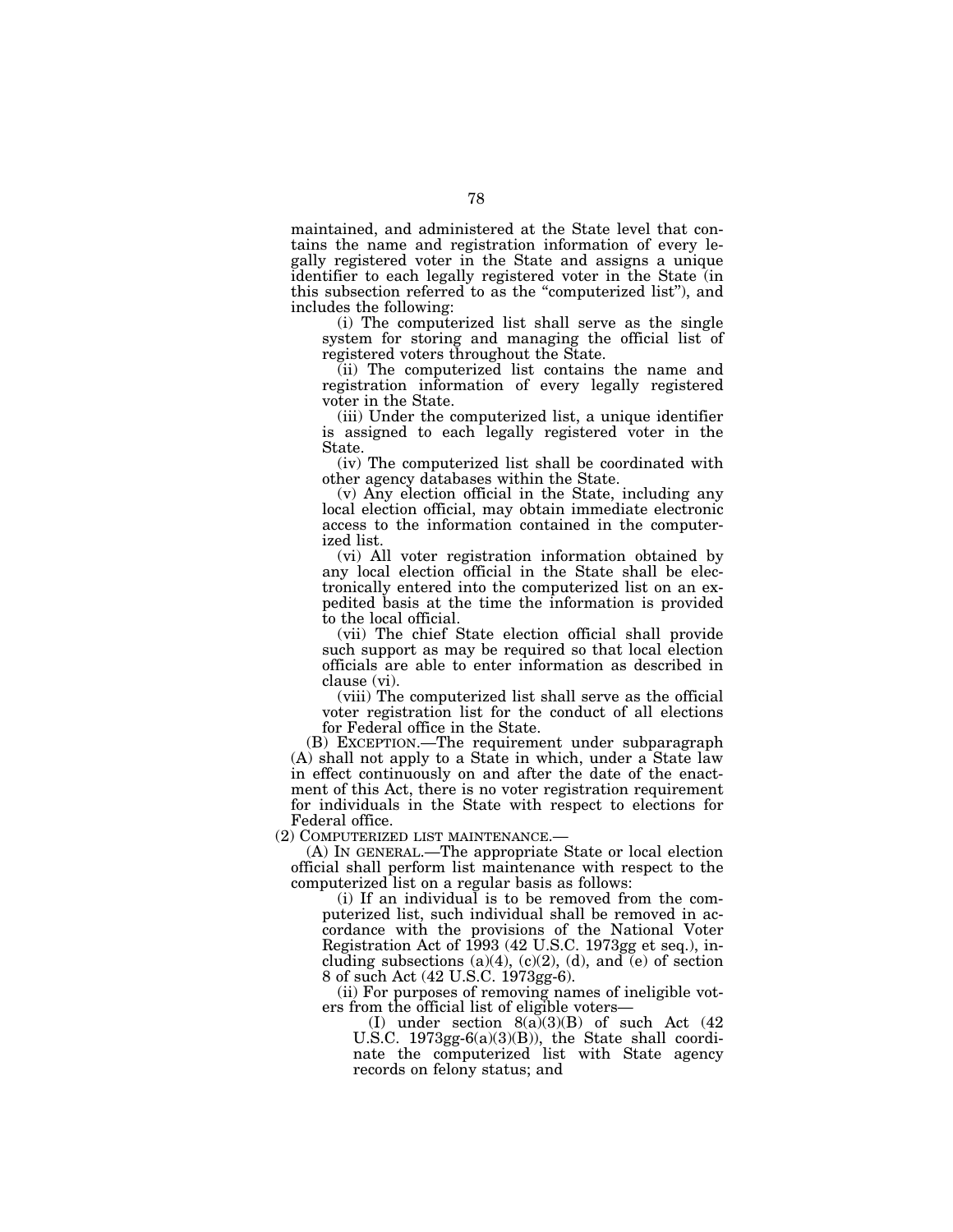maintained, and administered at the State level that contains the name and registration information of every legally registered voter in the State and assigns a unique identifier to each legally registered voter in the State (in this subsection referred to as the "computerized list"), and includes the following:

(i) The computerized list shall serve as the single system for storing and managing the official list of registered voters throughout the State.

(ii) The computerized list contains the name and registration information of every legally registered voter in the State.

(iii) Under the computerized list, a unique identifier is assigned to each legally registered voter in the State.

(iv) The computerized list shall be coordinated with other agency databases within the State.

(v) Any election official in the State, including any local election official, may obtain immediate electronic access to the information contained in the computerized list.

(vi) All voter registration information obtained by any local election official in the State shall be electronically entered into the computerized list on an expedited basis at the time the information is provided to the local official.

(vii) The chief State election official shall provide such support as may be required so that local election officials are able to enter information as described in clause (vi).

(viii) The computerized list shall serve as the official voter registration list for the conduct of all elections for Federal office in the State.

(B) EXCEPTION.—The requirement under subparagraph (A) shall not apply to a State in which, under a State law in effect continuously on and after the date of the enactment of this Act, there is no voter registration requirement for individuals in the State with respect to elections for Federal office.

(2) COMPUTERIZED LIST MAINTENANCE.—

(A) IN GENERAL.—The appropriate State or local election official shall perform list maintenance with respect to the computerized list on a regular basis as follows:

(i) If an individual is to be removed from the computerized list, such individual shall be removed in accordance with the provisions of the National Voter Registration Act of 1993 (42 U.S.C. 1973gg et seq.), including subsections (a)(4), (c)(2), (d), and (e) of section 8 of such Act (42 U.S.C. 1973gg-6).

(ii) For purposes of removing names of ineligible voters from the official list of eligible voters—

(I) under section 8(a)(3)(B) of such Act (42 U.S.C. 1973gg-6(a)(3)(B)), the State shall coordinate the computerized list with State agency records on felony status; and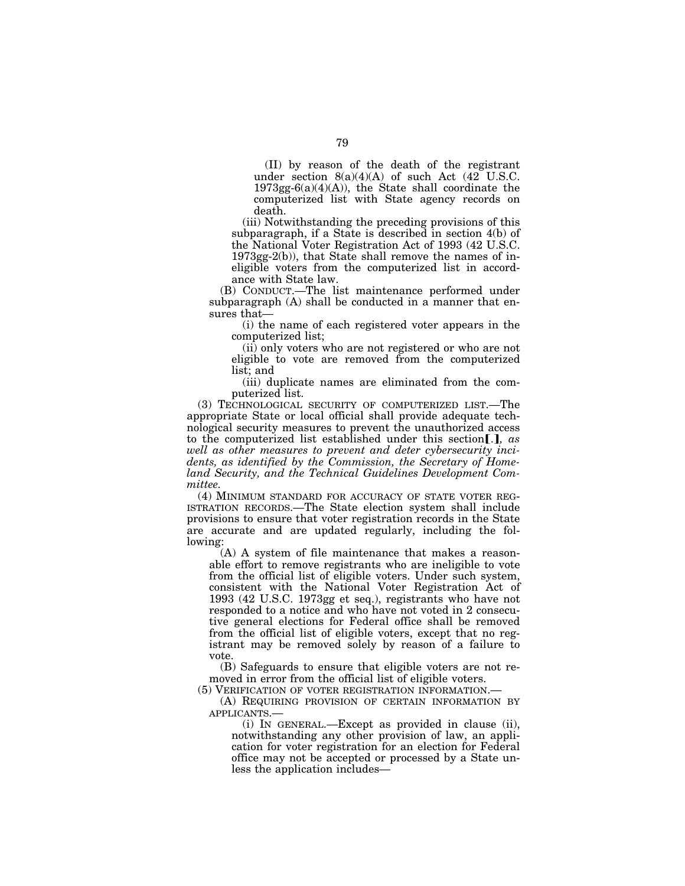(II) by reason of the death of the registrant under section 8(a)(4)(A) of such Act (42 U.S.C. 1973gg-6(a)(4)(A)), the State shall coordinate the computerized list with State agency records on death.

(iii) Notwithstanding the preceding provisions of this subparagraph, if a State is described in section 4(b) of the National Voter Registration Act of 1993 (42 U.S.C. 1973gg-2(b)), that State shall remove the names of ineligible voters from the computerized list in accordance with State law.

(B) CONDUCT.—The list maintenance performed under subparagraph (A) shall be conducted in a manner that ensures that—

(i) the name of each registered voter appears in the computerized list;

(ii) only voters who are not registered or who are not eligible to vote are removed from the computerized list; and

(iii) duplicate names are eliminated from the computerized list.

(3) TECHNOLOGICAL SECURITY OF COMPUTERIZED LIST.—The appropriate State or local official shall provide adequate technological security measures to prevent the unauthorized access to the computerized list established under this section[.]*, as well as other measures to prevent and deter cybersecurity incidents, as identified by the Commission, the Secretary of Homeland Security, and the Technical Guidelines Development Committee.*

(4) MINIMUM STANDARD FOR ACCURACY OF STATE VOTER REGISTRATION RECORDS.—The State election system shall include provisions to ensure that voter registration records in the State are accurate and are updated regularly, including the following:

(A) A system of file maintenance that makes a reasonable effort to remove registrants who are ineligible to vote from the official list of eligible voters. Under such system, consistent with the National Voter Registration Act of 1993 (42 U.S.C. 1973gg et seq.), registrants who have not responded to a notice and who have not voted in 2 consecutive general elections for Federal office shall be removed from the official list of eligible voters, except that no registrant may be removed solely by reason of a failure to vote.

(B) Safeguards to ensure that eligible voters are not removed in error from the official list of eligible voters.

(5) VERIFICATION OF VOTER REGISTRATION INFORMATION.—

(A) REQUIRING PROVISION OF CERTAIN INFORMATION BY APPLICANTS.—

(i) IN GENERAL.—Except as provided in clause (ii), notwithstanding any other provision of law, an application for voter registration for an election for Federal office may not be accepted or processed by a State unless the application includes—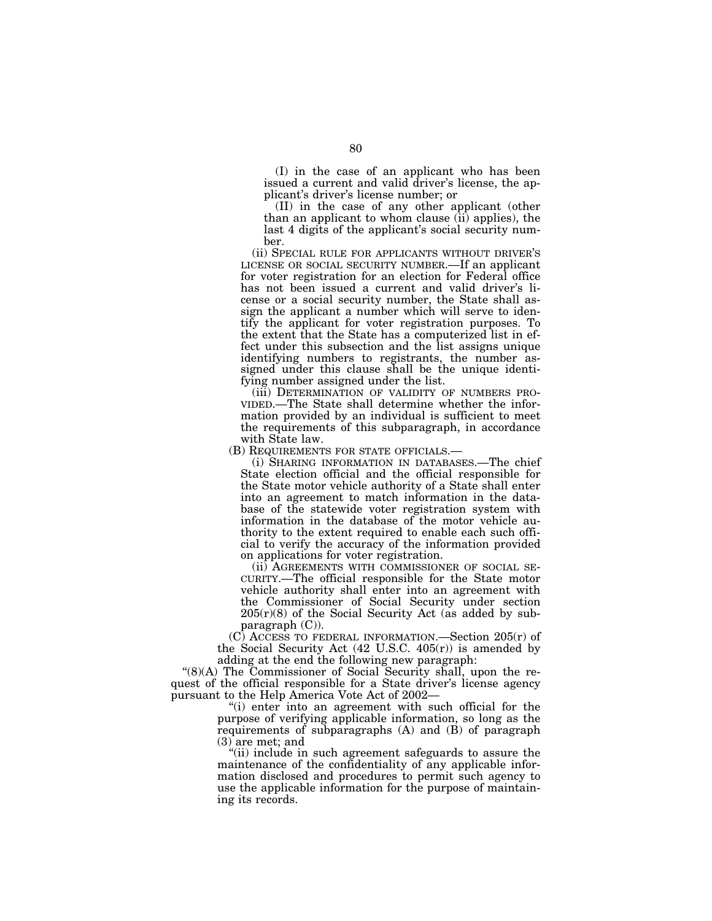(I) in the case of an applicant who has been issued a current and valid driver's license, the applicant's driver's license number; or

(II) in the case of any other applicant (other than an applicant to whom clause (ii) applies), the last 4 digits of the applicant's social security number.

(ii) SPECIAL RULE FOR APPLICANTS WITHOUT DRIVER'S LICENSE OR SOCIAL SECURITY NUMBER.—If an applicant for voter registration for an election for Federal office has not been issued a current and valid driver's license or a social security number, the State shall assign the applicant a number which will serve to identify the applicant for voter registration purposes. To the extent that the State has a computerized list in effect under this subsection and the list assigns unique identifying numbers to registrants, the number assigned under this clause shall be the unique identifying number assigned under the list.

(iii) DETERMINATION OF VALIDITY OF NUMBERS PROVIDED.—The State shall determine whether the information provided by an individual is sufficient to meet the requirements of this subparagraph, in accordance with State law.

(B) REQUIREMENTS FOR STATE OFFICIALS.—

(i) SHARING INFORMATION IN DATABASES.—The chief State election official and the official responsible for the State motor vehicle authority of a State shall enter into an agreement to match information in the database of the statewide voter registration system with information in the database of the motor vehicle authority to the extent required to enable each such official to verify the accuracy of the information provided on applications for voter registration.

(ii) AGREEMENTS WITH COMMISSIONER OF SOCIAL SECURITY.—The official responsible for the State motor vehicle authority shall enter into an agreement with the Commissioner of Social Security under section 205(r)(8) of the Social Security Act (as added by subparagraph (C)).

(C) ACCESS TO FEDERAL INFORMATION.—Section 205(r) of the Social Security Act (42 U.S.C. 405(r)) is amended by adding at the end the following new paragraph:

"(8)(A) The Commissioner of Social Security shall, upon the request of the official responsible for a State driver's license agency pursuant to the Help America Vote Act of 2002—

"(i) enter into an agreement with such official for the purpose of verifying applicable information, so long as the requirements of subparagraphs (A) and (B) of paragraph (3) are met; and

"(ii) include in such agreement safeguards to assure the maintenance of the confidentiality of any applicable information disclosed and procedures to permit such agency to use the applicable information for the purpose of maintaining its records.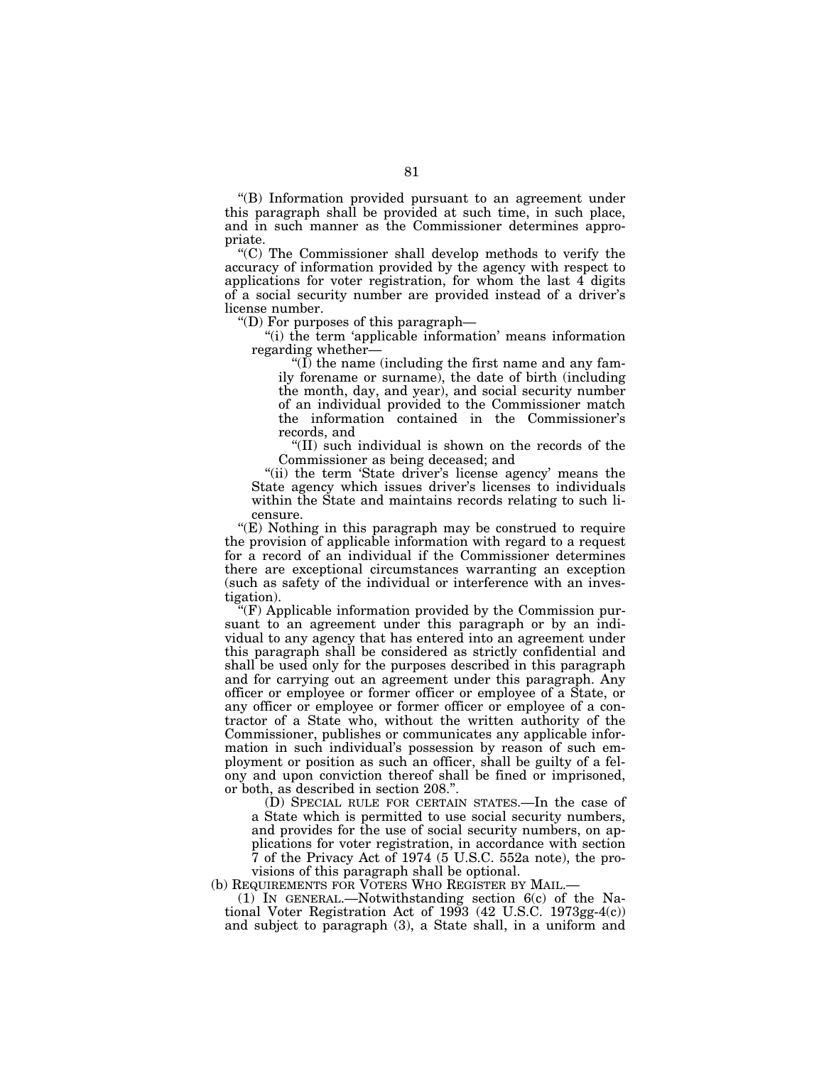"(B) Information provided pursuant to an agreement under this paragraph shall be provided at such time, in such place, and in such manner as the Commissioner determines appropriate.

"(C) The Commissioner shall develop methods to verify the accuracy of information provided by the agency with respect to applications for voter registration, for whom the last 4 digits of a social security number are provided instead of a driver's license number.

"(D) For purposes of this paragraph—

"(i) the term 'applicable information' means information regarding whether—

"(I) the name (including the first name and any family forename or surname), the date of birth (including the month, day, and year), and social security number of an individual provided to the Commissioner match the information contained in the Commissioner's records, and

"(II) such individual is shown on the records of the Commissioner as being deceased; and

"(ii) the term 'State driver's license agency' means the State agency which issues driver's licenses to individuals within the State and maintains records relating to such licensure.

"(E) Nothing in this paragraph may be construed to require the provision of applicable information with regard to a request for a record of an individual if the Commissioner determines there are exceptional circumstances warranting an exception (such as safety of the individual or interference with an investigation).

"(F) Applicable information provided by the Commission pursuant to an agreement under this paragraph or by an individual to any agency that has entered into an agreement under this paragraph shall be considered as strictly confidential and shall be used only for the purposes described in this paragraph and for carrying out an agreement under this paragraph. Any officer or employee or former officer or employee of a State, or any officer or employee or former officer or employee of a contractor of a State who, without the written authority of the Commissioner, publishes or communicates any applicable information in such individual's possession by reason of such employment or position as such an officer, shall be guilty of a felony and upon conviction thereof shall be fined or imprisoned, or both, as described in section 208.".

(D) SPECIAL RULE FOR CERTAIN STATES.—In the case of a State which is permitted to use social security numbers, and provides for the use of social security numbers, on applications for voter registration, in accordance with section 7 of the Privacy Act of 1974 (5 U.S.C. 552a note), the provisions of this paragraph shall be optional.

(b) REQUIREMENTS FOR VOTERS WHO REGISTER BY MAIL.—

(1) IN GENERAL.—Notwithstanding section 6(c) of the National Voter Registration Act of 1993 (42 U.S.C. 1973gg-4(c)) and subject to paragraph (3), a State shall, in a uniform and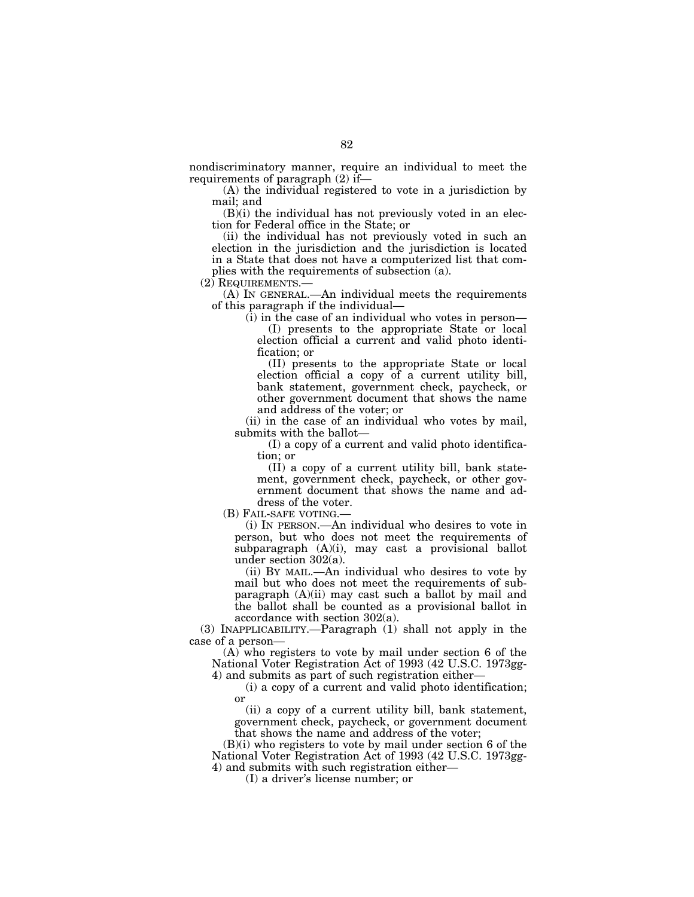nondiscriminatory manner, require an individual to meet the requirements of paragraph (2) if—

(A) the individual registered to vote in a jurisdiction by mail; and

(B)(i) the individual has not previously voted in an election for Federal office in the State; or

(ii) the individual has not previously voted in such an election in the jurisdiction and the jurisdiction is located in a State that does not have a computerized list that complies with the requirements of subsection (a).

(2) REQUIREMENTS.—

(A) IN GENERAL.—An individual meets the requirements of this paragraph if the individual—

(i) in the case of an individual who votes in person—

(I) presents to the appropriate State or local election official a current and valid photo identification; or

(II) presents to the appropriate State or local election official a copy of a current utility bill, bank statement, government check, paycheck, or other government document that shows the name and address of the voter; or

(ii) in the case of an individual who votes by mail, submits with the ballot—

(I) a copy of a current and valid photo identification; or

(II) a copy of a current utility bill, bank statement, government check, paycheck, or other government document that shows the name and address of the voter.

(B) FAIL-SAFE VOTING.—

(i) IN PERSON.—An individual who desires to vote in person, but who does not meet the requirements of subparagraph (A)(i), may cast a provisional ballot under section 302(a).

(ii) BY MAIL.—An individual who desires to vote by mail but who does not meet the requirements of subparagraph (A)(ii) may cast such a ballot by mail and the ballot shall be counted as a provisional ballot in accordance with section 302(a).

(3) INAPPLICABILITY.—Paragraph (1) shall not apply in the case of a person—

(A) who registers to vote by mail under section 6 of the National Voter Registration Act of 1993 (42 U.S.C. 1973gg-4) and submits as part of such registration either—

(i) a copy of a current and valid photo identification; or

(ii) a copy of a current utility bill, bank statement, government check, paycheck, or government document that shows the name and address of the voter;

(B)(i) who registers to vote by mail under section 6 of the National Voter Registration Act of 1993 (42 U.S.C. 1973gg-4) and submits with such registration either—

(I) a driver's license number; or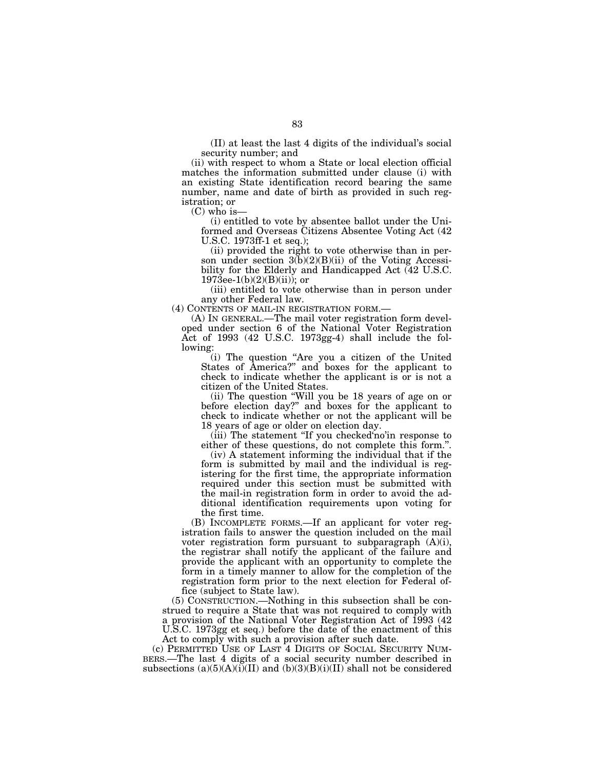(II) at least the last 4 digits of the individual's social security number; and

(ii) with respect to whom a State or local election official matches the information submitted under clause (i) with an existing State identification record bearing the same number, name and date of birth as provided in such registration; or

(C) who is—

(i) entitled to vote by absentee ballot under the Uniformed and Overseas Citizens Absentee Voting Act (42 U.S.C. 1973ff-1 et seq.);

(ii) provided the right to vote otherwise than in person under section 3(b)(2)(B)(ii) of the Voting Accessibility for the Elderly and Handicapped Act (42 U.S.C. 1973ee-1(b)(2)(B)(ii)); or

(iii) entitled to vote otherwise than in person under any other Federal law.

(4) CONTENTS OF MAIL-IN REGISTRATION FORM.—

(A) IN GENERAL.—The mail voter registration form developed under section 6 of the National Voter Registration Act of 1993 (42 U.S.C. 1973gg-4) shall include the following:

(i) The question "Are you a citizen of the United States of America?" and boxes for the applicant to check to indicate whether the applicant is or is not a citizen of the United States.

(ii) The question "Will you be 18 years of age on or before election day?" and boxes for the applicant to check to indicate whether or not the applicant will be 18 years of age or older on election day.

(iii) The statement "If you checked'no'in response to either of these questions, do not complete this form.".

(iv) A statement informing the individual that if the form is submitted by mail and the individual is registering for the first time, the appropriate information required under this section must be submitted with the mail-in registration form in order to avoid the additional identification requirements upon voting for the first time.

(B) INCOMPLETE FORMS.—If an applicant for voter registration fails to answer the question included on the mail voter registration form pursuant to subparagraph (A)(i), the registrar shall notify the applicant of the failure and provide the applicant with an opportunity to complete the form in a timely manner to allow for the completion of the registration form prior to the next election for Federal office (subject to State law).

(5) CONSTRUCTION.—Nothing in this subsection shall be construed to require a State that was not required to comply with a provision of the National Voter Registration Act of 1993 (42 U.S.C. 1973gg et seq.) before the date of the enactment of this Act to comply with such a provision after such date.

(c) PERMITTED USE OF LAST 4 DIGITS OF SOCIAL SECURITY NUMBERS.—The last 4 digits of a social security number described in subsections (a)(5)(A)(i)(II) and (b)(3)(B)(i)(II) shall not be considered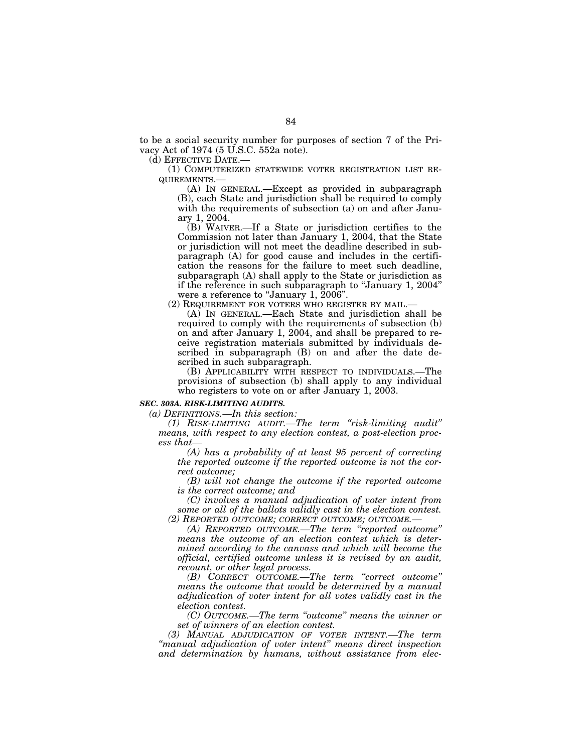to be a social security number for purposes of section 7 of the Privacy Act of 1974 (5 U.S.C. 552a note).

(d) EFFECTIVE DATE.—

(1) COMPUTERIZED STATEWIDE VOTER REGISTRATION LIST REQUIREMENTS.—

(A) IN GENERAL.—Except as provided in subparagraph (B), each State and jurisdiction shall be required to comply with the requirements of subsection (a) on and after January 1, 2004.

(B) WAIVER.—If a State or jurisdiction certifies to the Commission not later than January 1, 2004, that the State or jurisdiction will not meet the deadline described in subparagraph (A) for good cause and includes in the certification the reasons for the failure to meet such deadline, subparagraph (A) shall apply to the State or jurisdiction as if the reference in such subparagraph to "January 1, 2004" were a reference to "January 1, 2006".

(2) REQUIREMENT FOR VOTERS WHO REGISTER BY MAIL.—

(A) IN GENERAL.—Each State and jurisdiction shall be required to comply with the requirements of subsection (b) on and after January 1, 2004, and shall be prepared to receive registration materials submitted by individuals described in subparagraph (B) on and after the date described in such subparagraph.

(B) APPLICABILITY WITH RESPECT TO INDIVIDUALS.—The provisions of subsection (b) shall apply to any individual who registers to vote on or after January 1, 2003.

***SEC. 303A. RISK-LIMITING AUDITS.***

*(a) DEFINITIONS.—In this section:*

*(1) RISK-LIMITING AUDIT.—The term "risk-limiting audit" means, with respect to any election contest, a post-election process that—*

*(A) has a probability of at least 95 percent of correcting the reported outcome if the reported outcome is not the correct outcome;*

*(B) will not change the outcome if the reported outcome is the correct outcome; and*

*(C) involves a manual adjudication of voter intent from some or all of the ballots validly cast in the election contest.*

*(2) REPORTED OUTCOME; CORRECT OUTCOME; OUTCOME.—*

*(A) REPORTED OUTCOME.—The term "reported outcome" means the outcome of an election contest which is determined according to the canvass and which will become the official, certified outcome unless it is revised by an audit, recount, or other legal process.*

*(B) CORRECT OUTCOME.—The term "correct outcome" means the outcome that would be determined by a manual adjudication of voter intent for all votes validly cast in the election contest.*

*(C) OUTCOME.—The term "outcome" means the winner or set of winners of an election contest.*

*(3) MANUAL ADJUDICATION OF VOTER INTENT.—The term "manual adjudication of voter intent" means direct inspection and determination by humans, without assistance from elec-*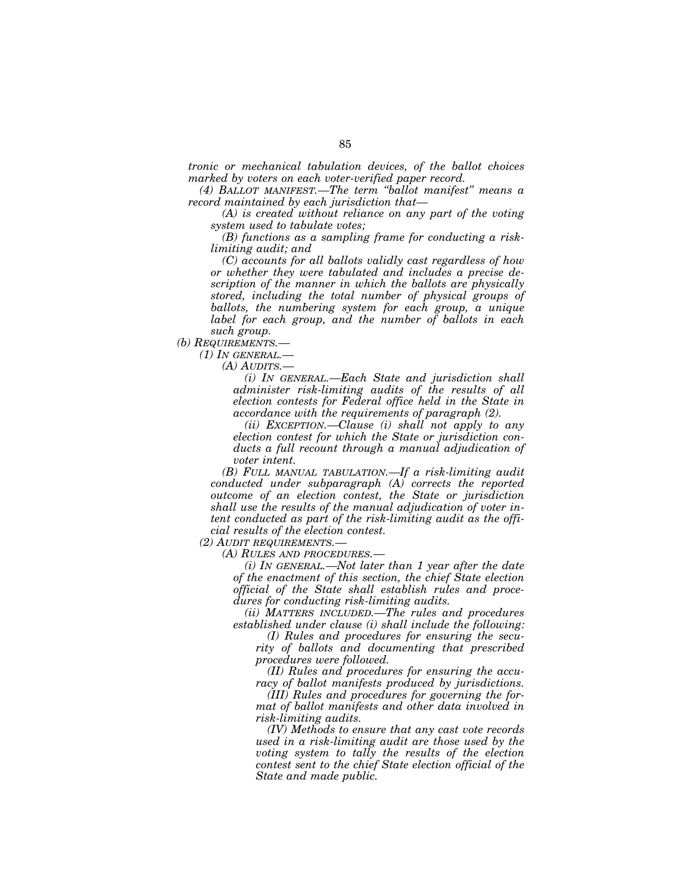*tronic or mechanical tabulation devices, of the ballot choices marked by voters on each voter-verified paper record.*

*(4) BALLOT MANIFEST.—The term "ballot manifest" means a record maintained by each jurisdiction that—*

*(A) is created without reliance on any part of the voting system used to tabulate votes;*

*(B) functions as a sampling frame for conducting a risk-limiting audit; and*

*(C) accounts for all ballots validly cast regardless of how or whether they were tabulated and includes a precise description of the manner in which the ballots are physically stored, including the total number of physical groups of ballots, the numbering system for each group, a unique label for each group, and the number of ballots in each such group.*

*(b) REQUIREMENTS.—*

*(1) IN GENERAL.—*

*(A) AUDITS.—*

*(i) IN GENERAL.—Each State and jurisdiction shall administer risk-limiting audits of the results of all election contests for Federal office held in the State in accordance with the requirements of paragraph (2).*

*(ii) EXCEPTION.—Clause (i) shall not apply to any election contest for which the State or jurisdiction conducts a full recount through a manual adjudication of voter intent.*

*(B) FULL MANUAL TABULATION.—If a risk-limiting audit conducted under subparagraph (A) corrects the reported outcome of an election contest, the State or jurisdiction shall use the results of the manual adjudication of voter intent conducted as part of the risk-limiting audit as the official results of the election contest.*

*(2) AUDIT REQUIREMENTS.—*

*(A) RULES AND PROCEDURES.—*

*(i) IN GENERAL.—Not later than 1 year after the date of the enactment of this section, the chief State election official of the State shall establish rules and procedures for conducting risk-limiting audits.*

*(ii) MATTERS INCLUDED.—The rules and procedures established under clause (i) shall include the following:*

*(I) Rules and procedures for ensuring the security of ballots and documenting that prescribed procedures were followed.*

*(II) Rules and procedures for ensuring the accuracy of ballot manifests produced by jurisdictions.*

*(III) Rules and procedures for governing the format of ballot manifests and other data involved in risk-limiting audits.*

*(IV) Methods to ensure that any cast vote records used in a risk-limiting audit are those used by the voting system to tally the results of the election contest sent to the chief State election official of the State and made public.*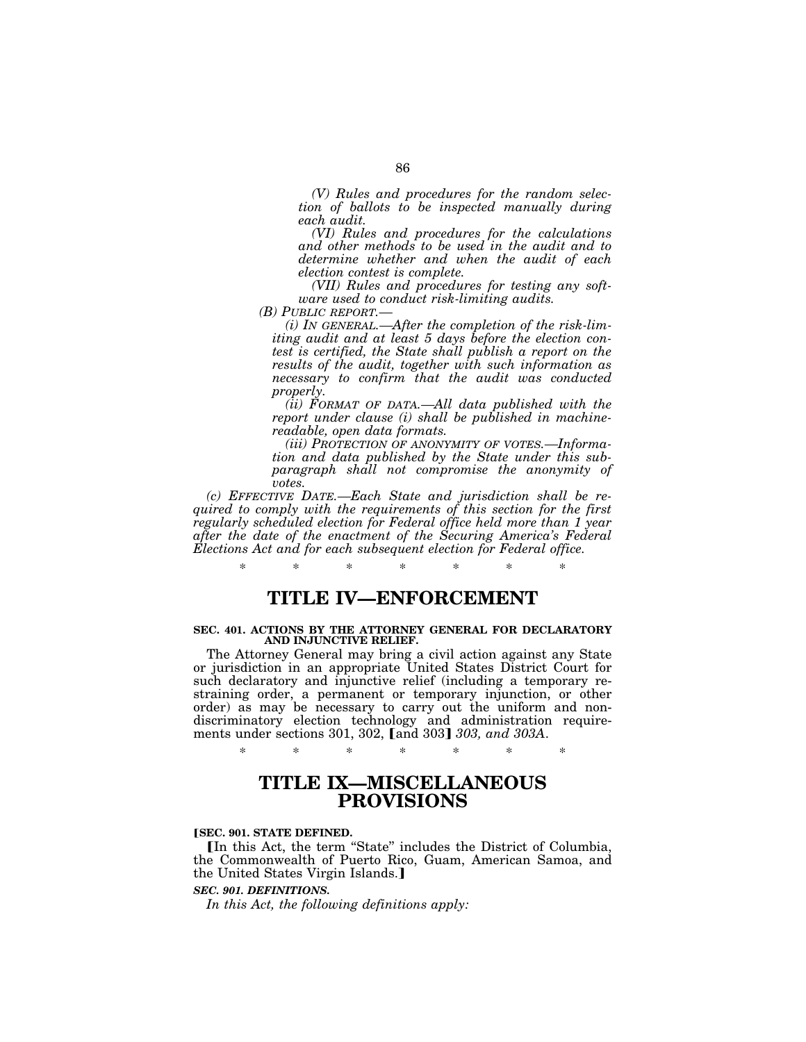*(V) Rules and procedures for the random selection of ballots to be inspected manually during each audit.*

*(VI) Rules and procedures for the calculations and other methods to be used in the audit and to determine whether and when the audit of each election contest is complete.*

*(VII) Rules and procedures for testing any software used to conduct risk-limiting audits.*

*(B) PUBLIC REPORT.—*

*(i) IN GENERAL.—After the completion of the risk-limiting audit and at least 5 days before the election contest is certified, the State shall publish a report on the results of the audit, together with such information as necessary to confirm that the audit was conducted properly.*

*(ii) FORMAT OF DATA.—All data published with the report under clause (i) shall be published in machine-readable, open data formats.*

*(iii) PROTECTION OF ANONYMITY OF VOTES.—Information and data published by the State under this subparagraph shall not compromise the anonymity of votes.*

*(c) EFFECTIVE DATE.—Each State and jurisdiction shall be required to comply with the requirements of this section for the first regularly scheduled election for Federal office held more than 1 year after the date of the enactment of the Securing America's Federal Elections Act and for each subsequent election for Federal office.*

\* \* \* \* \* \* \*

# TITLE IV—ENFORCEMENT

**SEC. 401. ACTIONS BY THE ATTORNEY GENERAL FOR DECLARATORY AND INJUNCTIVE RELIEF.**

The Attorney General may bring a civil action against any State or jurisdiction in an appropriate United States District Court for such declaratory and injunctive relief (including a temporary restraining order, a permanent or temporary injunction, or other order) as may be necessary to carry out the uniform and nondiscriminatory election technology and administration requirements under sections 301, 302, [and 303] *303, and 303A*.

\* \* \* \* \* \* \*

# TITLE IX—MISCELLANEOUS PROVISIONS

[**SEC. 901. STATE DEFINED.**

[In this Act, the term "State" includes the District of Columbia, the Commonwealth of Puerto Rico, Guam, American Samoa, and the United States Virgin Islands.]

***SEC. 901. DEFINITIONS.***

*In this Act, the following definitions apply:*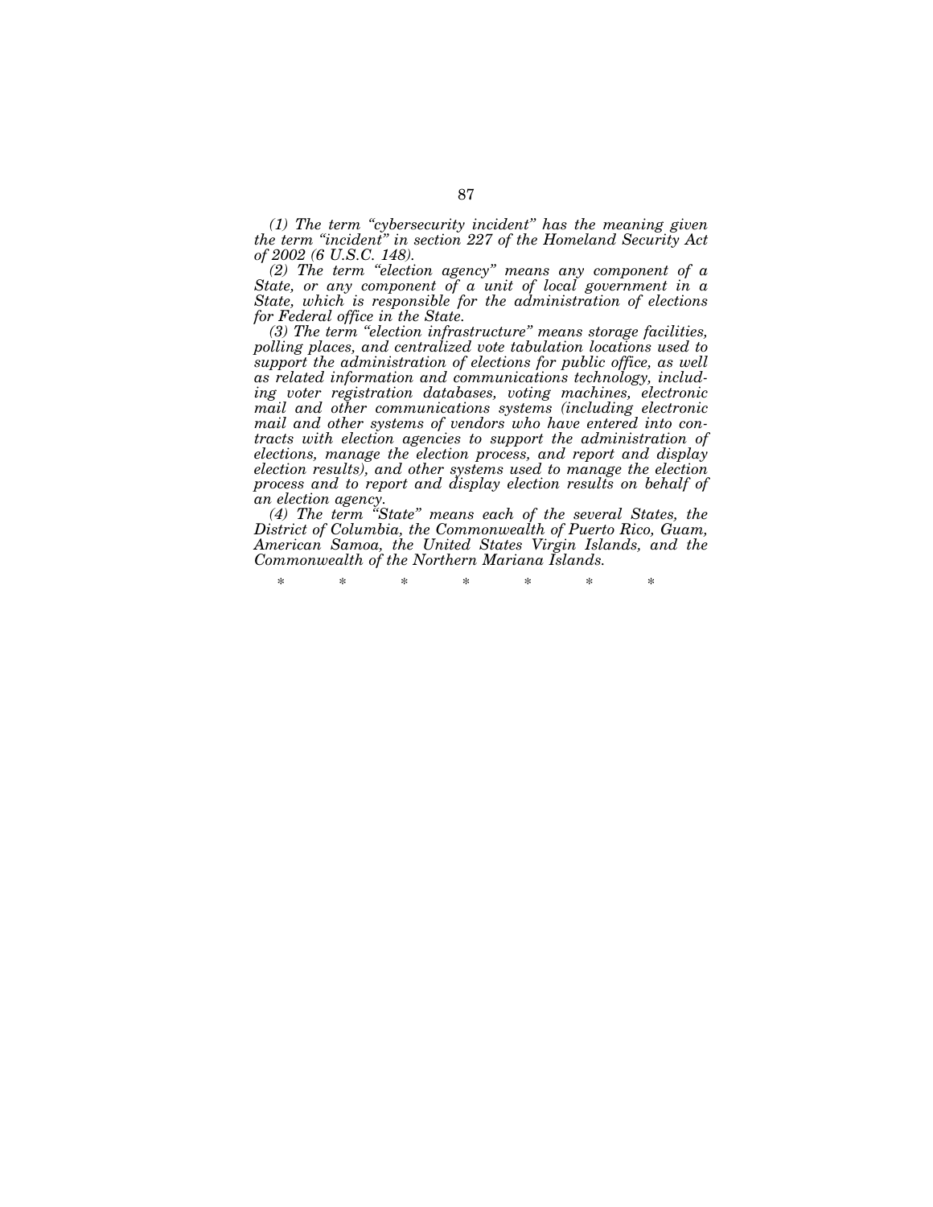*(1) The term "cybersecurity incident" has the meaning given the term "incident" in section 227 of the Homeland Security Act of 2002 (6 U.S.C. 148).*

*(2) The term "election agency" means any component of a State, or any component of a unit of local government in a State, which is responsible for the administration of elections for Federal office in the State.*

*(3) The term "election infrastructure" means storage facilities, polling places, and centralized vote tabulation locations used to support the administration of elections for public office, as well as related information and communications technology, including voter registration databases, voting machines, electronic mail and other communications systems (including electronic mail and other systems of vendors who have entered into contracts with election agencies to support the administration of elections, manage the election process, and report and display election results), and other systems used to manage the election process and to report and display election results on behalf of an election agency.*

*(4) The term "State" means each of the several States, the District of Columbia, the Commonwealth of Puerto Rico, Guam, American Samoa, the United States Virgin Islands, and the Commonwealth of the Northern Mariana Islands.*

\* \* \* \* \* \* \*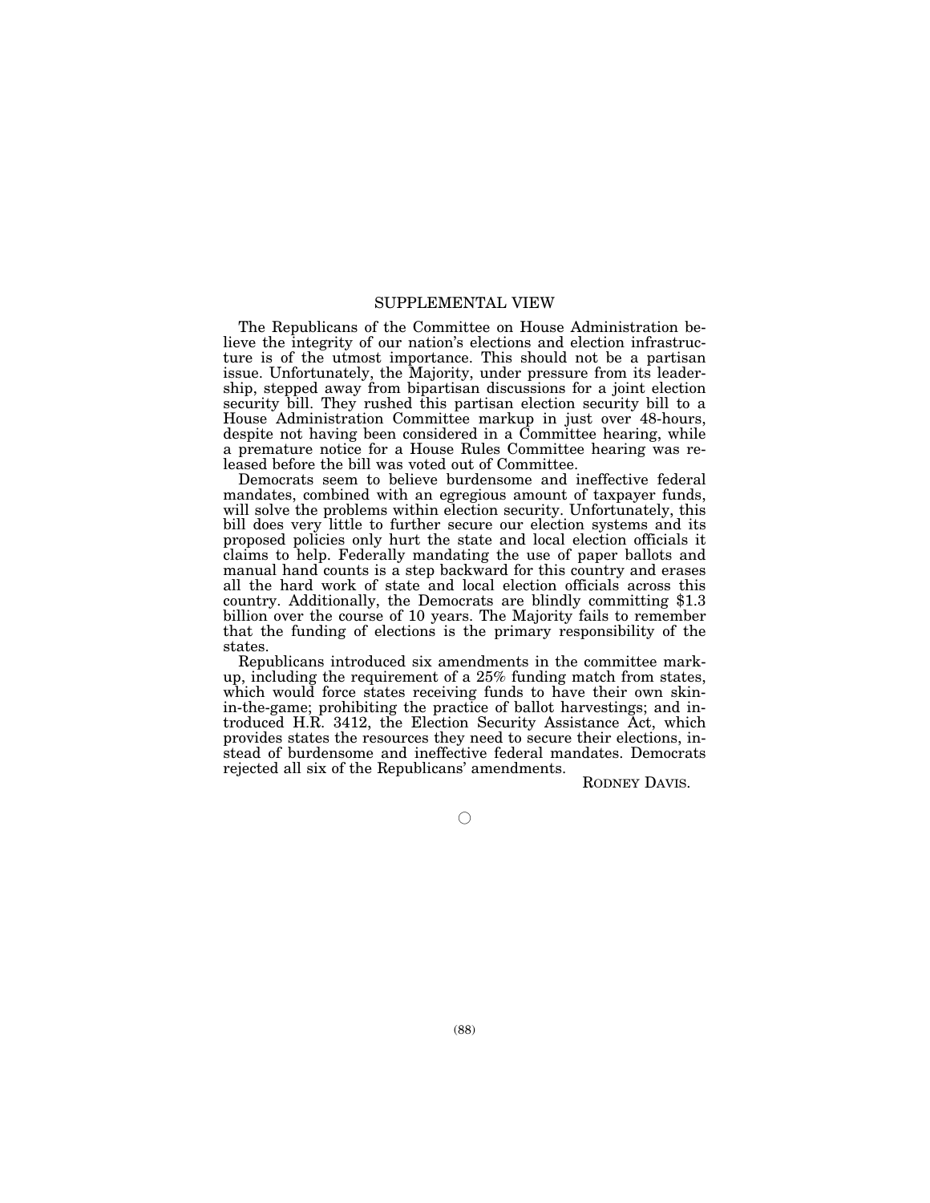## SUPPLEMENTAL VIEW

The Republicans of the Committee on House Administration believe the integrity of our nation's elections and election infrastructure is of the utmost importance. This should not be a partisan issue. Unfortunately, the Majority, under pressure from its leadership, stepped away from bipartisan discussions for a joint election security bill. They rushed this partisan election security bill to a House Administration Committee markup in just over 48-hours, despite not having been considered in a Committee hearing, while a premature notice for a House Rules Committee hearing was released before the bill was voted out of Committee.

Democrats seem to believe burdensome and ineffective federal mandates, combined with an egregious amount of taxpayer funds, will solve the problems within election security. Unfortunately, this bill does very little to further secure our election systems and its proposed policies only hurt the state and local election officials it claims to help. Federally mandating the use of paper ballots and manual hand counts is a step backward for this country and erases all the hard work of state and local election officials across this country. Additionally, the Democrats are blindly committing $1.3 billion over the course of 10 years. The Majority fails to remember that the funding of elections is the primary responsibility of the states.

Republicans introduced six amendments in the committee markup, including the requirement of a 25% funding match from states, which would force states receiving funds to have their own skin-in-the-game; prohibiting the practice of ballot harvestings; and introduced H.R. 3412, the Election Security Assistance Act, which provides states the resources they need to secure their elections, instead of burdensome and ineffective federal mandates. Democrats rejected all six of the Republicans' amendments.

RODNEY DAVIS.

○